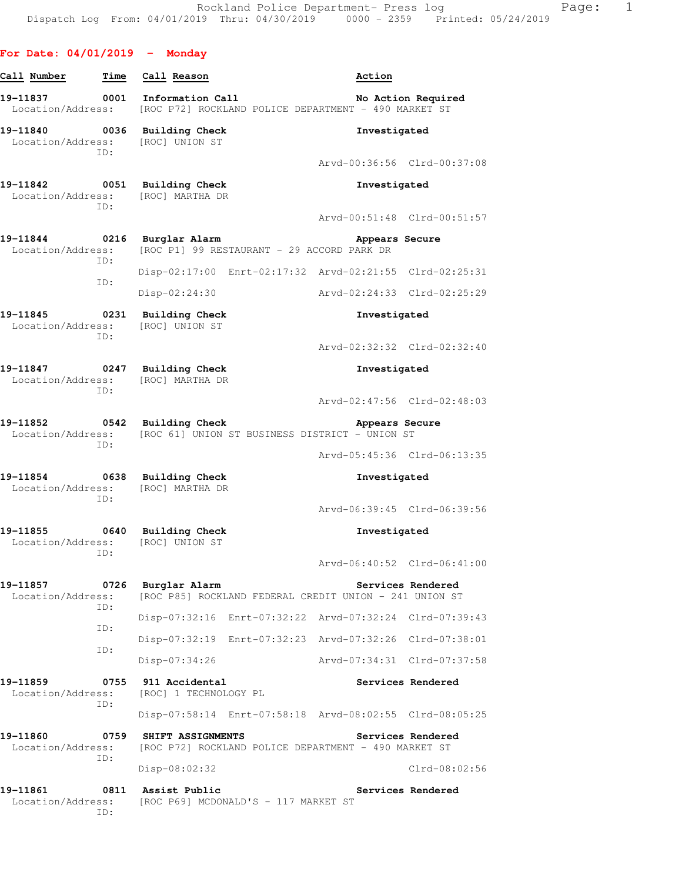Rockland Police Department- Press log
Dispatch Log From: 04/01/2019 Thru: 04/30/2019 0000 - 2359 Printed: 05/24/2019

## For Date: 04/01/2019 - Monday

| Call Number | Time | Call Reason | Action |
|---|---|---|---|

**19-11837** 0001 **Information Call** — **No Action Required**
Location/Address: [ROC P72] ROCKLAND POLICE DEPARTMENT - 490 MARKET ST

**19-11840** 0036 **Building Check** — **Investigated**
Location/Address: [ROC] UNION ST
ID:
Arvd-00:36:56 Clrd-00:37:08

**19-11842** 0051 **Building Check** — **Investigated**
Location/Address: [ROC] MARTHA DR
ID:
Arvd-00:51:48 Clrd-00:51:57

**19-11844** 0216 **Burglar Alarm** — **Appears Secure**
Location/Address: [ROC P1] 99 RESTAURANT - 29 ACCORD PARK DR
ID:
Disp-02:17:00 Enrt-02:17:32 Arvd-02:21:55 Clrd-02:25:31
ID:
Disp-02:24:30 Arvd-02:24:33 Clrd-02:25:29

**19-11845** 0231 **Building Check** — **Investigated**
Location/Address: [ROC] UNION ST
ID:
Arvd-02:32:32 Clrd-02:32:40

**19-11847** 0247 **Building Check** — **Investigated**
Location/Address: [ROC] MARTHA DR
ID:
Arvd-02:47:56 Clrd-02:48:03

**19-11852** 0542 **Building Check** — **Appears Secure**
Location/Address: [ROC 61] UNION ST BUSINESS DISTRICT - UNION ST
ID:
Arvd-05:45:36 Clrd-06:13:35

**19-11854** 0638 **Building Check** — **Investigated**
Location/Address: [ROC] MARTHA DR
ID:
Arvd-06:39:45 Clrd-06:39:56

**19-11855** 0640 **Building Check** — **Investigated**
Location/Address: [ROC] UNION ST
ID:
Arvd-06:40:52 Clrd-06:41:00

**19-11857** 0726 **Burglar Alarm** — **Services Rendered**
Location/Address: [ROC P85] ROCKLAND FEDERAL CREDIT UNION - 241 UNION ST
ID:
Disp-07:32:16 Enrt-07:32:22 Arvd-07:32:24 Clrd-07:39:43
ID:
Disp-07:32:19 Enrt-07:32:23 Arvd-07:32:26 Clrd-07:38:01
ID:
Disp-07:34:26 Arvd-07:34:31 Clrd-07:37:58

**19-11859** 0755 **911 Accidental** — **Services Rendered**
Location/Address: [ROC] 1 TECHNOLOGY PL
ID:
Disp-07:58:14 Enrt-07:58:18 Arvd-08:02:55 Clrd-08:05:25

**19-11860** 0759 **SHIFT ASSIGNMENTS** — **Services Rendered**
Location/Address: [ROC P72] ROCKLAND POLICE DEPARTMENT - 490 MARKET ST
ID:
Disp-08:02:32 Clrd-08:02:56

**19-11861** 0811 **Assist Public** — **Services Rendered**
Location/Address: [ROC P69] MCDONALD'S - 117 MARKET ST
ID: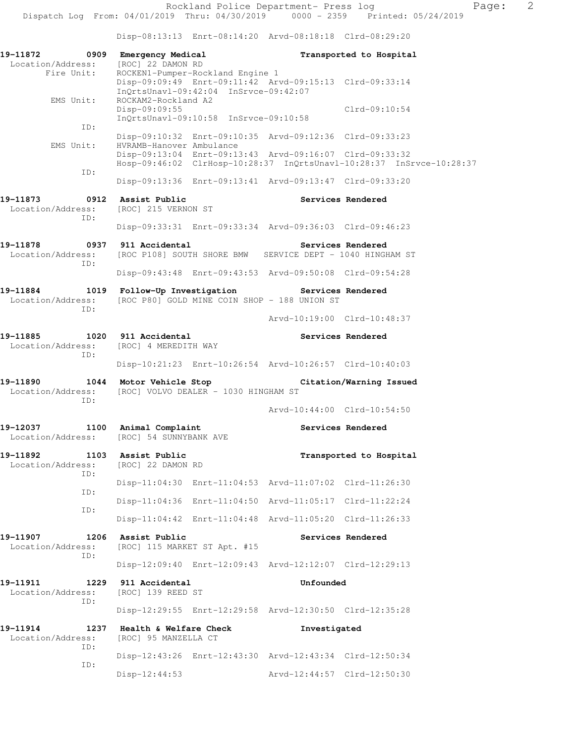Disp-08:13:13 Enrt-08:14:20 Arvd-08:18:18 Clrd-08:29:20

**19-11872 0909 Emergency Medical** **Transported to Hospital**
Location/Address: [ROC] 22 DAMON RD
Fire Unit: ROCKEN1-Pumper-Rockland Engine 1
Disp-09:09:49 Enrt-09:11:42 Arvd-09:15:13 Clrd-09:33:14
InQrtsUnavl-09:42:04 InSrvce-09:42:07
EMS Unit: ROCKAM2-Rockland A2
Disp-09:09:55 Clrd-09:10:54
InQrtsUnavl-09:10:58 InSrvce-09:10:58
ID:
Disp-09:10:32 Enrt-09:10:35 Arvd-09:12:36 Clrd-09:33:23
EMS Unit: HVRAMB-Hanover Ambulance
Disp-09:13:04 Enrt-09:13:43 Arvd-09:16:07 Clrd-09:33:32
Hosp-09:46:02 ClrHosp-10:28:37 InQrtsUnavl-10:28:37 InSrvce-10:28:37
ID:
Disp-09:13:36 Enrt-09:13:41 Arvd-09:13:47 Clrd-09:33:20

**19-11873 0912 Assist Public** **Services Rendered**
Location/Address: [ROC] 215 VERNON ST
ID:
Disp-09:33:31 Enrt-09:33:34 Arvd-09:36:03 Clrd-09:46:23

**19-11878 0937 911 Accidental** **Services Rendered**
Location/Address: [ROC P108] SOUTH SHORE BMW SERVICE DEPT - 1040 HINGHAM ST
ID:
Disp-09:43:48 Enrt-09:43:53 Arvd-09:50:08 Clrd-09:54:28

**19-11884 1019 Follow-Up Investigation** **Services Rendered**
Location/Address: [ROC P80] GOLD MINE COIN SHOP - 188 UNION ST
ID:
Arvd-10:19:00 Clrd-10:48:37

**19-11885 1020 911 Accidental** **Services Rendered**
Location/Address: [ROC] 4 MEREDITH WAY
ID:
Disp-10:21:23 Enrt-10:26:54 Arvd-10:26:57 Clrd-10:40:03

**19-11890 1044 Motor Vehicle Stop** **Citation/Warning Issued**
Location/Address: [ROC] VOLVO DEALER - 1030 HINGHAM ST
ID:
Arvd-10:44:00 Clrd-10:54:50

**19-12037 1100 Animal Complaint** **Services Rendered**
Location/Address: [ROC] 54 SUNNYBANK AVE

**19-11892 1103 Assist Public** **Transported to Hospital**
Location/Address: [ROC] 22 DAMON RD
ID:
Disp-11:04:30 Enrt-11:04:53 Arvd-11:07:02 Clrd-11:26:30
ID:
Disp-11:04:36 Enrt-11:04:50 Arvd-11:05:17 Clrd-11:22:24
ID:
Disp-11:04:42 Enrt-11:04:48 Arvd-11:05:20 Clrd-11:26:33

**19-11907 1206 Assist Public** **Services Rendered**
Location/Address: [ROC] 115 MARKET ST Apt. #15
ID:
Disp-12:09:40 Enrt-12:09:43 Arvd-12:12:07 Clrd-12:29:13

**19-11911 1229 911 Accidental** **Unfounded**
Location/Address: [ROC] 139 REED ST
ID:
Disp-12:29:55 Enrt-12:29:58 Arvd-12:30:50 Clrd-12:35:28

**19-11914 1237 Health & Welfare Check** **Investigated**
Location/Address: [ROC] 95 MANZELLA CT
ID:
Disp-12:43:26 Enrt-12:43:30 Arvd-12:43:34 Clrd-12:50:34
ID:
Disp-12:44:53 Arvd-12:44:57 Clrd-12:50:30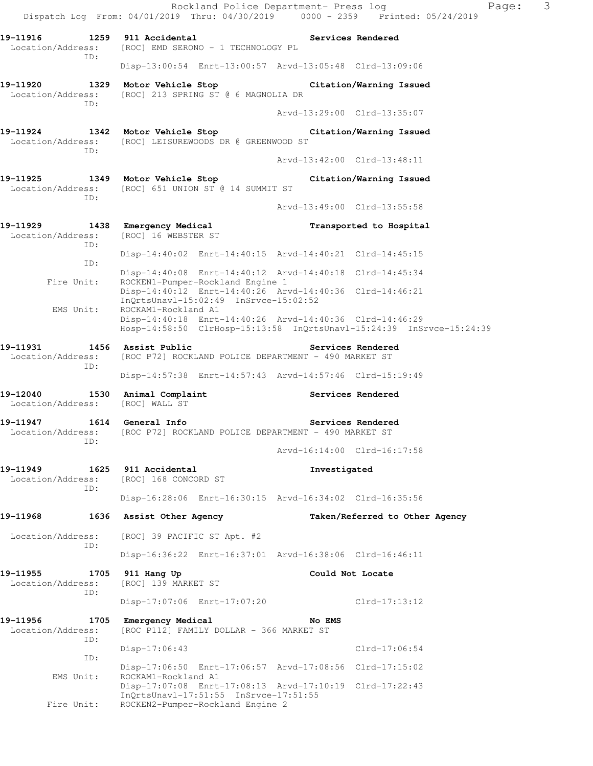Rockland Police Department- Press log
Dispatch Log From: 04/01/2019 Thru: 04/30/2019 0000 - 2359 Printed: 05/24/2019

**19-11916 1259 911 Accidental** — Services Rendered
Location/Address: [ROC] EMD SERONO - 1 TECHNOLOGY PL
ID:
Disp-13:00:54 Enrt-13:00:57 Arvd-13:05:48 Clrd-13:09:06

**19-11920 1329 Motor Vehicle Stop** — Citation/Warning Issued
Location/Address: [ROC] 213 SPRING ST @ 6 MAGNOLIA DR
ID:
Arvd-13:29:00 Clrd-13:35:07

**19-11924 1342 Motor Vehicle Stop** — Citation/Warning Issued
Location/Address: [ROC] LEISUREWOODS DR @ GREENWOOD ST
ID:
Arvd-13:42:00 Clrd-13:48:11

**19-11925 1349 Motor Vehicle Stop** — Citation/Warning Issued
Location/Address: [ROC] 651 UNION ST @ 14 SUMMIT ST
ID:
Arvd-13:49:00 Clrd-13:55:58

**19-11929 1438 Emergency Medical** — Transported to Hospital
Location/Address: [ROC] 16 WEBSTER ST
ID:
Disp-14:40:02 Enrt-14:40:15 Arvd-14:40:21 Clrd-14:45:15
ID:
Disp-14:40:08 Enrt-14:40:12 Arvd-14:40:18 Clrd-14:45:34
Fire Unit: ROCKEN1-Pumper-Rockland Engine 1
Disp-14:40:12 Enrt-14:40:26 Arvd-14:40:36 Clrd-14:46:21
InQrtsUnavl-15:02:49 InSrvce-15:02:52
EMS Unit: ROCKAM1-Rockland A1
Disp-14:40:18 Enrt-14:40:26 Arvd-14:40:36 Clrd-14:46:29
Hosp-14:58:50 ClrHosp-15:13:58 InQrtsUnavl-15:24:39 InSrvce-15:24:39

**19-11931 1456 Assist Public** — Services Rendered
Location/Address: [ROC P72] ROCKLAND POLICE DEPARTMENT - 490 MARKET ST
ID:
Disp-14:57:38 Enrt-14:57:43 Arvd-14:57:46 Clrd-15:19:49

**19-12040 1530 Animal Complaint** — Services Rendered
Location/Address: [ROC] WALL ST

**19-11947 1614 General Info** — Services Rendered
Location/Address: [ROC P72] ROCKLAND POLICE DEPARTMENT - 490 MARKET ST
ID:
Arvd-16:14:00 Clrd-16:17:58

**19-11949 1625 911 Accidental** — Investigated
Location/Address: [ROC] 168 CONCORD ST
ID:
Disp-16:28:06 Enrt-16:30:15 Arvd-16:34:02 Clrd-16:35:56

**19-11968 1636 Assist Other Agency** — Taken/Referred to Other Agency
Location/Address: [ROC] 39 PACIFIC ST Apt. #2
ID:
Disp-16:36:22 Enrt-16:37:01 Arvd-16:38:06 Clrd-16:46:11

**19-11955 1705 911 Hang Up** — Could Not Locate
Location/Address: [ROC] 139 MARKET ST
ID:
Disp-17:07:06 Enrt-17:07:20 Clrd-17:13:12

**19-11956 1705 Emergency Medical** — No EMS
Location/Address: [ROC P112] FAMILY DOLLAR - 366 MARKET ST
ID:
Disp-17:06:43 Clrd-17:06:54
ID:
Disp-17:06:50 Enrt-17:06:57 Arvd-17:08:56 Clrd-17:15:02
EMS Unit: ROCKAM1-Rockland A1
Disp-17:07:08 Enrt-17:08:13 Arvd-17:10:19 Clrd-17:22:43
InQrtsUnavl-17:51:55 InSrvce-17:51:55
Fire Unit: ROCKEN2-Pumper-Rockland Engine 2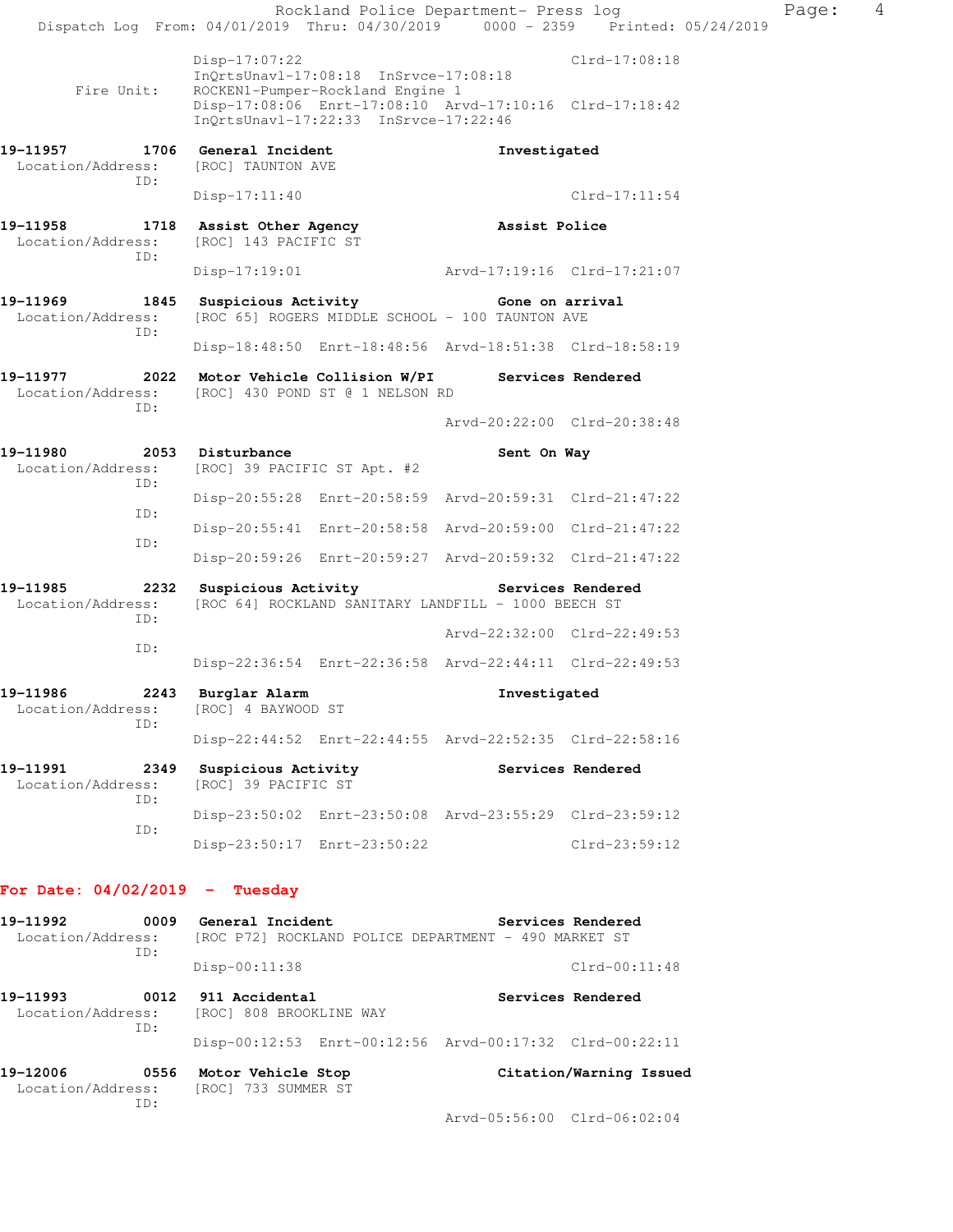```
                Disp-17:07:22                                Clrd-17:08:18
                InQrtsUnavl-17:08:18  InSrvce-17:08:18
     Fire Unit: ROCKEN1-Pumper-Rockland Engine 1
                Disp-17:08:06  Enrt-17:08:10  Arvd-17:10:16  Clrd-17:18:42
                InQrtsUnavl-17:22:33  InSrvce-17:22:46

19-11957        1706  General Incident                Investigated
  Location/Address:   [ROC] TAUNTON AVE
               ID:
                Disp-17:11:40                                Clrd-17:11:54

19-11958        1718  Assist Other Agency             Assist Police
  Location/Address:   [ROC] 143 PACIFIC ST
               ID:
                Disp-17:19:01                 Arvd-17:19:16  Clrd-17:21:07

19-11969        1845  Suspicious Activity             Gone on arrival
  Location/Address:   [ROC 65] ROGERS MIDDLE SCHOOL - 100 TAUNTON AVE
               ID:
                Disp-18:48:50  Enrt-18:48:56  Arvd-18:51:38  Clrd-18:58:19

19-11977        2022  Motor Vehicle Collision W/PI    Services Rendered
  Location/Address:   [ROC] 430 POND ST @ 1 NELSON RD
               ID:
                                              Arvd-20:22:00  Clrd-20:38:48

19-11980        2053  Disturbance                     Sent On Way
  Location/Address:   [ROC] 39 PACIFIC ST Apt. #2
               ID:
                Disp-20:55:28  Enrt-20:58:59  Arvd-20:59:31  Clrd-21:47:22
               ID:
                Disp-20:55:41  Enrt-20:58:58  Arvd-20:59:00  Clrd-21:47:22
               ID:
                Disp-20:59:26  Enrt-20:59:27  Arvd-20:59:32  Clrd-21:47:22

19-11985        2232  Suspicious Activity             Services Rendered
  Location/Address:   [ROC 64] ROCKLAND SANITARY LANDFILL - 1000 BEECH ST
               ID:
                                              Arvd-22:32:00  Clrd-22:49:53
               ID:
                Disp-22:36:54  Enrt-22:36:58  Arvd-22:44:11  Clrd-22:49:53

19-11986        2243  Burglar Alarm                   Investigated
  Location/Address:   [ROC] 4 BAYWOOD ST
               ID:
                Disp-22:44:52  Enrt-22:44:55  Arvd-22:52:35  Clrd-22:58:16

19-11991        2349  Suspicious Activity             Services Rendered
  Location/Address:   [ROC] 39 PACIFIC ST
               ID:
                Disp-23:50:02  Enrt-23:50:08  Arvd-23:55:29  Clrd-23:59:12
               ID:
                Disp-23:50:17  Enrt-23:50:22                 Clrd-23:59:12
```

**For Date: 04/02/2019 - Tuesday**

```
19-11992        0009  General Incident                Services Rendered
  Location/Address:   [ROC P72] ROCKLAND POLICE DEPARTMENT - 490 MARKET ST
               ID:
                Disp-00:11:38                                Clrd-00:11:48

19-11993        0012  911 Accidental                  Services Rendered
  Location/Address:   [ROC] 808 BROOKLINE WAY
               ID:
                Disp-00:12:53  Enrt-00:12:56  Arvd-00:17:32  Clrd-00:22:11

19-12006        0556  Motor Vehicle Stop              Citation/Warning Issued
  Location/Address:   [ROC] 733 SUMMER ST
               ID:
                                              Arvd-05:56:00  Clrd-06:02:04
```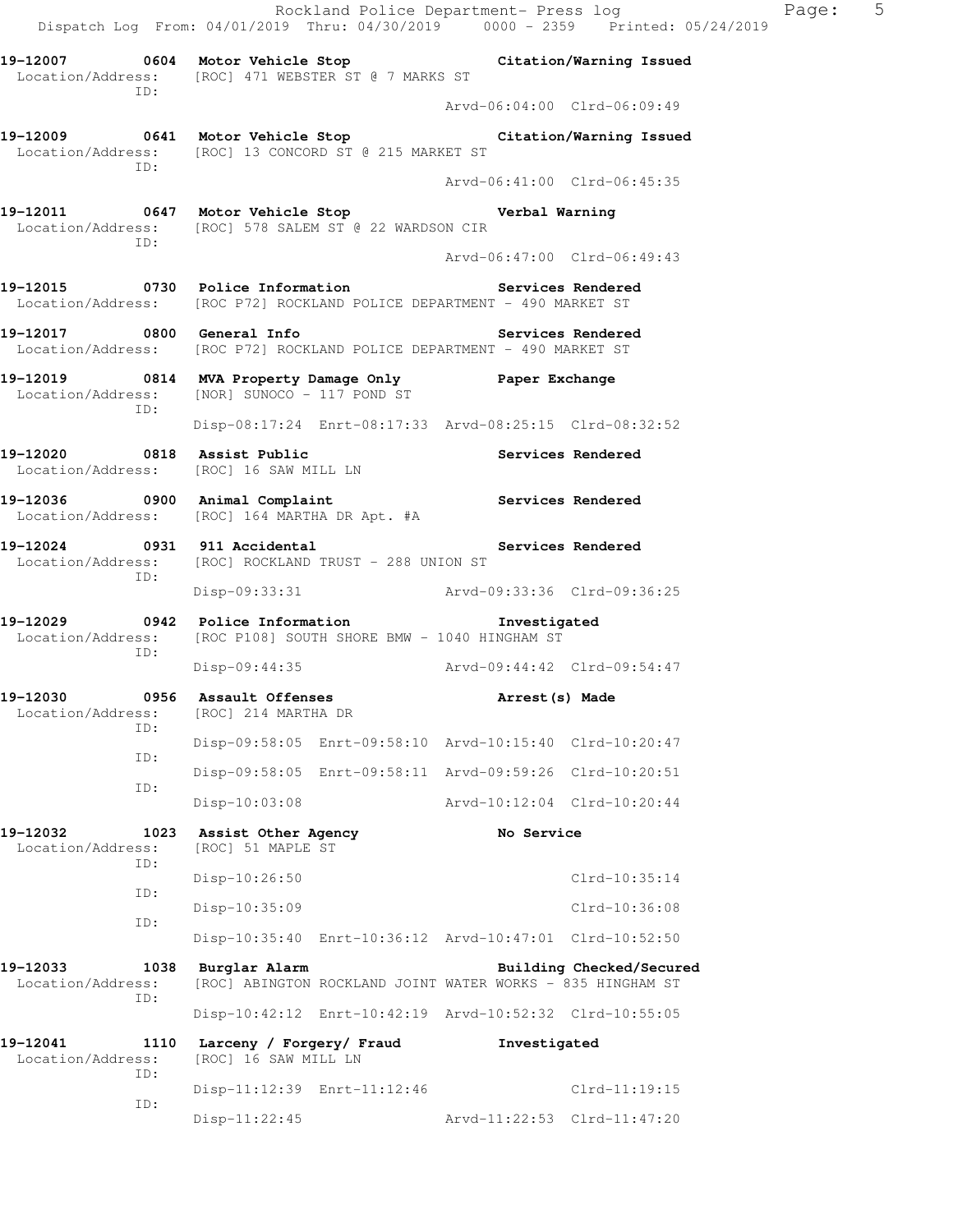Rockland Police Department- Press log
Dispatch Log From: 04/01/2019 Thru: 04/30/2019 0000 - 2359 Printed: 05/24/2019

**19-12007 0604 Motor Vehicle Stop** — **Citation/Warning Issued**
Location/Address: [ROC] 471 WEBSTER ST @ 7 MARKS ST
ID:
Arvd-06:04:00 Clrd-06:09:49

**19-12009 0641 Motor Vehicle Stop** — **Citation/Warning Issued**
Location/Address: [ROC] 13 CONCORD ST @ 215 MARKET ST
ID:
Arvd-06:41:00 Clrd-06:45:35

**19-12011 0647 Motor Vehicle Stop** — **Verbal Warning**
Location/Address: [ROC] 578 SALEM ST @ 22 WARDSON CIR
ID:
Arvd-06:47:00 Clrd-06:49:43

**19-12015 0730 Police Information** — **Services Rendered**
Location/Address: [ROC P72] ROCKLAND POLICE DEPARTMENT - 490 MARKET ST

**19-12017 0800 General Info** — **Services Rendered**
Location/Address: [ROC P72] ROCKLAND POLICE DEPARTMENT - 490 MARKET ST

**19-12019 0814 MVA Property Damage Only** — **Paper Exchange**
Location/Address: [NOR] SUNOCO - 117 POND ST
ID:
Disp-08:17:24 Enrt-08:17:33 Arvd-08:25:15 Clrd-08:32:52

**19-12020 0818 Assist Public** — **Services Rendered**
Location/Address: [ROC] 16 SAW MILL LN

**19-12036 0900 Animal Complaint** — **Services Rendered**
Location/Address: [ROC] 164 MARTHA DR Apt. #A

**19-12024 0931 911 Accidental** — **Services Rendered**
Location/Address: [ROC] ROCKLAND TRUST - 288 UNION ST
ID:
Disp-09:33:31 Arvd-09:33:36 Clrd-09:36:25

**19-12029 0942 Police Information** — **Investigated**
Location/Address: [ROC P108] SOUTH SHORE BMW - 1040 HINGHAM ST
ID:
Disp-09:44:35 Arvd-09:44:42 Clrd-09:54:47

**19-12030 0956 Assault Offenses** — **Arrest(s) Made**
Location/Address: [ROC] 214 MARTHA DR
ID:
Disp-09:58:05 Enrt-09:58:10 Arvd-10:15:40 Clrd-10:20:47
ID:
Disp-09:58:05 Enrt-09:58:11 Arvd-09:59:26 Clrd-10:20:51
ID:
Disp-10:03:08 Arvd-10:12:04 Clrd-10:20:44

**19-12032 1023 Assist Other Agency** — **No Service**
Location/Address: [ROC] 51 MAPLE ST
ID:
Disp-10:26:50 Clrd-10:35:14
ID:
Disp-10:35:09 Clrd-10:36:08
ID:
Disp-10:35:40 Enrt-10:36:12 Arvd-10:47:01 Clrd-10:52:50

**19-12033 1038 Burglar Alarm** — **Building Checked/Secured**
Location/Address: [ROC] ABINGTON ROCKLAND JOINT WATER WORKS - 835 HINGHAM ST
ID:
Disp-10:42:12 Enrt-10:42:19 Arvd-10:52:32 Clrd-10:55:05

**19-12041 1110 Larceny / Forgery/ Fraud** — **Investigated**
Location/Address: [ROC] 16 SAW MILL LN
ID:
Disp-11:12:39 Enrt-11:12:46 Clrd-11:19:15
ID:
Disp-11:22:45 Arvd-11:22:53 Clrd-11:47:20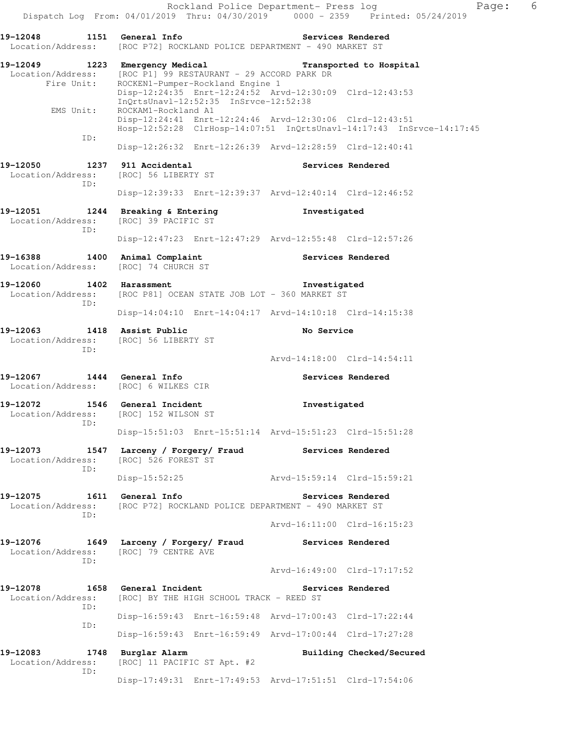**19-12048 1151 General Info** — **Services Rendered**
Location/Address: [ROC P72] ROCKLAND POLICE DEPARTMENT - 490 MARKET ST

**19-12049 1223 Emergency Medical** — **Transported to Hospital**
Location/Address: [ROC P1] 99 RESTAURANT - 29 ACCORD PARK DR
Fire Unit: ROCKEN1-Pumper-Rockland Engine 1
Disp-12:24:35 Enrt-12:24:52 Arvd-12:30:09 Clrd-12:43:53
InQrtsUnavl-12:52:35 InSrvce-12:52:38
EMS Unit: ROCKAM1-Rockland A1
Disp-12:24:41 Enrt-12:24:46 Arvd-12:30:06 Clrd-12:43:51
Hosp-12:52:28 ClrHosp-14:07:51 InQrtsUnavl-14:17:43 InSrvce-14:17:45
ID:
Disp-12:26:32 Enrt-12:26:39 Arvd-12:28:59 Clrd-12:40:41

**19-12050 1237 911 Accidental** — **Services Rendered**
Location/Address: [ROC] 56 LIBERTY ST
ID:
Disp-12:39:33 Enrt-12:39:37 Arvd-12:40:14 Clrd-12:46:52

**19-12051 1244 Breaking & Entering** — **Investigated**
Location/Address: [ROC] 39 PACIFIC ST
ID:
Disp-12:47:23 Enrt-12:47:29 Arvd-12:55:48 Clrd-12:57:26

**19-16388 1400 Animal Complaint** — **Services Rendered**
Location/Address: [ROC] 74 CHURCH ST

**19-12060 1402 Harassment** — **Investigated**
Location/Address: [ROC P81] OCEAN STATE JOB LOT - 360 MARKET ST
ID:
Disp-14:04:10 Enrt-14:04:17 Arvd-14:10:18 Clrd-14:15:38

**19-12063 1418 Assist Public** — **No Service**
Location/Address: [ROC] 56 LIBERTY ST
ID:
Arvd-14:18:00 Clrd-14:54:11

**19-12067 1444 General Info** — **Services Rendered**
Location/Address: [ROC] 6 WILKES CIR

**19-12072 1546 General Incident** — **Investigated**
Location/Address: [ROC] 152 WILSON ST
ID:
Disp-15:51:03 Enrt-15:51:14 Arvd-15:51:23 Clrd-15:51:28

**19-12073 1547 Larceny / Forgery/ Fraud** — **Services Rendered**
Location/Address: [ROC] 526 FOREST ST
ID:
Disp-15:52:25 Arvd-15:59:14 Clrd-15:59:21

**19-12075 1611 General Info** — **Services Rendered**
Location/Address: [ROC P72] ROCKLAND POLICE DEPARTMENT - 490 MARKET ST
ID:
Arvd-16:11:00 Clrd-16:15:23

**19-12076 1649 Larceny / Forgery/ Fraud** — **Services Rendered**
Location/Address: [ROC] 79 CENTRE AVE
ID:
Arvd-16:49:00 Clrd-17:17:52

**19-12078 1658 General Incident** — **Services Rendered**
Location/Address: [ROC] BY THE HIGH SCHOOL TRACK - REED ST
ID:
Disp-16:59:43 Enrt-16:59:48 Arvd-17:00:43 Clrd-17:22:44
ID:
Disp-16:59:43 Enrt-16:59:49 Arvd-17:00:44 Clrd-17:27:28

**19-12083 1748 Burglar Alarm** — **Building Checked/Secured**
Location/Address: [ROC] 11 PACIFIC ST Apt. #2
ID:
Disp-17:49:31 Enrt-17:49:53 Arvd-17:51:51 Clrd-17:54:06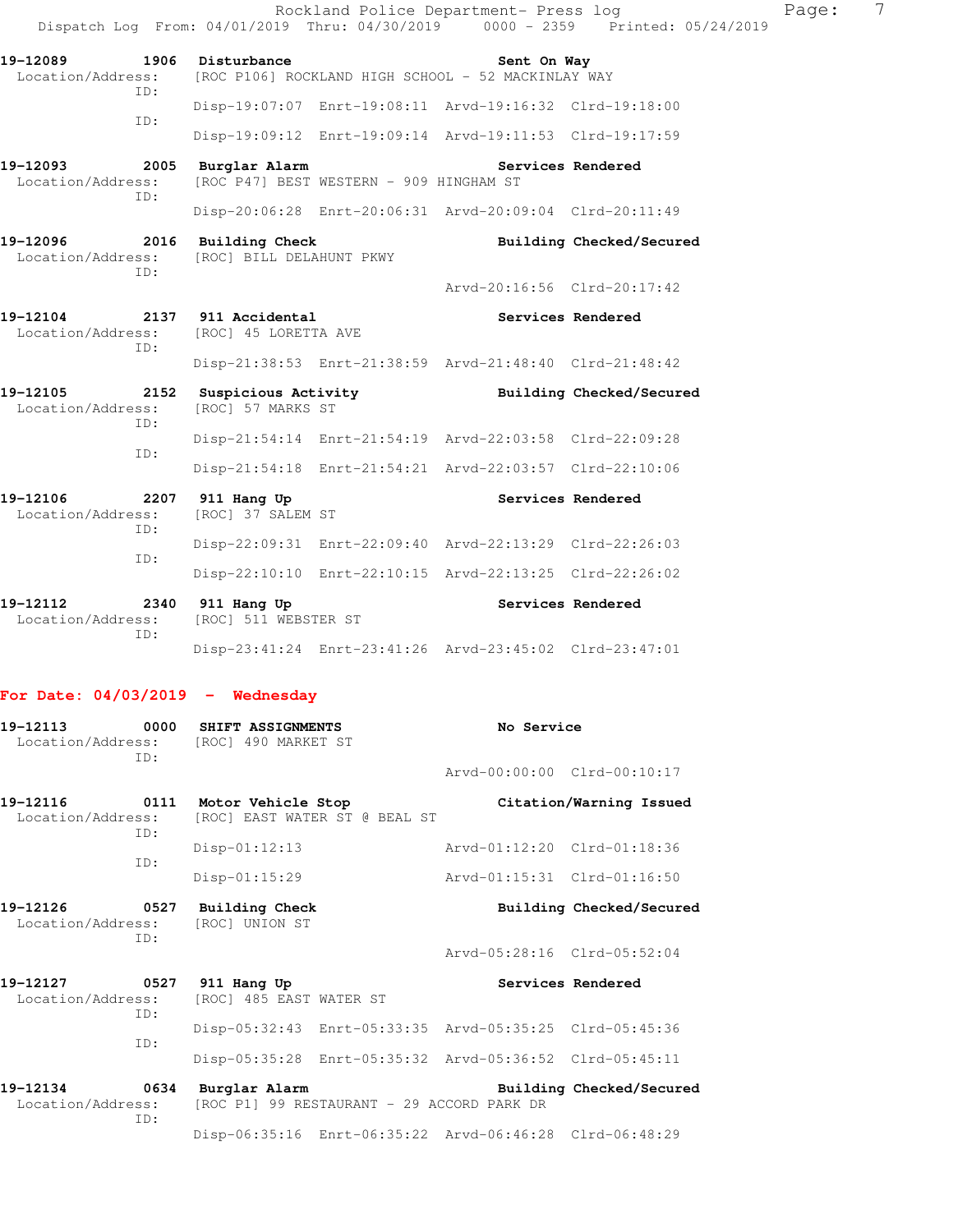19-12089 1906 Disturbance Sent On Way
Location/Address: [ROC P106] ROCKLAND HIGH SCHOOL - 52 MACKINLAY WAY
ID:
Disp-19:07:07 Enrt-19:08:11 Arvd-19:16:32 Clrd-19:18:00
ID:
Disp-19:09:12 Enrt-19:09:14 Arvd-19:11:53 Clrd-19:17:59

19-12093 2005 Burglar Alarm Services Rendered
Location/Address: [ROC P47] BEST WESTERN - 909 HINGHAM ST
ID:
Disp-20:06:28 Enrt-20:06:31 Arvd-20:09:04 Clrd-20:11:49

19-12096 2016 Building Check Building Checked/Secured
Location/Address: [ROC] BILL DELAHUNT PKWY
ID:
Arvd-20:16:56 Clrd-20:17:42

19-12104 2137 911 Accidental Services Rendered
Location/Address: [ROC] 45 LORETTA AVE
ID:
Disp-21:38:53 Enrt-21:38:59 Arvd-21:48:40 Clrd-21:48:42

19-12105 2152 Suspicious Activity Building Checked/Secured
Location/Address: [ROC] 57 MARKS ST
ID:
Disp-21:54:14 Enrt-21:54:19 Arvd-22:03:58 Clrd-22:09:28
ID:
Disp-21:54:18 Enrt-21:54:21 Arvd-22:03:57 Clrd-22:10:06

19-12106 2207 911 Hang Up Services Rendered
Location/Address: [ROC] 37 SALEM ST
ID:
Disp-22:09:31 Enrt-22:09:40 Arvd-22:13:29 Clrd-22:26:03
ID:
Disp-22:10:10 Enrt-22:10:15 Arvd-22:13:25 Clrd-22:26:02

19-12112 2340 911 Hang Up Services Rendered
Location/Address: [ROC] 511 WEBSTER ST
ID:
Disp-23:41:24 Enrt-23:41:26 Arvd-23:45:02 Clrd-23:47:01

## For Date: 04/03/2019 - Wednesday

19-12113 0000 SHIFT ASSIGNMENTS No Service
Location/Address: [ROC] 490 MARKET ST
ID:
Arvd-00:00:00 Clrd-00:10:17

19-12116 0111 Motor Vehicle Stop Citation/Warning Issued
Location/Address: [ROC] EAST WATER ST @ BEAL ST
ID:
Disp-01:12:13 Arvd-01:12:20 Clrd-01:18:36
ID:
Disp-01:15:29 Arvd-01:15:31 Clrd-01:16:50

19-12126 0527 Building Check Building Checked/Secured
Location/Address: [ROC] UNION ST
ID:
Arvd-05:28:16 Clrd-05:52:04

19-12127 0527 911 Hang Up Services Rendered
Location/Address: [ROC] 485 EAST WATER ST
ID:
Disp-05:32:43 Enrt-05:33:35 Arvd-05:35:25 Clrd-05:45:36
ID:
Disp-05:35:28 Enrt-05:35:32 Arvd-05:36:52 Clrd-05:45:11

19-12134 0634 Burglar Alarm Building Checked/Secured
Location/Address: [ROC P1] 99 RESTAURANT - 29 ACCORD PARK DR
ID:
Disp-06:35:16 Enrt-06:35:22 Arvd-06:46:28 Clrd-06:48:29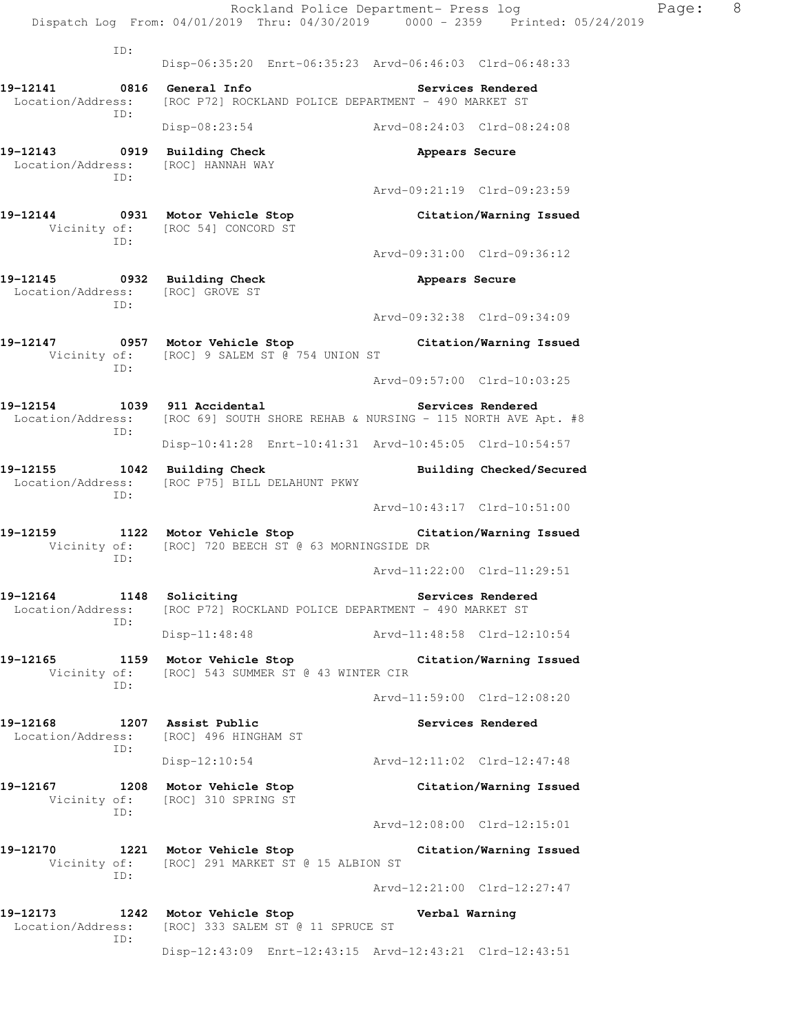ID:

Disp-06:35:20 Enrt-06:35:23 Arvd-06:46:03 Clrd-06:48:33

**19-12141 0816 General Info** **Services Rendered**
Location/Address: [ROC P72] ROCKLAND POLICE DEPARTMENT - 490 MARKET ST
ID:
Disp-08:23:54 Arvd-08:24:03 Clrd-08:24:08

**19-12143 0919 Building Check** **Appears Secure**
Location/Address: [ROC] HANNAH WAY
ID:
Arvd-09:21:19 Clrd-09:23:59

**19-12144 0931 Motor Vehicle Stop** **Citation/Warning Issued**
Vicinity of: [ROC 54] CONCORD ST
ID:
Arvd-09:31:00 Clrd-09:36:12

**19-12145 0932 Building Check** **Appears Secure**
Location/Address: [ROC] GROVE ST
ID:
Arvd-09:32:38 Clrd-09:34:09

**19-12147 0957 Motor Vehicle Stop** **Citation/Warning Issued**
Vicinity of: [ROC] 9 SALEM ST @ 754 UNION ST
ID:
Arvd-09:57:00 Clrd-10:03:25

**19-12154 1039 911 Accidental** **Services Rendered**
Location/Address: [ROC 69] SOUTH SHORE REHAB & NURSING - 115 NORTH AVE Apt. #8
ID:
Disp-10:41:28 Enrt-10:41:31 Arvd-10:45:05 Clrd-10:54:57

**19-12155 1042 Building Check** **Building Checked/Secured**
Location/Address: [ROC P75] BILL DELAHUNT PKWY
ID:
Arvd-10:43:17 Clrd-10:51:00

**19-12159 1122 Motor Vehicle Stop** **Citation/Warning Issued**
Vicinity of: [ROC] 720 BEECH ST @ 63 MORNINGSIDE DR
ID:
Arvd-11:22:00 Clrd-11:29:51

**19-12164 1148 Soliciting** **Services Rendered**
Location/Address: [ROC P72] ROCKLAND POLICE DEPARTMENT - 490 MARKET ST
ID:
Disp-11:48:48 Arvd-11:48:58 Clrd-12:10:54

**19-12165 1159 Motor Vehicle Stop** **Citation/Warning Issued**
Vicinity of: [ROC] 543 SUMMER ST @ 43 WINTER CIR
ID:
Arvd-11:59:00 Clrd-12:08:20

**19-12168 1207 Assist Public** **Services Rendered**
Location/Address: [ROC] 496 HINGHAM ST
ID:
Disp-12:10:54 Arvd-12:11:02 Clrd-12:47:48

**19-12167 1208 Motor Vehicle Stop** **Citation/Warning Issued**
Vicinity of: [ROC] 310 SPRING ST
ID:
Arvd-12:08:00 Clrd-12:15:01

**19-12170 1221 Motor Vehicle Stop** **Citation/Warning Issued**
Vicinity of: [ROC] 291 MARKET ST @ 15 ALBION ST
ID:
Arvd-12:21:00 Clrd-12:27:47

**19-12173 1242 Motor Vehicle Stop** **Verbal Warning**
Location/Address: [ROC] 333 SALEM ST @ 11 SPRUCE ST
ID:
Disp-12:43:09 Enrt-12:43:15 Arvd-12:43:21 Clrd-12:43:51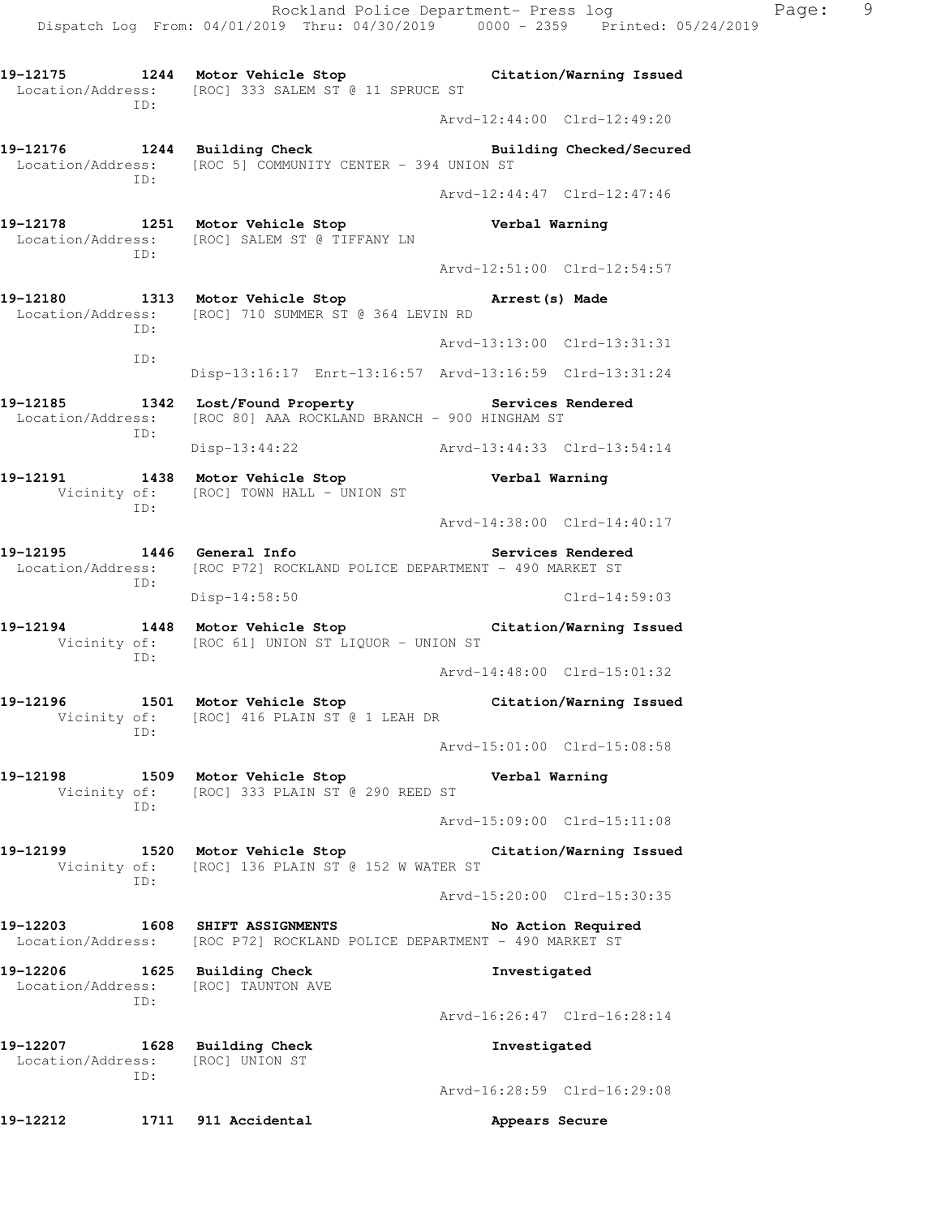19-12175 1244 Motor Vehicle Stop Citation/Warning Issued
Location/Address: [ROC] 333 SALEM ST @ 11 SPRUCE ST
ID:
Arvd-12:44:00 Clrd-12:49:20

19-12176 1244 Building Check Building Checked/Secured
Location/Address: [ROC 5] COMMUNITY CENTER - 394 UNION ST
ID:
Arvd-12:44:47 Clrd-12:47:46

19-12178 1251 Motor Vehicle Stop Verbal Warning
Location/Address: [ROC] SALEM ST @ TIFFANY LN
ID:
Arvd-12:51:00 Clrd-12:54:57

19-12180 1313 Motor Vehicle Stop Arrest(s) Made
Location/Address: [ROC] 710 SUMMER ST @ 364 LEVIN RD
ID:
Arvd-13:13:00 Clrd-13:31:31
ID:
Disp-13:16:17 Enrt-13:16:57 Arvd-13:16:59 Clrd-13:31:24

19-12185 1342 Lost/Found Property Services Rendered
Location/Address: [ROC 80] AAA ROCKLAND BRANCH - 900 HINGHAM ST
ID:
Disp-13:44:22 Arvd-13:44:33 Clrd-13:54:14

19-12191 1438 Motor Vehicle Stop Verbal Warning
Vicinity of: [ROC] TOWN HALL - UNION ST
ID:
Arvd-14:38:00 Clrd-14:40:17

19-12195 1446 General Info Services Rendered
Location/Address: [ROC P72] ROCKLAND POLICE DEPARTMENT - 490 MARKET ST
ID:
Disp-14:58:50 Clrd-14:59:03

19-12194 1448 Motor Vehicle Stop Citation/Warning Issued
Vicinity of: [ROC 61] UNION ST LIQUOR - UNION ST
ID:
Arvd-14:48:00 Clrd-15:01:32

19-12196 1501 Motor Vehicle Stop Citation/Warning Issued
Vicinity of: [ROC] 416 PLAIN ST @ 1 LEAH DR
ID:
Arvd-15:01:00 Clrd-15:08:58

19-12198 1509 Motor Vehicle Stop Verbal Warning
Vicinity of: [ROC] 333 PLAIN ST @ 290 REED ST
ID:
Arvd-15:09:00 Clrd-15:11:08

19-12199 1520 Motor Vehicle Stop Citation/Warning Issued
Vicinity of: [ROC] 136 PLAIN ST @ 152 W WATER ST
ID:
Arvd-15:20:00 Clrd-15:30:35

19-12203 1608 SHIFT ASSIGNMENTS No Action Required
Location/Address: [ROC P72] ROCKLAND POLICE DEPARTMENT - 490 MARKET ST

19-12206 1625 Building Check Investigated
Location/Address: [ROC] TAUNTON AVE
ID:
Arvd-16:26:47 Clrd-16:28:14

19-12207 1628 Building Check Investigated
Location/Address: [ROC] UNION ST
ID:
Arvd-16:28:59 Clrd-16:29:08

19-12212 1711 911 Accidental Appears Secure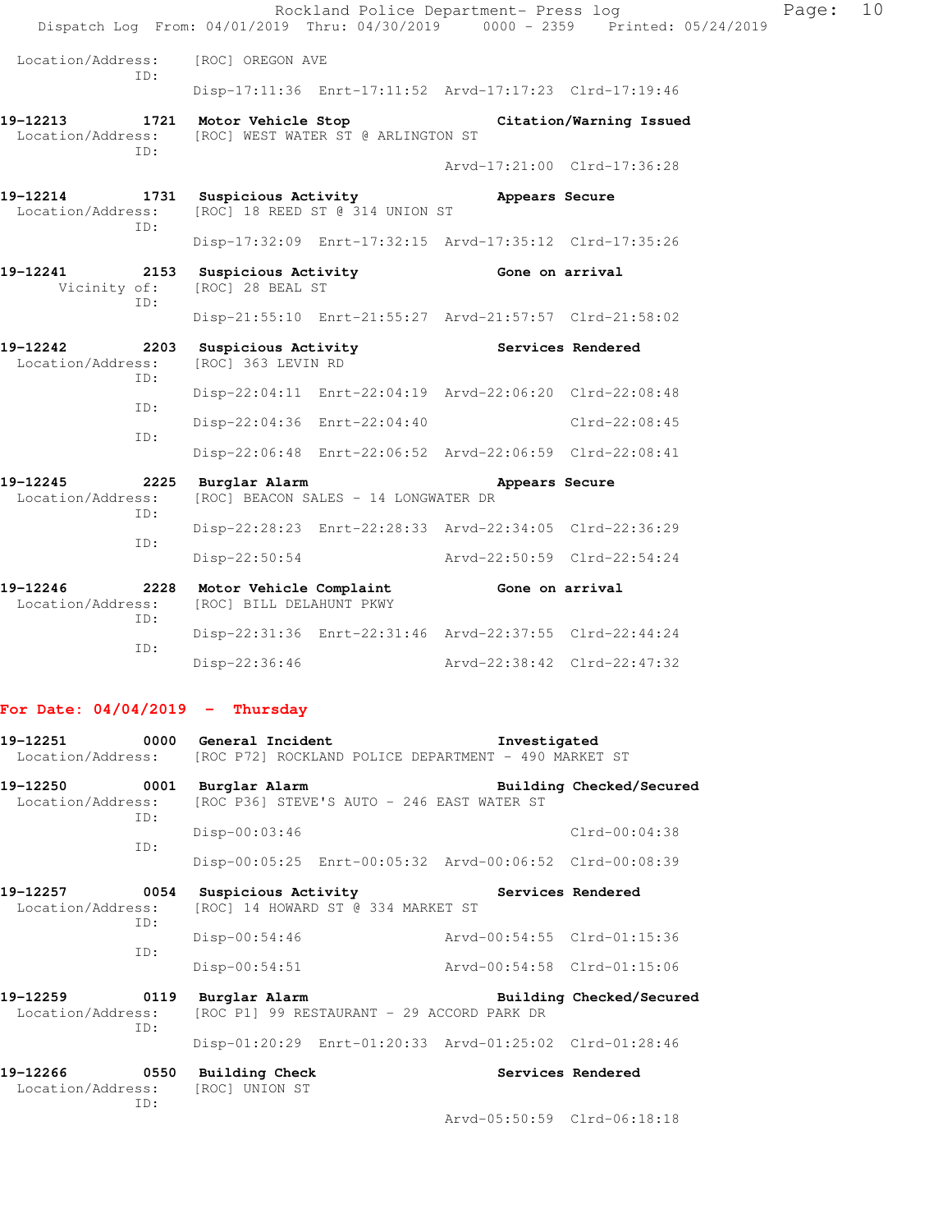Location/Address: [ROC] OREGON AVE
ID:
Disp-17:11:36 Enrt-17:11:52 Arvd-17:17:23 Clrd-17:19:46

**19-12213 1721 Motor Vehicle Stop Citation/Warning Issued**
Location/Address: [ROC] WEST WATER ST @ ARLINGTON ST
ID:
Arvd-17:21:00 Clrd-17:36:28

**19-12214 1731 Suspicious Activity Appears Secure**
Location/Address: [ROC] 18 REED ST @ 314 UNION ST
ID:
Disp-17:32:09 Enrt-17:32:15 Arvd-17:35:12 Clrd-17:35:26

**19-12241 2153 Suspicious Activity Gone on arrival**
Vicinity of: [ROC] 28 BEAL ST
ID:
Disp-21:55:10 Enrt-21:55:27 Arvd-21:57:57 Clrd-21:58:02

**19-12242 2203 Suspicious Activity Services Rendered**
Location/Address: [ROC] 363 LEVIN RD
ID:
Disp-22:04:11 Enrt-22:04:19 Arvd-22:06:20 Clrd-22:08:48
ID:
Disp-22:04:36 Enrt-22:04:40 Clrd-22:08:45
ID:
Disp-22:06:48 Enrt-22:06:52 Arvd-22:06:59 Clrd-22:08:41

**19-12245 2225 Burglar Alarm Appears Secure**
Location/Address: [ROC] BEACON SALES - 14 LONGWATER DR
ID:
Disp-22:28:23 Enrt-22:28:33 Arvd-22:34:05 Clrd-22:36:29
ID:
Disp-22:50:54 Arvd-22:50:59 Clrd-22:54:24

**19-12246 2228 Motor Vehicle Complaint Gone on arrival**
Location/Address: [ROC] BILL DELAHUNT PKWY
ID:
Disp-22:31:36 Enrt-22:31:46 Arvd-22:37:55 Clrd-22:44:24
ID:
Disp-22:36:46 Arvd-22:38:42 Clrd-22:47:32

## For Date: 04/04/2019 - Thursday

**19-12251 0000 General Incident Investigated**
Location/Address: [ROC P72] ROCKLAND POLICE DEPARTMENT - 490 MARKET ST

**19-12250 0001 Burglar Alarm Building Checked/Secured**
Location/Address: [ROC P36] STEVE'S AUTO - 246 EAST WATER ST
ID:
Disp-00:03:46 Clrd-00:04:38
ID:
Disp-00:05:25 Enrt-00:05:32 Arvd-00:06:52 Clrd-00:08:39

**19-12257 0054 Suspicious Activity Services Rendered**
Location/Address: [ROC] 14 HOWARD ST @ 334 MARKET ST
ID:
Disp-00:54:46 Arvd-00:54:55 Clrd-01:15:36
ID:
Disp-00:54:51 Arvd-00:54:58 Clrd-01:15:06

**19-12259 0119 Burglar Alarm Building Checked/Secured**
Location/Address: [ROC P1] 99 RESTAURANT - 29 ACCORD PARK DR
ID:
Disp-01:20:29 Enrt-01:20:33 Arvd-01:25:02 Clrd-01:28:46

**19-12266 0550 Building Check Services Rendered**
Location/Address: [ROC] UNION ST
ID:
Arvd-05:50:59 Clrd-06:18:18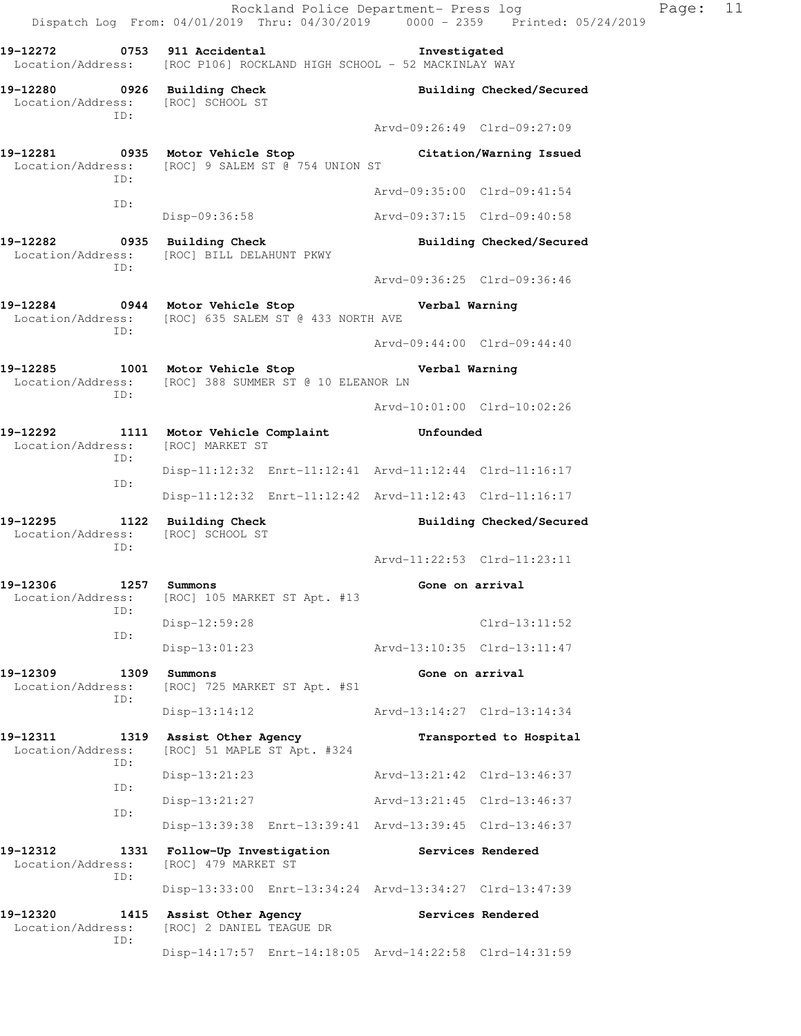19-12272 0753 911 Accidental Investigated
Location/Address: [ROC P106] ROCKLAND HIGH SCHOOL - 52 MACKINLAY WAY

19-12280 0926 Building Check Building Checked/Secured
Location/Address: [ROC] SCHOOL ST
ID:
Arvd-09:26:49 Clrd-09:27:09

19-12281 0935 Motor Vehicle Stop Citation/Warning Issued
Location/Address: [ROC] 9 SALEM ST @ 754 UNION ST
ID:
Arvd-09:35:00 Clrd-09:41:54
ID:
Disp-09:36:58 Arvd-09:37:15 Clrd-09:40:58

19-12282 0935 Building Check Building Checked/Secured
Location/Address: [ROC] BILL DELAHUNT PKWY
ID:
Arvd-09:36:25 Clrd-09:36:46

19-12284 0944 Motor Vehicle Stop Verbal Warning
Location/Address: [ROC] 635 SALEM ST @ 433 NORTH AVE
ID:
Arvd-09:44:00 Clrd-09:44:40

19-12285 1001 Motor Vehicle Stop Verbal Warning
Location/Address: [ROC] 388 SUMMER ST @ 10 ELEANOR LN
ID:
Arvd-10:01:00 Clrd-10:02:26

19-12292 1111 Motor Vehicle Complaint Unfounded
Location/Address: [ROC] MARKET ST
ID:
Disp-11:12:32 Enrt-11:12:41 Arvd-11:12:44 Clrd-11:16:17
ID:
Disp-11:12:32 Enrt-11:12:42 Arvd-11:12:43 Clrd-11:16:17

19-12295 1122 Building Check Building Checked/Secured
Location/Address: [ROC] SCHOOL ST
ID:
Arvd-11:22:53 Clrd-11:23:11

19-12306 1257 Summons Gone on arrival
Location/Address: [ROC] 105 MARKET ST Apt. #13
ID:
Disp-12:59:28 Clrd-13:11:52
ID:
Disp-13:01:23 Arvd-13:10:35 Clrd-13:11:47

19-12309 1309 Summons Gone on arrival
Location/Address: [ROC] 725 MARKET ST Apt. #S1
ID:
Disp-13:14:12 Arvd-13:14:27 Clrd-13:14:34

19-12311 1319 Assist Other Agency Transported to Hospital
Location/Address: [ROC] 51 MAPLE ST Apt. #324
ID:
Disp-13:21:23 Arvd-13:21:42 Clrd-13:46:37
ID:
Disp-13:21:27 Arvd-13:21:45 Clrd-13:46:37
ID:
Disp-13:39:38 Enrt-13:39:41 Arvd-13:39:45 Clrd-13:46:37

19-12312 1331 Follow-Up Investigation Services Rendered
Location/Address: [ROC] 479 MARKET ST
ID:
Disp-13:33:00 Enrt-13:34:24 Arvd-13:34:27 Clrd-13:47:39

19-12320 1415 Assist Other Agency Services Rendered
Location/Address: [ROC] 2 DANIEL TEAGUE DR
ID:
Disp-14:17:57 Enrt-14:18:05 Arvd-14:22:58 Clrd-14:31:59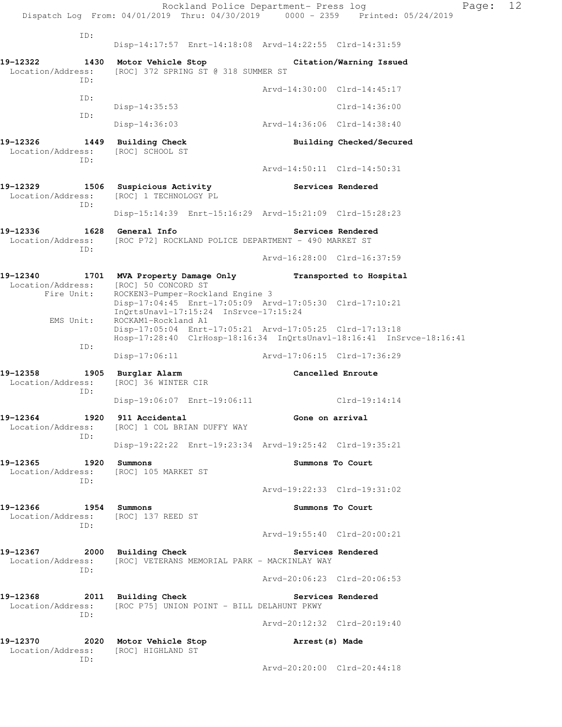ID:
Disp-14:17:57 Enrt-14:18:08 Arvd-14:22:55 Clrd-14:31:59

**19-12322 1430 Motor Vehicle Stop** **Citation/Warning Issued**
Location/Address: [ROC] 372 SPRING ST @ 318 SUMMER ST
ID:
Arvd-14:30:00 Clrd-14:45:17
ID:
Disp-14:35:53 Clrd-14:36:00
ID:
Disp-14:36:03 Arvd-14:36:06 Clrd-14:38:40

**19-12326 1449 Building Check** **Building Checked/Secured**
Location/Address: [ROC] SCHOOL ST
ID:
Arvd-14:50:11 Clrd-14:50:31

**19-12329 1506 Suspicious Activity** **Services Rendered**
Location/Address: [ROC] 1 TECHNOLOGY PL
ID:
Disp-15:14:39 Enrt-15:16:29 Arvd-15:21:09 Clrd-15:28:23

**19-12336 1628 General Info** **Services Rendered**
Location/Address: [ROC P72] ROCKLAND POLICE DEPARTMENT - 490 MARKET ST
ID:
Arvd-16:28:00 Clrd-16:37:59

**19-12340 1701 MVA Property Damage Only** **Transported to Hospital**
Location/Address: [ROC] 50 CONCORD ST
Fire Unit: ROCKEN3-Pumper-Rockland Engine 3
Disp-17:04:45 Enrt-17:05:09 Arvd-17:05:30 Clrd-17:10:21
InQrtsUnavl-17:15:24 InSrvce-17:15:24
EMS Unit: ROCKAM1-Rockland A1
Disp-17:05:04 Enrt-17:05:21 Arvd-17:05:25 Clrd-17:13:18
Hosp-17:28:40 ClrHosp-18:16:34 InQrtsUnavl-18:16:41 InSrvce-18:16:41
ID:
Disp-17:06:11 Arvd-17:06:15 Clrd-17:36:29

**19-12358 1905 Burglar Alarm** **Cancelled Enroute**
Location/Address: [ROC] 36 WINTER CIR
ID:
Disp-19:06:07 Enrt-19:06:11 Clrd-19:14:14

**19-12364 1920 911 Accidental** **Gone on arrival**
Location/Address: [ROC] 1 COL BRIAN DUFFY WAY
ID:
Disp-19:22:22 Enrt-19:23:34 Arvd-19:25:42 Clrd-19:35:21

**19-12365 1920 Summons** **Summons To Court**
Location/Address: [ROC] 105 MARKET ST
ID:
Arvd-19:22:33 Clrd-19:31:02

**19-12366 1954 Summons** **Summons To Court**
Location/Address: [ROC] 137 REED ST
ID:
Arvd-19:55:40 Clrd-20:00:21

**19-12367 2000 Building Check** **Services Rendered**
Location/Address: [ROC] VETERANS MEMORIAL PARK - MACKINLAY WAY
ID:
Arvd-20:06:23 Clrd-20:06:53

**19-12368 2011 Building Check** **Services Rendered**
Location/Address: [ROC P75] UNION POINT - BILL DELAHUNT PKWY
ID:
Arvd-20:12:32 Clrd-20:19:40

**19-12370 2020 Motor Vehicle Stop** **Arrest(s) Made**
Location/Address: [ROC] HIGHLAND ST
ID:
Arvd-20:20:00 Clrd-20:44:18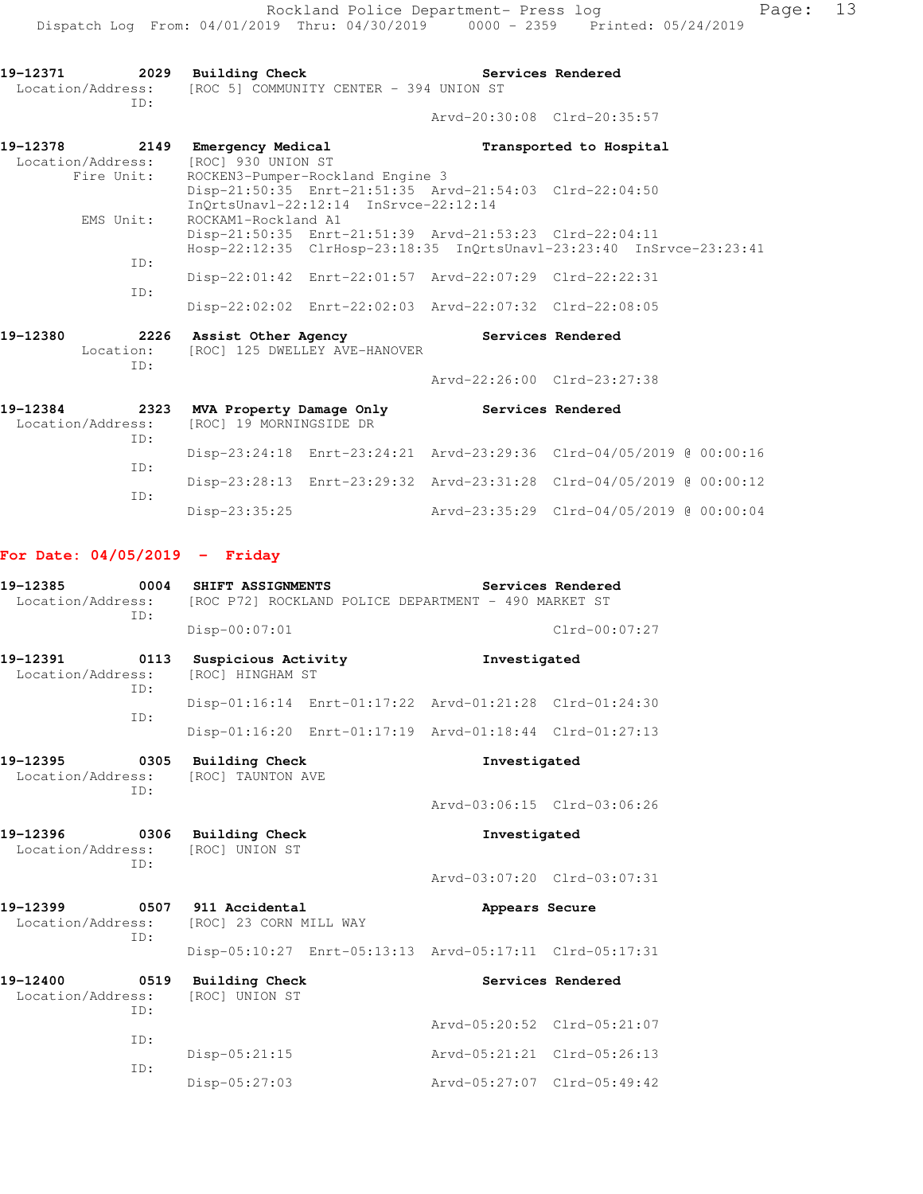19-12371 2029 Building Check Services Rendered
Location/Address: [ROC 5] COMMUNITY CENTER - 394 UNION ST
ID:
Arvd-20:30:08 Clrd-20:35:57

19-12378 2149 Emergency Medical Transported to Hospital
Location/Address: [ROC] 930 UNION ST
Fire Unit: ROCKEN3-Pumper-Rockland Engine 3
Disp-21:50:35 Enrt-21:51:35 Arvd-21:54:03 Clrd-22:04:50
InQrtsUnavl-22:12:14 InSrvce-22:12:14
EMS Unit: ROCKAM1-Rockland A1
Disp-21:50:35 Enrt-21:51:39 Arvd-21:53:23 Clrd-22:04:11
Hosp-22:12:35 ClrHosp-23:18:35 InQrtsUnavl-23:23:40 InSrvce-23:23:41
ID:
Disp-22:01:42 Enrt-22:01:57 Arvd-22:07:29 Clrd-22:22:31
ID:
Disp-22:02:02 Enrt-22:02:03 Arvd-22:07:32 Clrd-22:08:05

19-12380 2226 Assist Other Agency Services Rendered
Location: [ROC] 125 DWELLEY AVE-HANOVER
ID:
Arvd-22:26:00 Clrd-23:27:38

19-12384 2323 MVA Property Damage Only Services Rendered
Location/Address: [ROC] 19 MORNINGSIDE DR
ID:
Disp-23:24:18 Enrt-23:24:21 Arvd-23:29:36 Clrd-04/05/2019 @ 00:00:16
ID:
Disp-23:28:13 Enrt-23:29:32 Arvd-23:31:28 Clrd-04/05/2019 @ 00:00:12
ID:
Disp-23:35:25 Arvd-23:35:29 Clrd-04/05/2019 @ 00:00:04

**For Date: 04/05/2019 - Friday**

19-12385 0004 SHIFT ASSIGNMENTS Services Rendered
Location/Address: [ROC P72] ROCKLAND POLICE DEPARTMENT - 490 MARKET ST
ID:
Disp-00:07:01 Clrd-00:07:27

19-12391 0113 Suspicious Activity Investigated
Location/Address: [ROC] HINGHAM ST
ID:
Disp-01:16:14 Enrt-01:17:22 Arvd-01:21:28 Clrd-01:24:30
ID:
Disp-01:16:20 Enrt-01:17:19 Arvd-01:18:44 Clrd-01:27:13

19-12395 0305 Building Check Investigated
Location/Address: [ROC] TAUNTON AVE
ID:
Arvd-03:06:15 Clrd-03:06:26

19-12396 0306 Building Check Investigated
Location/Address: [ROC] UNION ST
ID:
Arvd-03:07:20 Clrd-03:07:31

19-12399 0507 911 Accidental Appears Secure
Location/Address: [ROC] 23 CORN MILL WAY
ID:
Disp-05:10:27 Enrt-05:13:13 Arvd-05:17:11 Clrd-05:17:31

19-12400 0519 Building Check Services Rendered
Location/Address: [ROC] UNION ST
ID:
Arvd-05:20:52 Clrd-05:21:07
ID:
Disp-05:21:15 Arvd-05:21:21 Clrd-05:26:13
ID:
Disp-05:27:03 Arvd-05:27:07 Clrd-05:49:42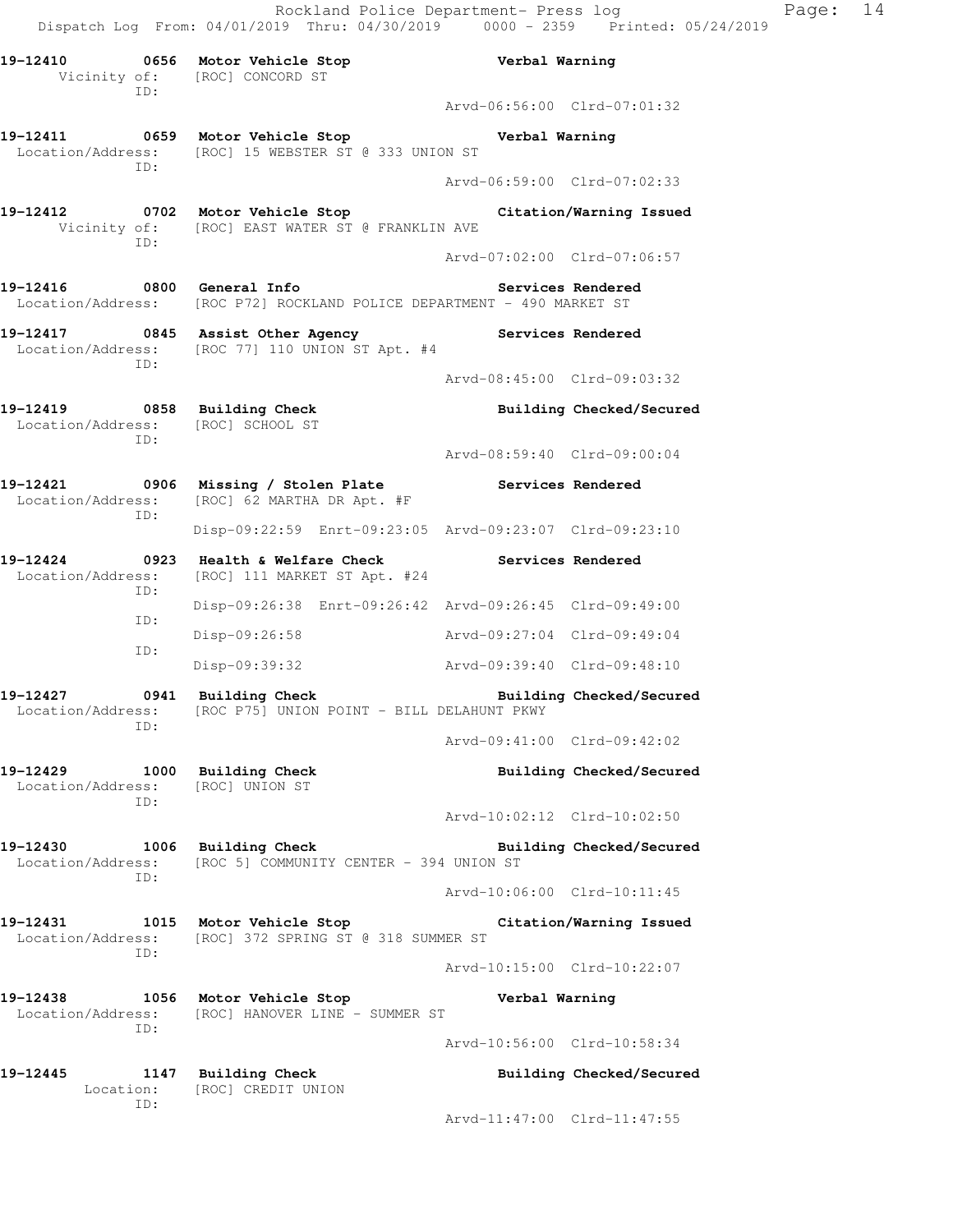**19-12410** 0656 **Motor Vehicle Stop** **Verbal Warning**
Vicinity of: [ROC] CONCORD ST
ID:
Arvd-06:56:00 Clrd-07:01:32

**19-12411** 0659 **Motor Vehicle Stop** **Verbal Warning**
Location/Address: [ROC] 15 WEBSTER ST @ 333 UNION ST
ID:
Arvd-06:59:00 Clrd-07:02:33

**19-12412** 0702 **Motor Vehicle Stop** **Citation/Warning Issued**
Vicinity of: [ROC] EAST WATER ST @ FRANKLIN AVE
ID:
Arvd-07:02:00 Clrd-07:06:57

**19-12416** 0800 **General Info** **Services Rendered**
Location/Address: [ROC P72] ROCKLAND POLICE DEPARTMENT - 490 MARKET ST

**19-12417** 0845 **Assist Other Agency** **Services Rendered**
Location/Address: [ROC 77] 110 UNION ST Apt. #4
ID:
Arvd-08:45:00 Clrd-09:03:32

**19-12419** 0858 **Building Check** **Building Checked/Secured**
Location/Address: [ROC] SCHOOL ST
ID:
Arvd-08:59:40 Clrd-09:00:04

**19-12421** 0906 **Missing / Stolen Plate** **Services Rendered**
Location/Address: [ROC] 62 MARTHA DR Apt. #F
ID:
Disp-09:22:59 Enrt-09:23:05 Arvd-09:23:07 Clrd-09:23:10

**19-12424** 0923 **Health & Welfare Check** **Services Rendered**
Location/Address: [ROC] 111 MARKET ST Apt. #24
ID:
Disp-09:26:38 Enrt-09:26:42 Arvd-09:26:45 Clrd-09:49:00
ID:
Disp-09:26:58 Arvd-09:27:04 Clrd-09:49:04
ID:
Disp-09:39:32 Arvd-09:39:40 Clrd-09:48:10

**19-12427** 0941 **Building Check** **Building Checked/Secured**
Location/Address: [ROC P75] UNION POINT - BILL DELAHUNT PKWY
ID:
Arvd-09:41:00 Clrd-09:42:02

**19-12429** 1000 **Building Check** **Building Checked/Secured**
Location/Address: [ROC] UNION ST
ID:
Arvd-10:02:12 Clrd-10:02:50

**19-12430** 1006 **Building Check** **Building Checked/Secured**
Location/Address: [ROC 5] COMMUNITY CENTER - 394 UNION ST
ID:
Arvd-10:06:00 Clrd-10:11:45

**19-12431** 1015 **Motor Vehicle Stop** **Citation/Warning Issued**
Location/Address: [ROC] 372 SPRING ST @ 318 SUMMER ST
ID:
Arvd-10:15:00 Clrd-10:22:07

**19-12438** 1056 **Motor Vehicle Stop** **Verbal Warning**
Location/Address: [ROC] HANOVER LINE - SUMMER ST
ID:
Arvd-10:56:00 Clrd-10:58:34

**19-12445** 1147 **Building Check** **Building Checked/Secured**
Location: [ROC] CREDIT UNION
ID:
Arvd-11:47:00 Clrd-11:47:55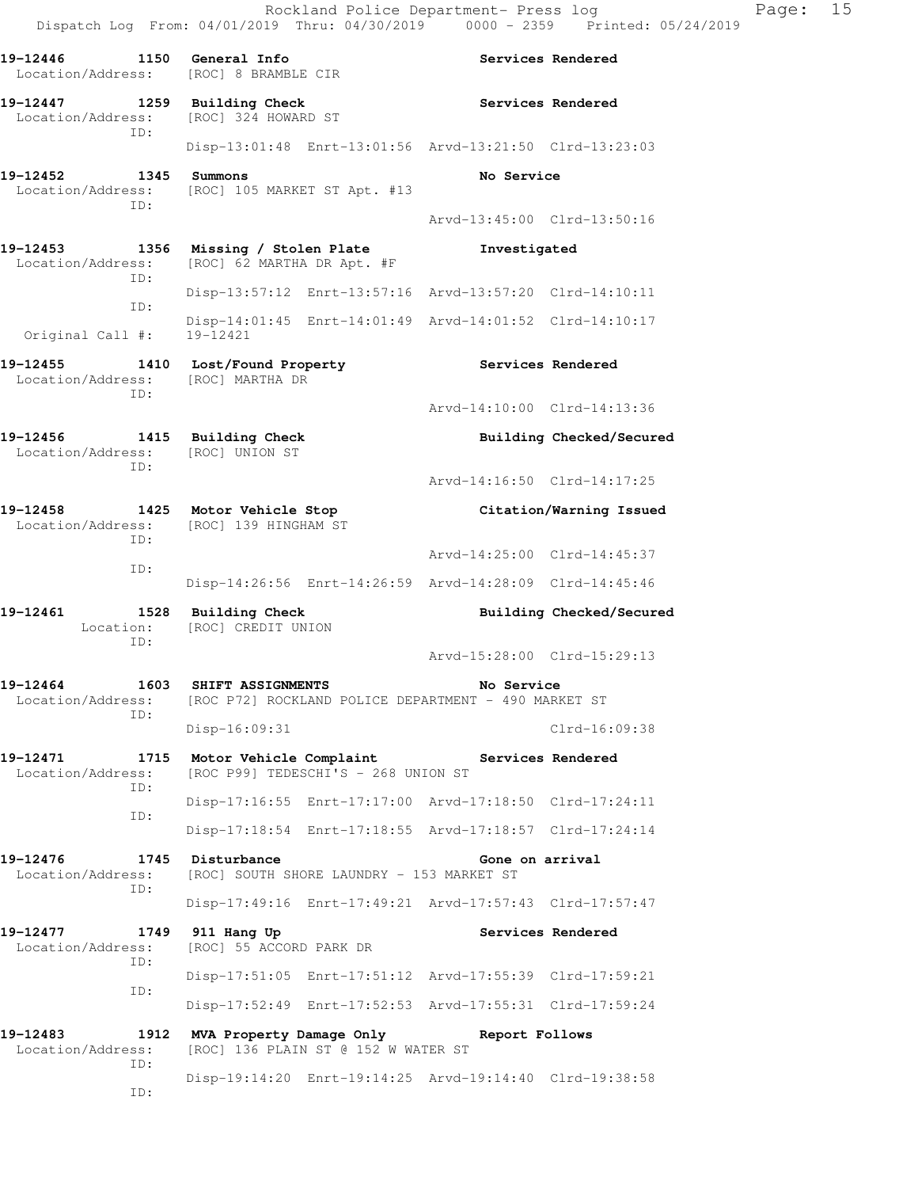Rockland Police Department- Press log
Dispatch Log From: 04/01/2019 Thru: 04/30/2019 0000 - 2359 Printed: 05/24/2019

**19-12446 1150 General Info** — Services Rendered
Location/Address: [ROC] 8 BRAMBLE CIR

**19-12447 1259 Building Check** — Services Rendered
Location/Address: [ROC] 324 HOWARD ST
ID:
Disp-13:01:48 Enrt-13:01:56 Arvd-13:21:50 Clrd-13:23:03

**19-12452 1345 Summons** — No Service
Location/Address: [ROC] 105 MARKET ST Apt. #13
ID:
Arvd-13:45:00 Clrd-13:50:16

**19-12453 1356 Missing / Stolen Plate** — Investigated
Location/Address: [ROC] 62 MARTHA DR Apt. #F
ID:
Disp-13:57:12 Enrt-13:57:16 Arvd-13:57:20 Clrd-14:10:11
ID:
Disp-14:01:45 Enrt-14:01:49 Arvd-14:01:52 Clrd-14:10:17
Original Call #: 19-12421

**19-12455 1410 Lost/Found Property** — Services Rendered
Location/Address: [ROC] MARTHA DR
ID:
Arvd-14:10:00 Clrd-14:13:36

**19-12456 1415 Building Check** — Building Checked/Secured
Location/Address: [ROC] UNION ST
ID:
Arvd-14:16:50 Clrd-14:17:25

**19-12458 1425 Motor Vehicle Stop** — Citation/Warning Issued
Location/Address: [ROC] 139 HINGHAM ST
ID:
Arvd-14:25:00 Clrd-14:45:37
ID:
Disp-14:26:56 Enrt-14:26:59 Arvd-14:28:09 Clrd-14:45:46

**19-12461 1528 Building Check** — Building Checked/Secured
Location: [ROC] CREDIT UNION
ID:
Arvd-15:28:00 Clrd-15:29:13

**19-12464 1603 SHIFT ASSIGNMENTS** — No Service
Location/Address: [ROC P72] ROCKLAND POLICE DEPARTMENT - 490 MARKET ST
ID:
Disp-16:09:31 Clrd-16:09:38

**19-12471 1715 Motor Vehicle Complaint** — Services Rendered
Location/Address: [ROC P99] TEDESCHI'S - 268 UNION ST
ID:
Disp-17:16:55 Enrt-17:17:00 Arvd-17:18:50 Clrd-17:24:11
ID:
Disp-17:18:54 Enrt-17:18:55 Arvd-17:18:57 Clrd-17:24:14

**19-12476 1745 Disturbance** — Gone on arrival
Location/Address: [ROC] SOUTH SHORE LAUNDRY - 153 MARKET ST
ID:
Disp-17:49:16 Enrt-17:49:21 Arvd-17:57:43 Clrd-17:57:47

**19-12477 1749 911 Hang Up** — Services Rendered
Location/Address: [ROC] 55 ACCORD PARK DR
ID:
Disp-17:51:05 Enrt-17:51:12 Arvd-17:55:39 Clrd-17:59:21
ID:
Disp-17:52:49 Enrt-17:52:53 Arvd-17:55:31 Clrd-17:59:24

**19-12483 1912 MVA Property Damage Only** — Report Follows
Location/Address: [ROC] 136 PLAIN ST @ 152 W WATER ST
ID:
Disp-19:14:20 Enrt-19:14:25 Arvd-19:14:40 Clrd-19:38:58
ID: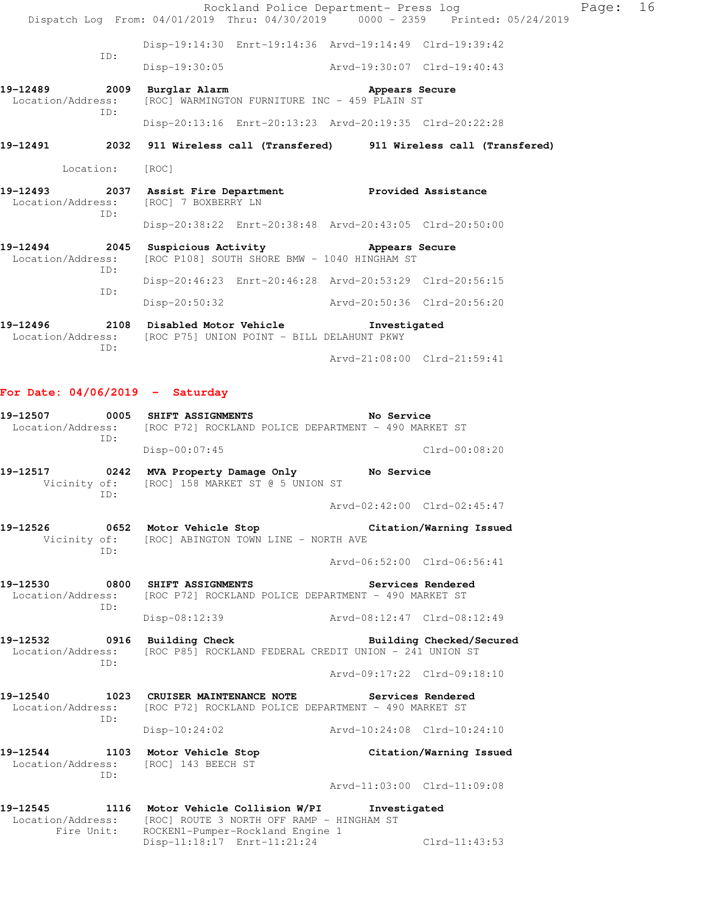```
                Disp-19:14:30  Enrt-19:14:36  Arvd-19:14:49  Clrd-19:39:42
           ID:
                Disp-19:30:05                 Arvd-19:30:07  Clrd-19:40:43

19-12489        2009  Burglar Alarm                         Appears Secure
  Location/Address:   [ROC] WARMINGTON FURNITURE INC - 459 PLAIN ST
           ID:
                Disp-20:13:16  Enrt-20:13:23  Arvd-20:19:35  Clrd-20:22:28

19-12491        2032  911 Wireless call (Transfered)        911 Wireless call (Transfered)

       Location:      [ROC]

19-12493        2037  Assist Fire Department                Provided Assistance
  Location/Address:   [ROC] 7 BOXBERRY LN
           ID:
                Disp-20:38:22  Enrt-20:38:48  Arvd-20:43:05  Clrd-20:50:00

19-12494        2045  Suspicious Activity                   Appears Secure
  Location/Address:   [ROC P108] SOUTH SHORE BMW - 1040 HINGHAM ST
           ID:
                Disp-20:46:23  Enrt-20:46:28  Arvd-20:53:29  Clrd-20:56:15
           ID:
                Disp-20:50:32                 Arvd-20:50:36  Clrd-20:56:20

19-12496        2108  Disabled Motor Vehicle                Investigated
  Location/Address:   [ROC P75] UNION POINT - BILL DELAHUNT PKWY
           ID:
                                              Arvd-21:08:00  Clrd-21:59:41
```

**For Date: 04/06/2019 - Saturday**

```
19-12507        0005  SHIFT ASSIGNMENTS                     No Service
  Location/Address:   [ROC P72] ROCKLAND POLICE DEPARTMENT - 490 MARKET ST
           ID:
                Disp-00:07:45                                Clrd-00:08:20

19-12517        0242  MVA Property Damage Only              No Service
      Vicinity of:    [ROC] 158 MARKET ST @ 5 UNION ST
           ID:
                                              Arvd-02:42:00  Clrd-02:45:47

19-12526        0652  Motor Vehicle Stop                    Citation/Warning Issued
      Vicinity of:    [ROC] ABINGTON TOWN LINE - NORTH AVE
           ID:
                                              Arvd-06:52:00  Clrd-06:56:41

19-12530        0800  SHIFT ASSIGNMENTS                     Services Rendered
  Location/Address:   [ROC P72] ROCKLAND POLICE DEPARTMENT - 490 MARKET ST
           ID:
                Disp-08:12:39                 Arvd-08:12:47  Clrd-08:12:49

19-12532        0916  Building Check                        Building Checked/Secured
  Location/Address:   [ROC P85] ROCKLAND FEDERAL CREDIT UNION - 241 UNION ST
           ID:
                                              Arvd-09:17:22  Clrd-09:18:10

19-12540        1023  CRUISER MAINTENANCE NOTE              Services Rendered
  Location/Address:   [ROC P72] ROCKLAND POLICE DEPARTMENT - 490 MARKET ST
           ID:
                Disp-10:24:02                 Arvd-10:24:08  Clrd-10:24:10

19-12544        1103  Motor Vehicle Stop                    Citation/Warning Issued
  Location/Address:   [ROC] 143 BEECH ST
           ID:
                                              Arvd-11:03:00  Clrd-11:09:08

19-12545        1116  Motor Vehicle Collision W/PI          Investigated
  Location/Address:   [ROC] ROUTE 3 NORTH OFF RAMP - HINGHAM ST
        Fire Unit:    ROCKEN1-Pumper-Rockland Engine 1
                Disp-11:18:17  Enrt-11:21:24                 Clrd-11:43:53
```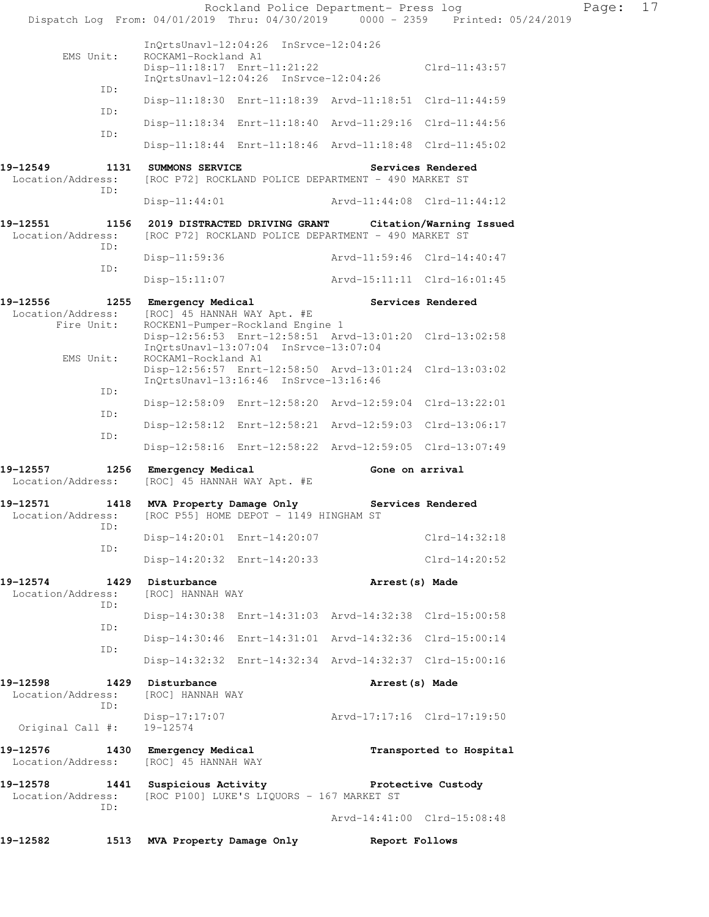```
            InQrtsUnavl-12:04:26  InSrvce-12:04:26
        EMS Unit:    ROCKAM1-Rockland A1
                     Disp-11:18:17  Enrt-11:21:22                Clrd-11:43:57
                     InQrtsUnavl-12:04:26  InSrvce-12:04:26
              ID:
                     Disp-11:18:30  Enrt-11:18:39  Arvd-11:18:51  Clrd-11:44:59
              ID:
                     Disp-11:18:34  Enrt-11:18:40  Arvd-11:29:16  Clrd-11:44:56
              ID:
                     Disp-11:18:44  Enrt-11:18:46  Arvd-11:18:48  Clrd-11:45:02

19-12549        1131  SUMMONS SERVICE                      Services Rendered
  Location/Address:   [ROC P72] ROCKLAND POLICE DEPARTMENT - 490 MARKET ST
              ID:
                     Disp-11:44:01                 Arvd-11:44:08  Clrd-11:44:12

19-12551        1156  2019 DISTRACTED DRIVING GRANT     Citation/Warning Issued
  Location/Address:   [ROC P72] ROCKLAND POLICE DEPARTMENT - 490 MARKET ST
              ID:
                     Disp-11:59:36                 Arvd-11:59:46  Clrd-14:40:47
              ID:
                     Disp-15:11:07                 Arvd-15:11:11  Clrd-16:01:45

19-12556        1255  Emergency Medical                    Services Rendered
  Location/Address:   [ROC] 45 HANNAH WAY Apt. #E
       Fire Unit:    ROCKEN1-Pumper-Rockland Engine 1
                     Disp-12:56:53  Enrt-12:58:51  Arvd-13:01:20  Clrd-13:02:58
                     InQrtsUnavl-13:07:04  InSrvce-13:07:04
        EMS Unit:    ROCKAM1-Rockland A1
                     Disp-12:56:57  Enrt-12:58:50  Arvd-13:01:24  Clrd-13:03:02
                     InQrtsUnavl-13:16:46  InSrvce-13:16:46
              ID:
                     Disp-12:58:09  Enrt-12:58:20  Arvd-12:59:04  Clrd-13:22:01
              ID:
                     Disp-12:58:12  Enrt-12:58:21  Arvd-12:59:03  Clrd-13:06:17
              ID:
                     Disp-12:58:16  Enrt-12:58:22  Arvd-12:59:05  Clrd-13:07:49

19-12557        1256  Emergency Medical                    Gone on arrival
  Location/Address:   [ROC] 45 HANNAH WAY Apt. #E

19-12571        1418  MVA Property Damage Only             Services Rendered
  Location/Address:   [ROC P55] HOME DEPOT - 1149 HINGHAM ST
              ID:
                     Disp-14:20:01  Enrt-14:20:07                Clrd-14:32:18
              ID:
                     Disp-14:20:32  Enrt-14:20:33                Clrd-14:20:52

19-12574        1429  Disturbance                          Arrest(s) Made
  Location/Address:   [ROC] HANNAH WAY
              ID:
                     Disp-14:30:38  Enrt-14:31:03  Arvd-14:32:38  Clrd-15:00:58
              ID:
                     Disp-14:30:46  Enrt-14:31:01  Arvd-14:32:36  Clrd-15:00:14
              ID:
                     Disp-14:32:32  Enrt-14:32:34  Arvd-14:32:37  Clrd-15:00:16

19-12598        1429  Disturbance                          Arrest(s) Made
  Location/Address:   [ROC] HANNAH WAY
              ID:
                     Disp-17:17:07                 Arvd-17:17:16  Clrd-17:19:50
  Original Call #:   19-12574

19-12576        1430  Emergency Medical                    Transported to Hospital
  Location/Address:   [ROC] 45 HANNAH WAY

19-12578        1441  Suspicious Activity                  Protective Custody
  Location/Address:   [ROC P100] LUKE'S LIQUORS - 167 MARKET ST
              ID:
                                                   Arvd-14:41:00  Clrd-15:08:48

19-12582        1513  MVA Property Damage Only             Report Follows
```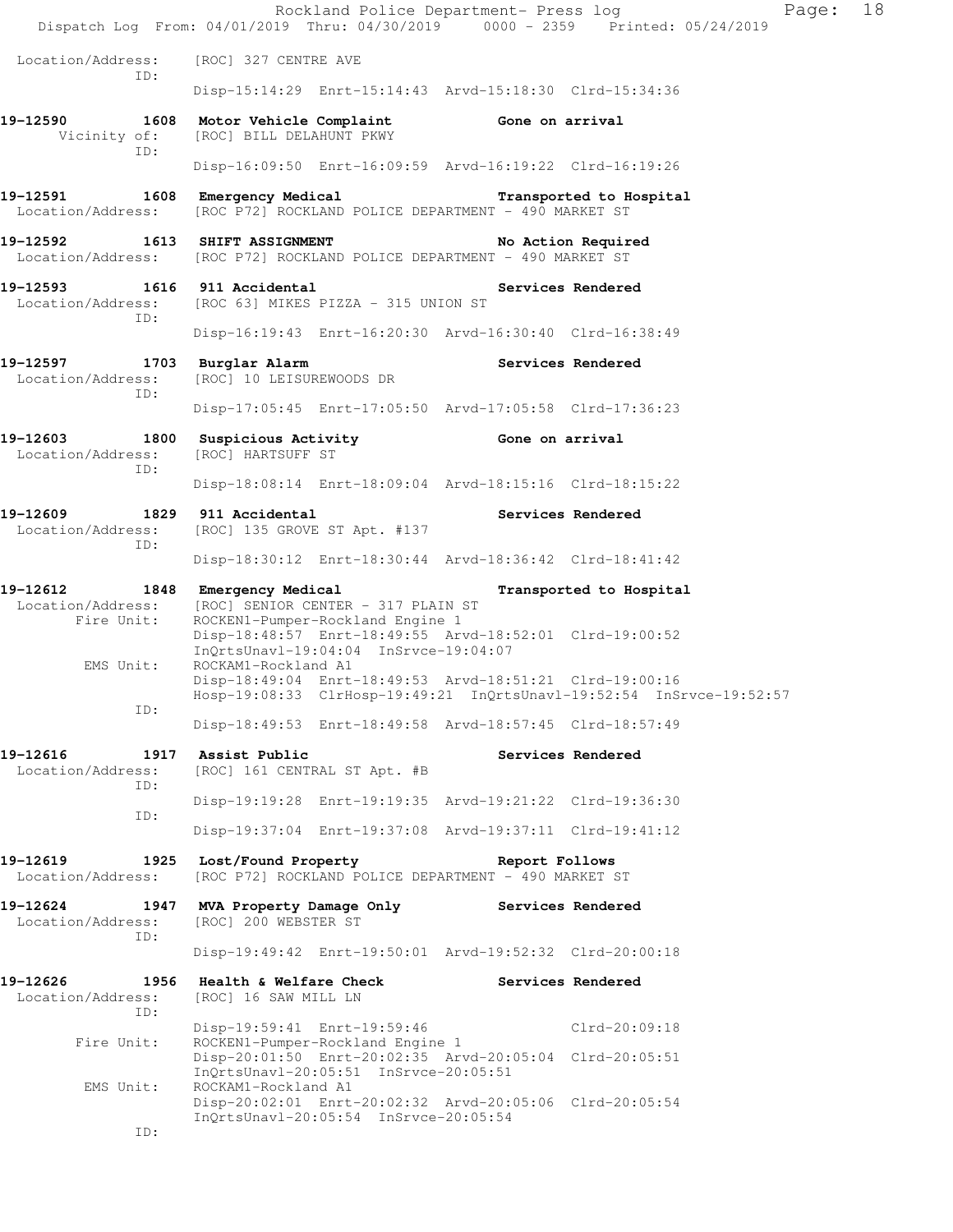```
Location/Address:    [ROC] 327 CENTRE AVE
              ID:    
                     Disp-15:14:29  Enrt-15:14:43  Arvd-15:18:30  Clrd-15:34:36

19-12590        1608  Motor Vehicle Complaint              Gone on arrival
       Vicinity of:  [ROC] BILL DELAHUNT PKWY
              ID:    
                     Disp-16:09:50  Enrt-16:09:59  Arvd-16:19:22  Clrd-16:19:26

19-12591        1608  Emergency Medical                    Transported to Hospital
  Location/Address:  [ROC P72] ROCKLAND POLICE DEPARTMENT - 490 MARKET ST

19-12592        1613  SHIFT ASSIGNMENT                     No Action Required
  Location/Address:  [ROC P72] ROCKLAND POLICE DEPARTMENT - 490 MARKET ST

19-12593        1616  911 Accidental                       Services Rendered
  Location/Address:  [ROC 63] MIKES PIZZA - 315 UNION ST
              ID:    
                     Disp-16:19:43  Enrt-16:20:30  Arvd-16:30:40  Clrd-16:38:49

19-12597        1703  Burglar Alarm                        Services Rendered
  Location/Address:  [ROC] 10 LEISUREWOODS DR
              ID:    
                     Disp-17:05:45  Enrt-17:05:50  Arvd-17:05:58  Clrd-17:36:23

19-12603        1800  Suspicious Activity                  Gone on arrival
  Location/Address:  [ROC] HARTSUFF ST
              ID:    
                     Disp-18:08:14  Enrt-18:09:04  Arvd-18:15:16  Clrd-18:15:22

19-12609        1829  911 Accidental                       Services Rendered
  Location/Address:  [ROC] 135 GROVE ST Apt. #137
              ID:    
                     Disp-18:30:12  Enrt-18:30:44  Arvd-18:36:42  Clrd-18:41:42

19-12612        1848  Emergency Medical                    Transported to Hospital
  Location/Address:  [ROC] SENIOR CENTER - 317 PLAIN ST
        Fire Unit:   ROCKEN1-Pumper-Rockland Engine 1
                     Disp-18:48:57  Enrt-18:49:55  Arvd-18:52:01  Clrd-19:00:52
                     InQrtsUnavl-19:04:04  InSrvce-19:04:07
         EMS Unit:   ROCKAM1-Rockland A1
                     Disp-18:49:04  Enrt-18:49:53  Arvd-18:51:21  Clrd-19:00:16
                     Hosp-19:08:33  ClrHosp-19:49:21  InQrtsUnavl-19:52:54  InSrvce-19:52:57
              ID:    
                     Disp-18:49:53  Enrt-18:49:58  Arvd-18:57:45  Clrd-18:57:49

19-12616        1917  Assist Public                        Services Rendered
  Location/Address:  [ROC] 161 CENTRAL ST Apt. #B
              ID:    
                     Disp-19:19:28  Enrt-19:19:35  Arvd-19:21:22  Clrd-19:36:30
              ID:    
                     Disp-19:37:04  Enrt-19:37:08  Arvd-19:37:11  Clrd-19:41:12

19-12619        1925  Lost/Found Property                  Report Follows
  Location/Address:  [ROC P72] ROCKLAND POLICE DEPARTMENT - 490 MARKET ST

19-12624        1947  MVA Property Damage Only             Services Rendered
  Location/Address:  [ROC] 200 WEBSTER ST
              ID:    
                     Disp-19:49:42  Enrt-19:50:01  Arvd-19:52:32  Clrd-20:00:18

19-12626        1956  Health & Welfare Check               Services Rendered
  Location/Address:  [ROC] 16 SAW MILL LN
              ID:    
                     Disp-19:59:41  Enrt-19:59:46                 Clrd-20:09:18
        Fire Unit:   ROCKEN1-Pumper-Rockland Engine 1
                     Disp-20:01:50  Enrt-20:02:35  Arvd-20:05:04  Clrd-20:05:51
                     InQrtsUnavl-20:05:51  InSrvce-20:05:51
         EMS Unit:   ROCKAM1-Rockland A1
                     Disp-20:02:01  Enrt-20:02:32  Arvd-20:05:06  Clrd-20:05:54
                     InQrtsUnavl-20:05:54  InSrvce-20:05:54
              ID:
```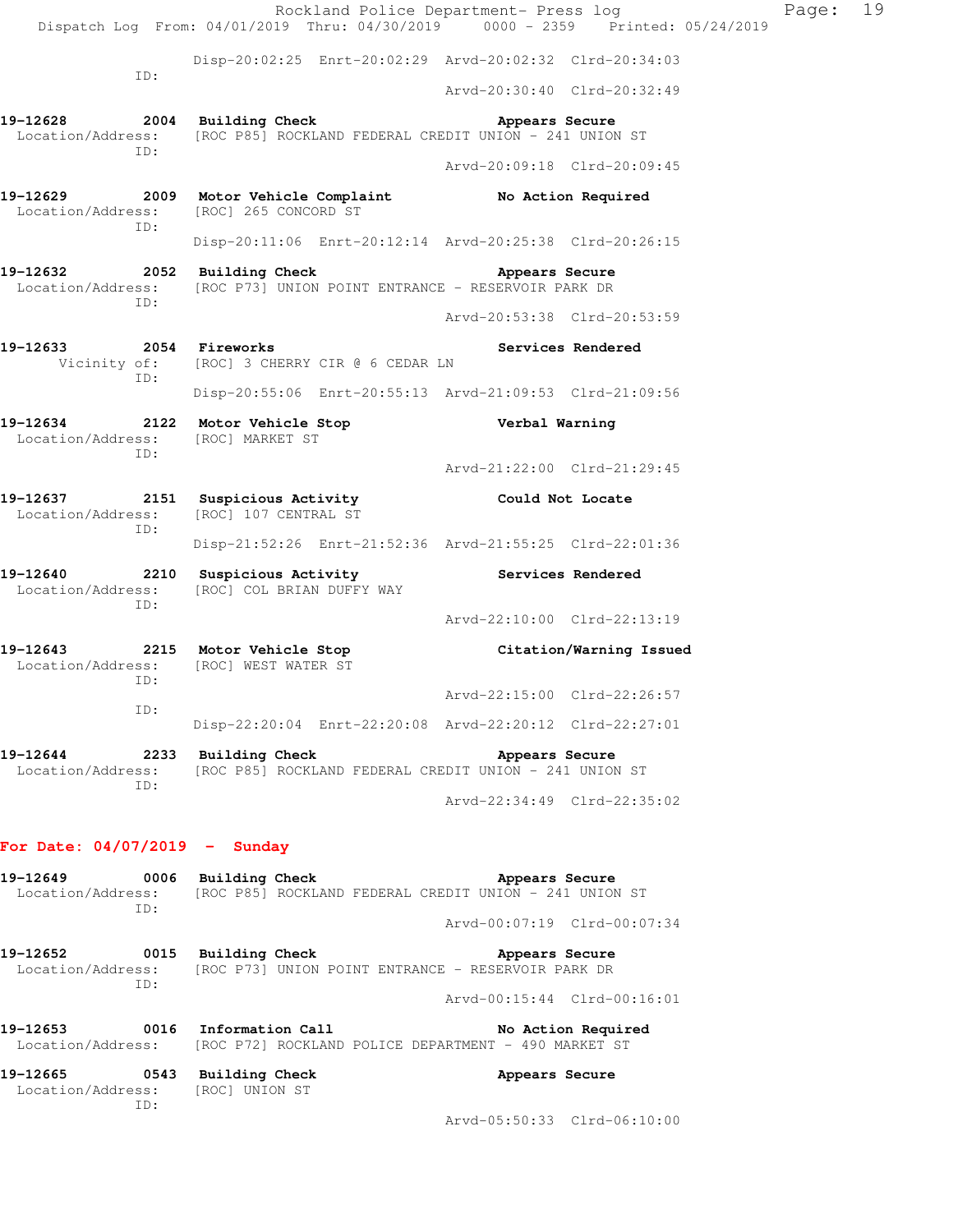```
                 Disp-20:02:25  Enrt-20:02:29  Arvd-20:02:32  Clrd-20:34:03
            ID:
                                               Arvd-20:30:40  Clrd-20:32:49

19-12628        2004  Building Check                    Appears Secure
  Location/Address:   [ROC P85] ROCKLAND FEDERAL CREDIT UNION - 241 UNION ST
            ID:
                                               Arvd-20:09:18  Clrd-20:09:45

19-12629        2009  Motor Vehicle Complaint           No Action Required
  Location/Address:   [ROC] 265 CONCORD ST
            ID:
                 Disp-20:11:06  Enrt-20:12:14  Arvd-20:25:38  Clrd-20:26:15

19-12632        2052  Building Check                    Appears Secure
  Location/Address:   [ROC P73] UNION POINT ENTRANCE - RESERVOIR PARK DR
            ID:
                                               Arvd-20:53:38  Clrd-20:53:59

19-12633        2054  Fireworks                         Services Rendered
       Vicinity of:   [ROC] 3 CHERRY CIR @ 6 CEDAR LN
            ID:
                 Disp-20:55:06  Enrt-20:55:13  Arvd-21:09:53  Clrd-21:09:56

19-12634        2122  Motor Vehicle Stop                Verbal Warning
  Location/Address:   [ROC] MARKET ST
            ID:
                                               Arvd-21:22:00  Clrd-21:29:45

19-12637        2151  Suspicious Activity               Could Not Locate
  Location/Address:   [ROC] 107 CENTRAL ST
            ID:
                 Disp-21:52:26  Enrt-21:52:36  Arvd-21:55:25  Clrd-22:01:36

19-12640        2210  Suspicious Activity               Services Rendered
  Location/Address:   [ROC] COL BRIAN DUFFY WAY
            ID:
                                               Arvd-22:10:00  Clrd-22:13:19

19-12643        2215  Motor Vehicle Stop                Citation/Warning Issued
  Location/Address:   [ROC] WEST WATER ST
            ID:
                                               Arvd-22:15:00  Clrd-22:26:57
            ID:
                 Disp-22:20:04  Enrt-22:20:08  Arvd-22:20:12  Clrd-22:27:01

19-12644        2233  Building Check                    Appears Secure
  Location/Address:   [ROC P85] ROCKLAND FEDERAL CREDIT UNION - 241 UNION ST
            ID:
                                               Arvd-22:34:49  Clrd-22:35:02
```

## For Date: 04/07/2019 - Sunday

```
19-12649        0006  Building Check                    Appears Secure
  Location/Address:   [ROC P85] ROCKLAND FEDERAL CREDIT UNION - 241 UNION ST
            ID:
                                               Arvd-00:07:19  Clrd-00:07:34

19-12652        0015  Building Check                    Appears Secure
  Location/Address:   [ROC P73] UNION POINT ENTRANCE - RESERVOIR PARK DR
            ID:
                                               Arvd-00:15:44  Clrd-00:16:01

19-12653        0016  Information Call                  No Action Required
  Location/Address:   [ROC P72] ROCKLAND POLICE DEPARTMENT - 490 MARKET ST

19-12665        0543  Building Check                    Appears Secure
  Location/Address:   [ROC] UNION ST
            ID:
                                               Arvd-05:50:33  Clrd-06:10:00
```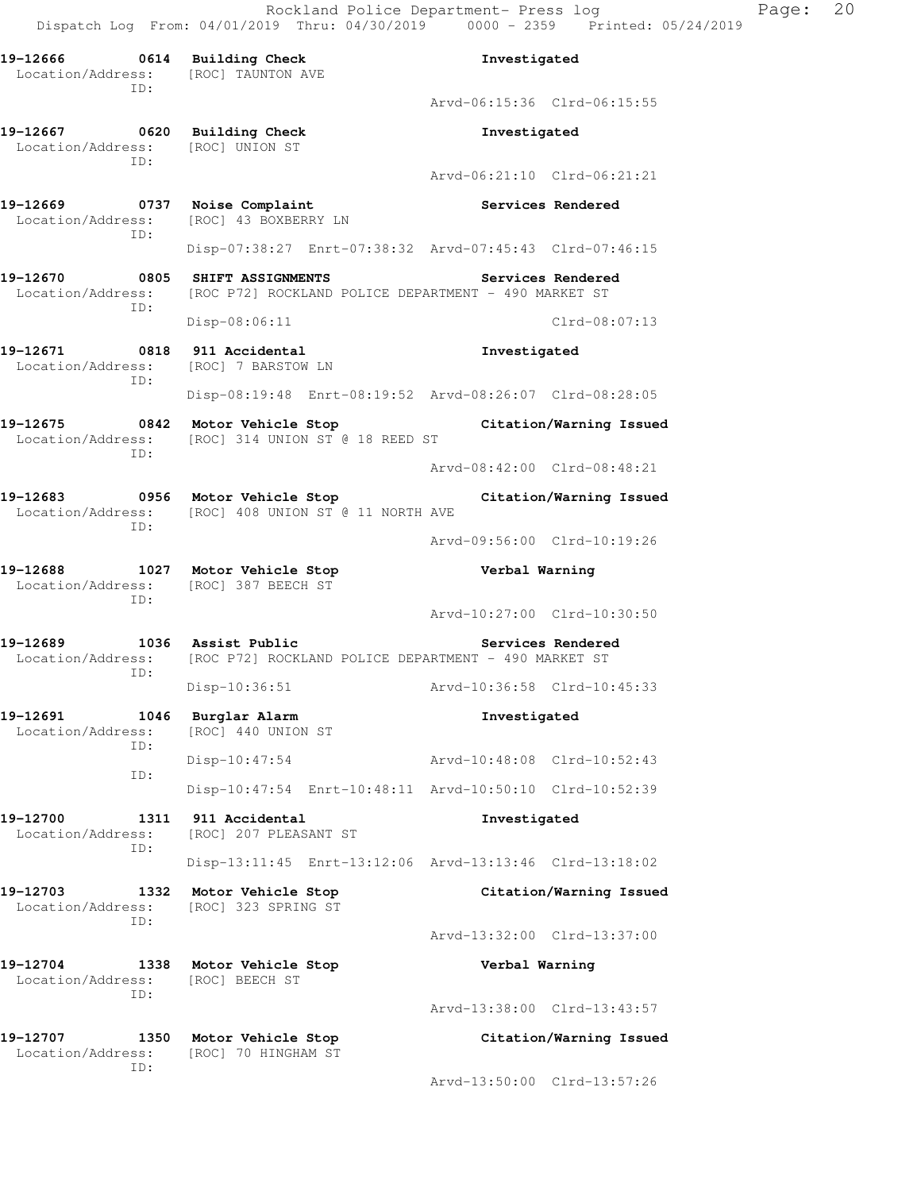19-12666 0614 Building Check Investigated
Location/Address: [ROC] TAUNTON AVE
ID:
Arvd-06:15:36 Clrd-06:15:55

19-12667 0620 Building Check Investigated
Location/Address: [ROC] UNION ST
ID:
Arvd-06:21:10 Clrd-06:21:21

19-12669 0737 Noise Complaint Services Rendered
Location/Address: [ROC] 43 BOXBERRY LN
ID:
Disp-07:38:27 Enrt-07:38:32 Arvd-07:45:43 Clrd-07:46:15

19-12670 0805 SHIFT ASSIGNMENTS Services Rendered
Location/Address: [ROC P72] ROCKLAND POLICE DEPARTMENT - 490 MARKET ST
ID:
Disp-08:06:11 Clrd-08:07:13

19-12671 0818 911 Accidental Investigated
Location/Address: [ROC] 7 BARSTOW LN
ID:
Disp-08:19:48 Enrt-08:19:52 Arvd-08:26:07 Clrd-08:28:05

19-12675 0842 Motor Vehicle Stop Citation/Warning Issued
Location/Address: [ROC] 314 UNION ST @ 18 REED ST
ID:
Arvd-08:42:00 Clrd-08:48:21

19-12683 0956 Motor Vehicle Stop Citation/Warning Issued
Location/Address: [ROC] 408 UNION ST @ 11 NORTH AVE
ID:
Arvd-09:56:00 Clrd-10:19:26

19-12688 1027 Motor Vehicle Stop Verbal Warning
Location/Address: [ROC] 387 BEECH ST
ID:
Arvd-10:27:00 Clrd-10:30:50

19-12689 1036 Assist Public Services Rendered
Location/Address: [ROC P72] ROCKLAND POLICE DEPARTMENT - 490 MARKET ST
ID:
Disp-10:36:51 Arvd-10:36:58 Clrd-10:45:33

19-12691 1046 Burglar Alarm Investigated
Location/Address: [ROC] 440 UNION ST
ID:
Disp-10:47:54 Arvd-10:48:08 Clrd-10:52:43
ID:
Disp-10:47:54 Enrt-10:48:11 Arvd-10:50:10 Clrd-10:52:39

19-12700 1311 911 Accidental Investigated
Location/Address: [ROC] 207 PLEASANT ST
ID:
Disp-13:11:45 Enrt-13:12:06 Arvd-13:13:46 Clrd-13:18:02

19-12703 1332 Motor Vehicle Stop Citation/Warning Issued
Location/Address: [ROC] 323 SPRING ST
ID:
Arvd-13:32:00 Clrd-13:37:00

19-12704 1338 Motor Vehicle Stop Verbal Warning
Location/Address: [ROC] BEECH ST
ID:
Arvd-13:38:00 Clrd-13:43:57

19-12707 1350 Motor Vehicle Stop Citation/Warning Issued
Location/Address: [ROC] 70 HINGHAM ST
ID:
Arvd-13:50:00 Clrd-13:57:26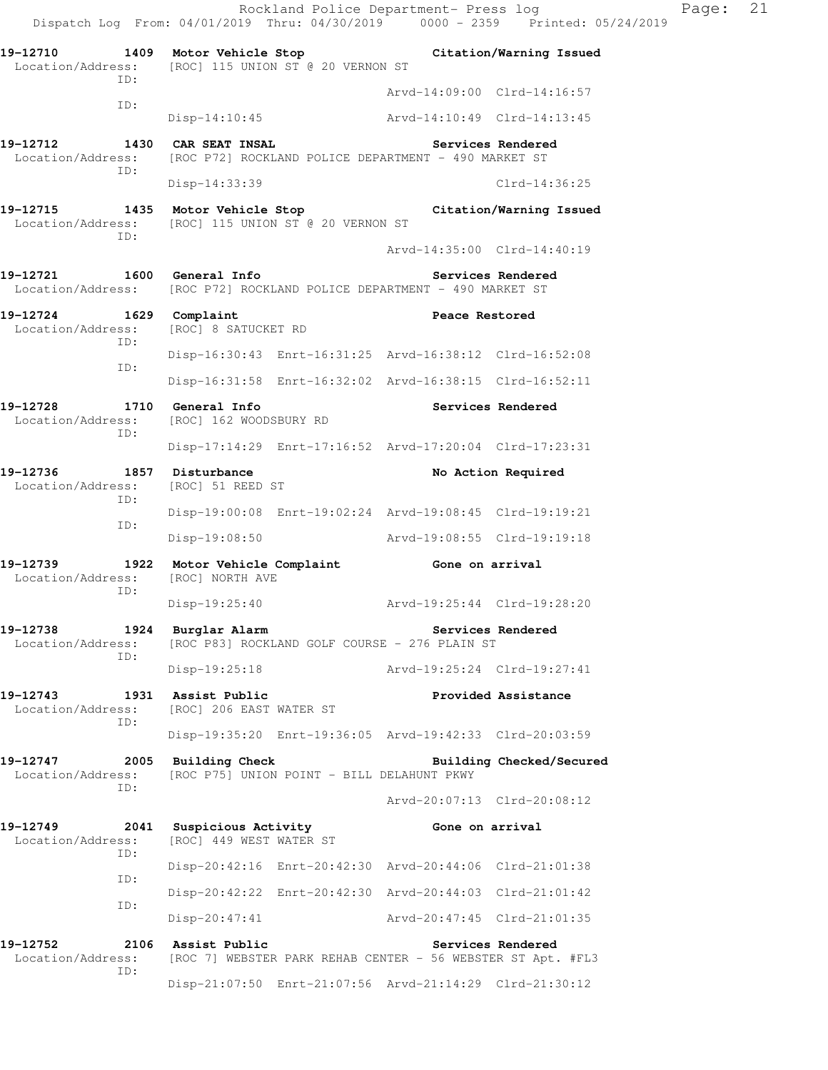**19-12710 1409 Motor Vehicle Stop — Citation/Warning Issued**
Location/Address: [ROC] 115 UNION ST @ 20 VERNON ST
ID: Arvd-14:09:00 Clrd-14:16:57
ID: Disp-14:10:45 Arvd-14:10:49 Clrd-14:13:45

**19-12712 1430 CAR SEAT INSAL — Services Rendered**
Location/Address: [ROC P72] ROCKLAND POLICE DEPARTMENT - 490 MARKET ST
ID: Disp-14:33:39 Clrd-14:36:25

**19-12715 1435 Motor Vehicle Stop — Citation/Warning Issued**
Location/Address: [ROC] 115 UNION ST @ 20 VERNON ST
ID: Arvd-14:35:00 Clrd-14:40:19

**19-12721 1600 General Info — Services Rendered**
Location/Address: [ROC P72] ROCKLAND POLICE DEPARTMENT - 490 MARKET ST

**19-12724 1629 Complaint — Peace Restored**
Location/Address: [ROC] 8 SATUCKET RD
ID: Disp-16:30:43 Enrt-16:31:25 Arvd-16:38:12 Clrd-16:52:08
ID: Disp-16:31:58 Enrt-16:32:02 Arvd-16:38:15 Clrd-16:52:11

**19-12728 1710 General Info — Services Rendered**
Location/Address: [ROC] 162 WOODSBURY RD
ID: Disp-17:14:29 Enrt-17:16:52 Arvd-17:20:04 Clrd-17:23:31

**19-12736 1857 Disturbance — No Action Required**
Location/Address: [ROC] 51 REED ST
ID: Disp-19:00:08 Enrt-19:02:24 Arvd-19:08:45 Clrd-19:19:21
ID: Disp-19:08:50 Arvd-19:08:55 Clrd-19:19:18

**19-12739 1922 Motor Vehicle Complaint — Gone on arrival**
Location/Address: [ROC] NORTH AVE
ID: Disp-19:25:40 Arvd-19:25:44 Clrd-19:28:20

**19-12738 1924 Burglar Alarm — Services Rendered**
Location/Address: [ROC P83] ROCKLAND GOLF COURSE - 276 PLAIN ST
ID: Disp-19:25:18 Arvd-19:25:24 Clrd-19:27:41

**19-12743 1931 Assist Public — Provided Assistance**
Location/Address: [ROC] 206 EAST WATER ST
ID: Disp-19:35:20 Enrt-19:36:05 Arvd-19:42:33 Clrd-20:03:59

**19-12747 2005 Building Check — Building Checked/Secured**
Location/Address: [ROC P75] UNION POINT - BILL DELAHUNT PKWY
ID: Arvd-20:07:13 Clrd-20:08:12

**19-12749 2041 Suspicious Activity — Gone on arrival**
Location/Address: [ROC] 449 WEST WATER ST
ID: Disp-20:42:16 Enrt-20:42:30 Arvd-20:44:06 Clrd-21:01:38
ID: Disp-20:42:22 Enrt-20:42:30 Arvd-20:44:03 Clrd-21:01:42
ID: Disp-20:47:41 Arvd-20:47:45 Clrd-21:01:35

**19-12752 2106 Assist Public — Services Rendered**
Location/Address: [ROC 7] WEBSTER PARK REHAB CENTER - 56 WEBSTER ST Apt. #FL3
ID: Disp-21:07:50 Enrt-21:07:56 Arvd-21:14:29 Clrd-21:30:12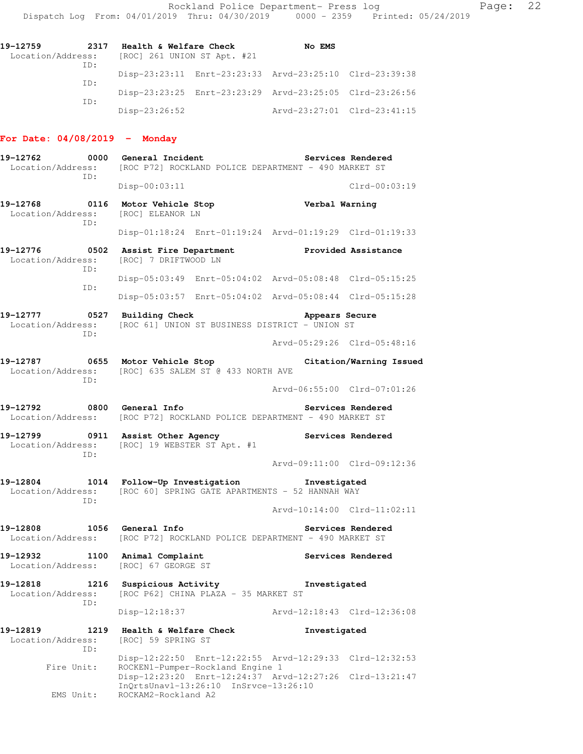19-12759 2317 Health & Welfare Check No EMS
Location/Address: [ROC] 261 UNION ST Apt. #21
ID:
Disp-23:23:11 Enrt-23:23:33 Arvd-23:25:10 Clrd-23:39:38
ID:
Disp-23:23:25 Enrt-23:23:29 Arvd-23:25:05 Clrd-23:26:56
ID:
Disp-23:26:52 Arvd-23:27:01 Clrd-23:41:15

**For Date: 04/08/2019 - Monday**

19-12762 0000 General Incident Services Rendered
Location/Address: [ROC P72] ROCKLAND POLICE DEPARTMENT - 490 MARKET ST
ID:
Disp-00:03:11 Clrd-00:03:19

19-12768 0116 Motor Vehicle Stop Verbal Warning
Location/Address: [ROC] ELEANOR LN
ID:
Disp-01:18:24 Enrt-01:19:24 Arvd-01:19:29 Clrd-01:19:33

19-12776 0502 Assist Fire Department Provided Assistance
Location/Address: [ROC] 7 DRIFTWOOD LN
ID:
Disp-05:03:49 Enrt-05:04:02 Arvd-05:08:48 Clrd-05:15:25
ID:
Disp-05:03:57 Enrt-05:04:02 Arvd-05:08:44 Clrd-05:15:28

19-12777 0527 Building Check Appears Secure
Location/Address: [ROC 61] UNION ST BUSINESS DISTRICT - UNION ST
ID:
Arvd-05:29:26 Clrd-05:48:16

19-12787 0655 Motor Vehicle Stop Citation/Warning Issued
Location/Address: [ROC] 635 SALEM ST @ 433 NORTH AVE
ID:
Arvd-06:55:00 Clrd-07:01:26

19-12792 0800 General Info Services Rendered
Location/Address: [ROC P72] ROCKLAND POLICE DEPARTMENT - 490 MARKET ST

19-12799 0911 Assist Other Agency Services Rendered
Location/Address: [ROC] 19 WEBSTER ST Apt. #1
ID:
Arvd-09:11:00 Clrd-09:12:36

19-12804 1014 Follow-Up Investigation Investigated
Location/Address: [ROC 60] SPRING GATE APARTMENTS - 52 HANNAH WAY
ID:
Arvd-10:14:00 Clrd-11:02:11

19-12808 1056 General Info Services Rendered
Location/Address: [ROC P72] ROCKLAND POLICE DEPARTMENT - 490 MARKET ST

19-12932 1100 Animal Complaint Services Rendered
Location/Address: [ROC] 67 GEORGE ST

19-12818 1216 Suspicious Activity Investigated
Location/Address: [ROC P62] CHINA PLAZA - 35 MARKET ST
ID:
Disp-12:18:37 Arvd-12:18:43 Clrd-12:36:08

19-12819 1219 Health & Welfare Check Investigated
Location/Address: [ROC] 59 SPRING ST
ID:
Disp-12:22:50 Enrt-12:22:55 Arvd-12:29:33 Clrd-12:32:53
Fire Unit: ROCKEN1-Pumper-Rockland Engine 1
Disp-12:23:20 Enrt-12:24:37 Arvd-12:27:26 Clrd-13:21:47
InQrtsUnavl-13:26:10 InSrvce-13:26:10
EMS Unit: ROCKAM2-Rockland A2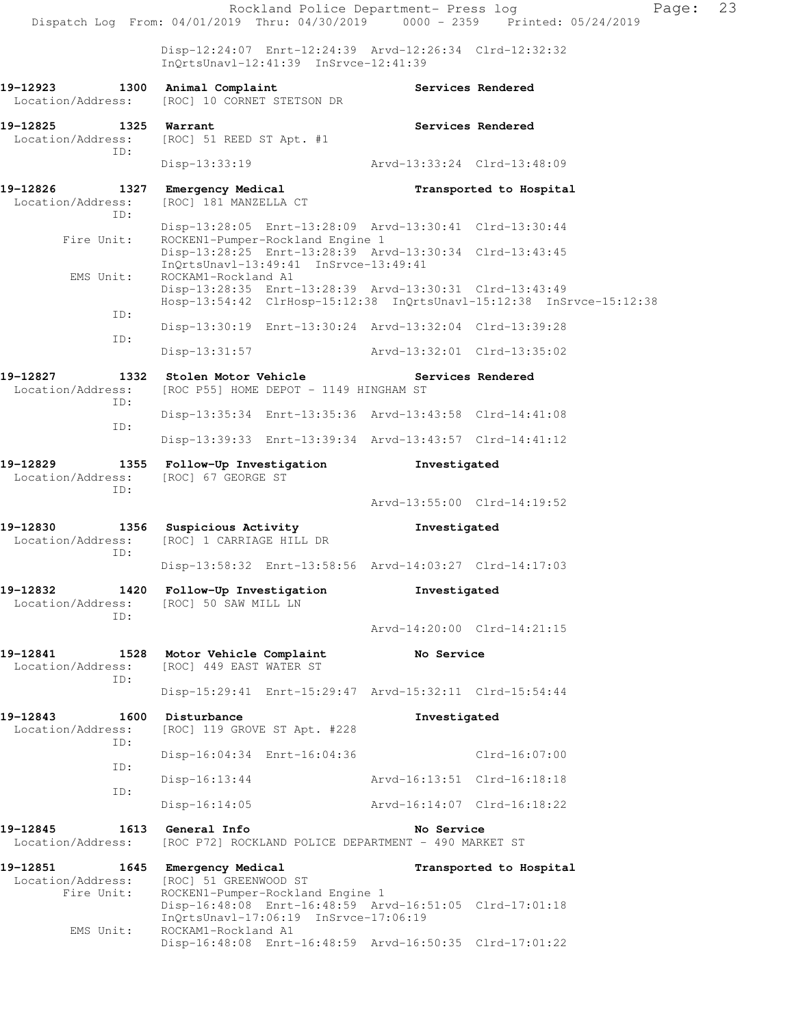```
                Disp-12:24:07  Enrt-12:24:39  Arvd-12:26:34  Clrd-12:32:32
                InQrtsUnavl-12:41:39  InSrvce-12:41:39

19-12923        1300  Animal Complaint                    Services Rendered
 Location/Address:    [ROC] 10 CORNET STETSON DR

19-12825        1325  Warrant                             Services Rendered
 Location/Address:    [ROC] 51 REED ST Apt. #1
              ID:
                Disp-13:33:19                 Arvd-13:33:24  Clrd-13:48:09

19-12826        1327  Emergency Medical                   Transported to Hospital
 Location/Address:    [ROC] 181 MANZELLA CT
              ID:
                Disp-13:28:05  Enrt-13:28:09  Arvd-13:30:41  Clrd-13:30:44
       Fire Unit:     ROCKEN1-Pumper-Rockland Engine 1
                Disp-13:28:25  Enrt-13:28:39  Arvd-13:30:34  Clrd-13:43:45
                InQrtsUnavl-13:49:41  InSrvce-13:49:41
        EMS Unit:     ROCKAM1-Rockland A1
                Disp-13:28:35  Enrt-13:28:39  Arvd-13:30:31  Clrd-13:43:49
                Hosp-13:54:42  ClrHosp-15:12:38  InQrtsUnavl-15:12:38  InSrvce-15:12:38
              ID:
                Disp-13:30:19  Enrt-13:30:24  Arvd-13:32:04  Clrd-13:39:28
              ID:
                Disp-13:31:57                 Arvd-13:32:01  Clrd-13:35:02

19-12827        1332  Stolen Motor Vehicle                Services Rendered
 Location/Address:    [ROC P55] HOME DEPOT - 1149 HINGHAM ST
              ID:
                Disp-13:35:34  Enrt-13:35:36  Arvd-13:43:58  Clrd-14:41:08
              ID:
                Disp-13:39:33  Enrt-13:39:34  Arvd-13:43:57  Clrd-14:41:12

19-12829        1355  Follow-Up Investigation             Investigated
 Location/Address:    [ROC] 67 GEORGE ST
              ID:
                                              Arvd-13:55:00  Clrd-14:19:52

19-12830        1356  Suspicious Activity                 Investigated
 Location/Address:    [ROC] 1 CARRIAGE HILL DR
              ID:
                Disp-13:58:32  Enrt-13:58:56  Arvd-14:03:27  Clrd-14:17:03

19-12832        1420  Follow-Up Investigation             Investigated
 Location/Address:    [ROC] 50 SAW MILL LN
              ID:
                                              Arvd-14:20:00  Clrd-14:21:15

19-12841        1528  Motor Vehicle Complaint             No Service
 Location/Address:    [ROC] 449 EAST WATER ST
              ID:
                Disp-15:29:41  Enrt-15:29:47  Arvd-15:32:11  Clrd-15:54:44

19-12843        1600  Disturbance                         Investigated
 Location/Address:    [ROC] 119 GROVE ST Apt. #228
              ID:
                Disp-16:04:34  Enrt-16:04:36                 Clrd-16:07:00
              ID:
                Disp-16:13:44                 Arvd-16:13:51  Clrd-16:18:18
              ID:
                Disp-16:14:05                 Arvd-16:14:07  Clrd-16:18:22

19-12845        1613  General Info                        No Service
 Location/Address:    [ROC P72] ROCKLAND POLICE DEPARTMENT - 490 MARKET ST

19-12851        1645  Emergency Medical                   Transported to Hospital
 Location/Address:    [ROC] 51 GREENWOOD ST
       Fire Unit:     ROCKEN1-Pumper-Rockland Engine 1
                Disp-16:48:08  Enrt-16:48:59  Arvd-16:51:05  Clrd-17:01:18
                InQrtsUnavl-17:06:19  InSrvce-17:06:19
        EMS Unit:     ROCKAM1-Rockland A1
                Disp-16:48:08  Enrt-16:48:59  Arvd-16:50:35  Clrd-17:01:22
```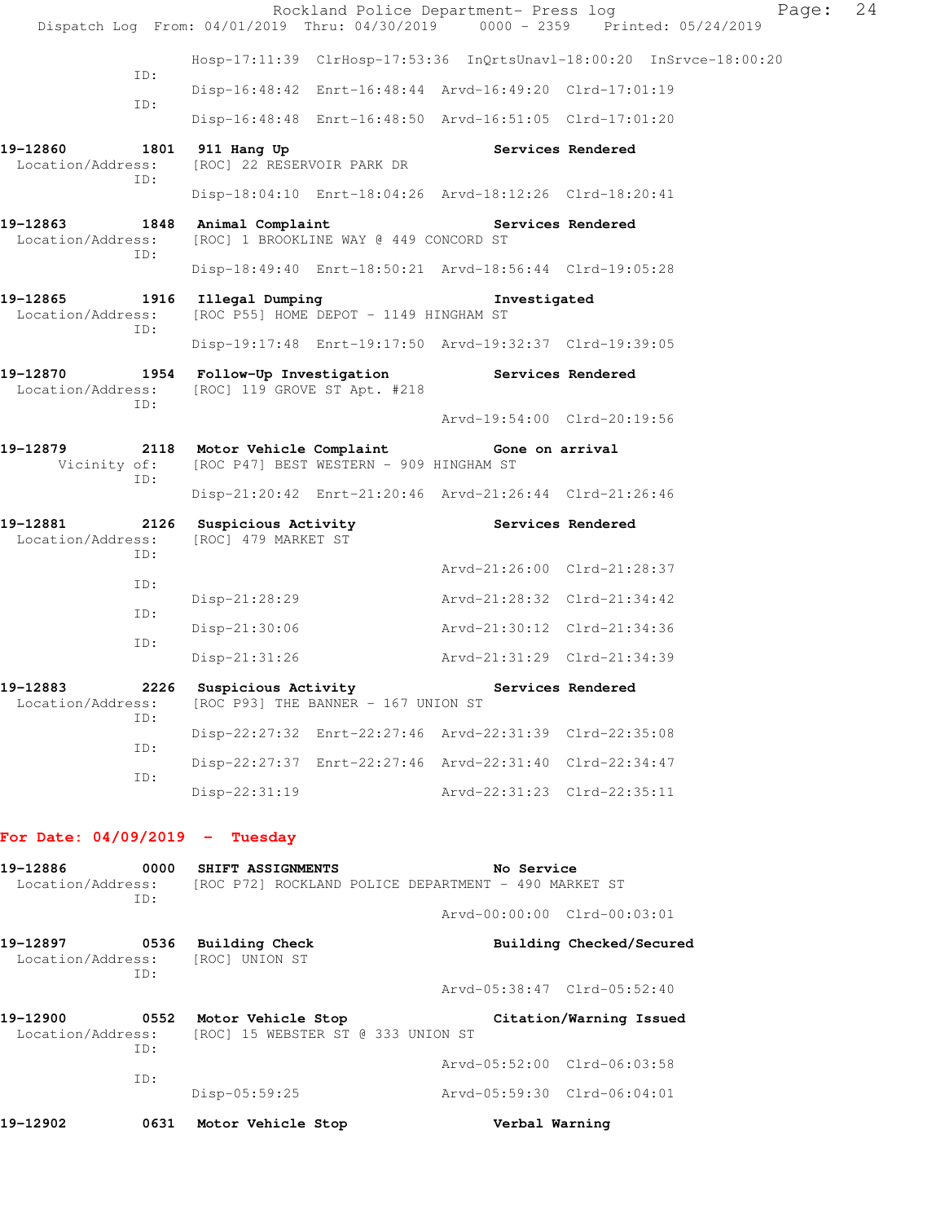```
            Hosp-17:11:39  ClrHosp-17:53:36  InQrtsUnavl-18:00:20  InSrvce-18:00:20
      ID:
            Disp-16:48:42  Enrt-16:48:44  Arvd-16:49:20  Clrd-17:01:19
      ID:
            Disp-16:48:48  Enrt-16:48:50  Arvd-16:51:05  Clrd-17:01:20

19-12860        1801  911 Hang Up                              Services Rendered
  Location/Address:   [ROC] 22 RESERVOIR PARK DR
      ID:
            Disp-18:04:10  Enrt-18:04:26  Arvd-18:12:26  Clrd-18:20:41

19-12863        1848  Animal Complaint                         Services Rendered
  Location/Address:   [ROC] 1 BROOKLINE WAY @ 449 CONCORD ST
      ID:
            Disp-18:49:40  Enrt-18:50:21  Arvd-18:56:44  Clrd-19:05:28

19-12865        1916  Illegal Dumping                          Investigated
  Location/Address:   [ROC P55] HOME DEPOT - 1149 HINGHAM ST
      ID:
            Disp-19:17:48  Enrt-19:17:50  Arvd-19:32:37  Clrd-19:39:05

19-12870        1954  Follow-Up Investigation                  Services Rendered
  Location/Address:   [ROC] 119 GROVE ST Apt. #218
      ID:
                                          Arvd-19:54:00  Clrd-20:19:56

19-12879        2118  Motor Vehicle Complaint                  Gone on arrival
        Vicinity of:  [ROC P47] BEST WESTERN - 909 HINGHAM ST
      ID:
            Disp-21:20:42  Enrt-21:20:46  Arvd-21:26:44  Clrd-21:26:46

19-12881        2126  Suspicious Activity                      Services Rendered
  Location/Address:   [ROC] 479 MARKET ST
      ID:
                                          Arvd-21:26:00  Clrd-21:28:37
      ID:
            Disp-21:28:29                 Arvd-21:28:32  Clrd-21:34:42
      ID:
            Disp-21:30:06                 Arvd-21:30:12  Clrd-21:34:36
      ID:
            Disp-21:31:26                 Arvd-21:31:29  Clrd-21:34:39

19-12883        2226  Suspicious Activity                      Services Rendered
  Location/Address:   [ROC P93] THE BANNER - 167 UNION ST
      ID:
            Disp-22:27:32  Enrt-22:27:46  Arvd-22:31:39  Clrd-22:35:08
      ID:
            Disp-22:27:37  Enrt-22:27:46  Arvd-22:31:40  Clrd-22:34:47
      ID:
            Disp-22:31:19                 Arvd-22:31:23  Clrd-22:35:11
```

**For Date: 04/09/2019 - Tuesday**

```
19-12886        0000  SHIFT ASSIGNMENTS                        No Service
  Location/Address:   [ROC P72] ROCKLAND POLICE DEPARTMENT - 490 MARKET ST
      ID:
                                          Arvd-00:00:00  Clrd-00:03:01

19-12897        0536  Building Check                           Building Checked/Secured
  Location/Address:   [ROC] UNION ST
      ID:
                                          Arvd-05:38:47  Clrd-05:52:40

19-12900        0552  Motor Vehicle Stop                       Citation/Warning Issued
  Location/Address:   [ROC] 15 WEBSTER ST @ 333 UNION ST
      ID:
                                          Arvd-05:52:00  Clrd-06:03:58
      ID:
            Disp-05:59:25                 Arvd-05:59:30  Clrd-06:04:01

19-12902        0631  Motor Vehicle Stop                       Verbal Warning
```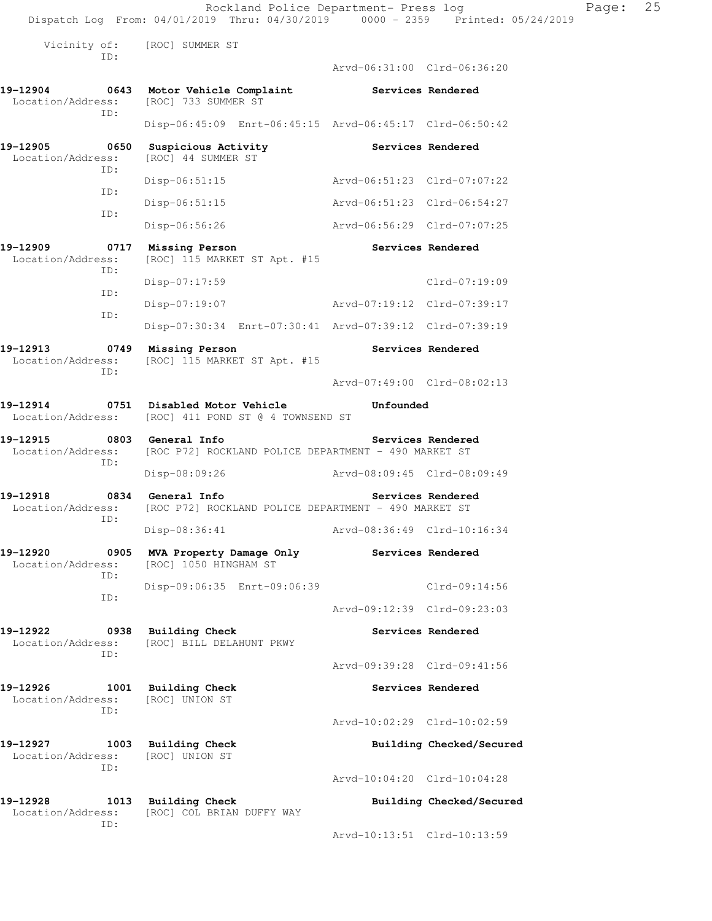Vicinity of: [ROC] SUMMER ST
ID:
Arvd-06:31:00 Clrd-06:36:20

**19-12904 0643 Motor Vehicle Complaint** — Services Rendered
Location/Address: [ROC] 733 SUMMER ST
ID:
Disp-06:45:09 Enrt-06:45:15 Arvd-06:45:17 Clrd-06:50:42

**19-12905 0650 Suspicious Activity** — Services Rendered
Location/Address: [ROC] 44 SUMMER ST
ID:
Disp-06:51:15 Arvd-06:51:23 Clrd-07:07:22
ID:
Disp-06:51:15 Arvd-06:51:23 Clrd-06:54:27
ID:
Disp-06:56:26 Arvd-06:56:29 Clrd-07:07:25

**19-12909 0717 Missing Person** — Services Rendered
Location/Address: [ROC] 115 MARKET ST Apt. #15
ID:
Disp-07:17:59 Clrd-07:19:09
ID:
Disp-07:19:07 Arvd-07:19:12 Clrd-07:39:17
ID:
Disp-07:30:34 Enrt-07:30:41 Arvd-07:39:12 Clrd-07:39:19

**19-12913 0749 Missing Person** — Services Rendered
Location/Address: [ROC] 115 MARKET ST Apt. #15
ID:
Arvd-07:49:00 Clrd-08:02:13

**19-12914 0751 Disabled Motor Vehicle** — Unfounded
Location/Address: [ROC] 411 POND ST @ 4 TOWNSEND ST

**19-12915 0803 General Info** — Services Rendered
Location/Address: [ROC P72] ROCKLAND POLICE DEPARTMENT - 490 MARKET ST
ID:
Disp-08:09:26 Arvd-08:09:45 Clrd-08:09:49

**19-12918 0834 General Info** — Services Rendered
Location/Address: [ROC P72] ROCKLAND POLICE DEPARTMENT - 490 MARKET ST
ID:
Disp-08:36:41 Arvd-08:36:49 Clrd-10:16:34

**19-12920 0905 MVA Property Damage Only** — Services Rendered
Location/Address: [ROC] 1050 HINGHAM ST
ID:
Disp-09:06:35 Enrt-09:06:39 Clrd-09:14:56
ID:
Arvd-09:12:39 Clrd-09:23:03

**19-12922 0938 Building Check** — Services Rendered
Location/Address: [ROC] BILL DELAHUNT PKWY
ID:
Arvd-09:39:28 Clrd-09:41:56

**19-12926 1001 Building Check** — Services Rendered
Location/Address: [ROC] UNION ST
ID:
Arvd-10:02:29 Clrd-10:02:59

**19-12927 1003 Building Check** — Building Checked/Secured
Location/Address: [ROC] UNION ST
ID:
Arvd-10:04:20 Clrd-10:04:28

**19-12928 1013 Building Check** — Building Checked/Secured
Location/Address: [ROC] COL BRIAN DUFFY WAY
ID:
Arvd-10:13:51 Clrd-10:13:59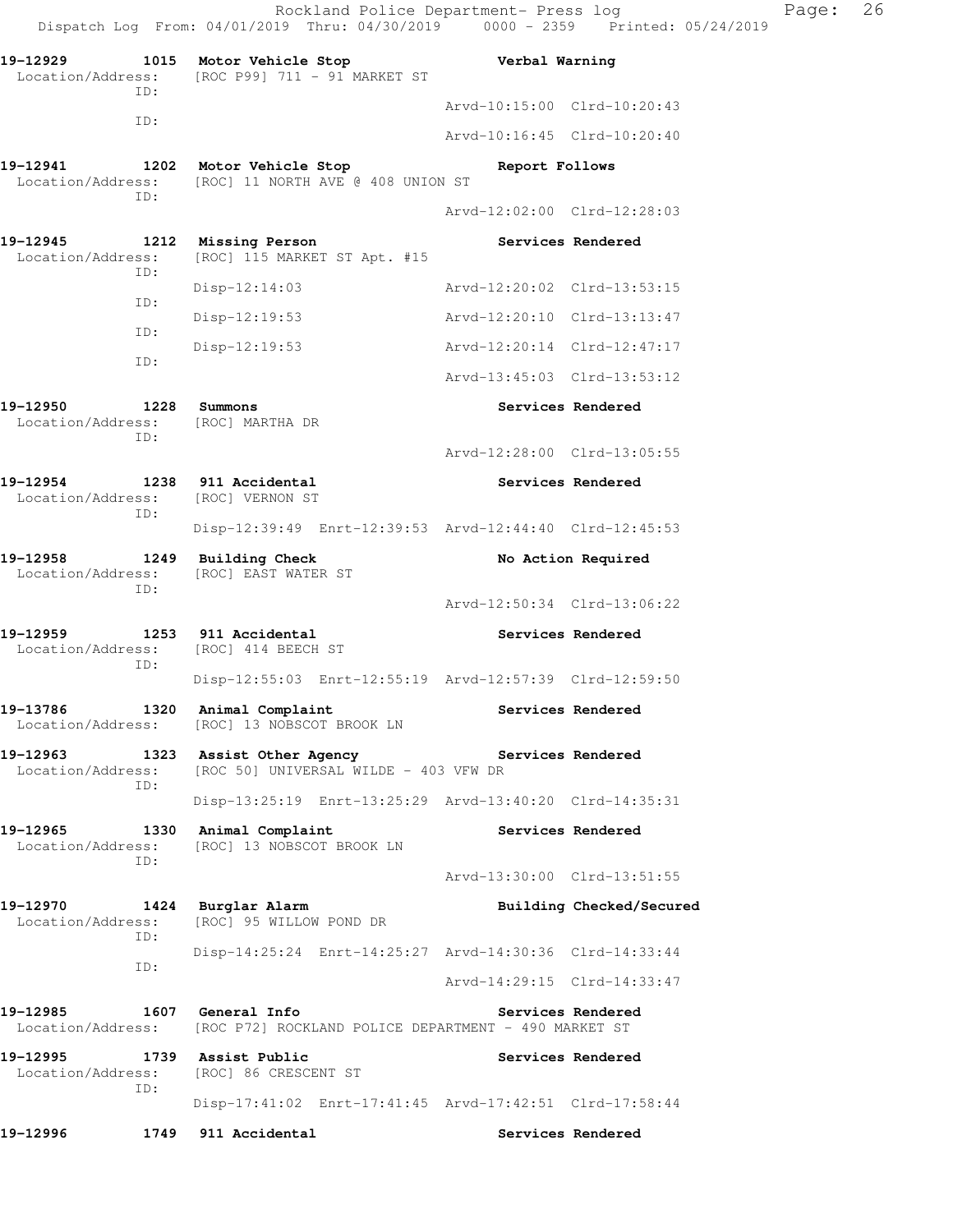**19-12929 1015 Motor Vehicle Stop — Verbal Warning**
Location/Address: [ROC P99] 711 - 91 MARKET ST
ID:
Arvd-10:15:00 Clrd-10:20:43
ID:
Arvd-10:16:45 Clrd-10:20:40

**19-12941 1202 Motor Vehicle Stop — Report Follows**
Location/Address: [ROC] 11 NORTH AVE @ 408 UNION ST
ID:
Arvd-12:02:00 Clrd-12:28:03

**19-12945 1212 Missing Person — Services Rendered**
Location/Address: [ROC] 115 MARKET ST Apt. #15
ID:
Disp-12:14:03 Arvd-12:20:02 Clrd-13:53:15
ID:
Disp-12:19:53 Arvd-12:20:10 Clrd-13:13:47
ID:
Disp-12:19:53 Arvd-12:20:14 Clrd-12:47:17
ID:
Arvd-13:45:03 Clrd-13:53:12

**19-12950 1228 Summons — Services Rendered**
Location/Address: [ROC] MARTHA DR
ID:
Arvd-12:28:00 Clrd-13:05:55

**19-12954 1238 911 Accidental — Services Rendered**
Location/Address: [ROC] VERNON ST
ID:
Disp-12:39:49 Enrt-12:39:53 Arvd-12:44:40 Clrd-12:45:53

**19-12958 1249 Building Check — No Action Required**
Location/Address: [ROC] EAST WATER ST
ID:
Arvd-12:50:34 Clrd-13:06:22

**19-12959 1253 911 Accidental — Services Rendered**
Location/Address: [ROC] 414 BEECH ST
ID:
Disp-12:55:03 Enrt-12:55:19 Arvd-12:57:39 Clrd-12:59:50

**19-13786 1320 Animal Complaint — Services Rendered**
Location/Address: [ROC] 13 NOBSCOT BROOK LN

**19-12963 1323 Assist Other Agency — Services Rendered**
Location/Address: [ROC 50] UNIVERSAL WILDE - 403 VFW DR
ID:
Disp-13:25:19 Enrt-13:25:29 Arvd-13:40:20 Clrd-14:35:31

**19-12965 1330 Animal Complaint — Services Rendered**
Location/Address: [ROC] 13 NOBSCOT BROOK LN
ID:
Arvd-13:30:00 Clrd-13:51:55

**19-12970 1424 Burglar Alarm — Building Checked/Secured**
Location/Address: [ROC] 95 WILLOW POND DR
ID:
Disp-14:25:24 Enrt-14:25:27 Arvd-14:30:36 Clrd-14:33:44
ID:
Arvd-14:29:15 Clrd-14:33:47

**19-12985 1607 General Info — Services Rendered**
Location/Address: [ROC P72] ROCKLAND POLICE DEPARTMENT - 490 MARKET ST

**19-12995 1739 Assist Public — Services Rendered**
Location/Address: [ROC] 86 CRESCENT ST
ID:
Disp-17:41:02 Enrt-17:41:45 Arvd-17:42:51 Clrd-17:58:44

**19-12996 1749 911 Accidental — Services Rendered**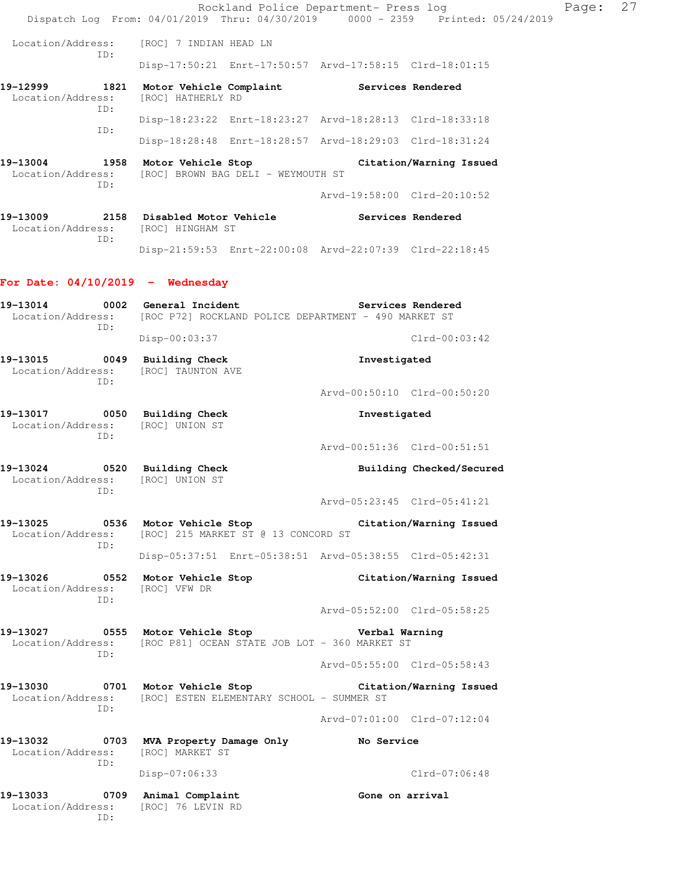Location/Address: [ROC] 7 INDIAN HEAD LN
ID:
Disp-17:50:21 Enrt-17:50:57 Arvd-17:58:15 Clrd-18:01:15

**19-12999 1821 Motor Vehicle Complaint Services Rendered**
Location/Address: [ROC] HATHERLY RD
ID:
Disp-18:23:22 Enrt-18:23:27 Arvd-18:28:13 Clrd-18:33:18
ID:
Disp-18:28:48 Enrt-18:28:57 Arvd-18:29:03 Clrd-18:31:24

**19-13004 1958 Motor Vehicle Stop Citation/Warning Issued**
Location/Address: [ROC] BROWN BAG DELI - WEYMOUTH ST
ID:
Arvd-19:58:00 Clrd-20:10:52

**19-13009 2158 Disabled Motor Vehicle Services Rendered**
Location/Address: [ROC] HINGHAM ST
ID:
Disp-21:59:53 Enrt-22:00:08 Arvd-22:07:39 Clrd-22:18:45

## For Date: 04/10/2019 - Wednesday

**19-13014 0002 General Incident Services Rendered**
Location/Address: [ROC P72] ROCKLAND POLICE DEPARTMENT - 490 MARKET ST
ID:
Disp-00:03:37 Clrd-00:03:42

**19-13015 0049 Building Check Investigated**
Location/Address: [ROC] TAUNTON AVE
ID:
Arvd-00:50:10 Clrd-00:50:20

**19-13017 0050 Building Check Investigated**
Location/Address: [ROC] UNION ST
ID:
Arvd-00:51:36 Clrd-00:51:51

**19-13024 0520 Building Check Building Checked/Secured**
Location/Address: [ROC] UNION ST
ID:
Arvd-05:23:45 Clrd-05:41:21

**19-13025 0536 Motor Vehicle Stop Citation/Warning Issued**
Location/Address: [ROC] 215 MARKET ST @ 13 CONCORD ST
ID:
Disp-05:37:51 Enrt-05:38:51 Arvd-05:38:55 Clrd-05:42:31

**19-13026 0552 Motor Vehicle Stop Citation/Warning Issued**
Location/Address: [ROC] VFW DR
ID:
Arvd-05:52:00 Clrd-05:58:25

**19-13027 0555 Motor Vehicle Stop Verbal Warning**
Location/Address: [ROC P81] OCEAN STATE JOB LOT - 360 MARKET ST
ID:
Arvd-05:55:00 Clrd-05:58:43

**19-13030 0701 Motor Vehicle Stop Citation/Warning Issued**
Location/Address: [ROC] ESTEN ELEMENTARY SCHOOL - SUMMER ST
ID:
Arvd-07:01:00 Clrd-07:12:04

**19-13032 0703 MVA Property Damage Only No Service**
Location/Address: [ROC] MARKET ST
ID:
Disp-07:06:33 Clrd-07:06:48

**19-13033 0709 Animal Complaint Gone on arrival**
Location/Address: [ROC] 76 LEVIN RD
ID: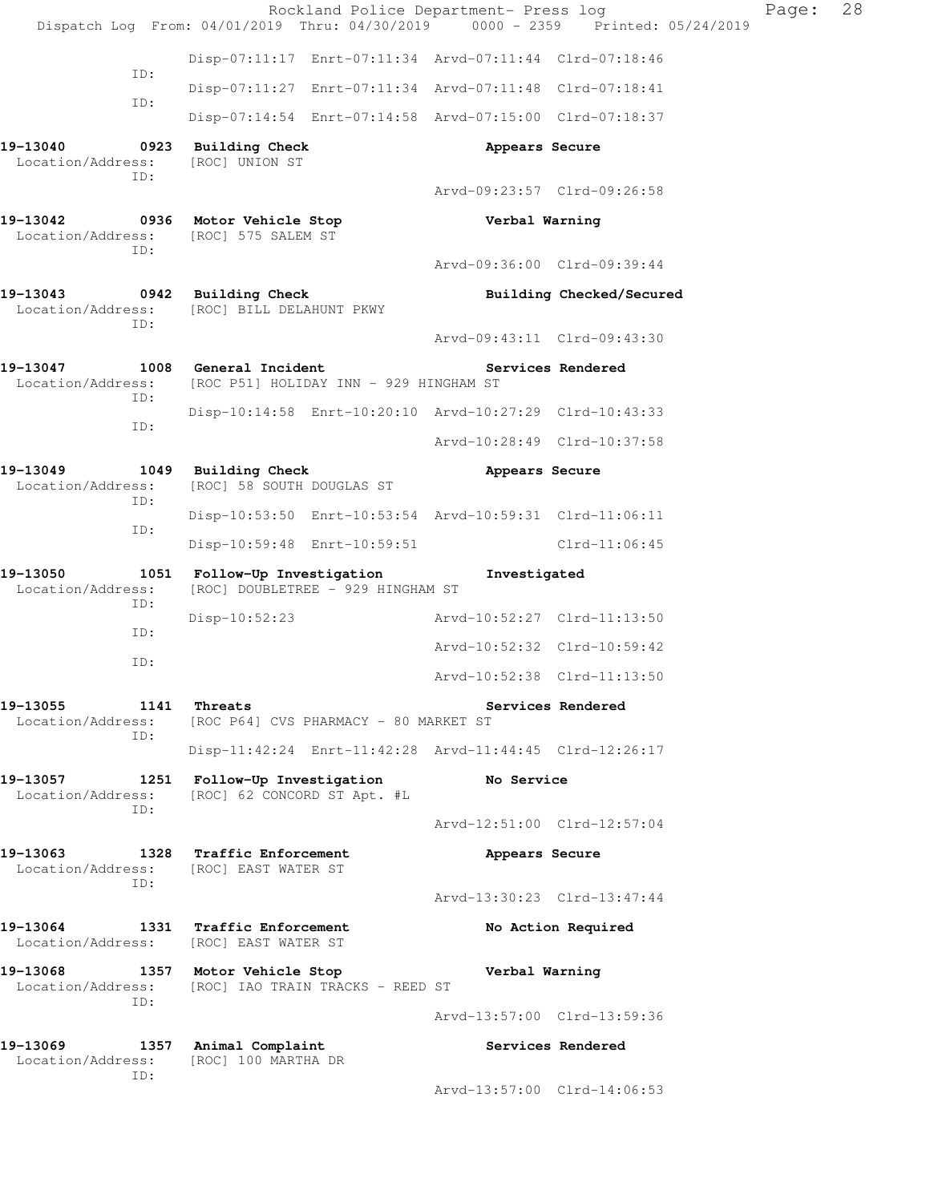```
                Disp-07:11:17  Enrt-07:11:34  Arvd-07:11:44  Clrd-07:18:46
           ID:
                Disp-07:11:27  Enrt-07:11:34  Arvd-07:11:48  Clrd-07:18:41
           ID:
                Disp-07:14:54  Enrt-07:14:58  Arvd-07:15:00  Clrd-07:18:37

19-13040       0923  Building Check                      Appears Secure
 Location/Address:   [ROC] UNION ST
           ID:
                                              Arvd-09:23:57  Clrd-09:26:58

19-13042       0936  Motor Vehicle Stop                  Verbal Warning
 Location/Address:   [ROC] 575 SALEM ST
           ID:
                                              Arvd-09:36:00  Clrd-09:39:44

19-13043       0942  Building Check                      Building Checked/Secured
 Location/Address:   [ROC] BILL DELAHUNT PKWY
           ID:
                                              Arvd-09:43:11  Clrd-09:43:30

19-13047       1008  General Incident                    Services Rendered
 Location/Address:   [ROC P51] HOLIDAY INN - 929 HINGHAM ST
           ID:
                Disp-10:14:58  Enrt-10:20:10  Arvd-10:27:29  Clrd-10:43:33
           ID:
                                              Arvd-10:28:49  Clrd-10:37:58

19-13049       1049  Building Check                      Appears Secure
 Location/Address:   [ROC] 58 SOUTH DOUGLAS ST
           ID:
                Disp-10:53:50  Enrt-10:53:54  Arvd-10:59:31  Clrd-11:06:11
           ID:
                Disp-10:59:48  Enrt-10:59:51                 Clrd-11:06:45

19-13050       1051  Follow-Up Investigation             Investigated
 Location/Address:   [ROC] DOUBLETREE - 929 HINGHAM ST
           ID:
                Disp-10:52:23                 Arvd-10:52:27  Clrd-11:13:50
           ID:
                                              Arvd-10:52:32  Clrd-10:59:42
           ID:
                                              Arvd-10:52:38  Clrd-11:13:50

19-13055       1141  Threats                             Services Rendered
 Location/Address:   [ROC P64] CVS PHARMACY - 80 MARKET ST
           ID:
                Disp-11:42:24  Enrt-11:42:28  Arvd-11:44:45  Clrd-12:26:17

19-13057       1251  Follow-Up Investigation             No Service
 Location/Address:   [ROC] 62 CONCORD ST Apt. #L
           ID:
                                              Arvd-12:51:00  Clrd-12:57:04

19-13063       1328  Traffic Enforcement                 Appears Secure
 Location/Address:   [ROC] EAST WATER ST
           ID:
                                              Arvd-13:30:23  Clrd-13:47:44

19-13064       1331  Traffic Enforcement                 No Action Required
 Location/Address:   [ROC] EAST WATER ST

19-13068       1357  Motor Vehicle Stop                  Verbal Warning
 Location/Address:   [ROC] IAO TRAIN TRACKS - REED ST
           ID:
                                              Arvd-13:57:00  Clrd-13:59:36

19-13069       1357  Animal Complaint                    Services Rendered
 Location/Address:   [ROC] 100 MARTHA DR
           ID:
                                              Arvd-13:57:00  Clrd-14:06:53
```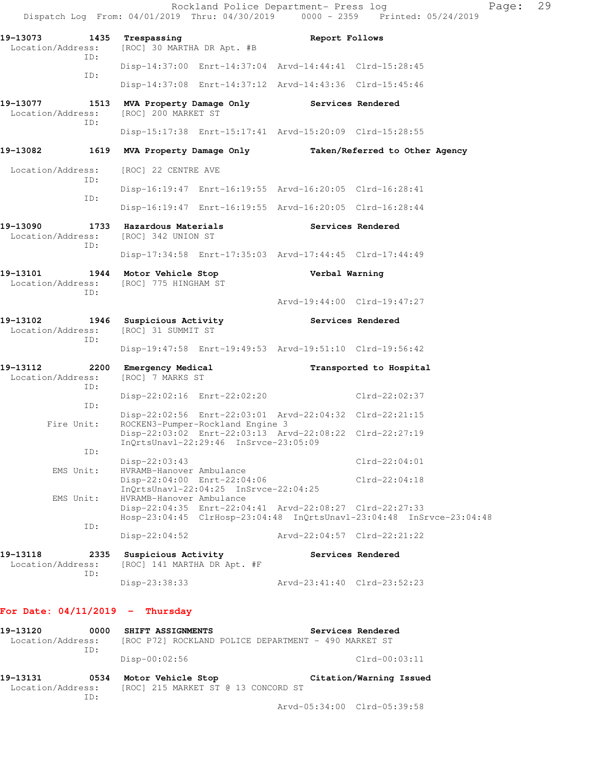19-13073 1435 Trespassing Report Follows
Location/Address: [ROC] 30 MARTHA DR Apt. #B
ID:
Disp-14:37:00 Enrt-14:37:04 Arvd-14:44:41 Clrd-15:28:45
ID:
Disp-14:37:08 Enrt-14:37:12 Arvd-14:43:36 Clrd-15:45:46

19-13077 1513 MVA Property Damage Only Services Rendered
Location/Address: [ROC] 200 MARKET ST
ID:
Disp-15:17:38 Enrt-15:17:41 Arvd-15:20:09 Clrd-15:28:55

19-13082 1619 MVA Property Damage Only Taken/Referred to Other Agency
Location/Address: [ROC] 22 CENTRE AVE
ID:
Disp-16:19:47 Enrt-16:19:55 Arvd-16:20:05 Clrd-16:28:41
ID:
Disp-16:19:47 Enrt-16:19:55 Arvd-16:20:05 Clrd-16:28:44

19-13090 1733 Hazardous Materials Services Rendered
Location/Address: [ROC] 342 UNION ST
ID:
Disp-17:34:58 Enrt-17:35:03 Arvd-17:44:45 Clrd-17:44:49

19-13101 1944 Motor Vehicle Stop Verbal Warning
Location/Address: [ROC] 775 HINGHAM ST
ID:
Arvd-19:44:00 Clrd-19:47:27

19-13102 1946 Suspicious Activity Services Rendered
Location/Address: [ROC] 31 SUMMIT ST
ID:
Disp-19:47:58 Enrt-19:49:53 Arvd-19:51:10 Clrd-19:56:42

19-13112 2200 Emergency Medical Transported to Hospital
Location/Address: [ROC] 7 MARKS ST
ID:
Disp-22:02:16 Enrt-22:02:20 Clrd-22:02:37
ID:
Disp-22:02:56 Enrt-22:03:01 Arvd-22:04:32 Clrd-22:21:15
Fire Unit: ROCKEN3-Pumper-Rockland Engine 3
Disp-22:03:02 Enrt-22:03:13 Arvd-22:08:22 Clrd-22:27:19
InQrtsUnavl-22:29:46 InSrvce-23:05:09
ID:
Disp-22:03:43 Clrd-22:04:01
EMS Unit: HVRAMB-Hanover Ambulance
Disp-22:04:00 Enrt-22:04:06 Clrd-22:04:18
InQrtsUnavl-22:04:25 InSrvce-22:04:25
EMS Unit: HVRAMB-Hanover Ambulance
Disp-22:04:35 Enrt-22:04:41 Arvd-22:08:27 Clrd-22:27:33
Hosp-23:04:45 ClrHosp-23:04:48 InQrtsUnavl-23:04:48 InSrvce-23:04:48
ID:
Disp-22:04:52 Arvd-22:04:57 Clrd-22:21:22

19-13118 2335 Suspicious Activity Services Rendered
Location/Address: [ROC] 141 MARTHA DR Apt. #F
ID:
Disp-23:38:33 Arvd-23:41:40 Clrd-23:52:23

## For Date: 04/11/2019 - Thursday

19-13120 0000 SHIFT ASSIGNMENTS Services Rendered
Location/Address: [ROC P72] ROCKLAND POLICE DEPARTMENT - 490 MARKET ST
ID:
Disp-00:02:56 Clrd-00:03:11

19-13131 0534 Motor Vehicle Stop Citation/Warning Issued
Location/Address: [ROC] 215 MARKET ST @ 13 CONCORD ST
ID:
Arvd-05:34:00 Clrd-05:39:58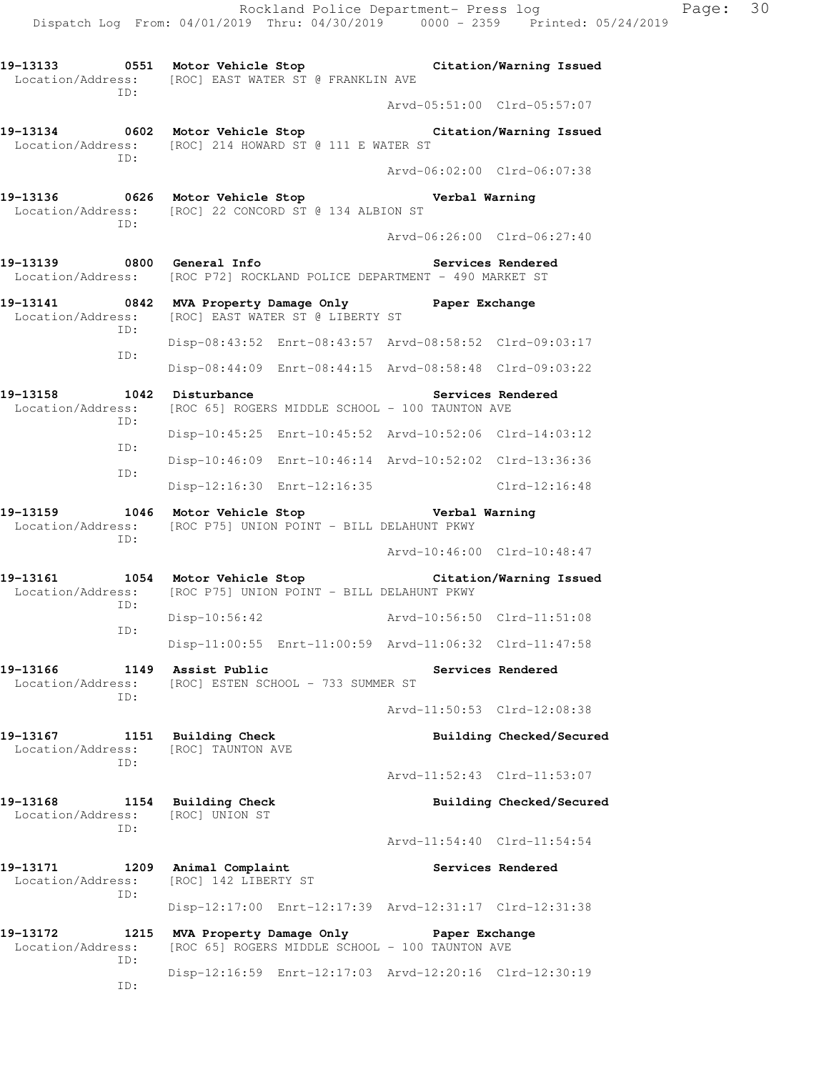**19-13133 0551 Motor Vehicle Stop** — **Citation/Warning Issued**
Location/Address: [ROC] EAST WATER ST @ FRANKLIN AVE
ID:
Arvd-05:51:00 Clrd-05:57:07

**19-13134 0602 Motor Vehicle Stop** — **Citation/Warning Issued**
Location/Address: [ROC] 214 HOWARD ST @ 111 E WATER ST
ID:
Arvd-06:02:00 Clrd-06:07:38

**19-13136 0626 Motor Vehicle Stop** — **Verbal Warning**
Location/Address: [ROC] 22 CONCORD ST @ 134 ALBION ST
ID:
Arvd-06:26:00 Clrd-06:27:40

**19-13139 0800 General Info** — **Services Rendered**
Location/Address: [ROC P72] ROCKLAND POLICE DEPARTMENT - 490 MARKET ST

**19-13141 0842 MVA Property Damage Only** — **Paper Exchange**
Location/Address: [ROC] EAST WATER ST @ LIBERTY ST
ID:
Disp-08:43:52 Enrt-08:43:57 Arvd-08:58:52 Clrd-09:03:17
ID:
Disp-08:44:09 Enrt-08:44:15 Arvd-08:58:48 Clrd-09:03:22

**19-13158 1042 Disturbance** — **Services Rendered**
Location/Address: [ROC 65] ROGERS MIDDLE SCHOOL - 100 TAUNTON AVE
ID:
Disp-10:45:25 Enrt-10:45:52 Arvd-10:52:06 Clrd-14:03:12
ID:
Disp-10:46:09 Enrt-10:46:14 Arvd-10:52:02 Clrd-13:36:36
ID:
Disp-12:16:30 Enrt-12:16:35 Clrd-12:16:48

**19-13159 1046 Motor Vehicle Stop** — **Verbal Warning**
Location/Address: [ROC P75] UNION POINT - BILL DELAHUNT PKWY
ID:
Arvd-10:46:00 Clrd-10:48:47

**19-13161 1054 Motor Vehicle Stop** — **Citation/Warning Issued**
Location/Address: [ROC P75] UNION POINT - BILL DELAHUNT PKWY
ID:
Disp-10:56:42 Arvd-10:56:50 Clrd-11:51:08
ID:
Disp-11:00:55 Enrt-11:00:59 Arvd-11:06:32 Clrd-11:47:58

**19-13166 1149 Assist Public** — **Services Rendered**
Location/Address: [ROC] ESTEN SCHOOL - 733 SUMMER ST
ID:
Arvd-11:50:53 Clrd-12:08:38

**19-13167 1151 Building Check** — **Building Checked/Secured**
Location/Address: [ROC] TAUNTON AVE
ID:
Arvd-11:52:43 Clrd-11:53:07

**19-13168 1154 Building Check** — **Building Checked/Secured**
Location/Address: [ROC] UNION ST
ID:
Arvd-11:54:40 Clrd-11:54:54

**19-13171 1209 Animal Complaint** — **Services Rendered**
Location/Address: [ROC] 142 LIBERTY ST
ID:
Disp-12:17:00 Enrt-12:17:39 Arvd-12:31:17 Clrd-12:31:38

**19-13172 1215 MVA Property Damage Only** — **Paper Exchange**
Location/Address: [ROC 65] ROGERS MIDDLE SCHOOL - 100 TAUNTON AVE
ID:
Disp-12:16:59 Enrt-12:17:03 Arvd-12:20:16 Clrd-12:30:19
ID: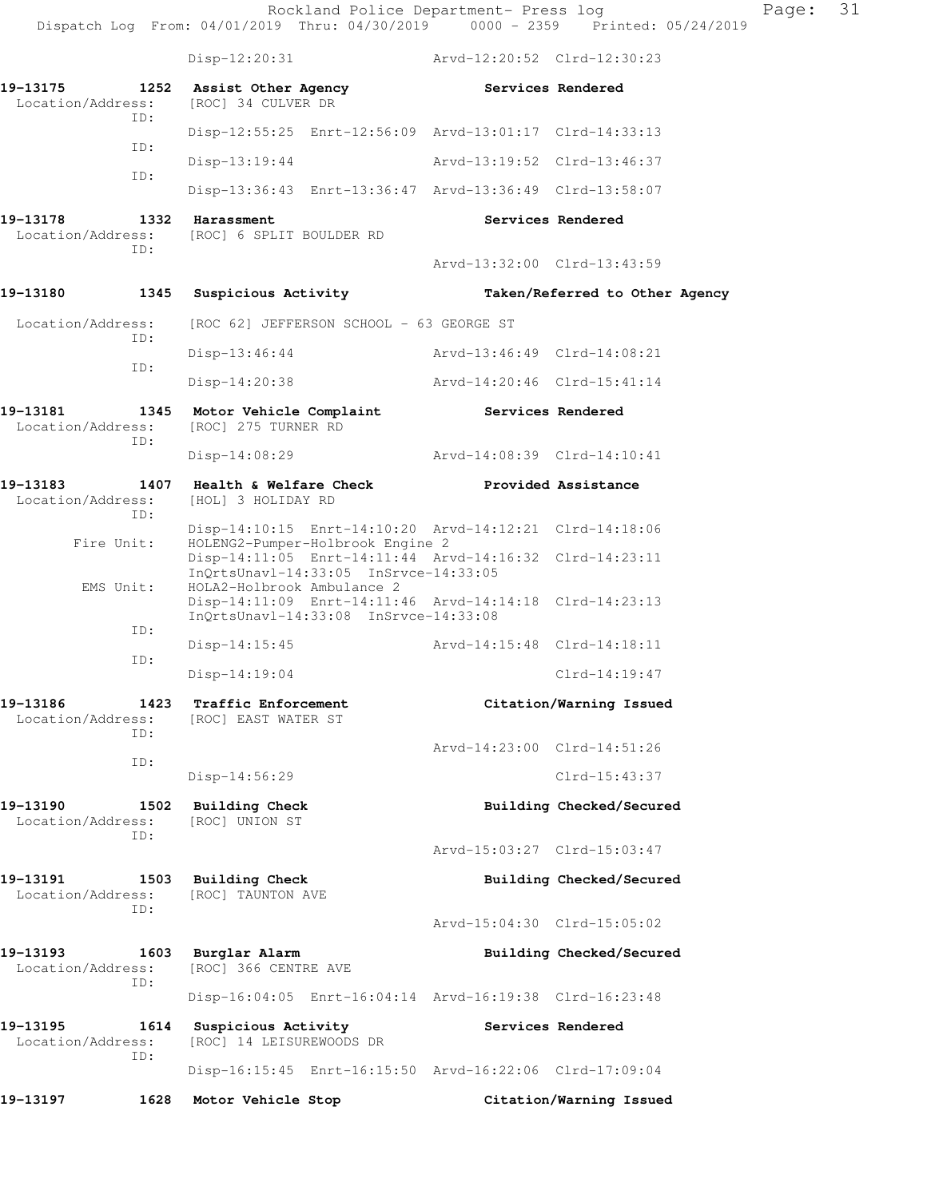Disp-12:20:31 Arvd-12:20:52 Clrd-12:30:23

**19-13175 1252 Assist Other Agency Services Rendered**
Location/Address: [ROC] 34 CULVER DR
ID:
Disp-12:55:25 Enrt-12:56:09 Arvd-13:01:17 Clrd-14:33:13
ID:
Disp-13:19:44 Arvd-13:19:52 Clrd-13:46:37
ID:
Disp-13:36:43 Enrt-13:36:47 Arvd-13:36:49 Clrd-13:58:07

**19-13178 1332 Harassment Services Rendered**
Location/Address: [ROC] 6 SPLIT BOULDER RD
ID:
Arvd-13:32:00 Clrd-13:43:59

**19-13180 1345 Suspicious Activity Taken/Referred to Other Agency**
Location/Address: [ROC 62] JEFFERSON SCHOOL - 63 GEORGE ST
ID:
Disp-13:46:44 Arvd-13:46:49 Clrd-14:08:21
ID:
Disp-14:20:38 Arvd-14:20:46 Clrd-15:41:14

**19-13181 1345 Motor Vehicle Complaint Services Rendered**
Location/Address: [ROC] 275 TURNER RD
ID:
Disp-14:08:29 Arvd-14:08:39 Clrd-14:10:41

**19-13183 1407 Health & Welfare Check Provided Assistance**
Location/Address: [HOL] 3 HOLIDAY RD
ID:
Disp-14:10:15 Enrt-14:10:20 Arvd-14:12:21 Clrd-14:18:06
Fire Unit: HOLENG2-Pumper-Holbrook Engine 2
Disp-14:11:05 Enrt-14:11:44 Arvd-14:16:32 Clrd-14:23:11
InQrtsUnavl-14:33:05 InSrvce-14:33:05
EMS Unit: HOLA2-Holbrook Ambulance 2
Disp-14:11:09 Enrt-14:11:46 Arvd-14:14:18 Clrd-14:23:13
InQrtsUnavl-14:33:08 InSrvce-14:33:08
ID:
Disp-14:15:45 Arvd-14:15:48 Clrd-14:18:11
ID:
Disp-14:19:04 Clrd-14:19:47

**19-13186 1423 Traffic Enforcement Citation/Warning Issued**
Location/Address: [ROC] EAST WATER ST
ID:
Arvd-14:23:00 Clrd-14:51:26
ID:
Disp-14:56:29 Clrd-15:43:37

**19-13190 1502 Building Check Building Checked/Secured**
Location/Address: [ROC] UNION ST
ID:
Arvd-15:03:27 Clrd-15:03:47

**19-13191 1503 Building Check Building Checked/Secured**
Location/Address: [ROC] TAUNTON AVE
ID:
Arvd-15:04:30 Clrd-15:05:02

**19-13193 1603 Burglar Alarm Building Checked/Secured**
Location/Address: [ROC] 366 CENTRE AVE
ID:
Disp-16:04:05 Enrt-16:04:14 Arvd-16:19:38 Clrd-16:23:48

**19-13195 1614 Suspicious Activity Services Rendered**
Location/Address: [ROC] 14 LEISUREWOODS DR
ID:
Disp-16:15:45 Enrt-16:15:50 Arvd-16:22:06 Clrd-17:09:04

**19-13197 1628 Motor Vehicle Stop Citation/Warning Issued**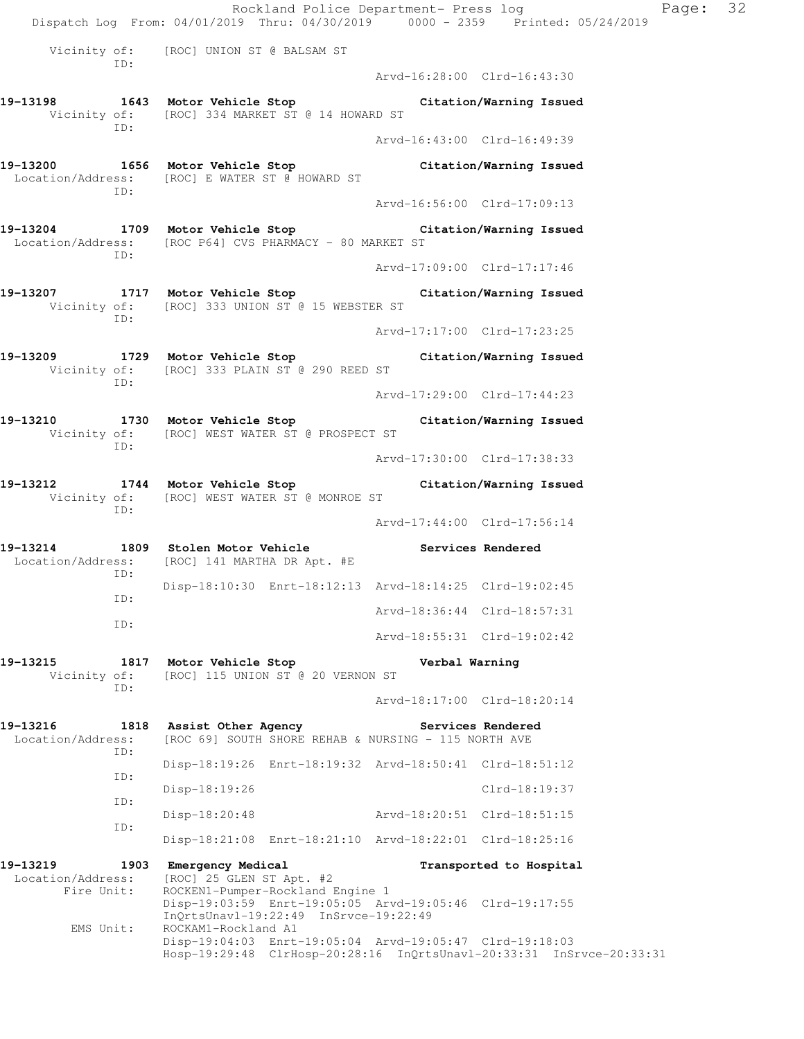```
    Vicinity of:   [ROC] UNION ST @ BALSAM ST
             ID:
                                                Arvd-16:28:00  Clrd-16:43:30

19-13198        1643  Motor Vehicle Stop                    Citation/Warning Issued
    Vicinity of:   [ROC] 334 MARKET ST @ 14 HOWARD ST
             ID:
                                                Arvd-16:43:00  Clrd-16:49:39

19-13200        1656  Motor Vehicle Stop                    Citation/Warning Issued
 Location/Address:   [ROC] E WATER ST @ HOWARD ST
             ID:
                                                Arvd-16:56:00  Clrd-17:09:13

19-13204        1709  Motor Vehicle Stop                    Citation/Warning Issued
 Location/Address:   [ROC P64] CVS PHARMACY - 80 MARKET ST
             ID:
                                                Arvd-17:09:00  Clrd-17:17:46

19-13207        1717  Motor Vehicle Stop                    Citation/Warning Issued
    Vicinity of:   [ROC] 333 UNION ST @ 15 WEBSTER ST
             ID:
                                                Arvd-17:17:00  Clrd-17:23:25

19-13209        1729  Motor Vehicle Stop                    Citation/Warning Issued
    Vicinity of:   [ROC] 333 PLAIN ST @ 290 REED ST
             ID:
                                                Arvd-17:29:00  Clrd-17:44:23

19-13210        1730  Motor Vehicle Stop                    Citation/Warning Issued
    Vicinity of:   [ROC] WEST WATER ST @ PROSPECT ST
             ID:
                                                Arvd-17:30:00  Clrd-17:38:33

19-13212        1744  Motor Vehicle Stop                    Citation/Warning Issued
    Vicinity of:   [ROC] WEST WATER ST @ MONROE ST
             ID:
                                                Arvd-17:44:00  Clrd-17:56:14

19-13214        1809  Stolen Motor Vehicle                  Services Rendered
 Location/Address:   [ROC] 141 MARTHA DR Apt. #E
             ID:
                   Disp-18:10:30  Enrt-18:12:13  Arvd-18:14:25  Clrd-19:02:45
             ID:
                                                Arvd-18:36:44  Clrd-18:57:31
             ID:
                                                Arvd-18:55:31  Clrd-19:02:42

19-13215        1817  Motor Vehicle Stop                    Verbal Warning
    Vicinity of:   [ROC] 115 UNION ST @ 20 VERNON ST
             ID:
                                                Arvd-18:17:00  Clrd-18:20:14

19-13216        1818  Assist Other Agency                   Services Rendered
 Location/Address:   [ROC 69] SOUTH SHORE REHAB & NURSING - 115 NORTH AVE
             ID:
                   Disp-18:19:26  Enrt-18:19:32  Arvd-18:50:41  Clrd-18:51:12
             ID:
                   Disp-18:19:26                                Clrd-18:19:37
             ID:
                   Disp-18:20:48                 Arvd-18:20:51  Clrd-18:51:15
             ID:
                   Disp-18:21:08  Enrt-18:21:10  Arvd-18:22:01  Clrd-18:25:16

19-13219        1903  Emergency Medical                     Transported to Hospital
 Location/Address:   [ROC] 25 GLEN ST Apt. #2
       Fire Unit:   ROCKEN1-Pumper-Rockland Engine 1
                   Disp-19:03:59  Enrt-19:05:05  Arvd-19:05:46  Clrd-19:17:55
                   InQrtsUnavl-19:22:49  InSrvce-19:22:49
        EMS Unit:   ROCKAM1-Rockland A1
                   Disp-19:04:03  Enrt-19:05:04  Arvd-19:05:47  Clrd-19:18:03
                   Hosp-19:29:48  ClrHosp-20:28:16  InQrtsUnavl-20:33:31  InSrvce-20:33:31
```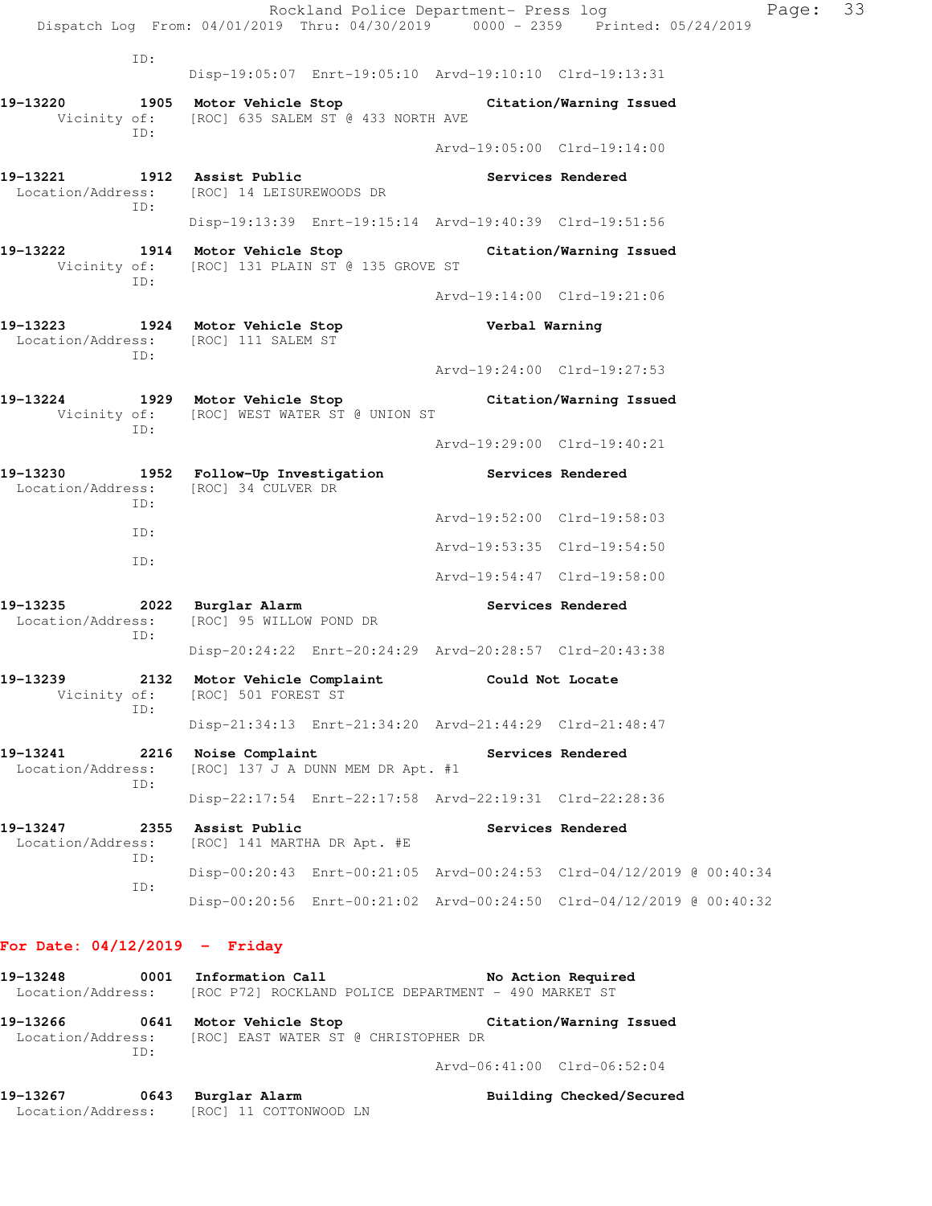ID:
Disp-19:05:07 Enrt-19:05:10 Arvd-19:10:10 Clrd-19:13:31

**19-13220 1905 Motor Vehicle Stop** **Citation/Warning Issued**
Vicinity of: [ROC] 635 SALEM ST @ 433 NORTH AVE
ID:
Arvd-19:05:00 Clrd-19:14:00

**19-13221 1912 Assist Public** **Services Rendered**
Location/Address: [ROC] 14 LEISUREWOODS DR
ID:
Disp-19:13:39 Enrt-19:15:14 Arvd-19:40:39 Clrd-19:51:56

**19-13222 1914 Motor Vehicle Stop** **Citation/Warning Issued**
Vicinity of: [ROC] 131 PLAIN ST @ 135 GROVE ST
ID:
Arvd-19:14:00 Clrd-19:21:06

**19-13223 1924 Motor Vehicle Stop** **Verbal Warning**
Location/Address: [ROC] 111 SALEM ST
ID:
Arvd-19:24:00 Clrd-19:27:53

**19-13224 1929 Motor Vehicle Stop** **Citation/Warning Issued**
Vicinity of: [ROC] WEST WATER ST @ UNION ST
ID:
Arvd-19:29:00 Clrd-19:40:21

**19-13230 1952 Follow-Up Investigation** **Services Rendered**
Location/Address: [ROC] 34 CULVER DR
ID:
Arvd-19:52:00 Clrd-19:58:03
ID:
Arvd-19:53:35 Clrd-19:54:50
ID:
Arvd-19:54:47 Clrd-19:58:00

**19-13235 2022 Burglar Alarm** **Services Rendered**
Location/Address: [ROC] 95 WILLOW POND DR
ID:
Disp-20:24:22 Enrt-20:24:29 Arvd-20:28:57 Clrd-20:43:38

**19-13239 2132 Motor Vehicle Complaint** **Could Not Locate**
Vicinity of: [ROC] 501 FOREST ST
ID:
Disp-21:34:13 Enrt-21:34:20 Arvd-21:44:29 Clrd-21:48:47

**19-13241 2216 Noise Complaint** **Services Rendered**
Location/Address: [ROC] 137 J A DUNN MEM DR Apt. #1
ID:
Disp-22:17:54 Enrt-22:17:58 Arvd-22:19:31 Clrd-22:28:36

**19-13247 2355 Assist Public** **Services Rendered**
Location/Address: [ROC] 141 MARTHA DR Apt. #E
ID:
Disp-00:20:43 Enrt-00:21:05 Arvd-00:24:53 Clrd-04/12/2019 @ 00:40:34
ID:
Disp-00:20:56 Enrt-00:21:02 Arvd-00:24:50 Clrd-04/12/2019 @ 00:40:32

## For Date: 04/12/2019 - Friday

**19-13248 0001 Information Call** **No Action Required**
Location/Address: [ROC P72] ROCKLAND POLICE DEPARTMENT - 490 MARKET ST

**19-13266 0641 Motor Vehicle Stop** **Citation/Warning Issued**
Location/Address: [ROC] EAST WATER ST @ CHRISTOPHER DR
ID:
Arvd-06:41:00 Clrd-06:52:04

**19-13267 0643 Burglar Alarm** **Building Checked/Secured**
Location/Address: [ROC] 11 COTTONWOOD LN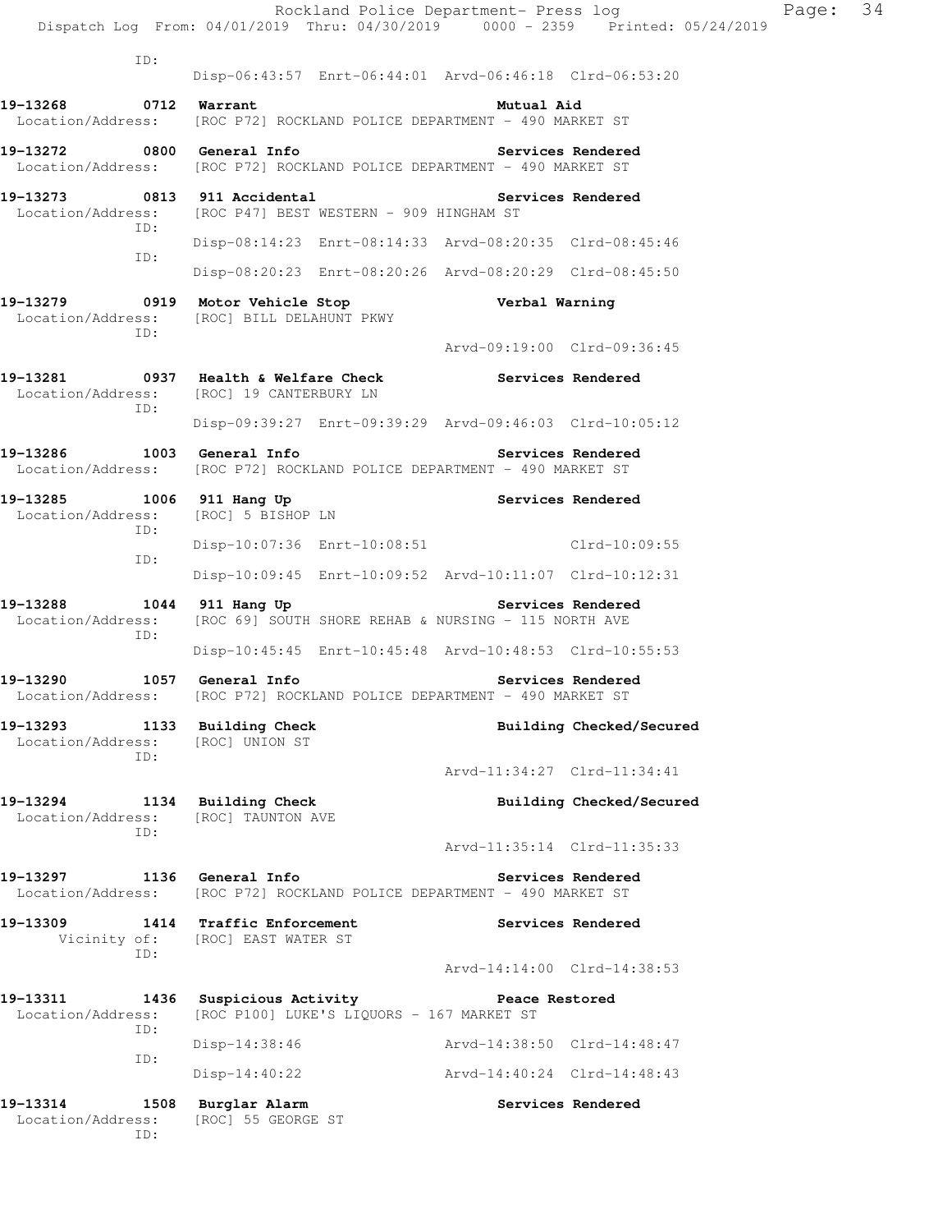ID:
 Disp-06:43:57 Enrt-06:44:01 Arvd-06:46:18 Clrd-06:53:20

**19-13268 0712 Warrant Mutual Aid**
 Location/Address: [ROC P72] ROCKLAND POLICE DEPARTMENT - 490 MARKET ST

**19-13272 0800 General Info Services Rendered**
 Location/Address: [ROC P72] ROCKLAND POLICE DEPARTMENT - 490 MARKET ST

**19-13273 0813 911 Accidental Services Rendered**
 Location/Address: [ROC P47] BEST WESTERN - 909 HINGHAM ST
 ID:
 Disp-08:14:23 Enrt-08:14:33 Arvd-08:20:35 Clrd-08:45:46
 ID:
 Disp-08:20:23 Enrt-08:20:26 Arvd-08:20:29 Clrd-08:45:50

**19-13279 0919 Motor Vehicle Stop Verbal Warning**
 Location/Address: [ROC] BILL DELAHUNT PKWY
 ID:
 Arvd-09:19:00 Clrd-09:36:45

**19-13281 0937 Health & Welfare Check Services Rendered**
 Location/Address: [ROC] 19 CANTERBURY LN
 ID:
 Disp-09:39:27 Enrt-09:39:29 Arvd-09:46:03 Clrd-10:05:12

**19-13286 1003 General Info Services Rendered**
 Location/Address: [ROC P72] ROCKLAND POLICE DEPARTMENT - 490 MARKET ST

**19-13285 1006 911 Hang Up Services Rendered**
 Location/Address: [ROC] 5 BISHOP LN
 ID:
 Disp-10:07:36 Enrt-10:08:51 Clrd-10:09:55
 ID:
 Disp-10:09:45 Enrt-10:09:52 Arvd-10:11:07 Clrd-10:12:31

**19-13288 1044 911 Hang Up Services Rendered**
 Location/Address: [ROC 69] SOUTH SHORE REHAB & NURSING - 115 NORTH AVE
 ID:
 Disp-10:45:45 Enrt-10:45:48 Arvd-10:48:53 Clrd-10:55:53

**19-13290 1057 General Info Services Rendered**
 Location/Address: [ROC P72] ROCKLAND POLICE DEPARTMENT - 490 MARKET ST

**19-13293 1133 Building Check Building Checked/Secured**
 Location/Address: [ROC] UNION ST
 ID:
 Arvd-11:34:27 Clrd-11:34:41

**19-13294 1134 Building Check Building Checked/Secured**
 Location/Address: [ROC] TAUNTON AVE
 ID:
 Arvd-11:35:14 Clrd-11:35:33

**19-13297 1136 General Info Services Rendered**
 Location/Address: [ROC P72] ROCKLAND POLICE DEPARTMENT - 490 MARKET ST

**19-13309 1414 Traffic Enforcement Services Rendered**
 Vicinity of: [ROC] EAST WATER ST
 ID:
 Arvd-14:14:00 Clrd-14:38:53

**19-13311 1436 Suspicious Activity Peace Restored**
 Location/Address: [ROC P100] LUKE'S LIQUORS - 167 MARKET ST
 ID:
 Disp-14:38:46 Arvd-14:38:50 Clrd-14:48:47
 ID:
 Disp-14:40:22 Arvd-14:40:24 Clrd-14:48:43

**19-13314 1508 Burglar Alarm Services Rendered**
 Location/Address: [ROC] 55 GEORGE ST
 ID: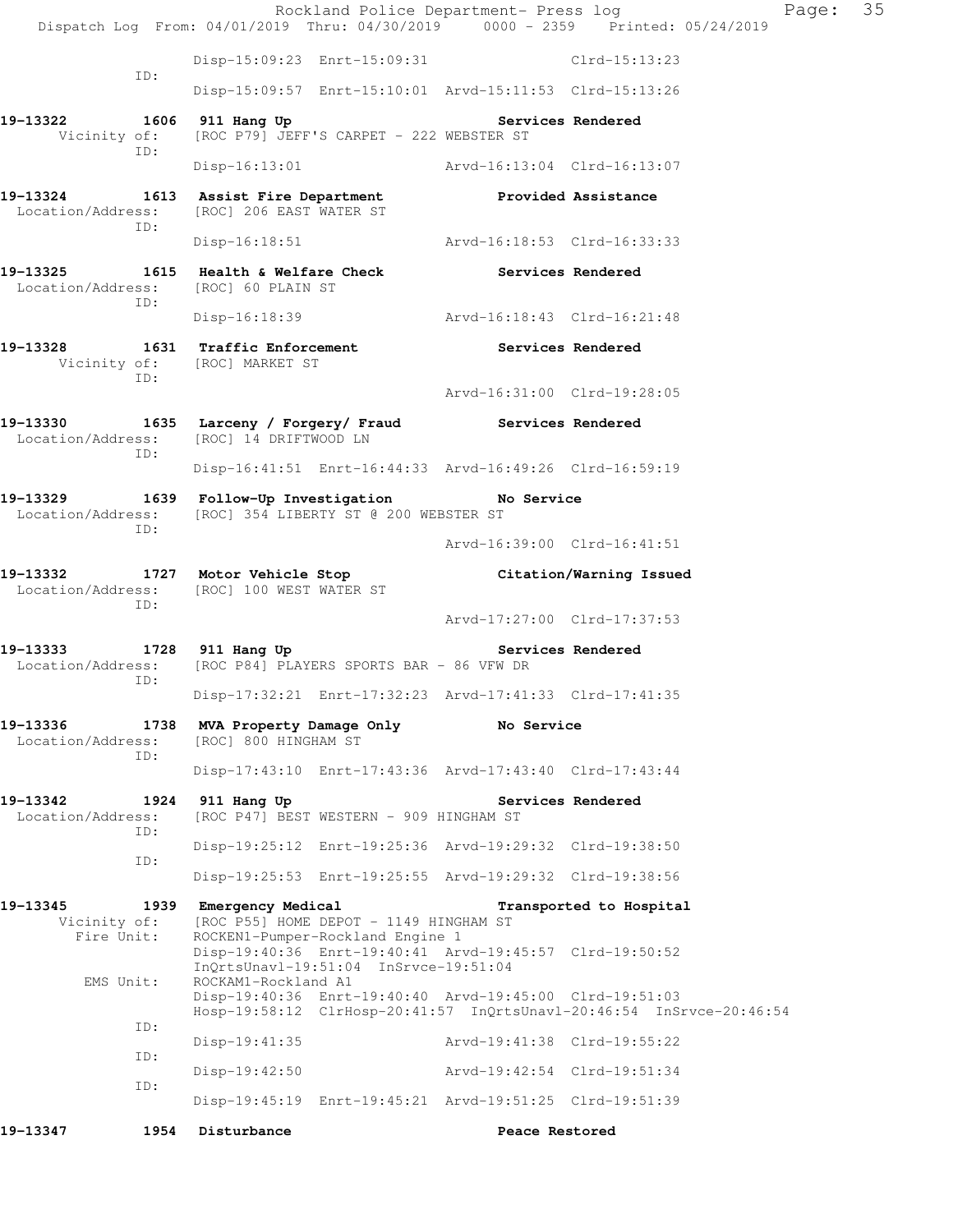```
            Disp-15:09:23  Enrt-15:09:31                Clrd-15:13:23
      ID:
            Disp-15:09:57  Enrt-15:10:01  Arvd-15:11:53  Clrd-15:13:26

19-13322        1606  911 Hang Up                          Services Rendered
    Vicinity of:      [ROC P79] JEFF'S CARPET - 222 WEBSTER ST
      ID:
            Disp-16:13:01                Arvd-16:13:04  Clrd-16:13:07

19-13324        1613  Assist Fire Department               Provided Assistance
  Location/Address:   [ROC] 206 EAST WATER ST
      ID:
            Disp-16:18:51                Arvd-16:18:53  Clrd-16:33:33

19-13325        1615  Health & Welfare Check               Services Rendered
  Location/Address:   [ROC] 60 PLAIN ST
      ID:
            Disp-16:18:39                Arvd-16:18:43  Clrd-16:21:48

19-13328        1631  Traffic Enforcement                  Services Rendered
    Vicinity of:      [ROC] MARKET ST
      ID:
                                         Arvd-16:31:00  Clrd-19:28:05

19-13330        1635  Larceny / Forgery/ Fraud             Services Rendered
  Location/Address:   [ROC] 14 DRIFTWOOD LN
      ID:
            Disp-16:41:51  Enrt-16:44:33  Arvd-16:49:26  Clrd-16:59:19

19-13329        1639  Follow-Up Investigation              No Service
  Location/Address:   [ROC] 354 LIBERTY ST @ 200 WEBSTER ST
      ID:
                                         Arvd-16:39:00  Clrd-16:41:51

19-13332        1727  Motor Vehicle Stop                   Citation/Warning Issued
  Location/Address:   [ROC] 100 WEST WATER ST
      ID:
                                         Arvd-17:27:00  Clrd-17:37:53

19-13333        1728  911 Hang Up                          Services Rendered
  Location/Address:   [ROC P84] PLAYERS SPORTS BAR - 86 VFW DR
      ID:
            Disp-17:32:21  Enrt-17:32:23  Arvd-17:41:33  Clrd-17:41:35

19-13336        1738  MVA Property Damage Only             No Service
  Location/Address:   [ROC] 800 HINGHAM ST
      ID:
            Disp-17:43:10  Enrt-17:43:36  Arvd-17:43:40  Clrd-17:43:44

19-13342        1924  911 Hang Up                          Services Rendered
  Location/Address:   [ROC P47] BEST WESTERN - 909 HINGHAM ST
      ID:
            Disp-19:25:12  Enrt-19:25:36  Arvd-19:29:32  Clrd-19:38:50
      ID:
            Disp-19:25:53  Enrt-19:25:55  Arvd-19:29:32  Clrd-19:38:56

19-13345        1939  Emergency Medical                    Transported to Hospital
    Vicinity of:      [ROC P55] HOME DEPOT - 1149 HINGHAM ST
     Fire Unit:       ROCKEN1-Pumper-Rockland Engine 1
            Disp-19:40:36  Enrt-19:40:41  Arvd-19:45:57  Clrd-19:50:52
            InQrtsUnavl-19:51:04  InSrvce-19:51:04
      EMS Unit:       ROCKAM1-Rockland A1
            Disp-19:40:36  Enrt-19:40:40  Arvd-19:45:00  Clrd-19:51:03
            Hosp-19:58:12  ClrHosp-20:41:57  InQrtsUnavl-20:46:54  InSrvce-20:46:54
      ID:
            Disp-19:41:35                Arvd-19:41:38  Clrd-19:55:22
      ID:
            Disp-19:42:50                Arvd-19:42:54  Clrd-19:51:34
      ID:
            Disp-19:45:19  Enrt-19:45:21  Arvd-19:51:25  Clrd-19:51:39

19-13347        1954  Disturbance                          Peace Restored
```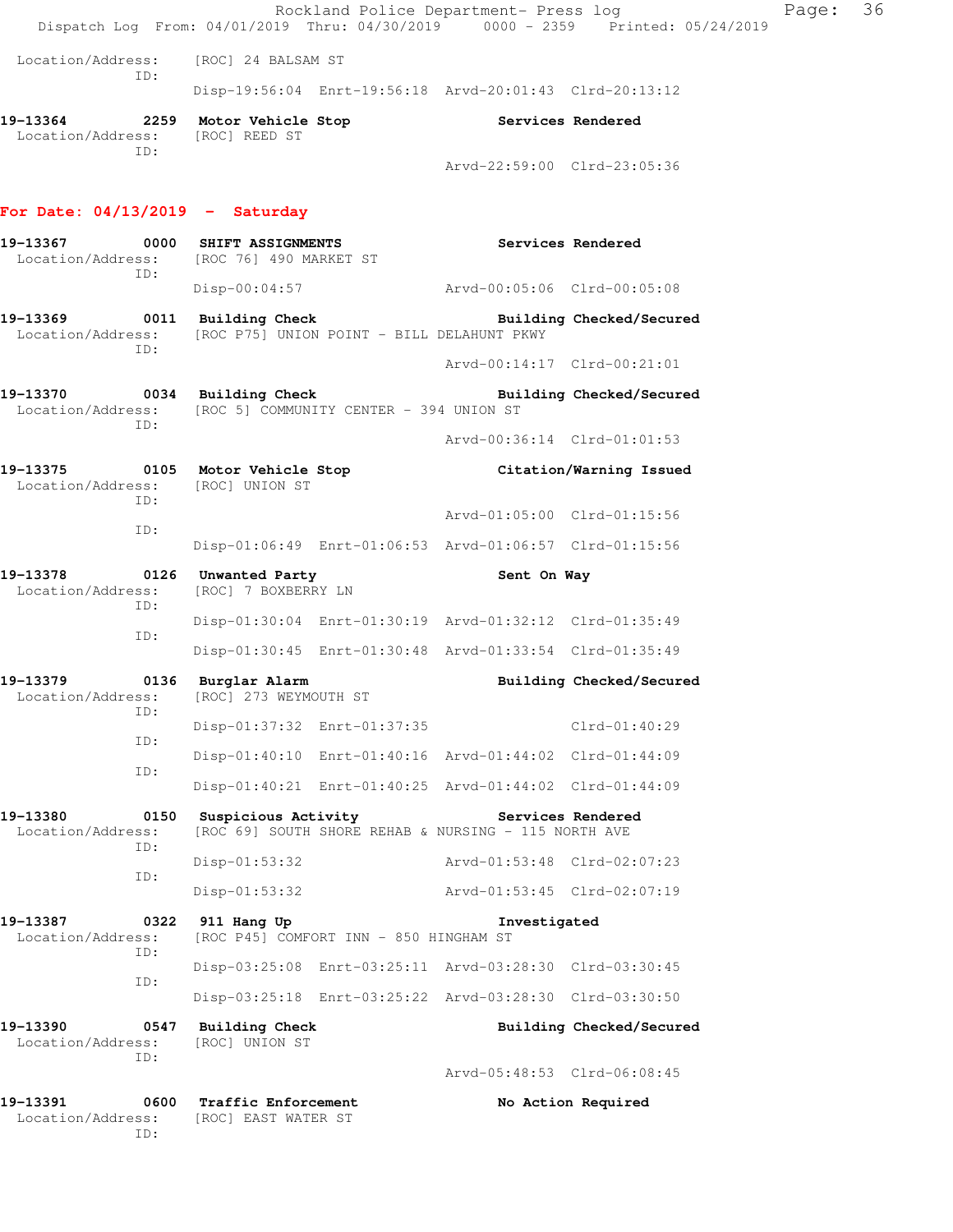Location/Address: [ROC] 24 BALSAM ST
ID:
Disp-19:56:04 Enrt-19:56:18 Arvd-20:01:43 Clrd-20:13:12

**19-13364 2259 Motor Vehicle Stop** **Services Rendered**
Location/Address: [ROC] REED ST
ID:
Arvd-22:59:00 Clrd-23:05:36

## For Date: 04/13/2019 - Saturday

**19-13367 0000 SHIFT ASSIGNMENTS** **Services Rendered**
Location/Address: [ROC 76] 490 MARKET ST
ID:
Disp-00:04:57 Arvd-00:05:06 Clrd-00:05:08

**19-13369 0011 Building Check** **Building Checked/Secured**
Location/Address: [ROC P75] UNION POINT - BILL DELAHUNT PKWY
ID:
Arvd-00:14:17 Clrd-00:21:01

**19-13370 0034 Building Check** **Building Checked/Secured**
Location/Address: [ROC 5] COMMUNITY CENTER - 394 UNION ST
ID:
Arvd-00:36:14 Clrd-01:01:53

**19-13375 0105 Motor Vehicle Stop** **Citation/Warning Issued**
Location/Address: [ROC] UNION ST
ID:
Arvd-01:05:00 Clrd-01:15:56
ID:
Disp-01:06:49 Enrt-01:06:53 Arvd-01:06:57 Clrd-01:15:56

**19-13378 0126 Unwanted Party** **Sent On Way**
Location/Address: [ROC] 7 BOXBERRY LN
ID:
Disp-01:30:04 Enrt-01:30:19 Arvd-01:32:12 Clrd-01:35:49
ID:
Disp-01:30:45 Enrt-01:30:48 Arvd-01:33:54 Clrd-01:35:49

**19-13379 0136 Burglar Alarm** **Building Checked/Secured**
Location/Address: [ROC] 273 WEYMOUTH ST
ID:
Disp-01:37:32 Enrt-01:37:35 Clrd-01:40:29
ID:
Disp-01:40:10 Enrt-01:40:16 Arvd-01:44:02 Clrd-01:44:09
ID:
Disp-01:40:21 Enrt-01:40:25 Arvd-01:44:02 Clrd-01:44:09

**19-13380 0150 Suspicious Activity** **Services Rendered**
Location/Address: [ROC 69] SOUTH SHORE REHAB & NURSING - 115 NORTH AVE
ID:
Disp-01:53:32 Arvd-01:53:48 Clrd-02:07:23
ID:
Disp-01:53:32 Arvd-01:53:45 Clrd-02:07:19

**19-13387 0322 911 Hang Up** **Investigated**
Location/Address: [ROC P45] COMFORT INN - 850 HINGHAM ST
ID:
Disp-03:25:08 Enrt-03:25:11 Arvd-03:28:30 Clrd-03:30:45
ID:
Disp-03:25:18 Enrt-03:25:22 Arvd-03:28:30 Clrd-03:30:50

**19-13390 0547 Building Check** **Building Checked/Secured**
Location/Address: [ROC] UNION ST
ID:
Arvd-05:48:53 Clrd-06:08:45

**19-13391 0600 Traffic Enforcement** **No Action Required**
Location/Address: [ROC] EAST WATER ST
ID: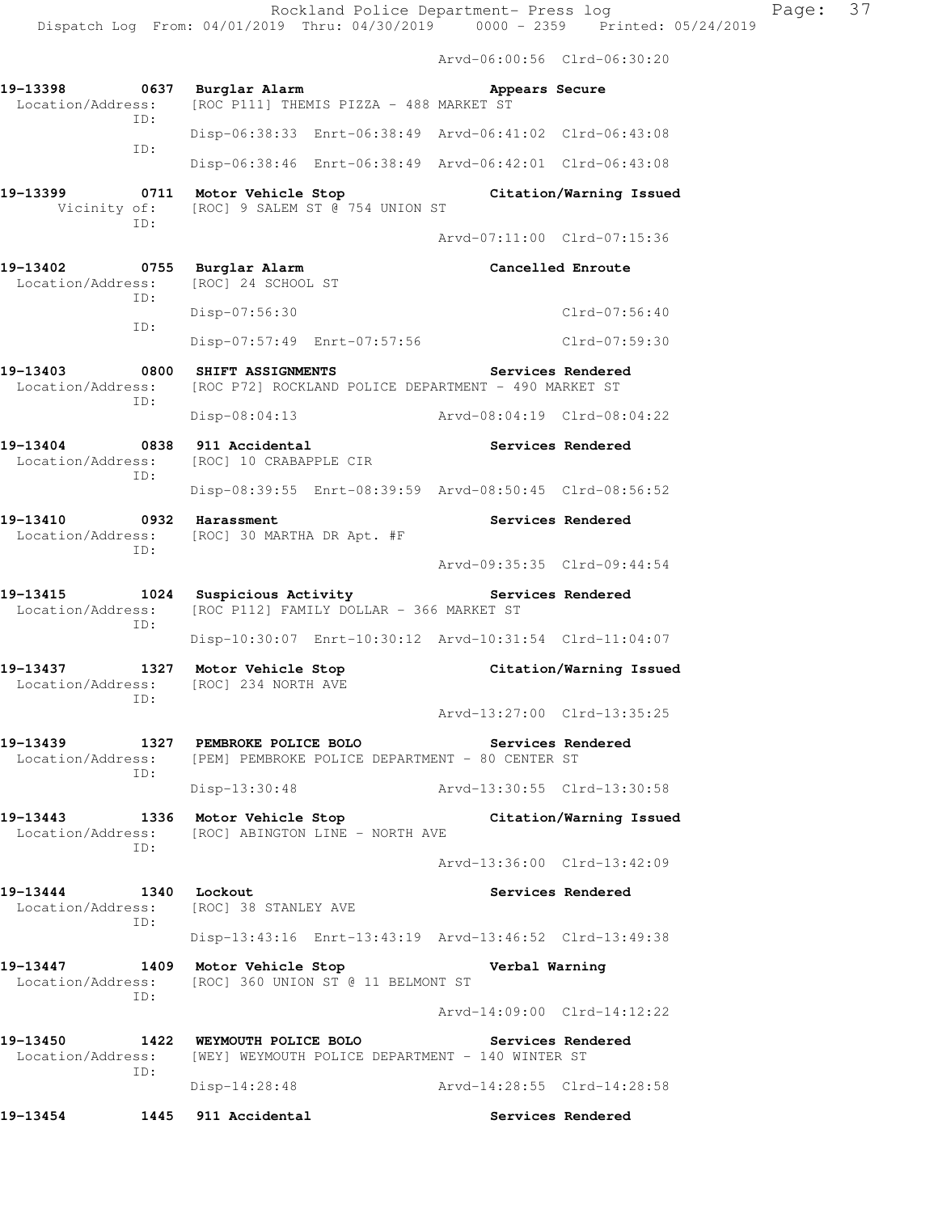Arvd-06:00:56 Clrd-06:30:20

**19-13398 0637 Burglar Alarm — Appears Secure**
Location/Address: [ROC P111] THEMIS PIZZA - 488 MARKET ST
ID:
Disp-06:38:33 Enrt-06:38:49 Arvd-06:41:02 Clrd-06:43:08
ID:
Disp-06:38:46 Enrt-06:38:49 Arvd-06:42:01 Clrd-06:43:08

**19-13399 0711 Motor Vehicle Stop — Citation/Warning Issued**
Vicinity of: [ROC] 9 SALEM ST @ 754 UNION ST
ID:
Arvd-07:11:00 Clrd-07:15:36

**19-13402 0755 Burglar Alarm — Cancelled Enroute**
Location/Address: [ROC] 24 SCHOOL ST
ID:
Disp-07:56:30 Clrd-07:56:40
ID:
Disp-07:57:49 Enrt-07:57:56 Clrd-07:59:30

**19-13403 0800 SHIFT ASSIGNMENTS — Services Rendered**
Location/Address: [ROC P72] ROCKLAND POLICE DEPARTMENT - 490 MARKET ST
ID:
Disp-08:04:13 Arvd-08:04:19 Clrd-08:04:22

**19-13404 0838 911 Accidental — Services Rendered**
Location/Address: [ROC] 10 CRABAPPLE CIR
ID:
Disp-08:39:55 Enrt-08:39:59 Arvd-08:50:45 Clrd-08:56:52

**19-13410 0932 Harassment — Services Rendered**
Location/Address: [ROC] 30 MARTHA DR Apt. #F
ID:
Arvd-09:35:35 Clrd-09:44:54

**19-13415 1024 Suspicious Activity — Services Rendered**
Location/Address: [ROC P112] FAMILY DOLLAR - 366 MARKET ST
ID:
Disp-10:30:07 Enrt-10:30:12 Arvd-10:31:54 Clrd-11:04:07

**19-13437 1327 Motor Vehicle Stop — Citation/Warning Issued**
Location/Address: [ROC] 234 NORTH AVE
ID:
Arvd-13:27:00 Clrd-13:35:25

**19-13439 1327 PEMBROKE POLICE BOLO — Services Rendered**
Location/Address: [PEM] PEMBROKE POLICE DEPARTMENT - 80 CENTER ST
ID:
Disp-13:30:48 Arvd-13:30:55 Clrd-13:30:58

**19-13443 1336 Motor Vehicle Stop — Citation/Warning Issued**
Location/Address: [ROC] ABINGTON LINE - NORTH AVE
ID:
Arvd-13:36:00 Clrd-13:42:09

**19-13444 1340 Lockout — Services Rendered**
Location/Address: [ROC] 38 STANLEY AVE
ID:
Disp-13:43:16 Enrt-13:43:19 Arvd-13:46:52 Clrd-13:49:38

**19-13447 1409 Motor Vehicle Stop — Verbal Warning**
Location/Address: [ROC] 360 UNION ST @ 11 BELMONT ST
ID:
Arvd-14:09:00 Clrd-14:12:22

**19-13450 1422 WEYMOUTH POLICE BOLO — Services Rendered**
Location/Address: [WEY] WEYMOUTH POLICE DEPARTMENT - 140 WINTER ST
ID:
Disp-14:28:48 Arvd-14:28:55 Clrd-14:28:58

**19-13454 1445 911 Accidental — Services Rendered**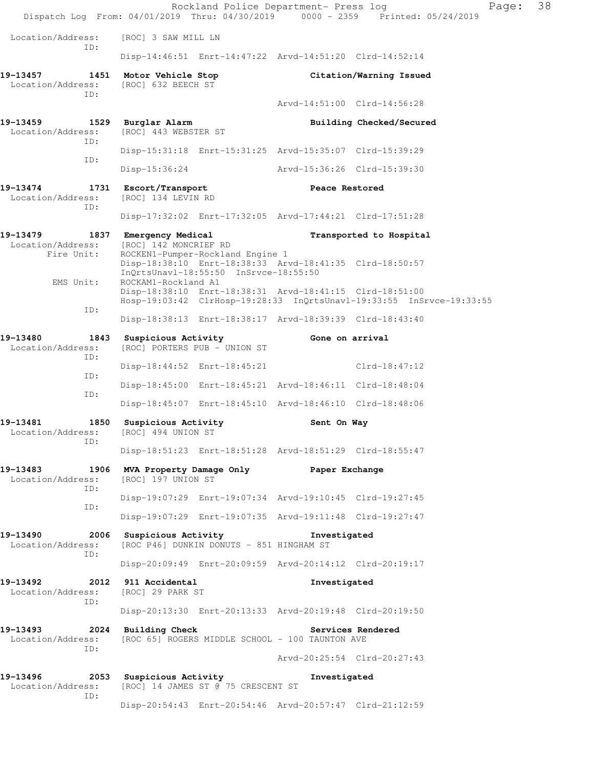Location/Address: [ROC] 3 SAW MILL LN
ID:
Disp-14:46:51 Enrt-14:47:22 Arvd-14:51:20 Clrd-14:52:14

**19-13457 1451 Motor Vehicle Stop Citation/Warning Issued**
Location/Address: [ROC] 632 BEECH ST
ID:
Arvd-14:51:00 Clrd-14:56:28

**19-13459 1529 Burglar Alarm Building Checked/Secured**
Location/Address: [ROC] 443 WEBSTER ST
ID:
Disp-15:31:18 Enrt-15:31:25 Arvd-15:35:07 Clrd-15:39:29
ID:
Disp-15:36:24 Arvd-15:36:26 Clrd-15:39:30

**19-13474 1731 Escort/Transport Peace Restored**
Location/Address: [ROC] 134 LEVIN RD
ID:
Disp-17:32:02 Enrt-17:32:05 Arvd-17:44:21 Clrd-17:51:28

**19-13479 1837 Emergency Medical Transported to Hospital**
Location/Address: [ROC] 142 MONCRIEF RD
Fire Unit: ROCKEN1-Pumper-Rockland Engine 1
Disp-18:38:10 Enrt-18:38:33 Arvd-18:41:35 Clrd-18:50:57
InQrtsUnavl-18:55:50 InSrvce-18:55:50
EMS Unit: ROCKAM1-Rockland A1
Disp-18:38:10 Enrt-18:38:31 Arvd-18:41:15 Clrd-18:51:00
Hosp-19:03:42 ClrHosp-19:28:33 InQrtsUnavl-19:33:55 InSrvce-19:33:55
ID:
Disp-18:38:13 Enrt-18:38:17 Arvd-18:39:39 Clrd-18:43:40

**19-13480 1843 Suspicious Activity Gone on arrival**
Location/Address: [ROC] PORTERS PUB - UNION ST
ID:
Disp-18:44:52 Enrt-18:45:21 Clrd-18:47:12
ID:
Disp-18:45:00 Enrt-18:45:21 Arvd-18:46:11 Clrd-18:48:04
ID:
Disp-18:45:07 Enrt-18:45:10 Arvd-18:46:10 Clrd-18:48:06

**19-13481 1850 Suspicious Activity Sent On Way**
Location/Address: [ROC] 494 UNION ST
ID:
Disp-18:51:23 Enrt-18:51:28 Arvd-18:51:29 Clrd-18:55:47

**19-13483 1906 MVA Property Damage Only Paper Exchange**
Location/Address: [ROC] 197 UNION ST
ID:
Disp-19:07:29 Enrt-19:07:34 Arvd-19:10:45 Clrd-19:27:45
ID:
Disp-19:07:29 Enrt-19:07:35 Arvd-19:11:48 Clrd-19:27:47

**19-13490 2006 Suspicious Activity Investigated**
Location/Address: [ROC P46] DUNKIN DONUTS - 851 HINGHAM ST
ID:
Disp-20:09:49 Enrt-20:09:59 Arvd-20:14:12 Clrd-20:19:17

**19-13492 2012 911 Accidental Investigated**
Location/Address: [ROC] 29 PARK ST
ID:
Disp-20:13:30 Enrt-20:13:33 Arvd-20:19:48 Clrd-20:19:50

**19-13493 2024 Building Check Services Rendered**
Location/Address: [ROC 65] ROGERS MIDDLE SCHOOL - 100 TAUNTON AVE
ID:
Arvd-20:25:54 Clrd-20:27:43

**19-13496 2053 Suspicious Activity Investigated**
Location/Address: [ROC] 14 JAMES ST @ 75 CRESCENT ST
ID:
Disp-20:54:43 Enrt-20:54:46 Arvd-20:57:47 Clrd-21:12:59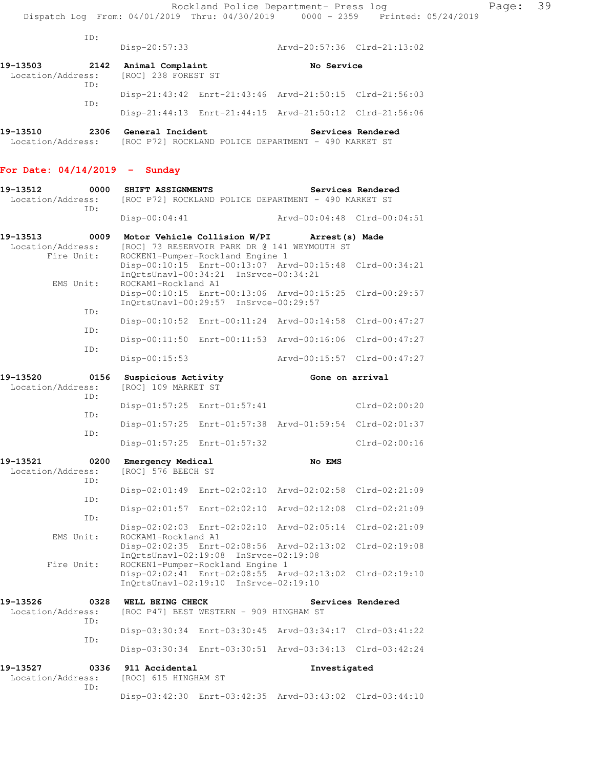```
          ID:
                Disp-20:57:33                 Arvd-20:57:36  Clrd-21:13:02

19-13503        2142  Animal Complaint                  No Service
  Location/Address:   [ROC] 238 FOREST ST
          ID:
                Disp-21:43:42  Enrt-21:43:46  Arvd-21:50:15  Clrd-21:56:03
          ID:
                Disp-21:44:13  Enrt-21:44:15  Arvd-21:50:12  Clrd-21:56:06

19-13510        2306  General Incident                  Services Rendered
  Location/Address:   [ROC P72] ROCKLAND POLICE DEPARTMENT - 490 MARKET ST
```

**For Date: 04/14/2019 - Sunday**

```
19-13512        0000  SHIFT ASSIGNMENTS                 Services Rendered
  Location/Address:   [ROC P72] ROCKLAND POLICE DEPARTMENT - 490 MARKET ST
          ID:
                Disp-00:04:41                 Arvd-00:04:48  Clrd-00:04:51

19-13513        0009  Motor Vehicle Collision W/PI      Arrest(s) Made
  Location/Address:   [ROC] 73 RESERVOIR PARK DR @ 141 WEYMOUTH ST
         Fire Unit:   ROCKEN1-Pumper-Rockland Engine 1
                Disp-00:10:15  Enrt-00:13:07  Arvd-00:15:48  Clrd-00:34:21
                InQrtsUnavl-00:34:21  InSrvce-00:34:21
          EMS Unit:   ROCKAM1-Rockland A1
                Disp-00:10:15  Enrt-00:13:06  Arvd-00:15:25  Clrd-00:29:57
                InQrtsUnavl-00:29:57  InSrvce-00:29:57
          ID:
                Disp-00:10:52  Enrt-00:11:24  Arvd-00:14:58  Clrd-00:47:27
          ID:
                Disp-00:11:50  Enrt-00:11:53  Arvd-00:16:06  Clrd-00:47:27
          ID:
                Disp-00:15:53                 Arvd-00:15:57  Clrd-00:47:27

19-13520        0156  Suspicious Activity               Gone on arrival
  Location/Address:   [ROC] 109 MARKET ST
          ID:
                Disp-01:57:25  Enrt-01:57:41                 Clrd-02:00:20
          ID:
                Disp-01:57:25  Enrt-01:57:38  Arvd-01:59:54  Clrd-02:01:37
          ID:
                Disp-01:57:25  Enrt-01:57:32                 Clrd-02:00:16

19-13521        0200  Emergency Medical                 No EMS
  Location/Address:   [ROC] 576 BEECH ST
          ID:
                Disp-02:01:49  Enrt-02:02:10  Arvd-02:02:58  Clrd-02:21:09
          ID:
                Disp-02:01:57  Enrt-02:02:10  Arvd-02:12:08  Clrd-02:21:09
          ID:
                Disp-02:02:03  Enrt-02:02:10  Arvd-02:05:14  Clrd-02:21:09
          EMS Unit:   ROCKAM1-Rockland A1
                Disp-02:02:35  Enrt-02:08:56  Arvd-02:13:02  Clrd-02:19:08
                InQrtsUnavl-02:19:08  InSrvce-02:19:08
         Fire Unit:   ROCKEN1-Pumper-Rockland Engine 1
                Disp-02:02:41  Enrt-02:08:55  Arvd-02:13:02  Clrd-02:19:10
                InQrtsUnavl-02:19:10  InSrvce-02:19:10

19-13526        0328  WELL BEING CHECK                  Services Rendered
  Location/Address:   [ROC P47] BEST WESTERN - 909 HINGHAM ST
          ID:
                Disp-03:30:34  Enrt-03:30:45  Arvd-03:34:17  Clrd-03:41:22
          ID:
                Disp-03:30:34  Enrt-03:30:51  Arvd-03:34:13  Clrd-03:42:24

19-13527        0336  911 Accidental                    Investigated
  Location/Address:   [ROC] 615 HINGHAM ST
          ID:
                Disp-03:42:30  Enrt-03:42:35  Arvd-03:43:02  Clrd-03:44:10
```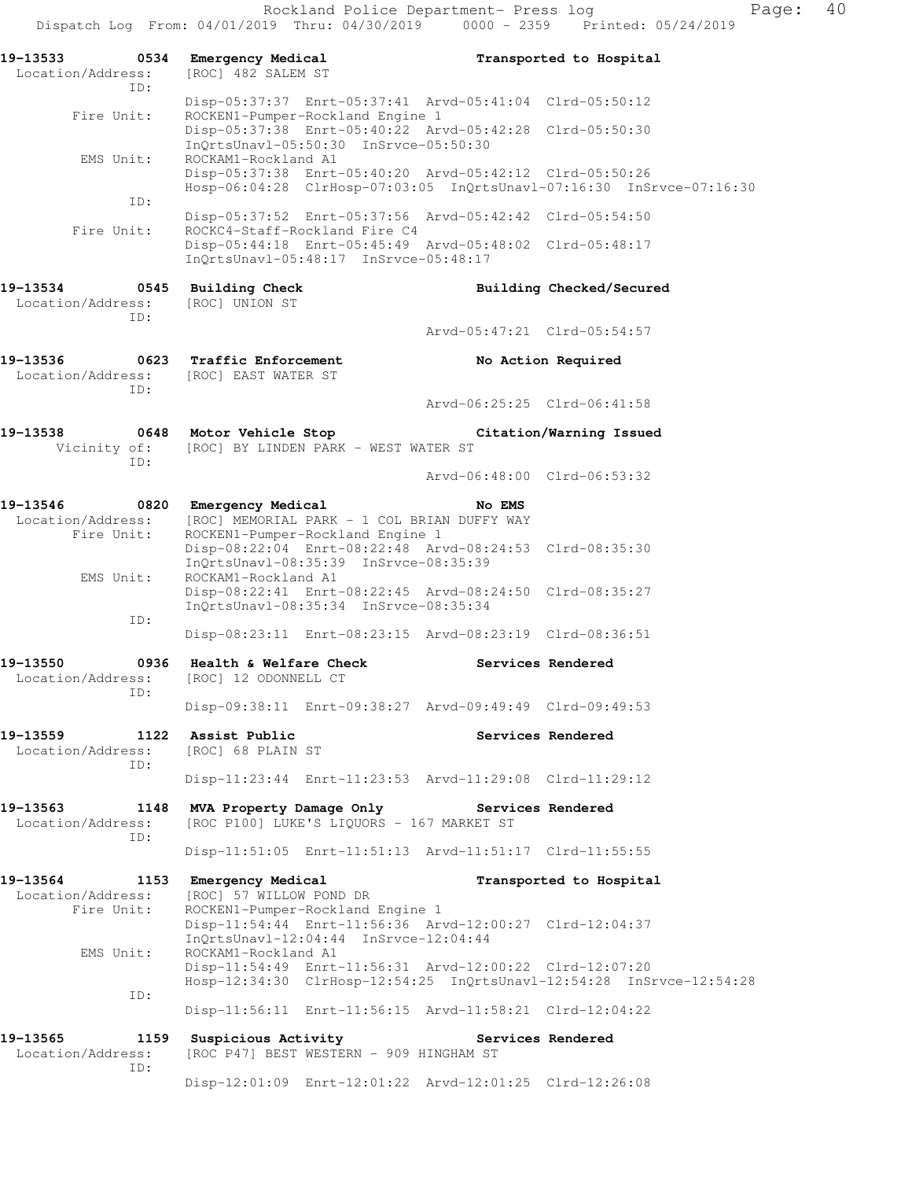Rockland Police Department- Press log
Dispatch Log From: 04/01/2019 Thru: 04/30/2019 0000 - 2359 Printed: 05/24/2019

```
19-13533        0534  Emergency Medical                    Transported to Hospital
 Location/Address:    [ROC] 482 SALEM ST
               ID:
                      Disp-05:37:37  Enrt-05:37:41  Arvd-05:41:04  Clrd-05:50:12
       Fire Unit:     ROCKEN1-Pumper-Rockland Engine 1
                      Disp-05:37:38  Enrt-05:40:22  Arvd-05:42:28  Clrd-05:50:30
                      InQrtsUnavl-05:50:30  InSrvce-05:50:30
        EMS Unit:     ROCKAM1-Rockland A1
                      Disp-05:37:38  Enrt-05:40:20  Arvd-05:42:12  Clrd-05:50:26
                      Hosp-06:04:28  ClrHosp-07:03:05  InQrtsUnavl-07:16:30  InSrvce-07:16:30
               ID:
                      Disp-05:37:52  Enrt-05:37:56  Arvd-05:42:42  Clrd-05:54:50
       Fire Unit:     ROCKC4-Staff-Rockland Fire C4
                      Disp-05:44:18  Enrt-05:45:49  Arvd-05:48:02  Clrd-05:48:17
                      InQrtsUnavl-05:48:17  InSrvce-05:48:17

19-13534        0545  Building Check                       Building Checked/Secured
 Location/Address:    [ROC] UNION ST
               ID:
                                                    Arvd-05:47:21  Clrd-05:54:57

19-13536        0623  Traffic Enforcement                  No Action Required
 Location/Address:    [ROC] EAST WATER ST
               ID:
                                                    Arvd-06:25:25  Clrd-06:41:58

19-13538        0648  Motor Vehicle Stop                   Citation/Warning Issued
     Vicinity of:     [ROC] BY LINDEN PARK - WEST WATER ST
               ID:
                                                    Arvd-06:48:00  Clrd-06:53:32

19-13546        0820  Emergency Medical                    No EMS
 Location/Address:    [ROC] MEMORIAL PARK - 1 COL BRIAN DUFFY WAY
       Fire Unit:     ROCKEN1-Pumper-Rockland Engine 1
                      Disp-08:22:04  Enrt-08:22:48  Arvd-08:24:53  Clrd-08:35:30
                      InQrtsUnavl-08:35:39  InSrvce-08:35:39
        EMS Unit:     ROCKAM1-Rockland A1
                      Disp-08:22:41  Enrt-08:22:45  Arvd-08:24:50  Clrd-08:35:27
                      InQrtsUnavl-08:35:34  InSrvce-08:35:34
               ID:
                      Disp-08:23:11  Enrt-08:23:15  Arvd-08:23:19  Clrd-08:36:51

19-13550        0936  Health & Welfare Check               Services Rendered
 Location/Address:    [ROC] 12 ODONNELL CT
               ID:
                      Disp-09:38:11  Enrt-09:38:27  Arvd-09:49:49  Clrd-09:49:53

19-13559        1122  Assist Public                        Services Rendered
 Location/Address:    [ROC] 68 PLAIN ST
               ID:
                      Disp-11:23:44  Enrt-11:23:53  Arvd-11:29:08  Clrd-11:29:12

19-13563        1148  MVA Property Damage Only             Services Rendered
 Location/Address:    [ROC P100] LUKE'S LIQUORS - 167 MARKET ST
               ID:
                      Disp-11:51:05  Enrt-11:51:13  Arvd-11:51:17  Clrd-11:55:55

19-13564        1153  Emergency Medical                    Transported to Hospital
 Location/Address:    [ROC] 57 WILLOW POND DR
       Fire Unit:     ROCKEN1-Pumper-Rockland Engine 1
                      Disp-11:54:44  Enrt-11:56:36  Arvd-12:00:27  Clrd-12:04:37
                      InQrtsUnavl-12:04:44  InSrvce-12:04:44
        EMS Unit:     ROCKAM1-Rockland A1
                      Disp-11:54:49  Enrt-11:56:31  Arvd-12:00:22  Clrd-12:07:20
                      Hosp-12:34:30  ClrHosp-12:54:25  InQrtsUnavl-12:54:28  InSrvce-12:54:28
               ID:
                      Disp-11:56:11  Enrt-11:56:15  Arvd-11:58:21  Clrd-12:04:22

19-13565        1159  Suspicious Activity                  Services Rendered
 Location/Address:    [ROC P47] BEST WESTERN - 909 HINGHAM ST
               ID:
                      Disp-12:01:09  Enrt-12:01:22  Arvd-12:01:25  Clrd-12:26:08
```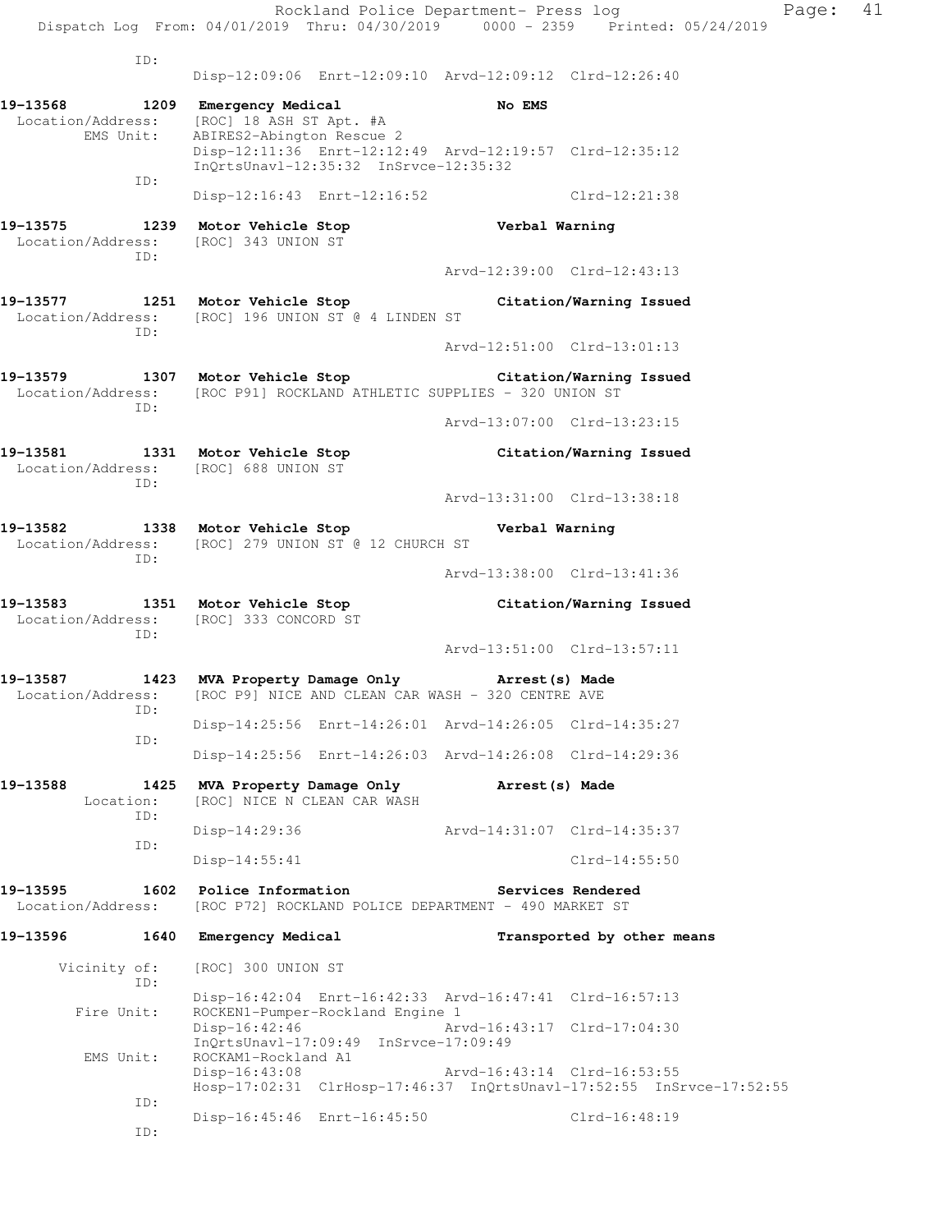```
              ID:
                   Disp-12:09:06  Enrt-12:09:10  Arvd-12:09:12  Clrd-12:26:40

19-13568         1209  Emergency Medical                    No EMS
  Location/Address:    [ROC] 18 ASH ST Apt. #A
         EMS Unit:     ABIRES2-Abington Rescue 2
                       Disp-12:11:36  Enrt-12:12:49  Arvd-12:19:57  Clrd-12:35:12
                       InQrtsUnavl-12:35:32  InSrvce-12:35:32
              ID:
                       Disp-12:16:43  Enrt-12:16:52                 Clrd-12:21:38

19-13575         1239  Motor Vehicle Stop                   Verbal Warning
  Location/Address:    [ROC] 343 UNION ST
              ID:
                                                     Arvd-12:39:00  Clrd-12:43:13

19-13577         1251  Motor Vehicle Stop                   Citation/Warning Issued
  Location/Address:    [ROC] 196 UNION ST @ 4 LINDEN ST
              ID:
                                                     Arvd-12:51:00  Clrd-13:01:13

19-13579         1307  Motor Vehicle Stop                   Citation/Warning Issued
  Location/Address:    [ROC P91] ROCKLAND ATHLETIC SUPPLIES - 320 UNION ST
              ID:
                                                     Arvd-13:07:00  Clrd-13:23:15

19-13581         1331  Motor Vehicle Stop                   Citation/Warning Issued
  Location/Address:    [ROC] 688 UNION ST
              ID:
                                                     Arvd-13:31:00  Clrd-13:38:18

19-13582         1338  Motor Vehicle Stop                   Verbal Warning
  Location/Address:    [ROC] 279 UNION ST @ 12 CHURCH ST
              ID:
                                                     Arvd-13:38:00  Clrd-13:41:36

19-13583         1351  Motor Vehicle Stop                   Citation/Warning Issued
  Location/Address:    [ROC] 333 CONCORD ST
              ID:
                                                     Arvd-13:51:00  Clrd-13:57:11

19-13587         1423  MVA Property Damage Only             Arrest(s) Made
  Location/Address:    [ROC P9] NICE AND CLEAN CAR WASH - 320 CENTRE AVE
              ID:
                       Disp-14:25:56  Enrt-14:26:01  Arvd-14:26:05  Clrd-14:35:27
              ID:
                       Disp-14:25:56  Enrt-14:26:03  Arvd-14:26:08  Clrd-14:29:36

19-13588         1425  MVA Property Damage Only             Arrest(s) Made
         Location:     [ROC] NICE N CLEAN CAR WASH
              ID:
                       Disp-14:29:36                 Arvd-14:31:07  Clrd-14:35:37
              ID:
                       Disp-14:55:41                                Clrd-14:55:50

19-13595         1602  Police Information                   Services Rendered
  Location/Address:    [ROC P72] ROCKLAND POLICE DEPARTMENT - 490 MARKET ST

19-13596         1640  Emergency Medical                    Transported by other means

      Vicinity of:     [ROC] 300 UNION ST
              ID:
                       Disp-16:42:04  Enrt-16:42:33  Arvd-16:47:41  Clrd-16:57:13
        Fire Unit:     ROCKEN1-Pumper-Rockland Engine 1
                       Disp-16:42:46                 Arvd-16:43:17  Clrd-17:04:30
                       InQrtsUnavl-17:09:49  InSrvce-17:09:49
         EMS Unit:     ROCKAM1-Rockland A1
                       Disp-16:43:08                 Arvd-16:43:14  Clrd-16:53:55
                       Hosp-17:02:31  ClrHosp-17:46:37  InQrtsUnavl-17:52:55  InSrvce-17:52:55
              ID:
                       Disp-16:45:46  Enrt-16:45:50                 Clrd-16:48:19
              ID:
```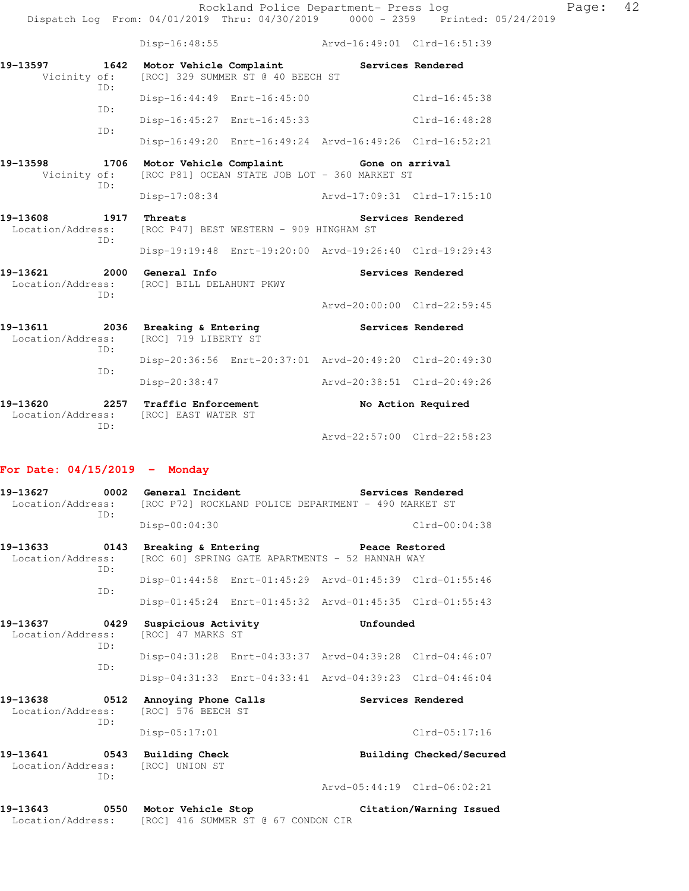Disp-16:48:55 Arvd-16:49:01 Clrd-16:51:39

**19-13597** **1642** **Motor Vehicle Complaint** **Services Rendered**
Vicinity of: [ROC] 329 SUMMER ST @ 40 BEECH ST
ID:
Disp-16:44:49 Enrt-16:45:00 Clrd-16:45:38
ID:
Disp-16:45:27 Enrt-16:45:33 Clrd-16:48:28
ID:
Disp-16:49:20 Enrt-16:49:24 Arvd-16:49:26 Clrd-16:52:21

**19-13598** **1706** **Motor Vehicle Complaint** **Gone on arrival**
Vicinity of: [ROC P81] OCEAN STATE JOB LOT - 360 MARKET ST
ID:
Disp-17:08:34 Arvd-17:09:31 Clrd-17:15:10

**19-13608** **1917** **Threats** **Services Rendered**
Location/Address: [ROC P47] BEST WESTERN - 909 HINGHAM ST
ID:
Disp-19:19:48 Enrt-19:20:00 Arvd-19:26:40 Clrd-19:29:43

**19-13621** **2000** **General Info** **Services Rendered**
Location/Address: [ROC] BILL DELAHUNT PKWY
ID:
Arvd-20:00:00 Clrd-22:59:45

**19-13611** **2036** **Breaking & Entering** **Services Rendered**
Location/Address: [ROC] 719 LIBERTY ST
ID:
Disp-20:36:56 Enrt-20:37:01 Arvd-20:49:20 Clrd-20:49:30
ID:
Disp-20:38:47 Arvd-20:38:51 Clrd-20:49:26

**19-13620** **2257** **Traffic Enforcement** **No Action Required**
Location/Address: [ROC] EAST WATER ST
ID:
Arvd-22:57:00 Clrd-22:58:23

## For Date: 04/15/2019 - Monday

**19-13627** **0002** **General Incident** **Services Rendered**
Location/Address: [ROC P72] ROCKLAND POLICE DEPARTMENT - 490 MARKET ST
ID:
Disp-00:04:30 Clrd-00:04:38

**19-13633** **0143** **Breaking & Entering** **Peace Restored**
Location/Address: [ROC 60] SPRING GATE APARTMENTS - 52 HANNAH WAY
ID:
Disp-01:44:58 Enrt-01:45:29 Arvd-01:45:39 Clrd-01:55:46
ID:
Disp-01:45:24 Enrt-01:45:32 Arvd-01:45:35 Clrd-01:55:43

**19-13637** **0429** **Suspicious Activity** **Unfounded**
Location/Address: [ROC] 47 MARKS ST
ID:
Disp-04:31:28 Enrt-04:33:37 Arvd-04:39:28 Clrd-04:46:07
ID:
Disp-04:31:33 Enrt-04:33:41 Arvd-04:39:23 Clrd-04:46:04

**19-13638** **0512** **Annoying Phone Calls** **Services Rendered**
Location/Address: [ROC] 576 BEECH ST
ID:
Disp-05:17:01 Clrd-05:17:16

**19-13641** **0543** **Building Check** **Building Checked/Secured**
Location/Address: [ROC] UNION ST
ID:
Arvd-05:44:19 Clrd-06:02:21

**19-13643** **0550** **Motor Vehicle Stop** **Citation/Warning Issued**
Location/Address: [ROC] 416 SUMMER ST @ 67 CONDON CIR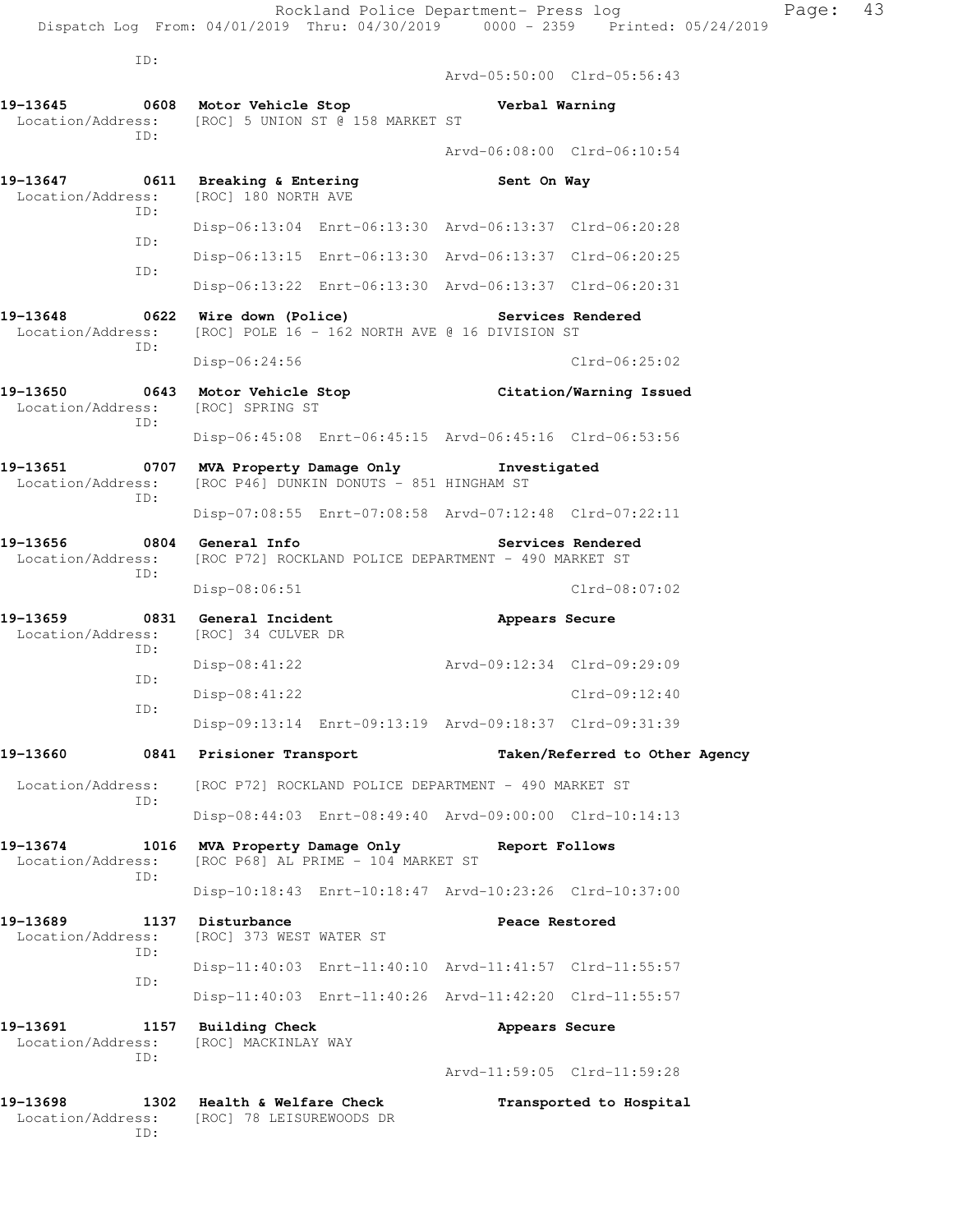ID:
Arvd-05:50:00 Clrd-05:56:43

**19-13645 0608 Motor Vehicle Stop** **Verbal Warning**
Location/Address: [ROC] 5 UNION ST @ 158 MARKET ST
ID:
Arvd-06:08:00 Clrd-06:10:54

**19-13647 0611 Breaking & Entering** **Sent On Way**
Location/Address: [ROC] 180 NORTH AVE
ID:
Disp-06:13:04 Enrt-06:13:30 Arvd-06:13:37 Clrd-06:20:28
ID:
Disp-06:13:15 Enrt-06:13:30 Arvd-06:13:37 Clrd-06:20:25
ID:
Disp-06:13:22 Enrt-06:13:30 Arvd-06:13:37 Clrd-06:20:31

**19-13648 0622 Wire down (Police)** **Services Rendered**
Location/Address: [ROC] POLE 16 - 162 NORTH AVE @ 16 DIVISION ST
ID:
Disp-06:24:56 Clrd-06:25:02

**19-13650 0643 Motor Vehicle Stop** **Citation/Warning Issued**
Location/Address: [ROC] SPRING ST
ID:
Disp-06:45:08 Enrt-06:45:15 Arvd-06:45:16 Clrd-06:53:56

**19-13651 0707 MVA Property Damage Only** **Investigated**
Location/Address: [ROC P46] DUNKIN DONUTS - 851 HINGHAM ST
ID:
Disp-07:08:55 Enrt-07:08:58 Arvd-07:12:48 Clrd-07:22:11

**19-13656 0804 General Info** **Services Rendered**
Location/Address: [ROC P72] ROCKLAND POLICE DEPARTMENT - 490 MARKET ST
ID:
Disp-08:06:51 Clrd-08:07:02

**19-13659 0831 General Incident** **Appears Secure**
Location/Address: [ROC] 34 CULVER DR
ID:
Disp-08:41:22 Arvd-09:12:34 Clrd-09:29:09
ID:
Disp-08:41:22 Clrd-09:12:40
ID:
Disp-09:13:14 Enrt-09:13:19 Arvd-09:18:37 Clrd-09:31:39

**19-13660 0841 Prisioner Transport** **Taken/Referred to Other Agency**
Location/Address: [ROC P72] ROCKLAND POLICE DEPARTMENT - 490 MARKET ST
ID:
Disp-08:44:03 Enrt-08:49:40 Arvd-09:00:00 Clrd-10:14:13

**19-13674 1016 MVA Property Damage Only** **Report Follows**
Location/Address: [ROC P68] AL PRIME - 104 MARKET ST
ID:
Disp-10:18:43 Enrt-10:18:47 Arvd-10:23:26 Clrd-10:37:00

**19-13689 1137 Disturbance** **Peace Restored**
Location/Address: [ROC] 373 WEST WATER ST
ID:
Disp-11:40:03 Enrt-11:40:10 Arvd-11:41:57 Clrd-11:55:57
ID:
Disp-11:40:03 Enrt-11:40:26 Arvd-11:42:20 Clrd-11:55:57

**19-13691 1157 Building Check** **Appears Secure**
Location/Address: [ROC] MACKINLAY WAY
ID:
Arvd-11:59:05 Clrd-11:59:28

**19-13698 1302 Health & Welfare Check** **Transported to Hospital**
Location/Address: [ROC] 78 LEISUREWOODS DR
ID: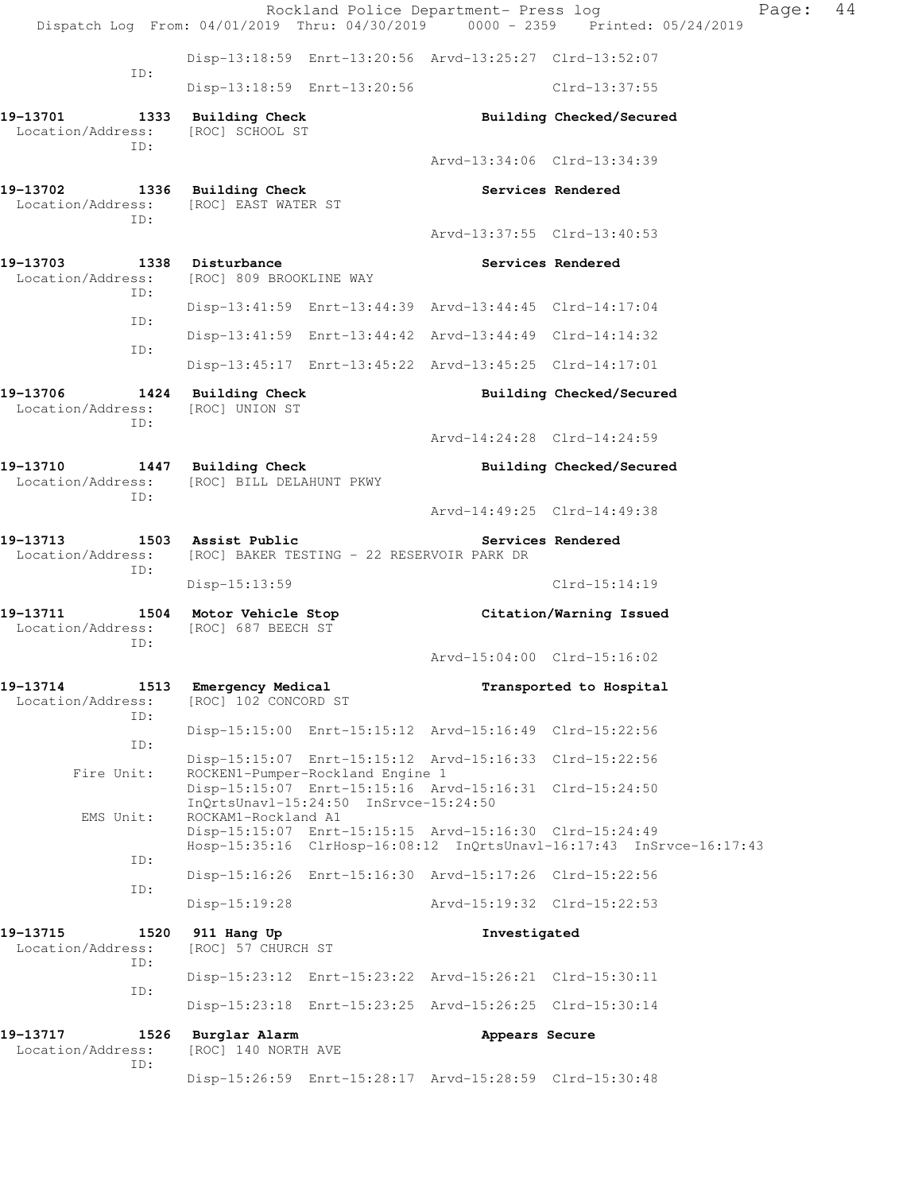```
              Disp-13:18:59  Enrt-13:20:56  Arvd-13:25:27  Clrd-13:52:07
         ID:
              Disp-13:18:59  Enrt-13:20:56                 Clrd-13:37:55

19-13701        1333  Building Check                 Building Checked/Secured
 Location/Address:    [ROC] SCHOOL ST
         ID:
                                             Arvd-13:34:06  Clrd-13:34:39

19-13702        1336  Building Check                 Services Rendered
 Location/Address:    [ROC] EAST WATER ST
         ID:
                                             Arvd-13:37:55  Clrd-13:40:53

19-13703        1338  Disturbance                    Services Rendered
 Location/Address:    [ROC] 809 BROOKLINE WAY
         ID:
              Disp-13:41:59  Enrt-13:44:39  Arvd-13:44:45  Clrd-14:17:04
         ID:
              Disp-13:41:59  Enrt-13:44:42  Arvd-13:44:49  Clrd-14:14:32
         ID:
              Disp-13:45:17  Enrt-13:45:22  Arvd-13:45:25  Clrd-14:17:01

19-13706        1424  Building Check                 Building Checked/Secured
 Location/Address:    [ROC] UNION ST
         ID:
                                             Arvd-14:24:28  Clrd-14:24:59

19-13710        1447  Building Check                 Building Checked/Secured
 Location/Address:    [ROC] BILL DELAHUNT PKWY
         ID:
                                             Arvd-14:49:25  Clrd-14:49:38

19-13713        1503  Assist Public                  Services Rendered
 Location/Address:    [ROC] BAKER TESTING - 22 RESERVOIR PARK DR
         ID:
              Disp-15:13:59                                Clrd-15:14:19

19-13711        1504  Motor Vehicle Stop             Citation/Warning Issued
 Location/Address:    [ROC] 687 BEECH ST
         ID:
                                             Arvd-15:04:00  Clrd-15:16:02

19-13714        1513  Emergency Medical              Transported to Hospital
 Location/Address:    [ROC] 102 CONCORD ST
         ID:
              Disp-15:15:00  Enrt-15:15:12  Arvd-15:16:49  Clrd-15:22:56
         ID:
              Disp-15:15:07  Enrt-15:15:12  Arvd-15:16:33  Clrd-15:22:56
      Fire Unit:  ROCKEN1-Pumper-Rockland Engine 1
              Disp-15:15:07  Enrt-15:15:16  Arvd-15:16:31  Clrd-15:24:50
              InQrtsUnavl-15:24:50  InSrvce-15:24:50
       EMS Unit:  ROCKAM1-Rockland A1
              Disp-15:15:07  Enrt-15:15:15  Arvd-15:16:30  Clrd-15:24:49
              Hosp-15:35:16  ClrHosp-16:08:12  InQrtsUnavl-16:17:43  InSrvce-16:17:43
         ID:
              Disp-15:16:26  Enrt-15:16:30  Arvd-15:17:26  Clrd-15:22:56
         ID:
              Disp-15:19:28                 Arvd-15:19:32  Clrd-15:22:53

19-13715        1520  911 Hang Up                    Investigated
 Location/Address:    [ROC] 57 CHURCH ST
         ID:
              Disp-15:23:12  Enrt-15:23:22  Arvd-15:26:21  Clrd-15:30:11
         ID:
              Disp-15:23:18  Enrt-15:23:25  Arvd-15:26:25  Clrd-15:30:14

19-13717        1526  Burglar Alarm                  Appears Secure
 Location/Address:    [ROC] 140 NORTH AVE
         ID:
              Disp-15:26:59  Enrt-15:28:17  Arvd-15:28:59  Clrd-15:30:48
```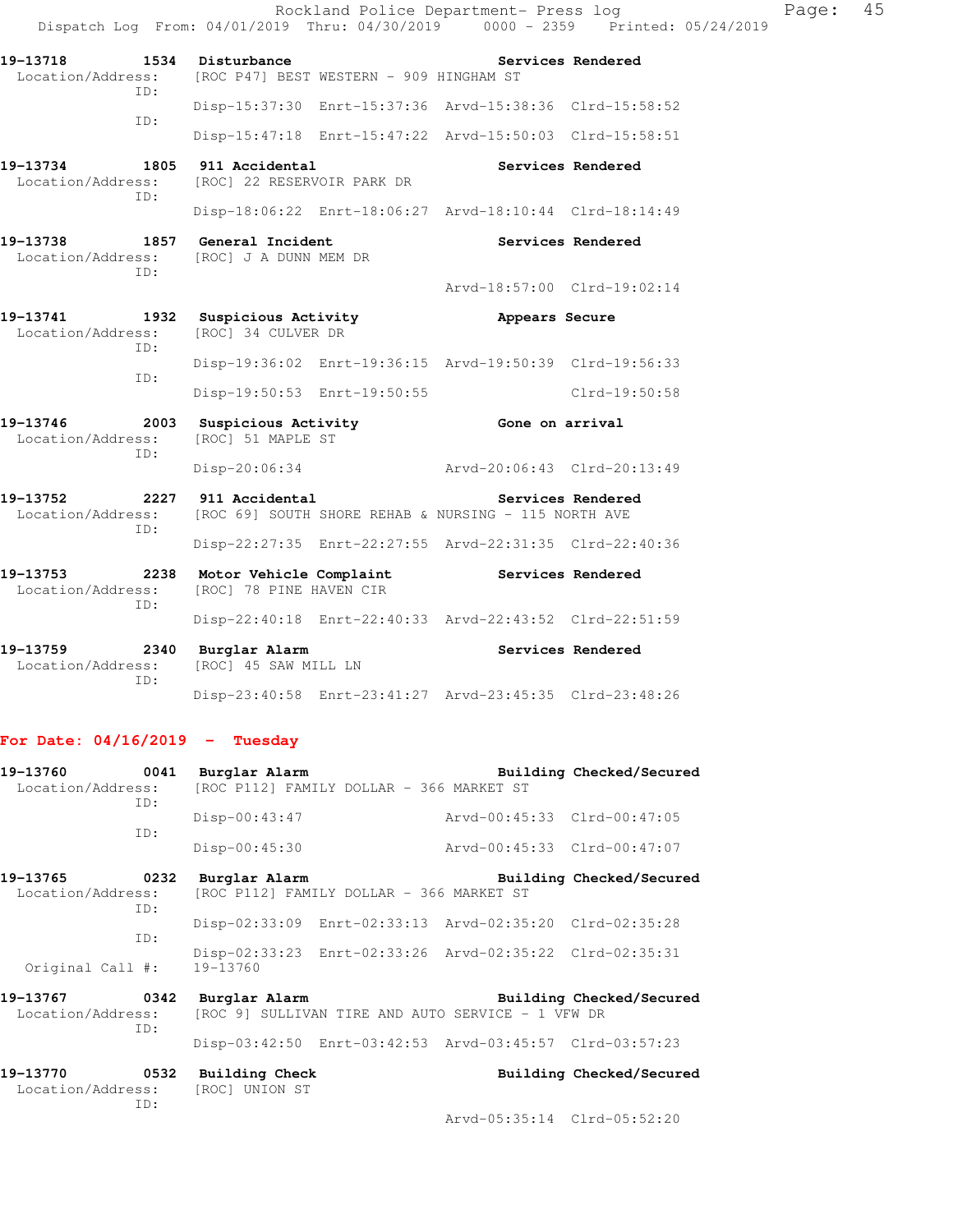19-13718 1534 Disturbance Services Rendered
Location/Address: [ROC P47] BEST WESTERN - 909 HINGHAM ST
ID:
Disp-15:37:30 Enrt-15:37:36 Arvd-15:38:36 Clrd-15:58:52
ID:
Disp-15:47:18 Enrt-15:47:22 Arvd-15:50:03 Clrd-15:58:51

19-13734 1805 911 Accidental Services Rendered
Location/Address: [ROC] 22 RESERVOIR PARK DR
ID:
Disp-18:06:22 Enrt-18:06:27 Arvd-18:10:44 Clrd-18:14:49

19-13738 1857 General Incident Services Rendered
Location/Address: [ROC] J A DUNN MEM DR
ID:
Arvd-18:57:00 Clrd-19:02:14

19-13741 1932 Suspicious Activity Appears Secure
Location/Address: [ROC] 34 CULVER DR
ID:
Disp-19:36:02 Enrt-19:36:15 Arvd-19:50:39 Clrd-19:56:33
ID:
Disp-19:50:53 Enrt-19:50:55 Clrd-19:50:58

19-13746 2003 Suspicious Activity Gone on arrival
Location/Address: [ROC] 51 MAPLE ST
ID:
Disp-20:06:34 Arvd-20:06:43 Clrd-20:13:49

19-13752 2227 911 Accidental Services Rendered
Location/Address: [ROC 69] SOUTH SHORE REHAB & NURSING - 115 NORTH AVE
ID:
Disp-22:27:35 Enrt-22:27:55 Arvd-22:31:35 Clrd-22:40:36

19-13753 2238 Motor Vehicle Complaint Services Rendered
Location/Address: [ROC] 78 PINE HAVEN CIR
ID:
Disp-22:40:18 Enrt-22:40:33 Arvd-22:43:52 Clrd-22:51:59

19-13759 2340 Burglar Alarm Services Rendered
Location/Address: [ROC] 45 SAW MILL LN
ID:
Disp-23:40:58 Enrt-23:41:27 Arvd-23:45:35 Clrd-23:48:26

**For Date: 04/16/2019 - Tuesday**

19-13760 0041 Burglar Alarm Building Checked/Secured
Location/Address: [ROC P112] FAMILY DOLLAR - 366 MARKET ST
ID:
Disp-00:43:47 Arvd-00:45:33 Clrd-00:47:05
ID:
Disp-00:45:30 Arvd-00:45:33 Clrd-00:47:07

19-13765 0232 Burglar Alarm Building Checked/Secured
Location/Address: [ROC P112] FAMILY DOLLAR - 366 MARKET ST
ID:
Disp-02:33:09 Enrt-02:33:13 Arvd-02:35:20 Clrd-02:35:28
ID:
Disp-02:33:23 Enrt-02:33:26 Arvd-02:35:22 Clrd-02:35:31
Original Call #: 19-13760

19-13767 0342 Burglar Alarm Building Checked/Secured
Location/Address: [ROC 9] SULLIVAN TIRE AND AUTO SERVICE - 1 VFW DR
ID:
Disp-03:42:50 Enrt-03:42:53 Arvd-03:45:57 Clrd-03:57:23

19-13770 0532 Building Check Building Checked/Secured
Location/Address: [ROC] UNION ST
ID:
Arvd-05:35:14 Clrd-05:52:20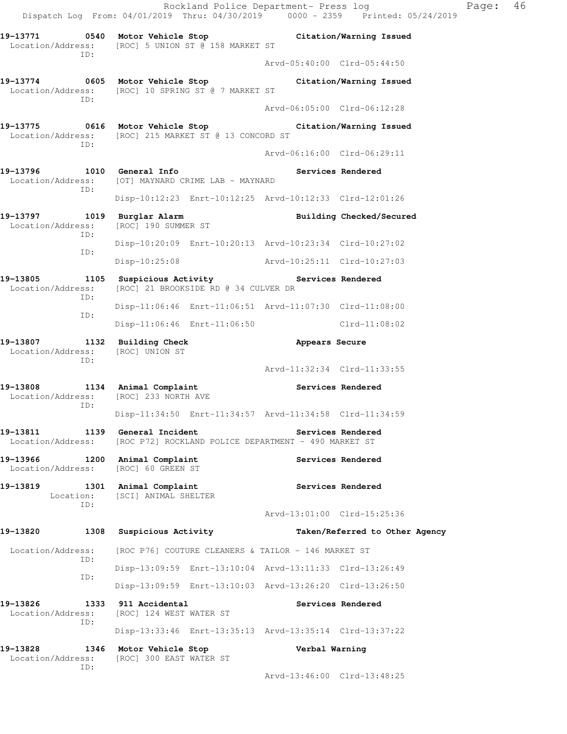19-13771 0540 Motor Vehicle Stop Citation/Warning Issued
Location/Address: [ROC] 5 UNION ST @ 158 MARKET ST
ID:
Arvd-05:40:00 Clrd-05:44:50

19-13774 0605 Motor Vehicle Stop Citation/Warning Issued
Location/Address: [ROC] 10 SPRING ST @ 7 MARKET ST
ID:
Arvd-06:05:00 Clrd-06:12:28

19-13775 0616 Motor Vehicle Stop Citation/Warning Issued
Location/Address: [ROC] 215 MARKET ST @ 13 CONCORD ST
ID:
Arvd-06:16:00 Clrd-06:29:11

19-13796 1010 General Info Services Rendered
Location/Address: [OT] MAYNARD CRIME LAB - MAYNARD
ID:
Disp-10:12:23 Enrt-10:12:25 Arvd-10:12:33 Clrd-12:01:26

19-13797 1019 Burglar Alarm Building Checked/Secured
Location/Address: [ROC] 190 SUMMER ST
ID:
Disp-10:20:09 Enrt-10:20:13 Arvd-10:23:34 Clrd-10:27:02
ID:
Disp-10:25:08 Arvd-10:25:11 Clrd-10:27:03

19-13805 1105 Suspicious Activity Services Rendered
Location/Address: [ROC] 21 BROOKSIDE RD @ 34 CULVER DR
ID:
Disp-11:06:46 Enrt-11:06:51 Arvd-11:07:30 Clrd-11:08:00
ID:
Disp-11:06:46 Enrt-11:06:50 Clrd-11:08:02

19-13807 1132 Building Check Appears Secure
Location/Address: [ROC] UNION ST
ID:
Arvd-11:32:34 Clrd-11:33:55

19-13808 1134 Animal Complaint Services Rendered
Location/Address: [ROC] 233 NORTH AVE
ID:
Disp-11:34:50 Enrt-11:34:57 Arvd-11:34:58 Clrd-11:34:59

19-13811 1139 General Incident Services Rendered
Location/Address: [ROC P72] ROCKLAND POLICE DEPARTMENT - 490 MARKET ST

19-13966 1200 Animal Complaint Services Rendered
Location/Address: [ROC] 60 GREEN ST

19-13819 1301 Animal Complaint Services Rendered
Location: [SCI] ANIMAL SHELTER
ID:
Arvd-13:01:00 Clrd-15:25:36

19-13820 1308 Suspicious Activity Taken/Referred to Other Agency
Location/Address: [ROC P76] COUTURE CLEANERS & TAILOR - 146 MARKET ST
ID:
Disp-13:09:59 Enrt-13:10:04 Arvd-13:11:33 Clrd-13:26:49
ID:
Disp-13:09:59 Enrt-13:10:03 Arvd-13:26:20 Clrd-13:26:50

19-13826 1333 911 Accidental Services Rendered
Location/Address: [ROC] 124 WEST WATER ST
ID:
Disp-13:33:46 Enrt-13:35:13 Arvd-13:35:14 Clrd-13:37:22

19-13828 1346 Motor Vehicle Stop Verbal Warning
Location/Address: [ROC] 300 EAST WATER ST
ID:
Arvd-13:46:00 Clrd-13:48:25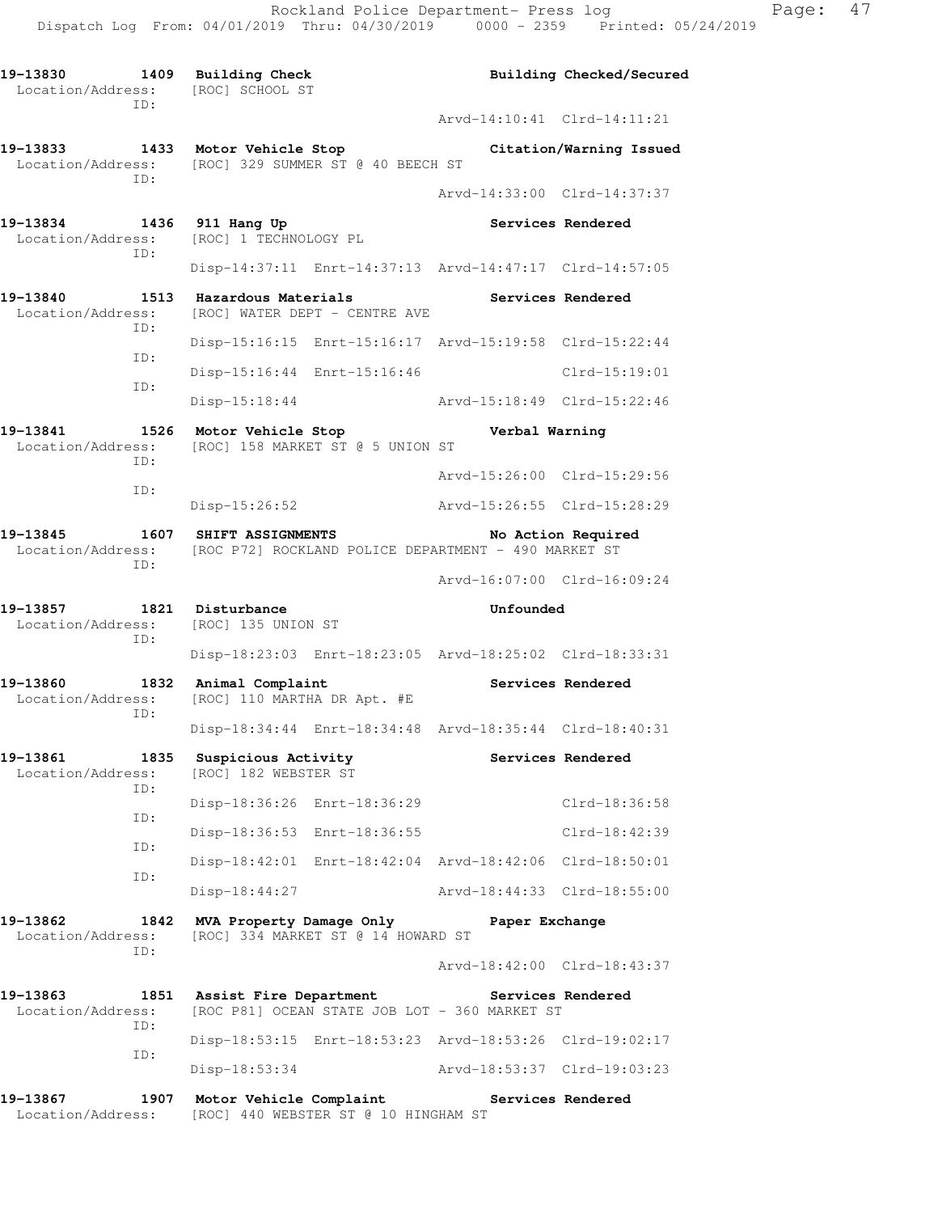**19-13830 1409 Building Check** — Building Checked/Secured
Location/Address: [ROC] SCHOOL ST
ID:
Arvd-14:10:41 Clrd-14:11:21

**19-13833 1433 Motor Vehicle Stop** — Citation/Warning Issued
Location/Address: [ROC] 329 SUMMER ST @ 40 BEECH ST
ID:
Arvd-14:33:00 Clrd-14:37:37

**19-13834 1436 911 Hang Up** — Services Rendered
Location/Address: [ROC] 1 TECHNOLOGY PL
ID:
Disp-14:37:11 Enrt-14:37:13 Arvd-14:47:17 Clrd-14:57:05

**19-13840 1513 Hazardous Materials** — Services Rendered
Location/Address: [ROC] WATER DEPT - CENTRE AVE
ID:
Disp-15:16:15 Enrt-15:16:17 Arvd-15:19:58 Clrd-15:22:44
ID:
Disp-15:16:44 Enrt-15:16:46 Clrd-15:19:01
ID:
Disp-15:18:44 Arvd-15:18:49 Clrd-15:22:46

**19-13841 1526 Motor Vehicle Stop** — Verbal Warning
Location/Address: [ROC] 158 MARKET ST @ 5 UNION ST
ID:
Arvd-15:26:00 Clrd-15:29:56
ID:
Disp-15:26:52 Arvd-15:26:55 Clrd-15:28:29

**19-13845 1607 SHIFT ASSIGNMENTS** — No Action Required
Location/Address: [ROC P72] ROCKLAND POLICE DEPARTMENT - 490 MARKET ST
ID:
Arvd-16:07:00 Clrd-16:09:24

**19-13857 1821 Disturbance** — Unfounded
Location/Address: [ROC] 135 UNION ST
ID:
Disp-18:23:03 Enrt-18:23:05 Arvd-18:25:02 Clrd-18:33:31

**19-13860 1832 Animal Complaint** — Services Rendered
Location/Address: [ROC] 110 MARTHA DR Apt. #E
ID:
Disp-18:34:44 Enrt-18:34:48 Arvd-18:35:44 Clrd-18:40:31

**19-13861 1835 Suspicious Activity** — Services Rendered
Location/Address: [ROC] 182 WEBSTER ST
ID:
Disp-18:36:26 Enrt-18:36:29 Clrd-18:36:58
ID:
Disp-18:36:53 Enrt-18:36:55 Clrd-18:42:39
ID:
Disp-18:42:01 Enrt-18:42:04 Arvd-18:42:06 Clrd-18:50:01
ID:
Disp-18:44:27 Arvd-18:44:33 Clrd-18:55:00

**19-13862 1842 MVA Property Damage Only** — Paper Exchange
Location/Address: [ROC] 334 MARKET ST @ 14 HOWARD ST
ID:
Arvd-18:42:00 Clrd-18:43:37

**19-13863 1851 Assist Fire Department** — Services Rendered
Location/Address: [ROC P81] OCEAN STATE JOB LOT - 360 MARKET ST
ID:
Disp-18:53:15 Enrt-18:53:23 Arvd-18:53:26 Clrd-19:02:17
ID:
Disp-18:53:34 Arvd-18:53:37 Clrd-19:03:23

**19-13867 1907 Motor Vehicle Complaint** — Services Rendered
Location/Address: [ROC] 440 WEBSTER ST @ 10 HINGHAM ST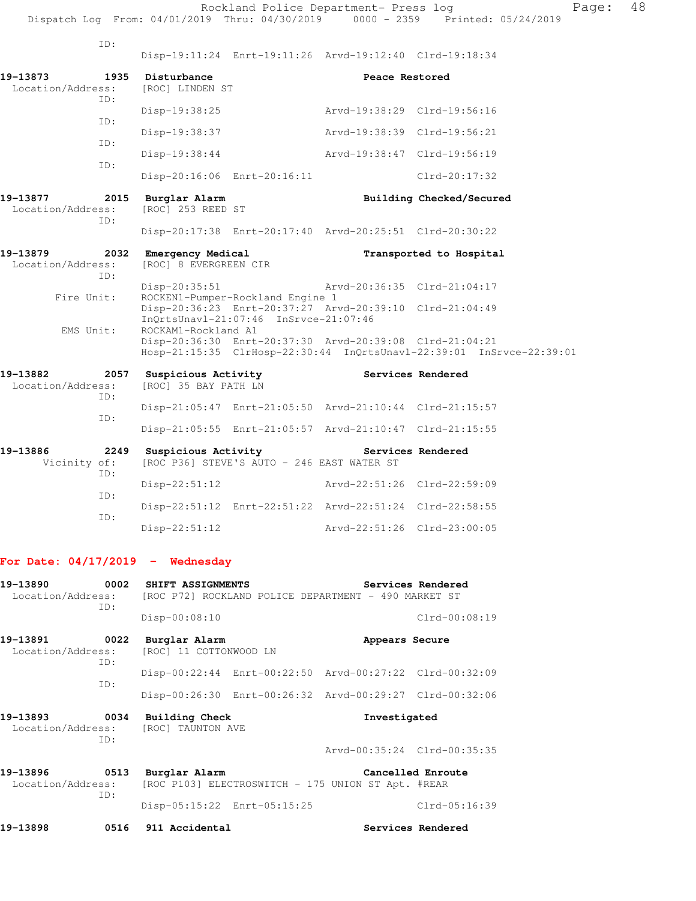ID:
Disp-19:11:24 Enrt-19:11:26 Arvd-19:12:40 Clrd-19:18:34

**19-13873** 1935 **Disturbance** **Peace Restored**
Location/Address: [ROC] LINDEN ST
ID:
Disp-19:38:25 Arvd-19:38:29 Clrd-19:56:16
ID:
Disp-19:38:37 Arvd-19:38:39 Clrd-19:56:21
ID:
Disp-19:38:44 Arvd-19:38:47 Clrd-19:56:19
ID:
Disp-20:16:06 Enrt-20:16:11 Clrd-20:17:32

**19-13877** 2015 **Burglar Alarm** **Building Checked/Secured**
Location/Address: [ROC] 253 REED ST
ID:
Disp-20:17:38 Enrt-20:17:40 Arvd-20:25:51 Clrd-20:30:22

**19-13879** 2032 **Emergency Medical** **Transported to Hospital**
Location/Address: [ROC] 8 EVERGREEN CIR
ID:
Disp-20:35:51 Arvd-20:36:35 Clrd-21:04:17
Fire Unit: ROCKEN1-Pumper-Rockland Engine 1
Disp-20:36:23 Enrt-20:37:27 Arvd-20:39:10 Clrd-21:04:49
InQrtsUnavl-21:07:46 InSrvce-21:07:46
EMS Unit: ROCKAM1-Rockland A1
Disp-20:36:30 Enrt-20:37:30 Arvd-20:39:08 Clrd-21:04:21
Hosp-21:15:35 ClrHosp-22:30:44 InQrtsUnavl-22:39:01 InSrvce-22:39:01

**19-13882** 2057 **Suspicious Activity** **Services Rendered**
Location/Address: [ROC] 35 BAY PATH LN
ID:
Disp-21:05:47 Enrt-21:05:50 Arvd-21:10:44 Clrd-21:15:57
ID:
Disp-21:05:55 Enrt-21:05:57 Arvd-21:10:47 Clrd-21:15:55

**19-13886** 2249 **Suspicious Activity** **Services Rendered**
Vicinity of: [ROC P36] STEVE'S AUTO - 246 EAST WATER ST
ID:
Disp-22:51:12 Arvd-22:51:26 Clrd-22:59:09
ID:
Disp-22:51:12 Enrt-22:51:22 Arvd-22:51:24 Clrd-22:58:55
ID:
Disp-22:51:12 Arvd-22:51:26 Clrd-23:00:05

## For Date: 04/17/2019 - Wednesday

**19-13890** 0002 **SHIFT ASSIGNMENTS** **Services Rendered**
Location/Address: [ROC P72] ROCKLAND POLICE DEPARTMENT - 490 MARKET ST
ID:
Disp-00:08:10 Clrd-00:08:19

**19-13891** 0022 **Burglar Alarm** **Appears Secure**
Location/Address: [ROC] 11 COTTONWOOD LN
ID:
Disp-00:22:44 Enrt-00:22:50 Arvd-00:27:22 Clrd-00:32:09
ID:
Disp-00:26:30 Enrt-00:26:32 Arvd-00:29:27 Clrd-00:32:06

**19-13893** 0034 **Building Check** **Investigated**
Location/Address: [ROC] TAUNTON AVE
ID:
Arvd-00:35:24 Clrd-00:35:35

**19-13896** 0513 **Burglar Alarm** **Cancelled Enroute**
Location/Address: [ROC P103] ELECTROSWITCH - 175 UNION ST Apt. #REAR
ID:
Disp-05:15:22 Enrt-05:15:25 Clrd-05:16:39

**19-13898** 0516 **911 Accidental** **Services Rendered**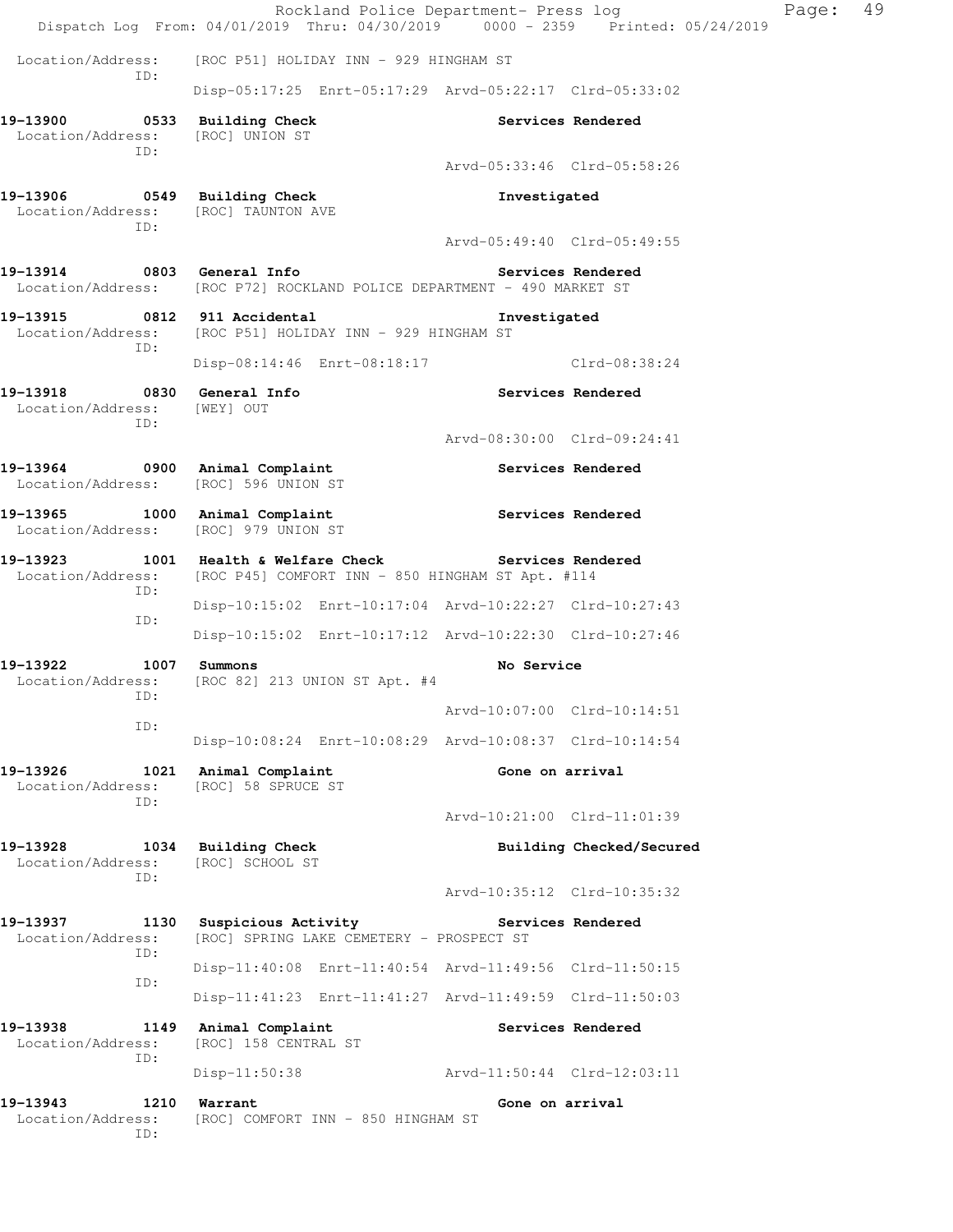Location/Address: [ROC P51] HOLIDAY INN - 929 HINGHAM ST
ID:
Disp-05:17:25 Enrt-05:17:29 Arvd-05:22:17 Clrd-05:33:02

**19-13900 0533 Building Check** Services Rendered
Location/Address: [ROC] UNION ST
ID:
Arvd-05:33:46 Clrd-05:58:26

**19-13906 0549 Building Check** Investigated
Location/Address: [ROC] TAUNTON AVE
ID:
Arvd-05:49:40 Clrd-05:49:55

**19-13914 0803 General Info** Services Rendered
Location/Address: [ROC P72] ROCKLAND POLICE DEPARTMENT - 490 MARKET ST

**19-13915 0812 911 Accidental** Investigated
Location/Address: [ROC P51] HOLIDAY INN - 929 HINGHAM ST
ID:
Disp-08:14:46 Enrt-08:18:17 Clrd-08:38:24

**19-13918 0830 General Info** Services Rendered
Location/Address: [WEY] OUT
ID:
Arvd-08:30:00 Clrd-09:24:41

**19-13964 0900 Animal Complaint** Services Rendered
Location/Address: [ROC] 596 UNION ST

**19-13965 1000 Animal Complaint** Services Rendered
Location/Address: [ROC] 979 UNION ST

**19-13923 1001 Health & Welfare Check** Services Rendered
Location/Address: [ROC P45] COMFORT INN - 850 HINGHAM ST Apt. #114
ID:
Disp-10:15:02 Enrt-10:17:04 Arvd-10:22:27 Clrd-10:27:43
ID:
Disp-10:15:02 Enrt-10:17:12 Arvd-10:22:30 Clrd-10:27:46

**19-13922 1007 Summons** No Service
Location/Address: [ROC 82] 213 UNION ST Apt. #4
ID:
Arvd-10:07:00 Clrd-10:14:51
ID:
Disp-10:08:24 Enrt-10:08:29 Arvd-10:08:37 Clrd-10:14:54

**19-13926 1021 Animal Complaint** Gone on arrival
Location/Address: [ROC] 58 SPRUCE ST
ID:
Arvd-10:21:00 Clrd-11:01:39

**19-13928 1034 Building Check** Building Checked/Secured
Location/Address: [ROC] SCHOOL ST
ID:
Arvd-10:35:12 Clrd-10:35:32

**19-13937 1130 Suspicious Activity** Services Rendered
Location/Address: [ROC] SPRING LAKE CEMETERY - PROSPECT ST
ID:
Disp-11:40:08 Enrt-11:40:54 Arvd-11:49:56 Clrd-11:50:15
ID:
Disp-11:41:23 Enrt-11:41:27 Arvd-11:49:59 Clrd-11:50:03

**19-13938 1149 Animal Complaint** Services Rendered
Location/Address: [ROC] 158 CENTRAL ST
ID:
Disp-11:50:38 Arvd-11:50:44 Clrd-12:03:11

**19-13943 1210 Warrant** Gone on arrival
Location/Address: [ROC] COMFORT INN - 850 HINGHAM ST
ID: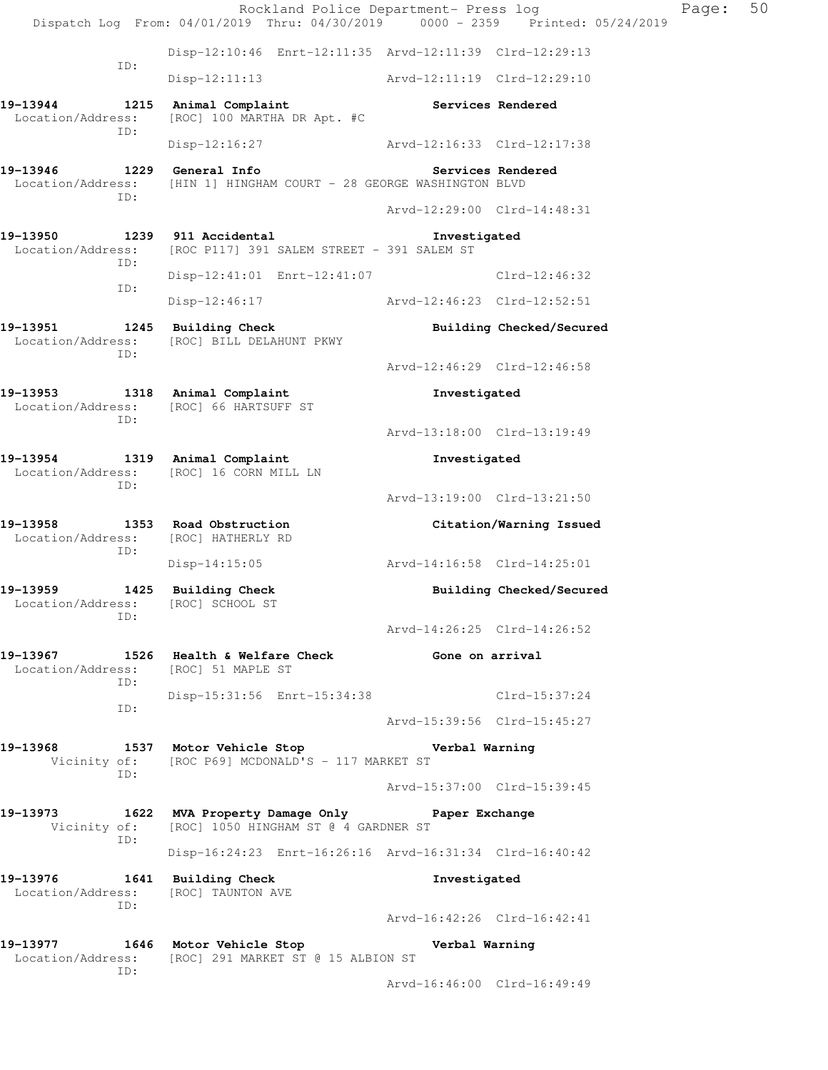```
                    Disp-12:10:46  Enrt-12:11:35  Arvd-12:11:39  Clrd-12:29:13
             ID:
                    Disp-12:11:13                 Arvd-12:11:19  Clrd-12:29:10

19-13944        1215  Animal Complaint                         Services Rendered
  Location/Address:     [ROC] 100 MARTHA DR Apt. #C
             ID:
                    Disp-12:16:27                 Arvd-12:16:33  Clrd-12:17:38

19-13946        1229  General Info                             Services Rendered
  Location/Address:     [HIN 1] HINGHAM COURT - 28 GEORGE WASHINGTON BLVD
             ID:
                                                  Arvd-12:29:00  Clrd-14:48:31

19-13950        1239  911 Accidental                           Investigated
  Location/Address:     [ROC P117] 391 SALEM STREET - 391 SALEM ST
             ID:
                    Disp-12:41:01  Enrt-12:41:07                 Clrd-12:46:32
             ID:
                    Disp-12:46:17                 Arvd-12:46:23  Clrd-12:52:51

19-13951        1245  Building Check                           Building Checked/Secured
  Location/Address:     [ROC] BILL DELAHUNT PKWY
             ID:
                                                  Arvd-12:46:29  Clrd-12:46:58

19-13953        1318  Animal Complaint                         Investigated
  Location/Address:     [ROC] 66 HARTSUFF ST
             ID:
                                                  Arvd-13:18:00  Clrd-13:19:49

19-13954        1319  Animal Complaint                         Investigated
  Location/Address:     [ROC] 16 CORN MILL LN
             ID:
                                                  Arvd-13:19:00  Clrd-13:21:50

19-13958        1353  Road Obstruction                         Citation/Warning Issued
  Location/Address:     [ROC] HATHERLY RD
             ID:
                    Disp-14:15:05                 Arvd-14:16:58  Clrd-14:25:01

19-13959        1425  Building Check                           Building Checked/Secured
  Location/Address:     [ROC] SCHOOL ST
             ID:
                                                  Arvd-14:26:25  Clrd-14:26:52

19-13967        1526  Health & Welfare Check                   Gone on arrival
  Location/Address:     [ROC] 51 MAPLE ST
             ID:
                    Disp-15:31:56  Enrt-15:34:38                 Clrd-15:37:24
             ID:
                                                  Arvd-15:39:56  Clrd-15:45:27

19-13968        1537  Motor Vehicle Stop                       Verbal Warning
       Vicinity of:     [ROC P69] MCDONALD'S - 117 MARKET ST
             ID:
                                                  Arvd-15:37:00  Clrd-15:39:45

19-13973        1622  MVA Property Damage Only                 Paper Exchange
       Vicinity of:     [ROC] 1050 HINGHAM ST @ 4 GARDNER ST
             ID:
                    Disp-16:24:23  Enrt-16:26:16  Arvd-16:31:34  Clrd-16:40:42

19-13976        1641  Building Check                           Investigated
  Location/Address:     [ROC] TAUNTON AVE
             ID:
                                                  Arvd-16:42:26  Clrd-16:42:41

19-13977        1646  Motor Vehicle Stop                       Verbal Warning
  Location/Address:     [ROC] 291 MARKET ST @ 15 ALBION ST
             ID:
                                                  Arvd-16:46:00  Clrd-16:49:49
```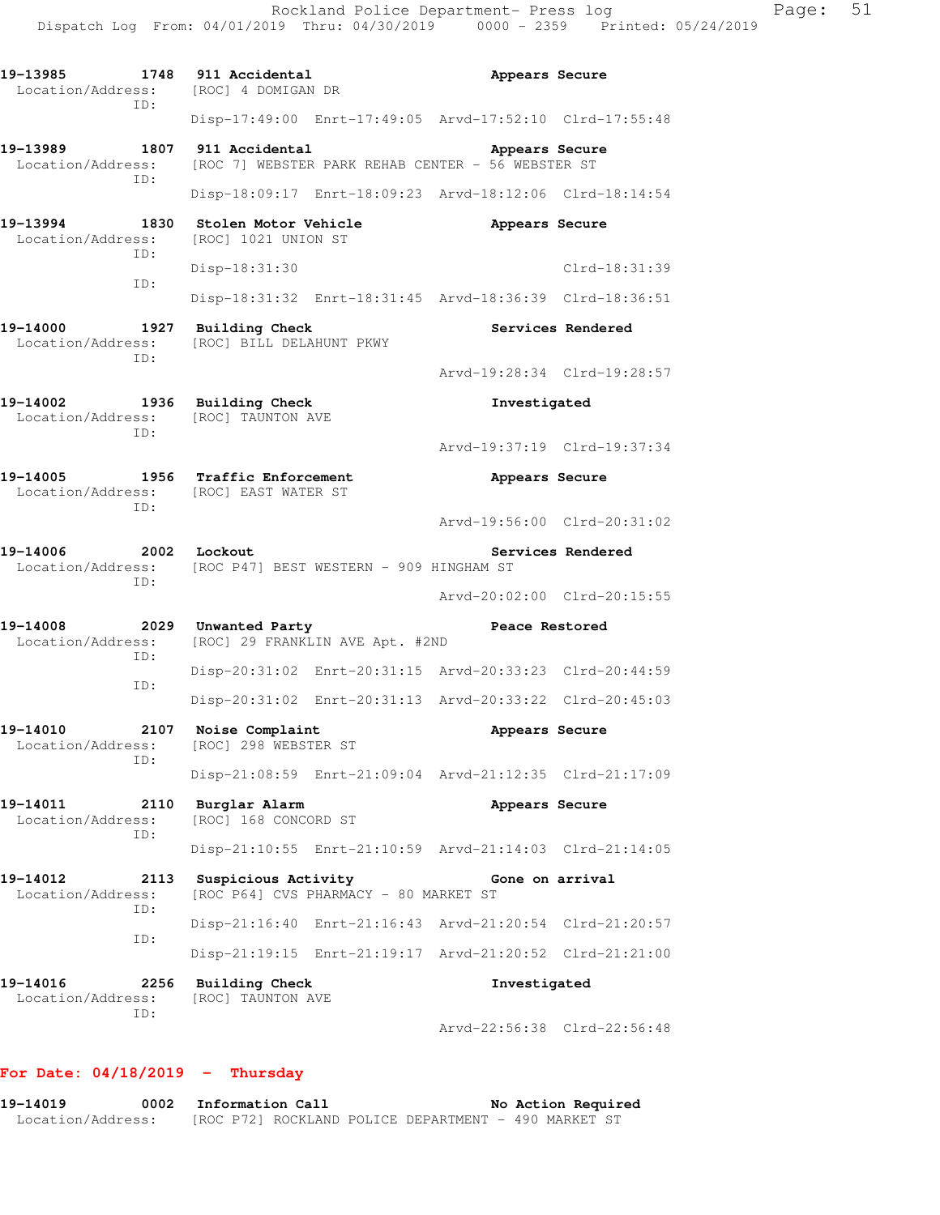**19-13985** 1748 **911 Accidental** **Appears Secure**
Location/Address: [ROC] 4 DOMIGAN DR
ID:
Disp-17:49:00 Enrt-17:49:05 Arvd-17:52:10 Clrd-17:55:48

**19-13989** 1807 **911 Accidental** **Appears Secure**
Location/Address: [ROC 7] WEBSTER PARK REHAB CENTER - 56 WEBSTER ST
ID:
Disp-18:09:17 Enrt-18:09:23 Arvd-18:12:06 Clrd-18:14:54

**19-13994** 1830 **Stolen Motor Vehicle** **Appears Secure**
Location/Address: [ROC] 1021 UNION ST
ID:
Disp-18:31:30 Clrd-18:31:39
ID:
Disp-18:31:32 Enrt-18:31:45 Arvd-18:36:39 Clrd-18:36:51

**19-14000** 1927 **Building Check** **Services Rendered**
Location/Address: [ROC] BILL DELAHUNT PKWY
ID:
Arvd-19:28:34 Clrd-19:28:57

**19-14002** 1936 **Building Check** **Investigated**
Location/Address: [ROC] TAUNTON AVE
ID:
Arvd-19:37:19 Clrd-19:37:34

**19-14005** 1956 **Traffic Enforcement** **Appears Secure**
Location/Address: [ROC] EAST WATER ST
ID:
Arvd-19:56:00 Clrd-20:31:02

**19-14006** 2002 **Lockout** **Services Rendered**
Location/Address: [ROC P47] BEST WESTERN - 909 HINGHAM ST
ID:
Arvd-20:02:00 Clrd-20:15:55

**19-14008** 2029 **Unwanted Party** **Peace Restored**
Location/Address: [ROC] 29 FRANKLIN AVE Apt. #2ND
ID:
Disp-20:31:02 Enrt-20:31:15 Arvd-20:33:23 Clrd-20:44:59
ID:
Disp-20:31:02 Enrt-20:31:13 Arvd-20:33:22 Clrd-20:45:03

**19-14010** 2107 **Noise Complaint** **Appears Secure**
Location/Address: [ROC] 298 WEBSTER ST
ID:
Disp-21:08:59 Enrt-21:09:04 Arvd-21:12:35 Clrd-21:17:09

**19-14011** 2110 **Burglar Alarm** **Appears Secure**
Location/Address: [ROC] 168 CONCORD ST
ID:
Disp-21:10:55 Enrt-21:10:59 Arvd-21:14:03 Clrd-21:14:05

**19-14012** 2113 **Suspicious Activity** **Gone on arrival**
Location/Address: [ROC P64] CVS PHARMACY - 80 MARKET ST
ID:
Disp-21:16:40 Enrt-21:16:43 Arvd-21:20:54 Clrd-21:20:57
ID:
Disp-21:19:15 Enrt-21:19:17 Arvd-21:20:52 Clrd-21:21:00

**19-14016** 2256 **Building Check** **Investigated**
Location/Address: [ROC] TAUNTON AVE
ID:
Arvd-22:56:38 Clrd-22:56:48

## For Date: 04/18/2019 - Thursday

**19-14019** 0002 **Information Call** **No Action Required**
Location/Address: [ROC P72] ROCKLAND POLICE DEPARTMENT - 490 MARKET ST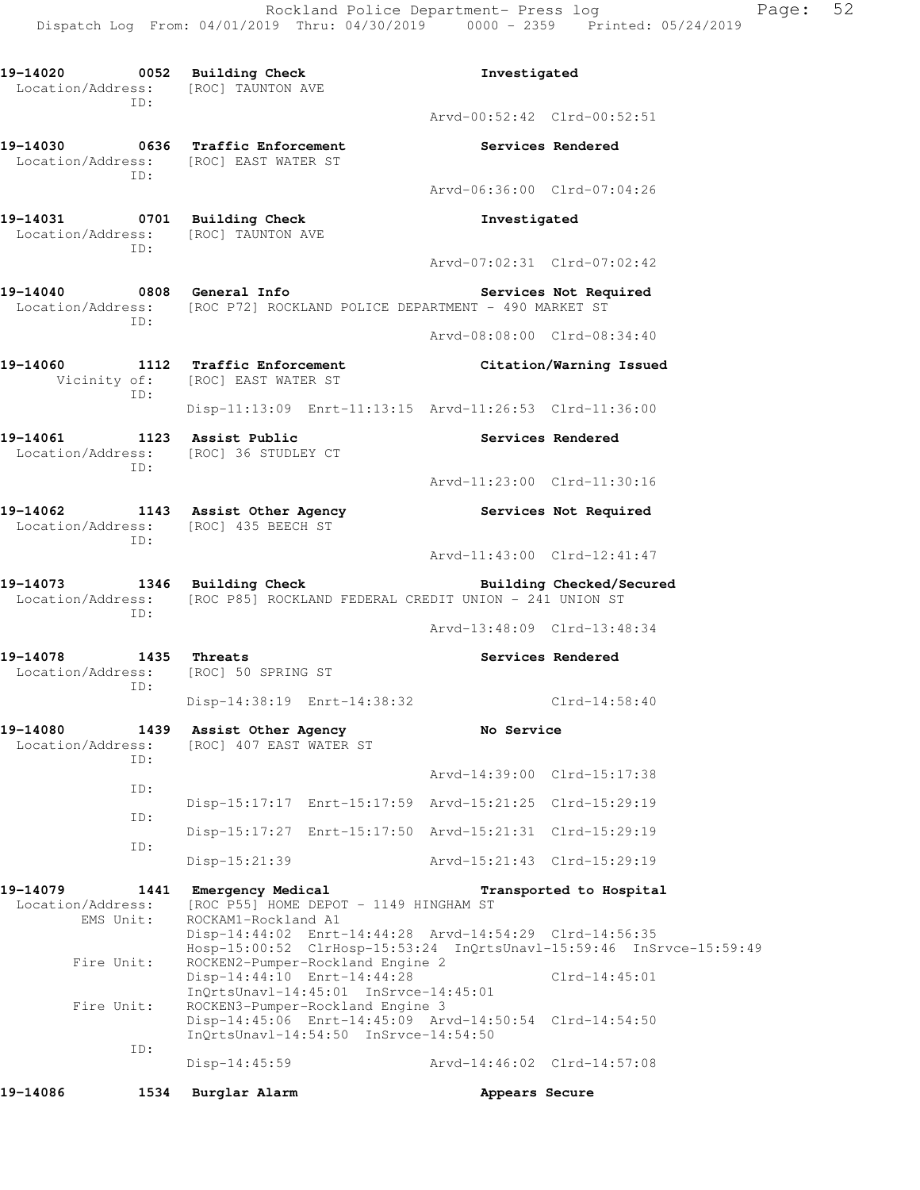19-14020 0052 Building Check Investigated
Location/Address: [ROC] TAUNTON AVE
ID:
Arvd-00:52:42 Clrd-00:52:51

19-14030 0636 Traffic Enforcement Services Rendered
Location/Address: [ROC] EAST WATER ST
ID:
Arvd-06:36:00 Clrd-07:04:26

19-14031 0701 Building Check Investigated
Location/Address: [ROC] TAUNTON AVE
ID:
Arvd-07:02:31 Clrd-07:02:42

19-14040 0808 General Info Services Not Required
Location/Address: [ROC P72] ROCKLAND POLICE DEPARTMENT - 490 MARKET ST
ID:
Arvd-08:08:00 Clrd-08:34:40

19-14060 1112 Traffic Enforcement Citation/Warning Issued
Vicinity of: [ROC] EAST WATER ST
ID:
Disp-11:13:09 Enrt-11:13:15 Arvd-11:26:53 Clrd-11:36:00

19-14061 1123 Assist Public Services Rendered
Location/Address: [ROC] 36 STUDLEY CT
ID:
Arvd-11:23:00 Clrd-11:30:16

19-14062 1143 Assist Other Agency Services Not Required
Location/Address: [ROC] 435 BEECH ST
ID:
Arvd-11:43:00 Clrd-12:41:47

19-14073 1346 Building Check Building Checked/Secured
Location/Address: [ROC P85] ROCKLAND FEDERAL CREDIT UNION - 241 UNION ST
ID:
Arvd-13:48:09 Clrd-13:48:34

19-14078 1435 Threats Services Rendered
Location/Address: [ROC] 50 SPRING ST
ID:
Disp-14:38:19 Enrt-14:38:32 Clrd-14:58:40

19-14080 1439 Assist Other Agency No Service
Location/Address: [ROC] 407 EAST WATER ST
ID:
Arvd-14:39:00 Clrd-15:17:38
ID:
Disp-15:17:17 Enrt-15:17:59 Arvd-15:21:25 Clrd-15:29:19
ID:
Disp-15:17:27 Enrt-15:17:50 Arvd-15:21:31 Clrd-15:29:19
ID:
Disp-15:21:39 Arvd-15:21:43 Clrd-15:29:19

19-14079 1441 Emergency Medical Transported to Hospital
Location/Address: [ROC P55] HOME DEPOT - 1149 HINGHAM ST
EMS Unit: ROCKAM1-Rockland A1
Disp-14:44:02 Enrt-14:44:28 Arvd-14:54:29 Clrd-14:56:35
Hosp-15:00:52 ClrHosp-15:53:24 InQrtsUnavl-15:59:46 InSrvce-15:59:49
Fire Unit: ROCKEN2-Pumper-Rockland Engine 2
Disp-14:44:10 Enrt-14:44:28 Clrd-14:45:01
InQrtsUnavl-14:45:01 InSrvce-14:45:01
Fire Unit: ROCKEN3-Pumper-Rockland Engine 3
Disp-14:45:06 Enrt-14:45:09 Arvd-14:50:54 Clrd-14:54:50
InQrtsUnavl-14:54:50 InSrvce-14:54:50
ID:
Disp-14:45:59 Arvd-14:46:02 Clrd-14:57:08

19-14086 1534 Burglar Alarm Appears Secure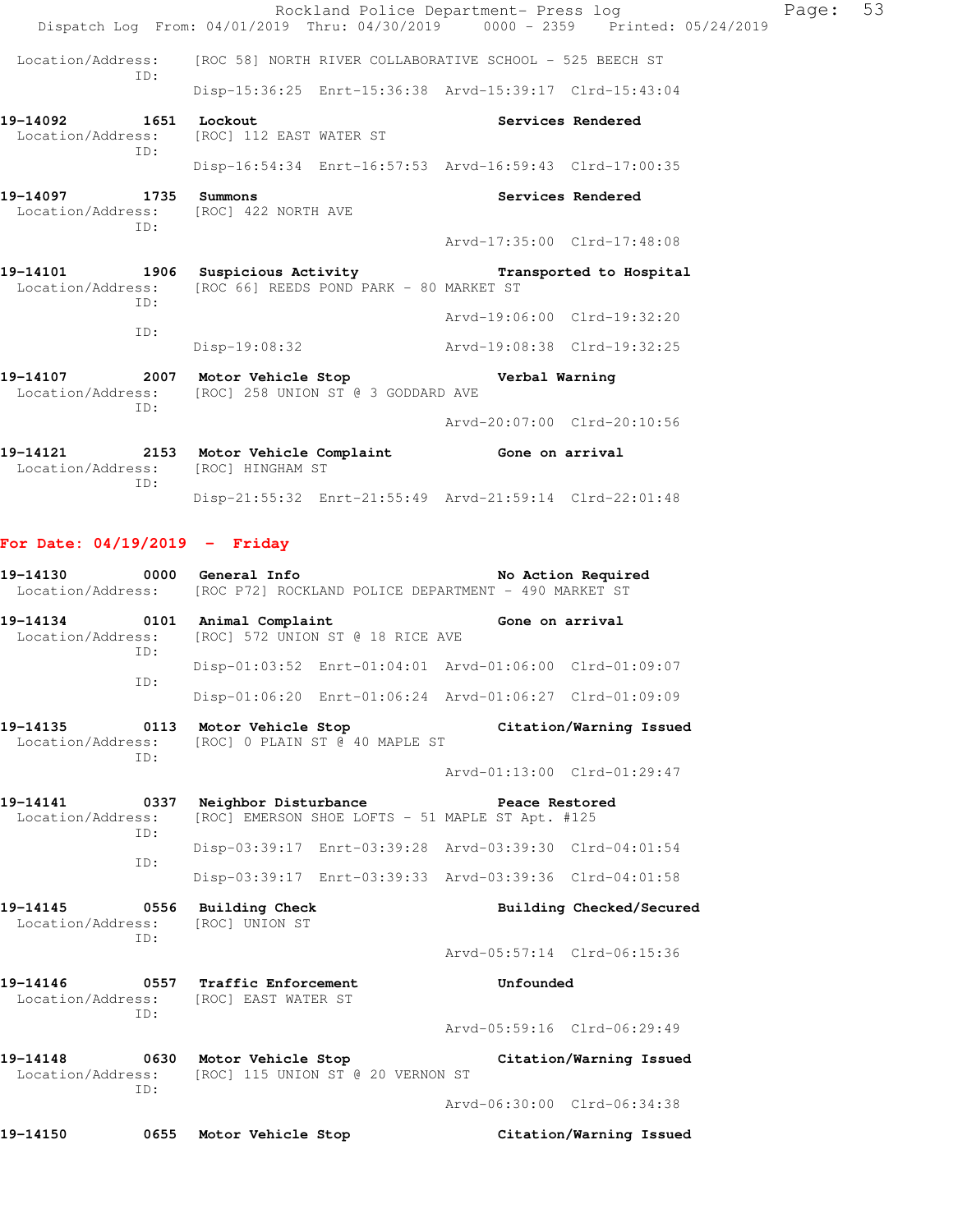Location/Address: [ROC 58] NORTH RIVER COLLABORATIVE SCHOOL - 525 BEECH ST
ID:
Disp-15:36:25 Enrt-15:36:38 Arvd-15:39:17 Clrd-15:43:04

**19-14092 1651 Lockout** **Services Rendered**
Location/Address: [ROC] 112 EAST WATER ST
ID:
Disp-16:54:34 Enrt-16:57:53 Arvd-16:59:43 Clrd-17:00:35

**19-14097 1735 Summons** **Services Rendered**
Location/Address: [ROC] 422 NORTH AVE
ID:
Arvd-17:35:00 Clrd-17:48:08

**19-14101 1906 Suspicious Activity** **Transported to Hospital**
Location/Address: [ROC 66] REEDS POND PARK - 80 MARKET ST
ID:
Arvd-19:06:00 Clrd-19:32:20
ID:
Disp-19:08:32 Arvd-19:08:38 Clrd-19:32:25

**19-14107 2007 Motor Vehicle Stop** **Verbal Warning**
Location/Address: [ROC] 258 UNION ST @ 3 GODDARD AVE
ID:
Arvd-20:07:00 Clrd-20:10:56

**19-14121 2153 Motor Vehicle Complaint** **Gone on arrival**
Location/Address: [ROC] HINGHAM ST
ID:
Disp-21:55:32 Enrt-21:55:49 Arvd-21:59:14 Clrd-22:01:48

## For Date: 04/19/2019 - Friday

**19-14130 0000 General Info** **No Action Required**
Location/Address: [ROC P72] ROCKLAND POLICE DEPARTMENT - 490 MARKET ST

**19-14134 0101 Animal Complaint** **Gone on arrival**
Location/Address: [ROC] 572 UNION ST @ 18 RICE AVE
ID:
Disp-01:03:52 Enrt-01:04:01 Arvd-01:06:00 Clrd-01:09:07
ID:
Disp-01:06:20 Enrt-01:06:24 Arvd-01:06:27 Clrd-01:09:09

**19-14135 0113 Motor Vehicle Stop** **Citation/Warning Issued**
Location/Address: [ROC] 0 PLAIN ST @ 40 MAPLE ST
ID:
Arvd-01:13:00 Clrd-01:29:47

**19-14141 0337 Neighbor Disturbance** **Peace Restored**
Location/Address: [ROC] EMERSON SHOE LOFTS - 51 MAPLE ST Apt. #125
ID:
Disp-03:39:17 Enrt-03:39:28 Arvd-03:39:30 Clrd-04:01:54
ID:
Disp-03:39:17 Enrt-03:39:33 Arvd-03:39:36 Clrd-04:01:58

**19-14145 0556 Building Check** **Building Checked/Secured**
Location/Address: [ROC] UNION ST
ID:
Arvd-05:57:14 Clrd-06:15:36

**19-14146 0557 Traffic Enforcement** **Unfounded**
Location/Address: [ROC] EAST WATER ST
ID:
Arvd-05:59:16 Clrd-06:29:49

**19-14148 0630 Motor Vehicle Stop** **Citation/Warning Issued**
Location/Address: [ROC] 115 UNION ST @ 20 VERNON ST
ID:
Arvd-06:30:00 Clrd-06:34:38

**19-14150 0655 Motor Vehicle Stop** **Citation/Warning Issued**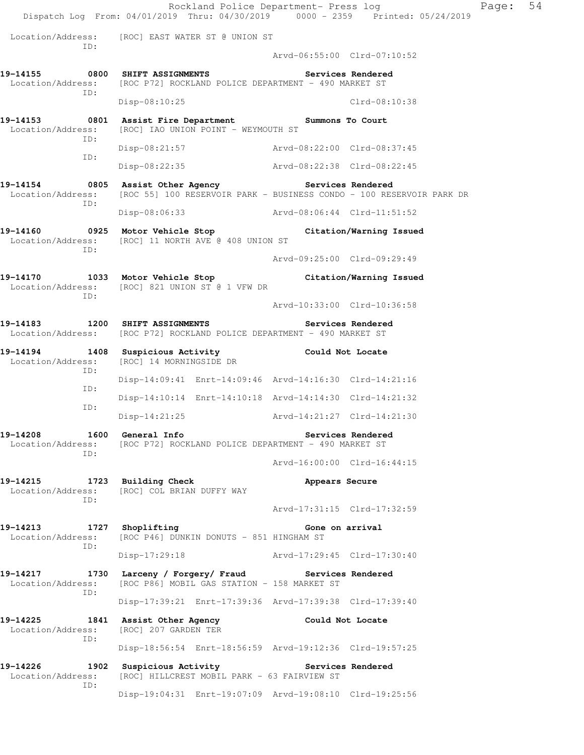Location/Address: [ROC] EAST WATER ST @ UNION ST
ID:
Arvd-06:55:00 Clrd-07:10:52

**19-14155 0800 SHIFT ASSIGNMENTS Services Rendered**
Location/Address: [ROC P72] ROCKLAND POLICE DEPARTMENT - 490 MARKET ST
ID:
Disp-08:10:25 Clrd-08:10:38

**19-14153 0801 Assist Fire Department Summons To Court**
Location/Address: [ROC] IAO UNION POINT - WEYMOUTH ST
ID:
Disp-08:21:57 Arvd-08:22:00 Clrd-08:37:45
ID:
Disp-08:22:35 Arvd-08:22:38 Clrd-08:22:45

**19-14154 0805 Assist Other Agency Services Rendered**
Location/Address: [ROC 55] 100 RESERVOIR PARK - BUSINESS CONDO - 100 RESERVOIR PARK DR
ID:
Disp-08:06:33 Arvd-08:06:44 Clrd-11:51:52

**19-14160 0925 Motor Vehicle Stop Citation/Warning Issued**
Location/Address: [ROC] 11 NORTH AVE @ 408 UNION ST
ID:
Arvd-09:25:00 Clrd-09:29:49

**19-14170 1033 Motor Vehicle Stop Citation/Warning Issued**
Location/Address: [ROC] 821 UNION ST @ 1 VFW DR
ID:
Arvd-10:33:00 Clrd-10:36:58

**19-14183 1200 SHIFT ASSIGNMENTS Services Rendered**
Location/Address: [ROC P72] ROCKLAND POLICE DEPARTMENT - 490 MARKET ST

**19-14194 1408 Suspicious Activity Could Not Locate**
Location/Address: [ROC] 14 MORNINGSIDE DR
ID:
Disp-14:09:41 Enrt-14:09:46 Arvd-14:16:30 Clrd-14:21:16
ID:
Disp-14:10:14 Enrt-14:10:18 Arvd-14:14:30 Clrd-14:21:32
ID:
Disp-14:21:25 Arvd-14:21:27 Clrd-14:21:30

**19-14208 1600 General Info Services Rendered**
Location/Address: [ROC P72] ROCKLAND POLICE DEPARTMENT - 490 MARKET ST
ID:
Arvd-16:00:00 Clrd-16:44:15

**19-14215 1723 Building Check Appears Secure**
Location/Address: [ROC] COL BRIAN DUFFY WAY
ID:
Arvd-17:31:15 Clrd-17:32:59

**19-14213 1727 Shoplifting Gone on arrival**
Location/Address: [ROC P46] DUNKIN DONUTS - 851 HINGHAM ST
ID:
Disp-17:29:18 Arvd-17:29:45 Clrd-17:30:40

**19-14217 1730 Larceny / Forgery/ Fraud Services Rendered**
Location/Address: [ROC P86] MOBIL GAS STATION - 158 MARKET ST
ID:
Disp-17:39:21 Enrt-17:39:36 Arvd-17:39:38 Clrd-17:39:40

**19-14225 1841 Assist Other Agency Could Not Locate**
Location/Address: [ROC] 207 GARDEN TER
ID:
Disp-18:56:54 Enrt-18:56:59 Arvd-19:12:36 Clrd-19:57:25

**19-14226 1902 Suspicious Activity Services Rendered**
Location/Address: [ROC] HILLCREST MOBIL PARK - 63 FAIRVIEW ST
ID:
Disp-19:04:31 Enrt-19:07:09 Arvd-19:08:10 Clrd-19:25:56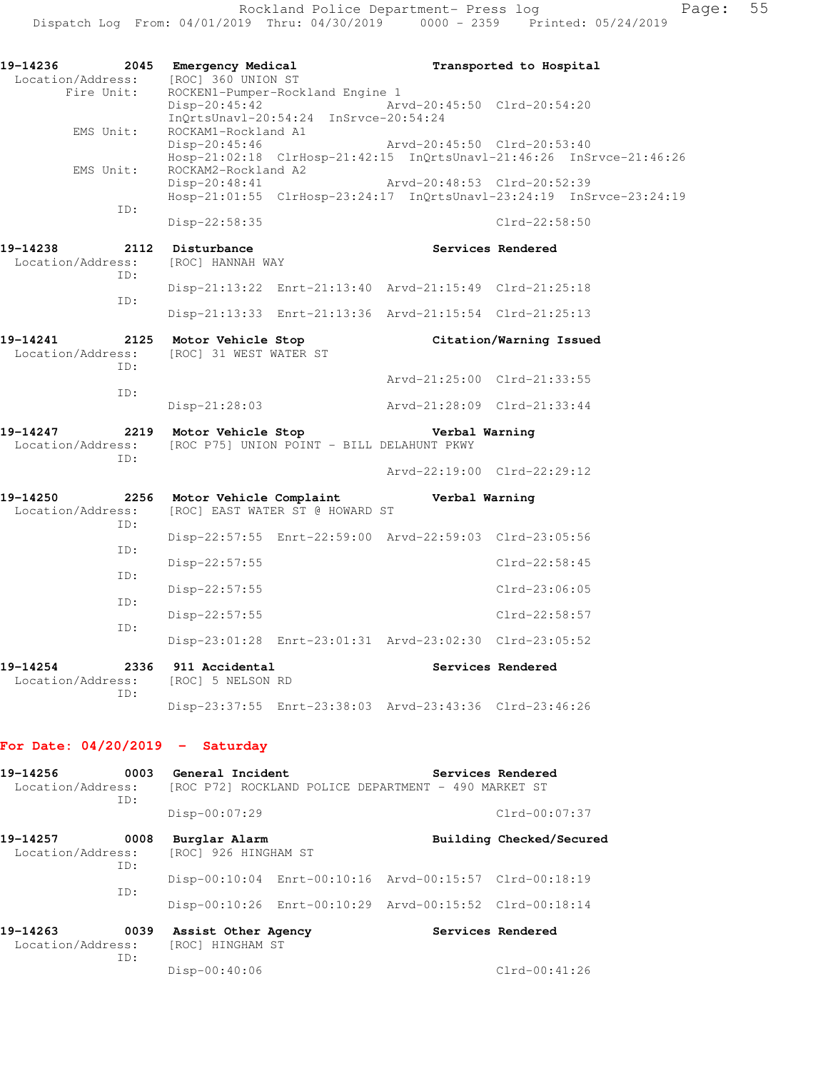19-14236 2045 Emergency Medical Transported to Hospital
Location/Address: [ROC] 360 UNION ST
Fire Unit: ROCKEN1-Pumper-Rockland Engine 1
Disp-20:45:42 Arvd-20:45:50 Clrd-20:54:20
InQrtsUnavl-20:54:24 InSrvce-20:54:24
EMS Unit: ROCKAM1-Rockland A1
Disp-20:45:46 Arvd-20:45:50 Clrd-20:53:40
Hosp-21:02:18 ClrHosp-21:42:15 InQrtsUnavl-21:46:26 InSrvce-21:46:26
EMS Unit: ROCKAM2-Rockland A2
Disp-20:48:41 Arvd-20:48:53 Clrd-20:52:39
Hosp-21:01:55 ClrHosp-23:24:17 InQrtsUnavl-23:24:19 InSrvce-23:24:19
ID:
Disp-22:58:35 Clrd-22:58:50

19-14238 2112 Disturbance Services Rendered
Location/Address: [ROC] HANNAH WAY
ID:
Disp-21:13:22 Enrt-21:13:40 Arvd-21:15:49 Clrd-21:25:18
ID:
Disp-21:13:33 Enrt-21:13:36 Arvd-21:15:54 Clrd-21:25:13

19-14241 2125 Motor Vehicle Stop Citation/Warning Issued
Location/Address: [ROC] 31 WEST WATER ST
ID:
Arvd-21:25:00 Clrd-21:33:55
ID:
Disp-21:28:03 Arvd-21:28:09 Clrd-21:33:44

19-14247 2219 Motor Vehicle Stop Verbal Warning
Location/Address: [ROC P75] UNION POINT - BILL DELAHUNT PKWY
ID:
Arvd-22:19:00 Clrd-22:29:12

19-14250 2256 Motor Vehicle Complaint Verbal Warning
Location/Address: [ROC] EAST WATER ST @ HOWARD ST
ID:
Disp-22:57:55 Enrt-22:59:00 Arvd-22:59:03 Clrd-23:05:56
ID:
Disp-22:57:55 Clrd-22:58:45
ID:
Disp-22:57:55 Clrd-23:06:05
ID:
Disp-22:57:55 Clrd-22:58:57
ID:
Disp-23:01:28 Enrt-23:01:31 Arvd-23:02:30 Clrd-23:05:52

19-14254 2336 911 Accidental Services Rendered
Location/Address: [ROC] 5 NELSON RD
ID:
Disp-23:37:55 Enrt-23:38:03 Arvd-23:43:36 Clrd-23:46:26

## For Date: 04/20/2019 - Saturday

19-14256 0003 General Incident Services Rendered
Location/Address: [ROC P72] ROCKLAND POLICE DEPARTMENT - 490 MARKET ST
ID:
Disp-00:07:29 Clrd-00:07:37

19-14257 0008 Burglar Alarm Building Checked/Secured
Location/Address: [ROC] 926 HINGHAM ST
ID:
Disp-00:10:04 Enrt-00:10:16 Arvd-00:15:57 Clrd-00:18:19
ID:
Disp-00:10:26 Enrt-00:10:29 Arvd-00:15:52 Clrd-00:18:14

19-14263 0039 Assist Other Agency Services Rendered
Location/Address: [ROC] HINGHAM ST
ID:
Disp-00:40:06 Clrd-00:41:26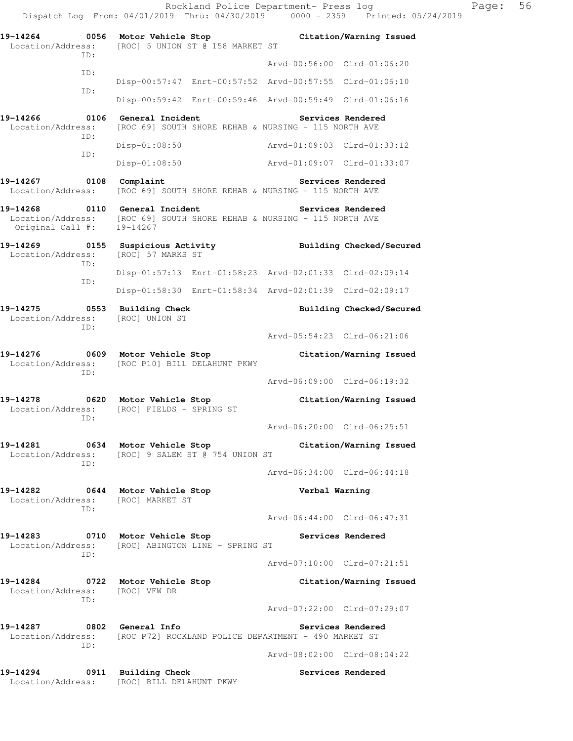19-14264 0056 Motor Vehicle Stop Citation/Warning Issued
Location/Address: [ROC] 5 UNION ST @ 158 MARKET ST
ID:
Arvd-00:56:00 Clrd-01:06:20
ID:
Disp-00:57:47 Enrt-00:57:52 Arvd-00:57:55 Clrd-01:06:10
ID:
Disp-00:59:42 Enrt-00:59:46 Arvd-00:59:49 Clrd-01:06:16

19-14266 0106 General Incident Services Rendered
Location/Address: [ROC 69] SOUTH SHORE REHAB & NURSING - 115 NORTH AVE
ID:
Disp-01:08:50 Arvd-01:09:03 Clrd-01:33:12
ID:
Disp-01:08:50 Arvd-01:09:07 Clrd-01:33:07

19-14267 0108 Complaint Services Rendered
Location/Address: [ROC 69] SOUTH SHORE REHAB & NURSING - 115 NORTH AVE

19-14268 0110 General Incident Services Rendered
Location/Address: [ROC 69] SOUTH SHORE REHAB & NURSING - 115 NORTH AVE
Original Call #: 19-14267

19-14269 0155 Suspicious Activity Building Checked/Secured
Location/Address: [ROC] 57 MARKS ST
ID:
Disp-01:57:13 Enrt-01:58:23 Arvd-02:01:33 Clrd-02:09:14
ID:
Disp-01:58:30 Enrt-01:58:34 Arvd-02:01:39 Clrd-02:09:17

19-14275 0553 Building Check Building Checked/Secured
Location/Address: [ROC] UNION ST
ID:
Arvd-05:54:23 Clrd-06:21:06

19-14276 0609 Motor Vehicle Stop Citation/Warning Issued
Location/Address: [ROC P10] BILL DELAHUNT PKWY
ID:
Arvd-06:09:00 Clrd-06:19:32

19-14278 0620 Motor Vehicle Stop Citation/Warning Issued
Location/Address: [ROC] FIELDS - SPRING ST
ID:
Arvd-06:20:00 Clrd-06:25:51

19-14281 0634 Motor Vehicle Stop Citation/Warning Issued
Location/Address: [ROC] 9 SALEM ST @ 754 UNION ST
ID:
Arvd-06:34:00 Clrd-06:44:18

19-14282 0644 Motor Vehicle Stop Verbal Warning
Location/Address: [ROC] MARKET ST
ID:
Arvd-06:44:00 Clrd-06:47:31

19-14283 0710 Motor Vehicle Stop Services Rendered
Location/Address: [ROC] ABINGTON LINE - SPRING ST
ID:
Arvd-07:10:00 Clrd-07:21:51

19-14284 0722 Motor Vehicle Stop Citation/Warning Issued
Location/Address: [ROC] VFW DR
ID:
Arvd-07:22:00 Clrd-07:29:07

19-14287 0802 General Info Services Rendered
Location/Address: [ROC P72] ROCKLAND POLICE DEPARTMENT - 490 MARKET ST
ID:
Arvd-08:02:00 Clrd-08:04:22

19-14294 0911 Building Check Services Rendered
Location/Address: [ROC] BILL DELAHUNT PKWY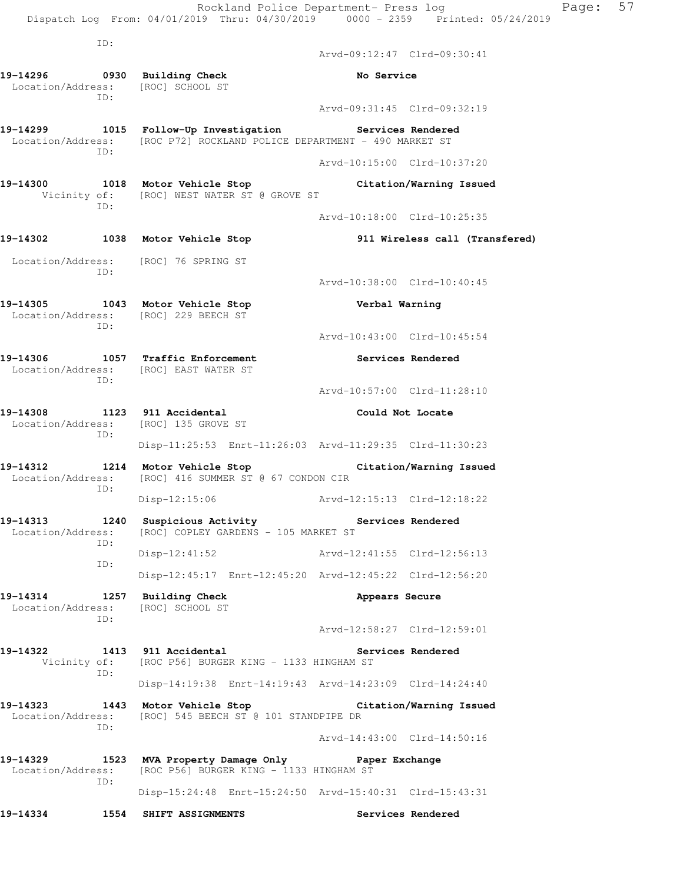ID:
Arvd-09:12:47 Clrd-09:30:41

**19-14296 0930 Building Check** — **No Service**
Location/Address: [ROC] SCHOOL ST
ID:
Arvd-09:31:45 Clrd-09:32:19

**19-14299 1015 Follow-Up Investigation** — **Services Rendered**
Location/Address: [ROC P72] ROCKLAND POLICE DEPARTMENT - 490 MARKET ST
ID:
Arvd-10:15:00 Clrd-10:37:20

**19-14300 1018 Motor Vehicle Stop** — **Citation/Warning Issued**
Vicinity of: [ROC] WEST WATER ST @ GROVE ST
ID:
Arvd-10:18:00 Clrd-10:25:35

**19-14302 1038 Motor Vehicle Stop** — **911 Wireless call (Transfered)**
Location/Address: [ROC] 76 SPRING ST
ID:
Arvd-10:38:00 Clrd-10:40:45

**19-14305 1043 Motor Vehicle Stop** — **Verbal Warning**
Location/Address: [ROC] 229 BEECH ST
ID:
Arvd-10:43:00 Clrd-10:45:54

**19-14306 1057 Traffic Enforcement** — **Services Rendered**
Location/Address: [ROC] EAST WATER ST
ID:
Arvd-10:57:00 Clrd-11:28:10

**19-14308 1123 911 Accidental** — **Could Not Locate**
Location/Address: [ROC] 135 GROVE ST
ID:
Disp-11:25:53 Enrt-11:26:03 Arvd-11:29:35 Clrd-11:30:23

**19-14312 1214 Motor Vehicle Stop** — **Citation/Warning Issued**
Location/Address: [ROC] 416 SUMMER ST @ 67 CONDON CIR
ID:
Disp-12:15:06 Arvd-12:15:13 Clrd-12:18:22

**19-14313 1240 Suspicious Activity** — **Services Rendered**
Location/Address: [ROC] COPLEY GARDENS - 105 MARKET ST
ID:
Disp-12:41:52 Arvd-12:41:55 Clrd-12:56:13
ID:
Disp-12:45:17 Enrt-12:45:20 Arvd-12:45:22 Clrd-12:56:20

**19-14314 1257 Building Check** — **Appears Secure**
Location/Address: [ROC] SCHOOL ST
ID:
Arvd-12:58:27 Clrd-12:59:01

**19-14322 1413 911 Accidental** — **Services Rendered**
Vicinity of: [ROC P56] BURGER KING - 1133 HINGHAM ST
ID:
Disp-14:19:38 Enrt-14:19:43 Arvd-14:23:09 Clrd-14:24:40

**19-14323 1443 Motor Vehicle Stop** — **Citation/Warning Issued**
Location/Address: [ROC] 545 BEECH ST @ 101 STANDPIPE DR
ID:
Arvd-14:43:00 Clrd-14:50:16

**19-14329 1523 MVA Property Damage Only** — **Paper Exchange**
Location/Address: [ROC P56] BURGER KING - 1133 HINGHAM ST
ID:
Disp-15:24:48 Enrt-15:24:50 Arvd-15:40:31 Clrd-15:43:31

**19-14334 1554 SHIFT ASSIGNMENTS** — **Services Rendered**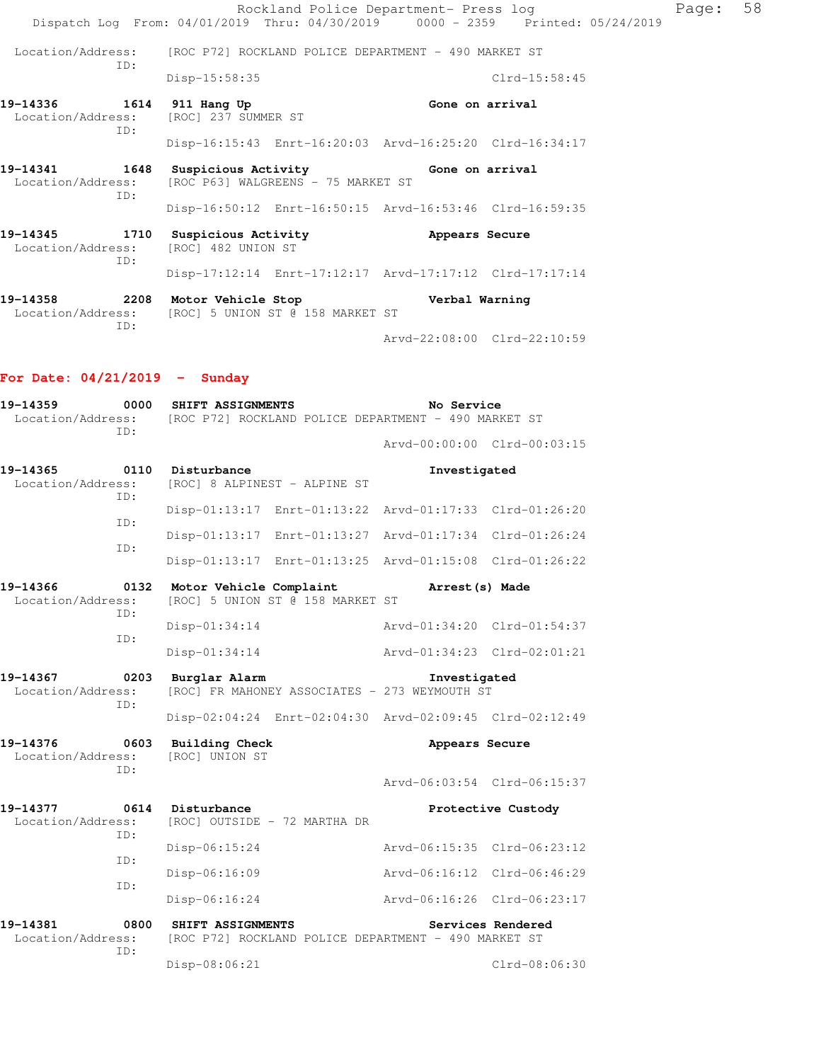Location/Address: [ROC P72] ROCKLAND POLICE DEPARTMENT - 490 MARKET ST
ID:
Disp-15:58:35 Clrd-15:58:45

**19-14336** 1614 **911 Hang Up** **Gone on arrival**
Location/Address: [ROC] 237 SUMMER ST
ID:
Disp-16:15:43 Enrt-16:20:03 Arvd-16:25:20 Clrd-16:34:17

**19-14341** 1648 **Suspicious Activity** **Gone on arrival**
Location/Address: [ROC P63] WALGREENS - 75 MARKET ST
ID:
Disp-16:50:12 Enrt-16:50:15 Arvd-16:53:46 Clrd-16:59:35

**19-14345** 1710 **Suspicious Activity** **Appears Secure**
Location/Address: [ROC] 482 UNION ST
ID:
Disp-17:12:14 Enrt-17:12:17 Arvd-17:17:12 Clrd-17:17:14

**19-14358** 2208 **Motor Vehicle Stop** **Verbal Warning**
Location/Address: [ROC] 5 UNION ST @ 158 MARKET ST
ID:
Arvd-22:08:00 Clrd-22:10:59

## For Date: 04/21/2019 - Sunday

**19-14359** 0000 **SHIFT ASSIGNMENTS** **No Service**
Location/Address: [ROC P72] ROCKLAND POLICE DEPARTMENT - 490 MARKET ST
ID:
Arvd-00:00:00 Clrd-00:03:15

**19-14365** 0110 **Disturbance** **Investigated**
Location/Address: [ROC] 8 ALPINEST - ALPINE ST
ID:
Disp-01:13:17 Enrt-01:13:22 Arvd-01:17:33 Clrd-01:26:20
ID:
Disp-01:13:17 Enrt-01:13:27 Arvd-01:17:34 Clrd-01:26:24
ID:
Disp-01:13:17 Enrt-01:13:25 Arvd-01:15:08 Clrd-01:26:22

**19-14366** 0132 **Motor Vehicle Complaint** **Arrest(s) Made**
Location/Address: [ROC] 5 UNION ST @ 158 MARKET ST
ID:
Disp-01:34:14 Arvd-01:34:20 Clrd-01:54:37
ID:
Disp-01:34:14 Arvd-01:34:23 Clrd-02:01:21

**19-14367** 0203 **Burglar Alarm** **Investigated**
Location/Address: [ROC] FR MAHONEY ASSOCIATES - 273 WEYMOUTH ST
ID:
Disp-02:04:24 Enrt-02:04:30 Arvd-02:09:45 Clrd-02:12:49

**19-14376** 0603 **Building Check** **Appears Secure**
Location/Address: [ROC] UNION ST
ID:
Arvd-06:03:54 Clrd-06:15:37

**19-14377** 0614 **Disturbance** **Protective Custody**
Location/Address: [ROC] OUTSIDE - 72 MARTHA DR
ID:
Disp-06:15:24 Arvd-06:15:35 Clrd-06:23:12
ID:
Disp-06:16:09 Arvd-06:16:12 Clrd-06:46:29
ID:
Disp-06:16:24 Arvd-06:16:26 Clrd-06:23:17

**19-14381** 0800 **SHIFT ASSIGNMENTS** **Services Rendered**
Location/Address: [ROC P72] ROCKLAND POLICE DEPARTMENT - 490 MARKET ST
ID:
Disp-08:06:21 Clrd-08:06:30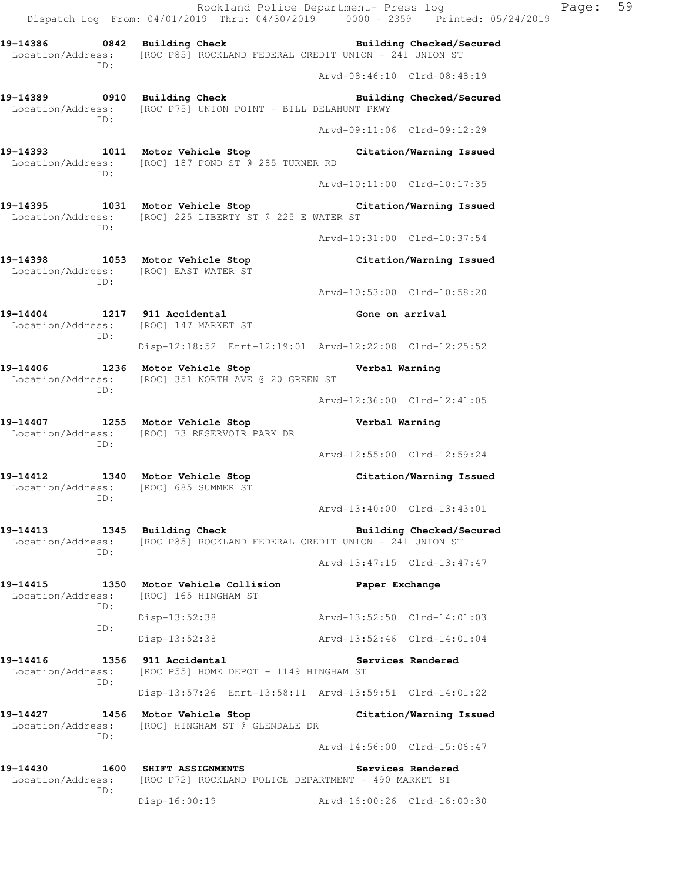19-14386 0842 **Building Check** **Building Checked/Secured**
Location/Address: [ROC P85] ROCKLAND FEDERAL CREDIT UNION - 241 UNION ST
ID:
Arvd-08:46:10 Clrd-08:48:19

19-14389 0910 **Building Check** **Building Checked/Secured**
Location/Address: [ROC P75] UNION POINT - BILL DELAHUNT PKWY
ID:
Arvd-09:11:06 Clrd-09:12:29

19-14393 1011 **Motor Vehicle Stop** **Citation/Warning Issued**
Location/Address: [ROC] 187 POND ST @ 285 TURNER RD
ID:
Arvd-10:11:00 Clrd-10:17:35

19-14395 1031 **Motor Vehicle Stop** **Citation/Warning Issued**
Location/Address: [ROC] 225 LIBERTY ST @ 225 E WATER ST
ID:
Arvd-10:31:00 Clrd-10:37:54

19-14398 1053 **Motor Vehicle Stop** **Citation/Warning Issued**
Location/Address: [ROC] EAST WATER ST
ID:
Arvd-10:53:00 Clrd-10:58:20

19-14404 1217 **911 Accidental** **Gone on arrival**
Location/Address: [ROC] 147 MARKET ST
ID:
Disp-12:18:52 Enrt-12:19:01 Arvd-12:22:08 Clrd-12:25:52

19-14406 1236 **Motor Vehicle Stop** **Verbal Warning**
Location/Address: [ROC] 351 NORTH AVE @ 20 GREEN ST
ID:
Arvd-12:36:00 Clrd-12:41:05

19-14407 1255 **Motor Vehicle Stop** **Verbal Warning**
Location/Address: [ROC] 73 RESERVOIR PARK DR
ID:
Arvd-12:55:00 Clrd-12:59:24

19-14412 1340 **Motor Vehicle Stop** **Citation/Warning Issued**
Location/Address: [ROC] 685 SUMMER ST
ID:
Arvd-13:40:00 Clrd-13:43:01

19-14413 1345 **Building Check** **Building Checked/Secured**
Location/Address: [ROC P85] ROCKLAND FEDERAL CREDIT UNION - 241 UNION ST
ID:
Arvd-13:47:15 Clrd-13:47:47

19-14415 1350 **Motor Vehicle Collision** **Paper Exchange**
Location/Address: [ROC] 165 HINGHAM ST
ID:
Disp-13:52:38 Arvd-13:52:50 Clrd-14:01:03
ID:
Disp-13:52:38 Arvd-13:52:46 Clrd-14:01:04

19-14416 1356 **911 Accidental** **Services Rendered**
Location/Address: [ROC P55] HOME DEPOT - 1149 HINGHAM ST
ID:
Disp-13:57:26 Enrt-13:58:11 Arvd-13:59:51 Clrd-14:01:22

19-14427 1456 **Motor Vehicle Stop** **Citation/Warning Issued**
Location/Address: [ROC] HINGHAM ST @ GLENDALE DR
ID:
Arvd-14:56:00 Clrd-15:06:47

19-14430 1600 **SHIFT ASSIGNMENTS** **Services Rendered**
Location/Address: [ROC P72] ROCKLAND POLICE DEPARTMENT - 490 MARKET ST
ID:
Disp-16:00:19 Arvd-16:00:26 Clrd-16:00:30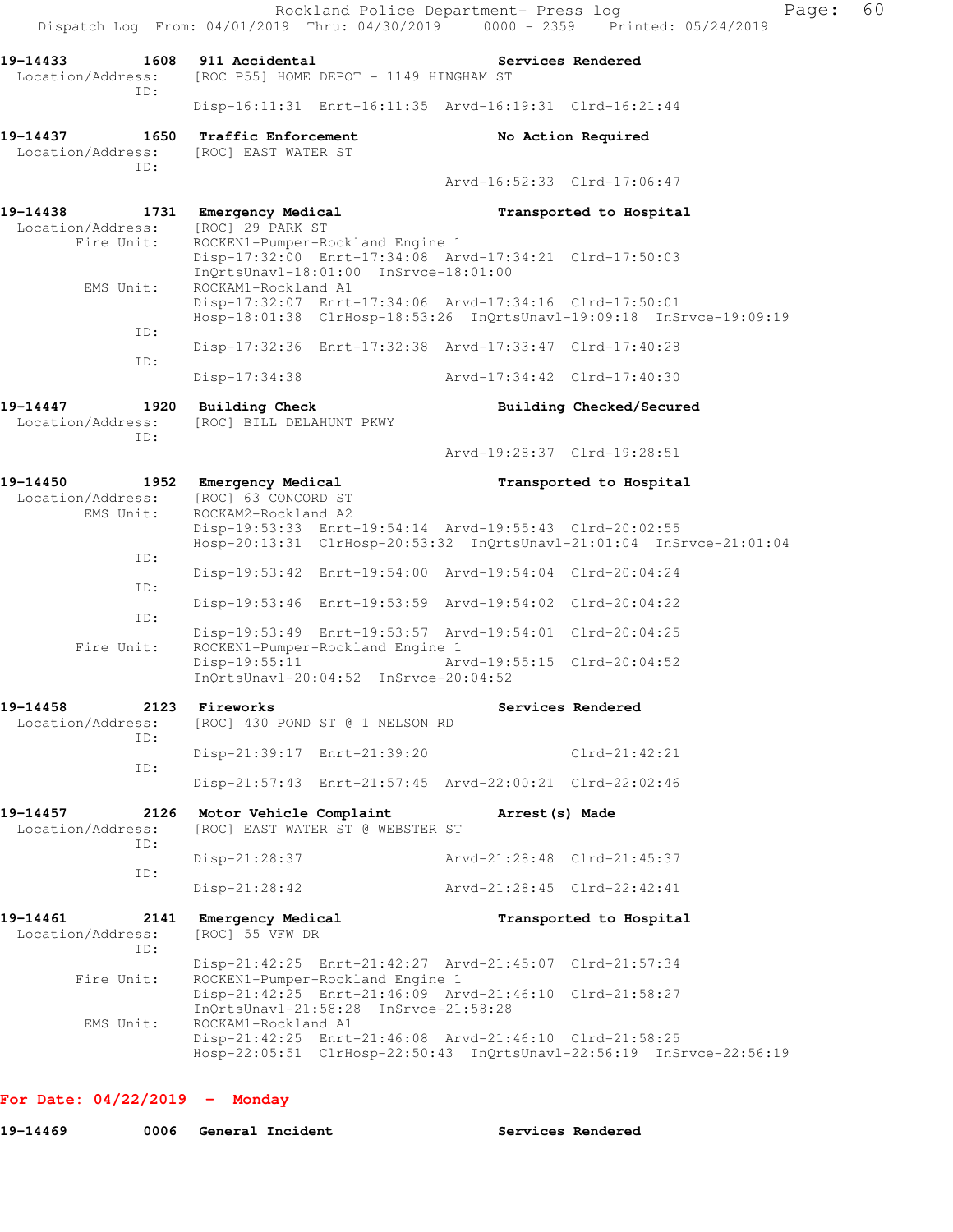19-14433 1608 911 Accidental Services Rendered
Location/Address: [ROC P55] HOME DEPOT - 1149 HINGHAM ST
ID:
Disp-16:11:31 Enrt-16:11:35 Arvd-16:19:31 Clrd-16:21:44

19-14437 1650 Traffic Enforcement No Action Required
Location/Address: [ROC] EAST WATER ST
ID:
Arvd-16:52:33 Clrd-17:06:47

19-14438 1731 Emergency Medical Transported to Hospital
Location/Address: [ROC] 29 PARK ST
Fire Unit: ROCKEN1-Pumper-Rockland Engine 1
Disp-17:32:00 Enrt-17:34:08 Arvd-17:34:21 Clrd-17:50:03
InQrtsUnavl-18:01:00 InSrvce-18:01:00
EMS Unit: ROCKAM1-Rockland A1
Disp-17:32:07 Enrt-17:34:06 Arvd-17:34:16 Clrd-17:50:01
Hosp-18:01:38 ClrHosp-18:53:26 InQrtsUnavl-19:09:18 InSrvce-19:09:19
ID:
Disp-17:32:36 Enrt-17:32:38 Arvd-17:33:47 Clrd-17:40:28
ID:
Disp-17:34:38 Arvd-17:34:42 Clrd-17:40:30

19-14447 1920 Building Check Building Checked/Secured
Location/Address: [ROC] BILL DELAHUNT PKWY
ID:
Arvd-19:28:37 Clrd-19:28:51

19-14450 1952 Emergency Medical Transported to Hospital
Location/Address: [ROC] 63 CONCORD ST
EMS Unit: ROCKAM2-Rockland A2
Disp-19:53:33 Enrt-19:54:14 Arvd-19:55:43 Clrd-20:02:55
Hosp-20:13:31 ClrHosp-20:53:32 InQrtsUnavl-21:01:04 InSrvce-21:01:04
ID:
Disp-19:53:42 Enrt-19:54:00 Arvd-19:54:04 Clrd-20:04:24
ID:
Disp-19:53:46 Enrt-19:53:59 Arvd-19:54:02 Clrd-20:04:22
ID:
Disp-19:53:49 Enrt-19:53:57 Arvd-19:54:01 Clrd-20:04:25
Fire Unit: ROCKEN1-Pumper-Rockland Engine 1
Disp-19:55:11 Arvd-19:55:15 Clrd-20:04:52
InQrtsUnavl-20:04:52 InSrvce-20:04:52

19-14458 2123 Fireworks Services Rendered
Location/Address: [ROC] 430 POND ST @ 1 NELSON RD
ID:
Disp-21:39:17 Enrt-21:39:20 Clrd-21:42:21
ID:
Disp-21:57:43 Enrt-21:57:45 Arvd-22:00:21 Clrd-22:02:46

19-14457 2126 Motor Vehicle Complaint Arrest(s) Made
Location/Address: [ROC] EAST WATER ST @ WEBSTER ST
ID:
Disp-21:28:37 Arvd-21:28:48 Clrd-21:45:37
ID:
Disp-21:28:42 Arvd-21:28:45 Clrd-22:42:41

19-14461 2141 Emergency Medical Transported to Hospital
Location/Address: [ROC] 55 VFW DR
ID:
Disp-21:42:25 Enrt-21:42:27 Arvd-21:45:07 Clrd-21:57:34
Fire Unit: ROCKEN1-Pumper-Rockland Engine 1
Disp-21:42:25 Enrt-21:46:09 Arvd-21:46:10 Clrd-21:58:27
InQrtsUnavl-21:58:28 InSrvce-21:58:28
EMS Unit: ROCKAM1-Rockland A1
Disp-21:42:25 Enrt-21:46:08 Arvd-21:46:10 Clrd-21:58:25
Hosp-22:05:51 ClrHosp-22:50:43 InQrtsUnavl-22:56:19 InSrvce-22:56:19

**For Date: 04/22/2019 - Monday**

19-14469 0006 General Incident Services Rendered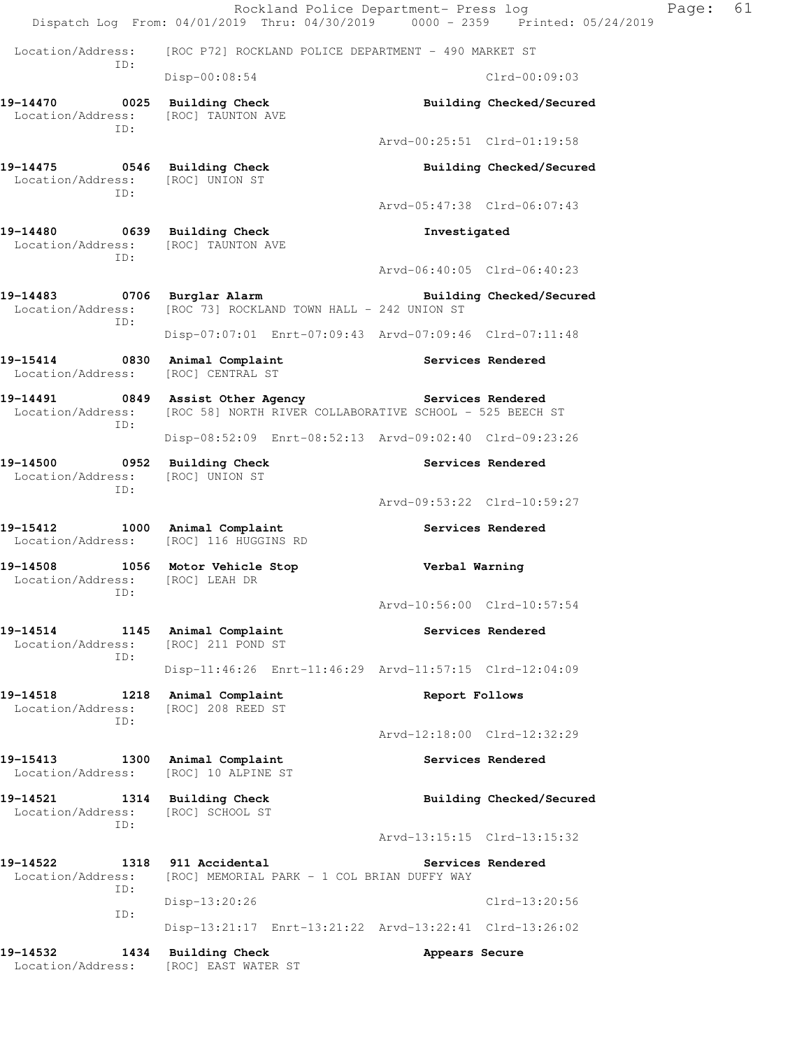Location/Address: [ROC P72] ROCKLAND POLICE DEPARTMENT - 490 MARKET ST
ID:
Disp-00:08:54 Clrd-00:09:03

**19-14470 0025 Building Check** **Building Checked/Secured**
Location/Address: [ROC] TAUNTON AVE
ID:
Arvd-00:25:51 Clrd-01:19:58

**19-14475 0546 Building Check** **Building Checked/Secured**
Location/Address: [ROC] UNION ST
ID:
Arvd-05:47:38 Clrd-06:07:43

**19-14480 0639 Building Check** **Investigated**
Location/Address: [ROC] TAUNTON AVE
ID:
Arvd-06:40:05 Clrd-06:40:23

**19-14483 0706 Burglar Alarm** **Building Checked/Secured**
Location/Address: [ROC 73] ROCKLAND TOWN HALL - 242 UNION ST
ID:
Disp-07:07:01 Enrt-07:09:43 Arvd-07:09:46 Clrd-07:11:48

**19-15414 0830 Animal Complaint** **Services Rendered**
Location/Address: [ROC] CENTRAL ST

**19-14491 0849 Assist Other Agency** **Services Rendered**
Location/Address: [ROC 58] NORTH RIVER COLLABORATIVE SCHOOL - 525 BEECH ST
ID:
Disp-08:52:09 Enrt-08:52:13 Arvd-09:02:40 Clrd-09:23:26

**19-14500 0952 Building Check** **Services Rendered**
Location/Address: [ROC] UNION ST
ID:
Arvd-09:53:22 Clrd-10:59:27

**19-15412 1000 Animal Complaint** **Services Rendered**
Location/Address: [ROC] 116 HUGGINS RD

**19-14508 1056 Motor Vehicle Stop** **Verbal Warning**
Location/Address: [ROC] LEAH DR
ID:
Arvd-10:56:00 Clrd-10:57:54

**19-14514 1145 Animal Complaint** **Services Rendered**
Location/Address: [ROC] 211 POND ST
ID:
Disp-11:46:26 Enrt-11:46:29 Arvd-11:57:15 Clrd-12:04:09

**19-14518 1218 Animal Complaint** **Report Follows**
Location/Address: [ROC] 208 REED ST
ID:
Arvd-12:18:00 Clrd-12:32:29

**19-15413 1300 Animal Complaint** **Services Rendered**
Location/Address: [ROC] 10 ALPINE ST

**19-14521 1314 Building Check** **Building Checked/Secured**
Location/Address: [ROC] SCHOOL ST
ID:
Arvd-13:15:15 Clrd-13:15:32

**19-14522 1318 911 Accidental** **Services Rendered**
Location/Address: [ROC] MEMORIAL PARK - 1 COL BRIAN DUFFY WAY
ID:
Disp-13:20:26 Clrd-13:20:56
ID:
Disp-13:21:17 Enrt-13:21:22 Arvd-13:22:41 Clrd-13:26:02

**19-14532 1434 Building Check** **Appears Secure**
Location/Address: [ROC] EAST WATER ST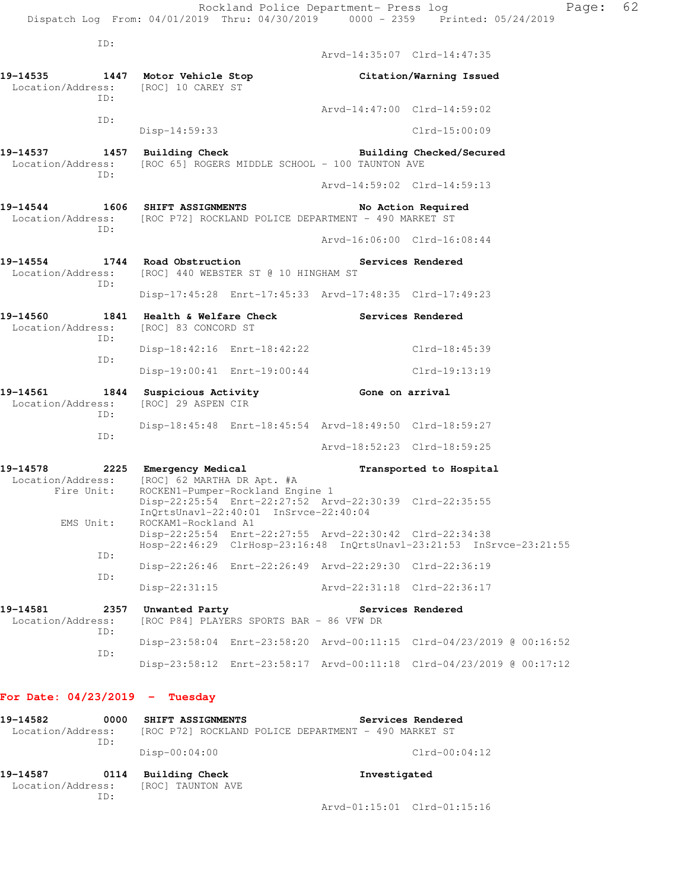```
ID:
                                        Arvd-14:35:07  Clrd-14:47:35

19-14535        1447  Motor Vehicle Stop              Citation/Warning Issued
  Location/Address:   [ROC] 10 CAREY ST
              ID:
                                        Arvd-14:47:00  Clrd-14:59:02
              ID:
                      Disp-14:59:33                    Clrd-15:00:09

19-14537        1457  Building Check                  Building Checked/Secured
  Location/Address:   [ROC 65] ROGERS MIDDLE SCHOOL - 100 TAUNTON AVE
              ID:
                                        Arvd-14:59:02  Clrd-14:59:13

19-14544        1606  SHIFT ASSIGNMENTS               No Action Required
  Location/Address:   [ROC P72] ROCKLAND POLICE DEPARTMENT - 490 MARKET ST
              ID:
                                        Arvd-16:06:00  Clrd-16:08:44

19-14554        1744  Road Obstruction                Services Rendered
  Location/Address:   [ROC] 440 WEBSTER ST @ 10 HINGHAM ST
              ID:
                      Disp-17:45:28  Enrt-17:45:33  Arvd-17:48:35  Clrd-17:49:23

19-14560        1841  Health & Welfare Check          Services Rendered
  Location/Address:   [ROC] 83 CONCORD ST
              ID:
                      Disp-18:42:16  Enrt-18:42:22                 Clrd-18:45:39
              ID:
                      Disp-19:00:41  Enrt-19:00:44                 Clrd-19:13:19

19-14561        1844  Suspicious Activity             Gone on arrival
  Location/Address:   [ROC] 29 ASPEN CIR
              ID:
                      Disp-18:45:48  Enrt-18:45:54  Arvd-18:49:50  Clrd-18:59:27
              ID:
                                                    Arvd-18:52:23  Clrd-18:59:25

19-14578        2225  Emergency Medical               Transported to Hospital
  Location/Address:   [ROC] 62 MARTHA DR Apt. #A
        Fire Unit:    ROCKEN1-Pumper-Rockland Engine 1
                      Disp-22:25:54  Enrt-22:27:52  Arvd-22:30:39  Clrd-22:35:55
                      InQrtsUnavl-22:40:01  InSrvce-22:40:04
         EMS Unit:    ROCKAM1-Rockland A1
                      Disp-22:25:54  Enrt-22:27:55  Arvd-22:30:42  Clrd-22:34:38
                      Hosp-22:46:29  ClrHosp-23:16:48  InQrtsUnavl-23:21:53  InSrvce-23:21:55
              ID:
                      Disp-22:26:46  Enrt-22:26:49  Arvd-22:29:30  Clrd-22:36:19
              ID:
                      Disp-22:31:15                 Arvd-22:31:18  Clrd-22:36:17

19-14581        2357  Unwanted Party                  Services Rendered
  Location/Address:   [ROC P84] PLAYERS SPORTS BAR - 86 VFW DR
              ID:
                      Disp-23:58:04  Enrt-23:58:20  Arvd-00:11:15  Clrd-04/23/2019 @ 00:16:52
              ID:
                      Disp-23:58:12  Enrt-23:58:17  Arvd-00:11:18  Clrd-04/23/2019 @ 00:17:12
```

**For Date: 04/23/2019 - Tuesday**

```
19-14582        0000  SHIFT ASSIGNMENTS               Services Rendered
  Location/Address:   [ROC P72] ROCKLAND POLICE DEPARTMENT - 490 MARKET ST
              ID:
                      Disp-00:04:00                                Clrd-00:04:12

19-14587        0114  Building Check                  Investigated
  Location/Address:   [ROC] TAUNTON AVE
              ID:
                                        Arvd-01:15:01  Clrd-01:15:16
```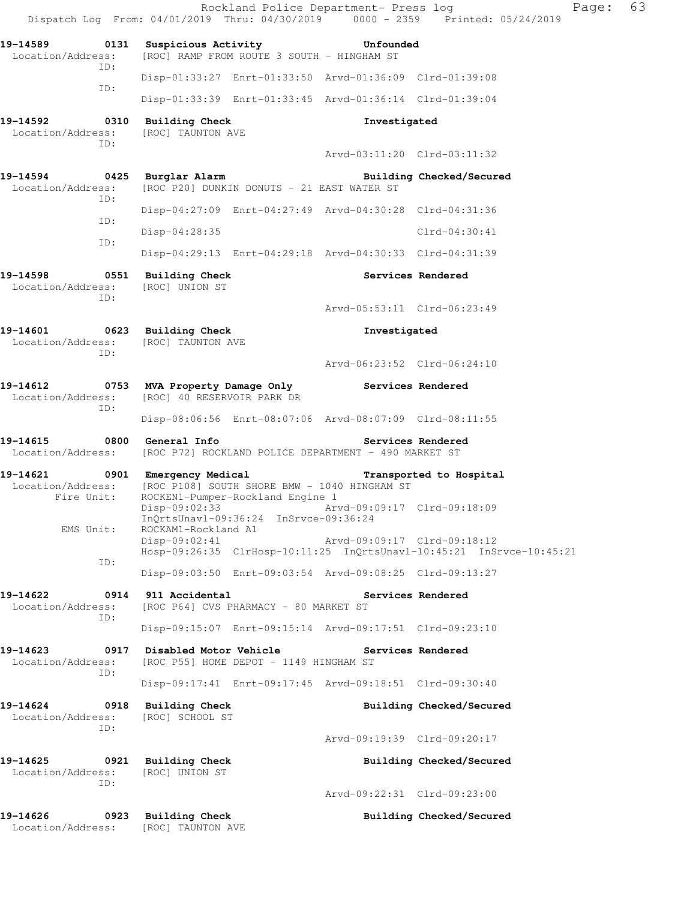Rockland Police Department- Press log
Dispatch Log From: 04/01/2019 Thru: 04/30/2019 0000 - 2359 Printed: 05/24/2019

**19-14589 0131 Suspicious Activity** **Unfounded**
Location/Address: [ROC] RAMP FROM ROUTE 3 SOUTH - HINGHAM ST
ID:
Disp-01:33:27 Enrt-01:33:50 Arvd-01:36:09 Clrd-01:39:08
ID:
Disp-01:33:39 Enrt-01:33:45 Arvd-01:36:14 Clrd-01:39:04

**19-14592 0310 Building Check** **Investigated**
Location/Address: [ROC] TAUNTON AVE
ID:
Arvd-03:11:20 Clrd-03:11:32

**19-14594 0425 Burglar Alarm** **Building Checked/Secured**
Location/Address: [ROC P20] DUNKIN DONUTS - 21 EAST WATER ST
ID:
Disp-04:27:09 Enrt-04:27:49 Arvd-04:30:28 Clrd-04:31:36
ID:
Disp-04:28:35 Clrd-04:30:41
ID:
Disp-04:29:13 Enrt-04:29:18 Arvd-04:30:33 Clrd-04:31:39

**19-14598 0551 Building Check** **Services Rendered**
Location/Address: [ROC] UNION ST
ID:
Arvd-05:53:11 Clrd-06:23:49

**19-14601 0623 Building Check** **Investigated**
Location/Address: [ROC] TAUNTON AVE
ID:
Arvd-06:23:52 Clrd-06:24:10

**19-14612 0753 MVA Property Damage Only** **Services Rendered**
Location/Address: [ROC] 40 RESERVOIR PARK DR
ID:
Disp-08:06:56 Enrt-08:07:06 Arvd-08:07:09 Clrd-08:11:55

**19-14615 0800 General Info** **Services Rendered**
Location/Address: [ROC P72] ROCKLAND POLICE DEPARTMENT - 490 MARKET ST

**19-14621 0901 Emergency Medical** **Transported to Hospital**
Location/Address: [ROC P108] SOUTH SHORE BMW - 1040 HINGHAM ST
Fire Unit: ROCKEN1-Pumper-Rockland Engine 1
Disp-09:02:33 Arvd-09:09:17 Clrd-09:18:09
InQrtsUnavl-09:36:24 InSrvce-09:36:24
EMS Unit: ROCKAM1-Rockland A1
Disp-09:02:41 Arvd-09:09:17 Clrd-09:18:12
Hosp-09:26:35 ClrHosp-10:11:25 InQrtsUnavl-10:45:21 InSrvce-10:45:21
ID:
Disp-09:03:50 Enrt-09:03:54 Arvd-09:08:25 Clrd-09:13:27

**19-14622 0914 911 Accidental** **Services Rendered**
Location/Address: [ROC P64] CVS PHARMACY - 80 MARKET ST
ID:
Disp-09:15:07 Enrt-09:15:14 Arvd-09:17:51 Clrd-09:23:10

**19-14623 0917 Disabled Motor Vehicle** **Services Rendered**
Location/Address: [ROC P55] HOME DEPOT - 1149 HINGHAM ST
ID:
Disp-09:17:41 Enrt-09:17:45 Arvd-09:18:51 Clrd-09:30:40

**19-14624 0918 Building Check** **Building Checked/Secured**
Location/Address: [ROC] SCHOOL ST
ID:
Arvd-09:19:39 Clrd-09:20:17

**19-14625 0921 Building Check** **Building Checked/Secured**
Location/Address: [ROC] UNION ST
ID:
Arvd-09:22:31 Clrd-09:23:00

**19-14626 0923 Building Check** **Building Checked/Secured**
Location/Address: [ROC] TAUNTON AVE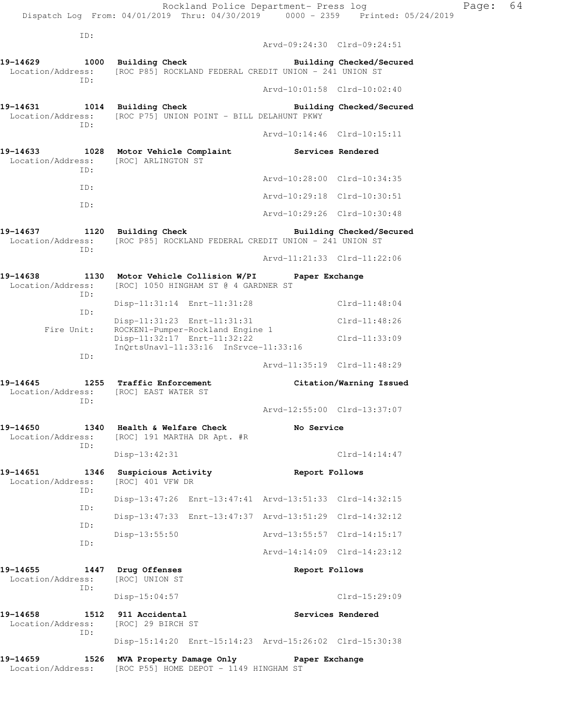ID:
Arvd-09:24:30 Clrd-09:24:51

**19-14629 1000 Building Check** — **Building Checked/Secured**
Location/Address: [ROC P85] ROCKLAND FEDERAL CREDIT UNION - 241 UNION ST
ID:
Arvd-10:01:58 Clrd-10:02:40

**19-14631 1014 Building Check** — **Building Checked/Secured**
Location/Address: [ROC P75] UNION POINT - BILL DELAHUNT PKWY
ID:
Arvd-10:14:46 Clrd-10:15:11

**19-14633 1028 Motor Vehicle Complaint** — **Services Rendered**
Location/Address: [ROC] ARLINGTON ST
ID:
Arvd-10:28:00 Clrd-10:34:35
ID:
Arvd-10:29:18 Clrd-10:30:51
ID:
Arvd-10:29:26 Clrd-10:30:48

**19-14637 1120 Building Check** — **Building Checked/Secured**
Location/Address: [ROC P85] ROCKLAND FEDERAL CREDIT UNION - 241 UNION ST
ID:
Arvd-11:21:33 Clrd-11:22:06

**19-14638 1130 Motor Vehicle Collision W/PI** — **Paper Exchange**
Location/Address: [ROC] 1050 HINGHAM ST @ 4 GARDNER ST
ID:
Disp-11:31:14 Enrt-11:31:28 Clrd-11:48:04
ID:
Disp-11:31:23 Enrt-11:31:31 Clrd-11:48:26
Fire Unit: ROCKEN1-Pumper-Rockland Engine 1
Disp-11:32:17 Enrt-11:32:22 Clrd-11:33:09
InQrtsUnavl-11:33:16 InSrvce-11:33:16
ID:
Arvd-11:35:19 Clrd-11:48:29

**19-14645 1255 Traffic Enforcement** — **Citation/Warning Issued**
Location/Address: [ROC] EAST WATER ST
ID:
Arvd-12:55:00 Clrd-13:37:07

**19-14650 1340 Health & Welfare Check** — **No Service**
Location/Address: [ROC] 191 MARTHA DR Apt. #R
ID:
Disp-13:42:31 Clrd-14:14:47

**19-14651 1346 Suspicious Activity** — **Report Follows**
Location/Address: [ROC] 401 VFW DR
ID:
Disp-13:47:26 Enrt-13:47:41 Arvd-13:51:33 Clrd-14:32:15
ID:
Disp-13:47:33 Enrt-13:47:37 Arvd-13:51:29 Clrd-14:32:12
ID:
Disp-13:55:50 Arvd-13:55:57 Clrd-14:15:17
ID:
Arvd-14:14:09 Clrd-14:23:12

**19-14655 1447 Drug Offenses** — **Report Follows**
Location/Address: [ROC] UNION ST
ID:
Disp-15:04:57 Clrd-15:29:09

**19-14658 1512 911 Accidental** — **Services Rendered**
Location/Address: [ROC] 29 BIRCH ST
ID:
Disp-15:14:20 Enrt-15:14:23 Arvd-15:26:02 Clrd-15:30:38

**19-14659 1526 MVA Property Damage Only** — **Paper Exchange**
Location/Address: [ROC P55] HOME DEPOT - 1149 HINGHAM ST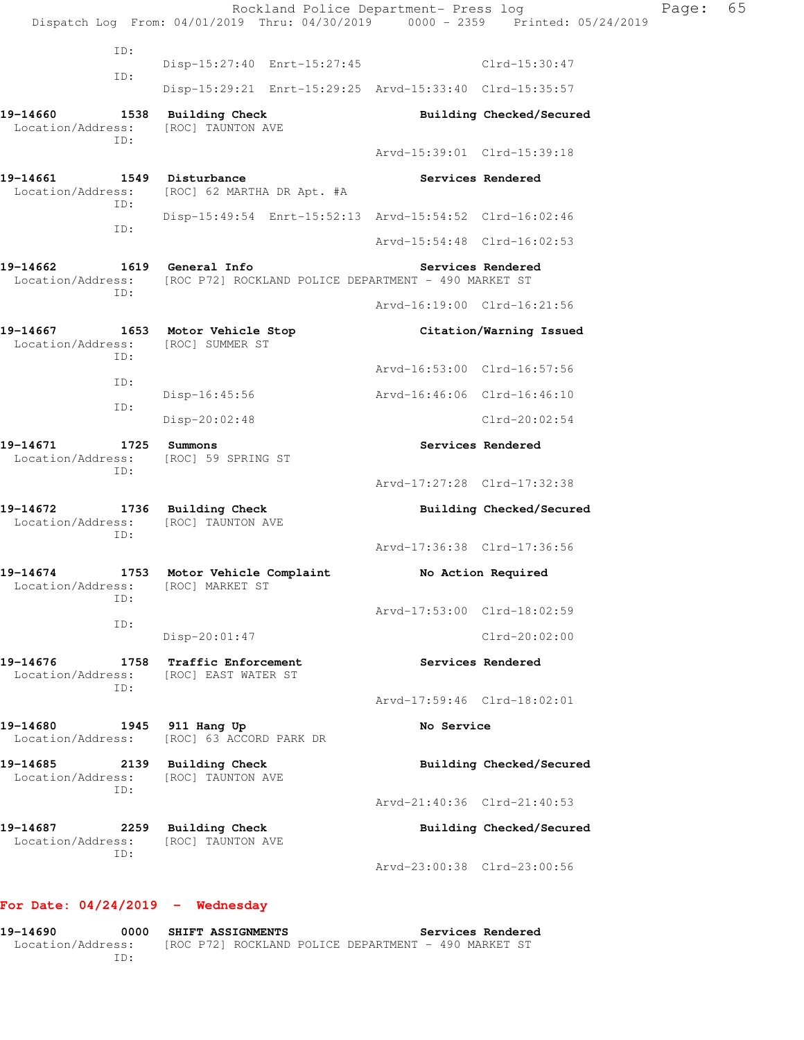ID:
Disp-15:27:40 Enrt-15:27:45 Clrd-15:30:47
ID:
Disp-15:29:21 Enrt-15:29:25 Arvd-15:33:40 Clrd-15:35:57

**19-14660 1538 Building Check** — **Building Checked/Secured**
Location/Address: [ROC] TAUNTON AVE
ID:
Arvd-15:39:01 Clrd-15:39:18

**19-14661 1549 Disturbance** — **Services Rendered**
Location/Address: [ROC] 62 MARTHA DR Apt. #A
ID:
Disp-15:49:54 Enrt-15:52:13 Arvd-15:54:52 Clrd-16:02:46
ID:
Arvd-15:54:48 Clrd-16:02:53

**19-14662 1619 General Info** — **Services Rendered**
Location/Address: [ROC P72] ROCKLAND POLICE DEPARTMENT - 490 MARKET ST
ID:
Arvd-16:19:00 Clrd-16:21:56

**19-14667 1653 Motor Vehicle Stop** — **Citation/Warning Issued**
Location/Address: [ROC] SUMMER ST
ID:
Arvd-16:53:00 Clrd-16:57:56
ID:
Disp-16:45:56 Arvd-16:46:06 Clrd-16:46:10
ID:
Disp-20:02:48 Clrd-20:02:54

**19-14671 1725 Summons** — **Services Rendered**
Location/Address: [ROC] 59 SPRING ST
ID:
Arvd-17:27:28 Clrd-17:32:38

**19-14672 1736 Building Check** — **Building Checked/Secured**
Location/Address: [ROC] TAUNTON AVE
ID:
Arvd-17:36:38 Clrd-17:36:56

**19-14674 1753 Motor Vehicle Complaint** — **No Action Required**
Location/Address: [ROC] MARKET ST
ID:
Arvd-17:53:00 Clrd-18:02:59
ID:
Disp-20:01:47 Clrd-20:02:00

**19-14676 1758 Traffic Enforcement** — **Services Rendered**
Location/Address: [ROC] EAST WATER ST
ID:
Arvd-17:59:46 Clrd-18:02:01

**19-14680 1945 911 Hang Up** — **No Service**
Location/Address: [ROC] 63 ACCORD PARK DR

**19-14685 2139 Building Check** — **Building Checked/Secured**
Location/Address: [ROC] TAUNTON AVE
ID:
Arvd-21:40:36 Clrd-21:40:53

**19-14687 2259 Building Check** — **Building Checked/Secured**
Location/Address: [ROC] TAUNTON AVE
ID:
Arvd-23:00:38 Clrd-23:00:56

## For Date: 04/24/2019 - Wednesday

**19-14690 0000 SHIFT ASSIGNMENTS** — **Services Rendered**
Location/Address: [ROC P72] ROCKLAND POLICE DEPARTMENT - 490 MARKET ST
ID: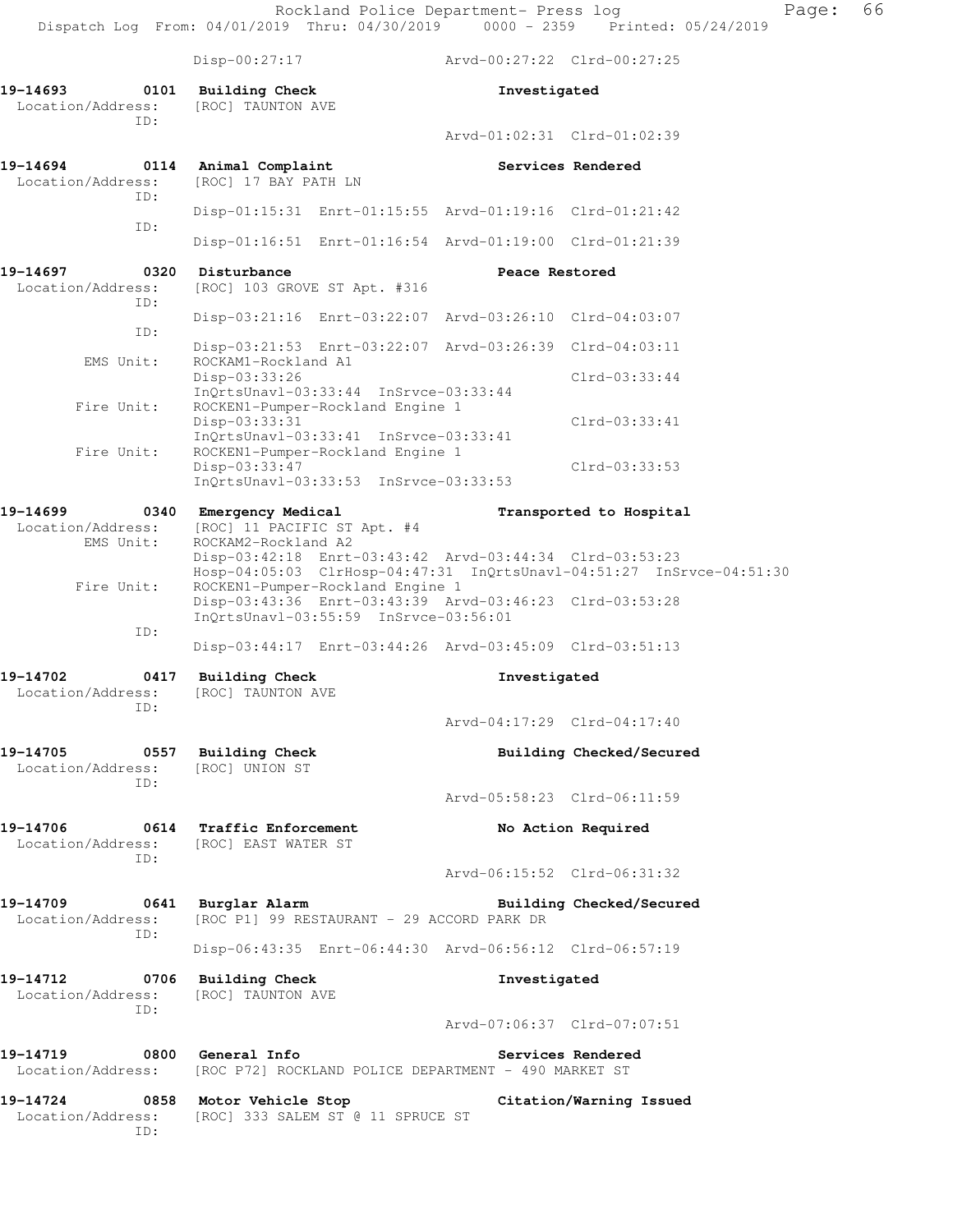Disp-00:27:17 Arvd-00:27:22 Clrd-00:27:25

**19-14693 0101 Building Check Investigated**
Location/Address: [ROC] TAUNTON AVE
ID:
Arvd-01:02:31 Clrd-01:02:39

**19-14694 0114 Animal Complaint Services Rendered**
Location/Address: [ROC] 17 BAY PATH LN
ID:
Disp-01:15:31 Enrt-01:15:55 Arvd-01:19:16 Clrd-01:21:42
ID:
Disp-01:16:51 Enrt-01:16:54 Arvd-01:19:00 Clrd-01:21:39

**19-14697 0320 Disturbance Peace Restored**
Location/Address: [ROC] 103 GROVE ST Apt. #316
ID:
Disp-03:21:16 Enrt-03:22:07 Arvd-03:26:10 Clrd-04:03:07
ID:
Disp-03:21:53 Enrt-03:22:07 Arvd-03:26:39 Clrd-04:03:11
EMS Unit: ROCKAM1-Rockland A1
Disp-03:33:26 Clrd-03:33:44
InQrtsUnavl-03:33:44 InSrvce-03:33:44
Fire Unit: ROCKEN1-Pumper-Rockland Engine 1
Disp-03:33:31 Clrd-03:33:41
InQrtsUnavl-03:33:41 InSrvce-03:33:41
Fire Unit: ROCKEN1-Pumper-Rockland Engine 1
Disp-03:33:47 Clrd-03:33:53
InQrtsUnavl-03:33:53 InSrvce-03:33:53

**19-14699 0340 Emergency Medical Transported to Hospital**
Location/Address: [ROC] 11 PACIFIC ST Apt. #4
EMS Unit: ROCKAM2-Rockland A2
Disp-03:42:18 Enrt-03:43:42 Arvd-03:44:34 Clrd-03:53:23
Hosp-04:05:03 ClrHosp-04:47:31 InQrtsUnavl-04:51:27 InSrvce-04:51:30
Fire Unit: ROCKEN1-Pumper-Rockland Engine 1
Disp-03:43:36 Enrt-03:43:39 Arvd-03:46:23 Clrd-03:53:28
InQrtsUnavl-03:55:59 InSrvce-03:56:01
ID:
Disp-03:44:17 Enrt-03:44:26 Arvd-03:45:09 Clrd-03:51:13

**19-14702 0417 Building Check Investigated**
Location/Address: [ROC] TAUNTON AVE
ID:
Arvd-04:17:29 Clrd-04:17:40

**19-14705 0557 Building Check Building Checked/Secured**
Location/Address: [ROC] UNION ST
ID:
Arvd-05:58:23 Clrd-06:11:59

**19-14706 0614 Traffic Enforcement No Action Required**
Location/Address: [ROC] EAST WATER ST
ID:
Arvd-06:15:52 Clrd-06:31:32

**19-14709 0641 Burglar Alarm Building Checked/Secured**
Location/Address: [ROC P1] 99 RESTAURANT - 29 ACCORD PARK DR
ID:
Disp-06:43:35 Enrt-06:44:30 Arvd-06:56:12 Clrd-06:57:19

**19-14712 0706 Building Check Investigated**
Location/Address: [ROC] TAUNTON AVE
ID:
Arvd-07:06:37 Clrd-07:07:51

**19-14719 0800 General Info Services Rendered**
Location/Address: [ROC P72] ROCKLAND POLICE DEPARTMENT - 490 MARKET ST

**19-14724 0858 Motor Vehicle Stop Citation/Warning Issued**
Location/Address: [ROC] 333 SALEM ST @ 11 SPRUCE ST
ID: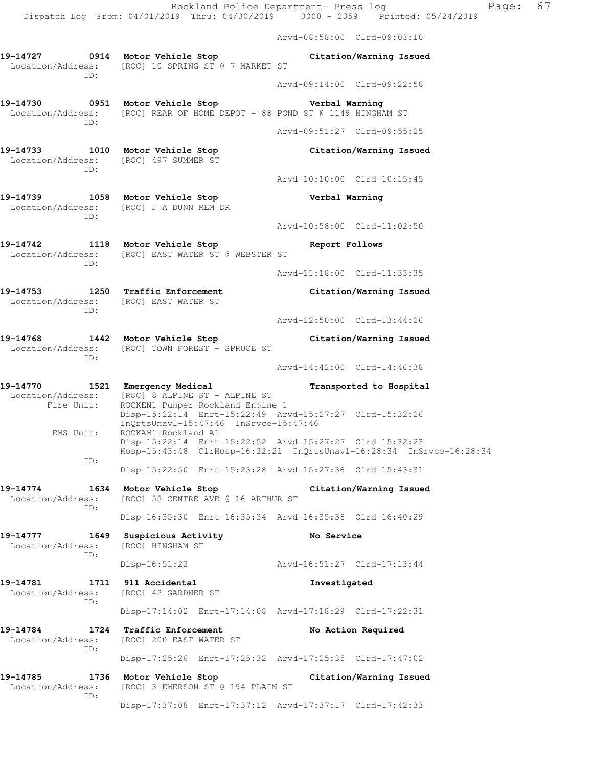Arvd-08:58:00 Clrd-09:03:10

**19-14727 0914 Motor Vehicle Stop — Citation/Warning Issued**
Location/Address: [ROC] 10 SPRING ST @ 7 MARKET ST
ID:
Arvd-09:14:00 Clrd-09:22:58

**19-14730 0951 Motor Vehicle Stop — Verbal Warning**
Location/Address: [ROC] REAR OF HOME DEPOT - 88 POND ST @ 1149 HINGHAM ST
ID:
Arvd-09:51:27 Clrd-09:55:25

**19-14733 1010 Motor Vehicle Stop — Citation/Warning Issued**
Location/Address: [ROC] 497 SUMMER ST
ID:
Arvd-10:10:00 Clrd-10:15:45

**19-14739 1058 Motor Vehicle Stop — Verbal Warning**
Location/Address: [ROC] J A DUNN MEM DR
ID:
Arvd-10:58:00 Clrd-11:02:50

**19-14742 1118 Motor Vehicle Stop — Report Follows**
Location/Address: [ROC] EAST WATER ST @ WEBSTER ST
ID:
Arvd-11:18:00 Clrd-11:33:35

**19-14753 1250 Traffic Enforcement — Citation/Warning Issued**
Location/Address: [ROC] EAST WATER ST
ID:
Arvd-12:50:00 Clrd-13:44:26

**19-14768 1442 Motor Vehicle Stop — Citation/Warning Issued**
Location/Address: [ROC] TOWN FOREST - SPRUCE ST
ID:
Arvd-14:42:00 Clrd-14:46:38

**19-14770 1521 Emergency Medical — Transported to Hospital**
Location/Address: [ROC] 8 ALPINE ST - ALPINE ST
Fire Unit: ROCKEN1-Pumper-Rockland Engine 1
Disp-15:22:14 Enrt-15:22:49 Arvd-15:27:27 Clrd-15:32:26
InQrtsUnavl-15:47:46 InSrvce-15:47:46
EMS Unit: ROCKAM1-Rockland A1
Disp-15:22:14 Enrt-15:22:52 Arvd-15:27:27 Clrd-15:32:23
Hosp-15:43:48 ClrHosp-16:22:21 InQrtsUnavl-16:28:34 InSrvce-16:28:34
ID:
Disp-15:22:50 Enrt-15:23:28 Arvd-15:27:36 Clrd-15:43:31

**19-14774 1634 Motor Vehicle Stop — Citation/Warning Issued**
Location/Address: [ROC] 55 CENTRE AVE @ 16 ARTHUR ST
ID:
Disp-16:35:30 Enrt-16:35:34 Arvd-16:35:38 Clrd-16:40:29

**19-14777 1649 Suspicious Activity — No Service**
Location/Address: [ROC] HINGHAM ST
ID:
Disp-16:51:22 Arvd-16:51:27 Clrd-17:13:44

**19-14781 1711 911 Accidental — Investigated**
Location/Address: [ROC] 42 GARDNER ST
ID:
Disp-17:14:02 Enrt-17:14:08 Arvd-17:18:29 Clrd-17:22:31

**19-14784 1724 Traffic Enforcement — No Action Required**
Location/Address: [ROC] 200 EAST WATER ST
ID:
Disp-17:25:26 Enrt-17:25:32 Arvd-17:25:35 Clrd-17:47:02

**19-14785 1736 Motor Vehicle Stop — Citation/Warning Issued**
Location/Address: [ROC] 3 EMERSON ST @ 194 PLAIN ST
ID:
Disp-17:37:08 Enrt-17:37:12 Arvd-17:37:17 Clrd-17:42:33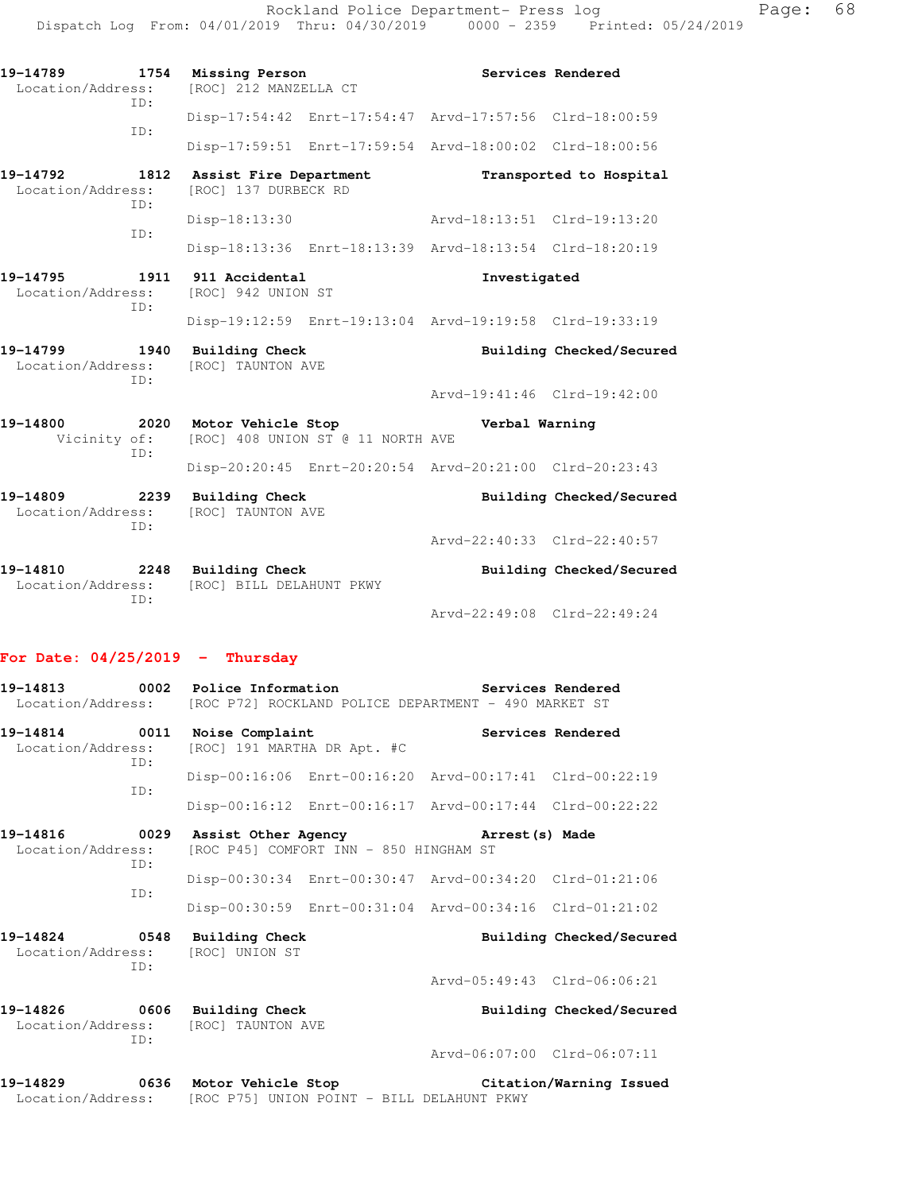19-14789 1754 **Missing Person** **Services Rendered**
Location/Address: [ROC] 212 MANZELLA CT
ID:
Disp-17:54:42 Enrt-17:54:47 Arvd-17:57:56 Clrd-18:00:59
ID:
Disp-17:59:51 Enrt-17:59:54 Arvd-18:00:02 Clrd-18:00:56

19-14792 1812 **Assist Fire Department** **Transported to Hospital**
Location/Address: [ROC] 137 DURBECK RD
ID:
Disp-18:13:30 Arvd-18:13:51 Clrd-19:13:20
ID:
Disp-18:13:36 Enrt-18:13:39 Arvd-18:13:54 Clrd-18:20:19

19-14795 1911 **911 Accidental** **Investigated**
Location/Address: [ROC] 942 UNION ST
ID:
Disp-19:12:59 Enrt-19:13:04 Arvd-19:19:58 Clrd-19:33:19

19-14799 1940 **Building Check** **Building Checked/Secured**
Location/Address: [ROC] TAUNTON AVE
ID:
Arvd-19:41:46 Clrd-19:42:00

19-14800 2020 **Motor Vehicle Stop** **Verbal Warning**
Vicinity of: [ROC] 408 UNION ST @ 11 NORTH AVE
ID:
Disp-20:20:45 Enrt-20:20:54 Arvd-20:21:00 Clrd-20:23:43

19-14809 2239 **Building Check** **Building Checked/Secured**
Location/Address: [ROC] TAUNTON AVE
ID:
Arvd-22:40:33 Clrd-22:40:57

19-14810 2248 **Building Check** **Building Checked/Secured**
Location/Address: [ROC] BILL DELAHUNT PKWY
ID:
Arvd-22:49:08 Clrd-22:49:24

## For Date: 04/25/2019 - Thursday

19-14813 0002 **Police Information** **Services Rendered**
Location/Address: [ROC P72] ROCKLAND POLICE DEPARTMENT - 490 MARKET ST

19-14814 0011 **Noise Complaint** **Services Rendered**
Location/Address: [ROC] 191 MARTHA DR Apt. #C
ID:
Disp-00:16:06 Enrt-00:16:20 Arvd-00:17:41 Clrd-00:22:19
ID:
Disp-00:16:12 Enrt-00:16:17 Arvd-00:17:44 Clrd-00:22:22

19-14816 0029 **Assist Other Agency** **Arrest(s) Made**
Location/Address: [ROC P45] COMFORT INN - 850 HINGHAM ST
ID:
Disp-00:30:34 Enrt-00:30:47 Arvd-00:34:20 Clrd-01:21:06
ID:
Disp-00:30:59 Enrt-00:31:04 Arvd-00:34:16 Clrd-01:21:02

19-14824 0548 **Building Check** **Building Checked/Secured**
Location/Address: [ROC] UNION ST
ID:
Arvd-05:49:43 Clrd-06:06:21

19-14826 0606 **Building Check** **Building Checked/Secured**
Location/Address: [ROC] TAUNTON AVE
ID:
Arvd-06:07:00 Clrd-06:07:11

19-14829 0636 **Motor Vehicle Stop** **Citation/Warning Issued**
Location/Address: [ROC P75] UNION POINT - BILL DELAHUNT PKWY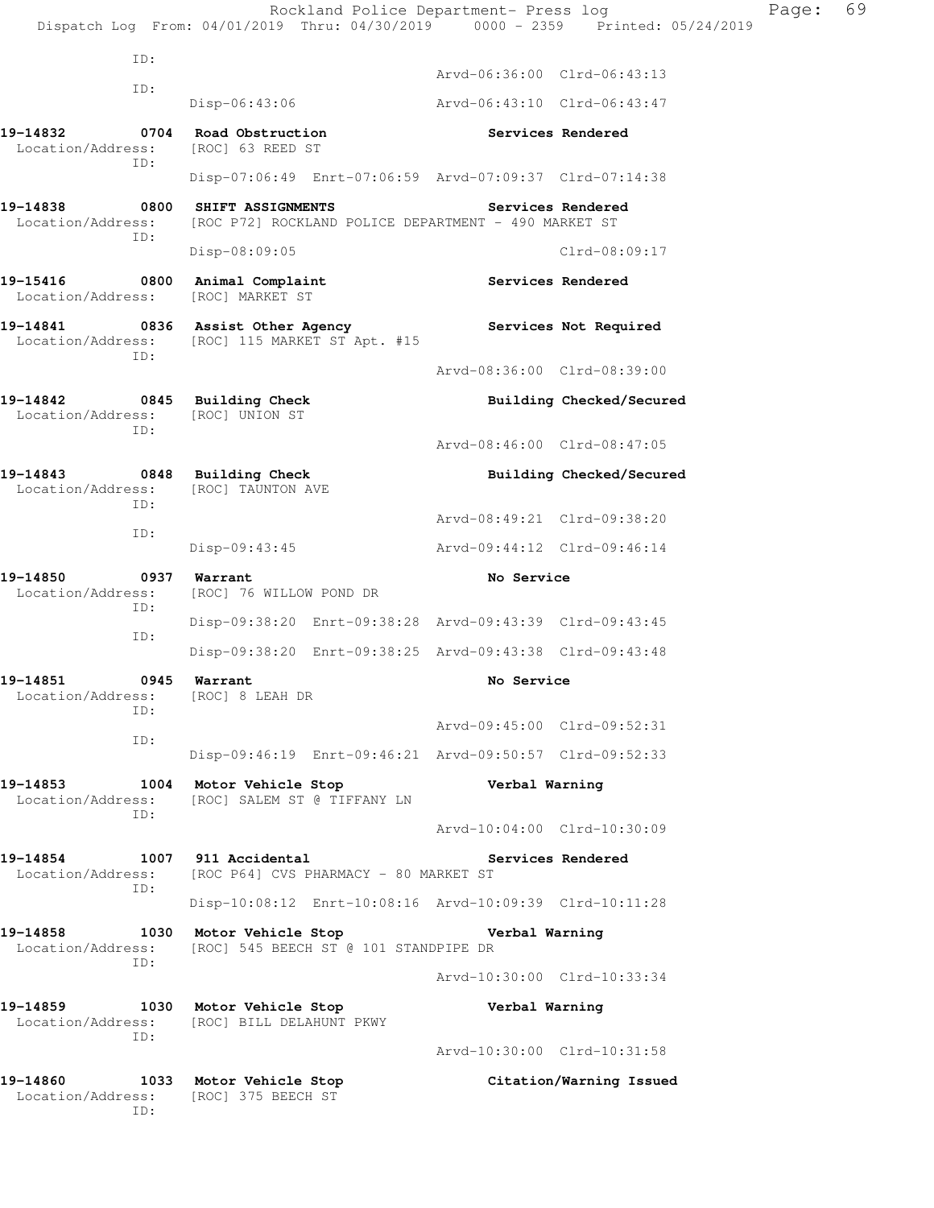```
 ID:
                                                      Arvd-06:36:00  Clrd-06:43:13
 ID:
              Disp-06:43:06                           Arvd-06:43:10  Clrd-06:43:47

19-14832        0704  Road Obstruction                       Services Rendered
 Location/Address:    [ROC] 63 REED ST
 ID:
              Disp-07:06:49  Enrt-07:06:59  Arvd-07:09:37  Clrd-07:14:38

19-14838        0800  SHIFT ASSIGNMENTS                      Services Rendered
 Location/Address:    [ROC P72] ROCKLAND POLICE DEPARTMENT - 490 MARKET ST
 ID:
              Disp-08:09:05                                          Clrd-08:09:17

19-15416        0800  Animal Complaint                       Services Rendered
 Location/Address:    [ROC] MARKET ST

19-14841        0836  Assist Other Agency                    Services Not Required
 Location/Address:    [ROC] 115 MARKET ST Apt. #15
 ID:
                                                      Arvd-08:36:00  Clrd-08:39:00

19-14842        0845  Building Check                         Building Checked/Secured
 Location/Address:    [ROC] UNION ST
 ID:
                                                      Arvd-08:46:00  Clrd-08:47:05

19-14843        0848  Building Check                         Building Checked/Secured
 Location/Address:    [ROC] TAUNTON AVE
 ID:
                                                      Arvd-08:49:21  Clrd-09:38:20
 ID:
              Disp-09:43:45                           Arvd-09:44:12  Clrd-09:46:14

19-14850        0937  Warrant                                No Service
 Location/Address:    [ROC] 76 WILLOW POND DR
 ID:
              Disp-09:38:20  Enrt-09:38:28  Arvd-09:43:39  Clrd-09:43:45
 ID:
              Disp-09:38:20  Enrt-09:38:25  Arvd-09:43:38  Clrd-09:43:48

19-14851        0945  Warrant                                No Service
 Location/Address:    [ROC] 8 LEAH DR
 ID:
                                                      Arvd-09:45:00  Clrd-09:52:31
 ID:
              Disp-09:46:19  Enrt-09:46:21  Arvd-09:50:57  Clrd-09:52:33

19-14853        1004  Motor Vehicle Stop                     Verbal Warning
 Location/Address:    [ROC] SALEM ST @ TIFFANY LN
 ID:
                                                      Arvd-10:04:00  Clrd-10:30:09

19-14854        1007  911 Accidental                         Services Rendered
 Location/Address:    [ROC P64] CVS PHARMACY - 80 MARKET ST
 ID:
              Disp-10:08:12  Enrt-10:08:16  Arvd-10:09:39  Clrd-10:11:28

19-14858        1030  Motor Vehicle Stop                     Verbal Warning
 Location/Address:    [ROC] 545 BEECH ST @ 101 STANDPIPE DR
 ID:
                                                      Arvd-10:30:00  Clrd-10:33:34

19-14859        1030  Motor Vehicle Stop                     Verbal Warning
 Location/Address:    [ROC] BILL DELAHUNT PKWY
 ID:
                                                      Arvd-10:30:00  Clrd-10:31:58

19-14860        1033  Motor Vehicle Stop                     Citation/Warning Issued
 Location/Address:    [ROC] 375 BEECH ST
 ID:
```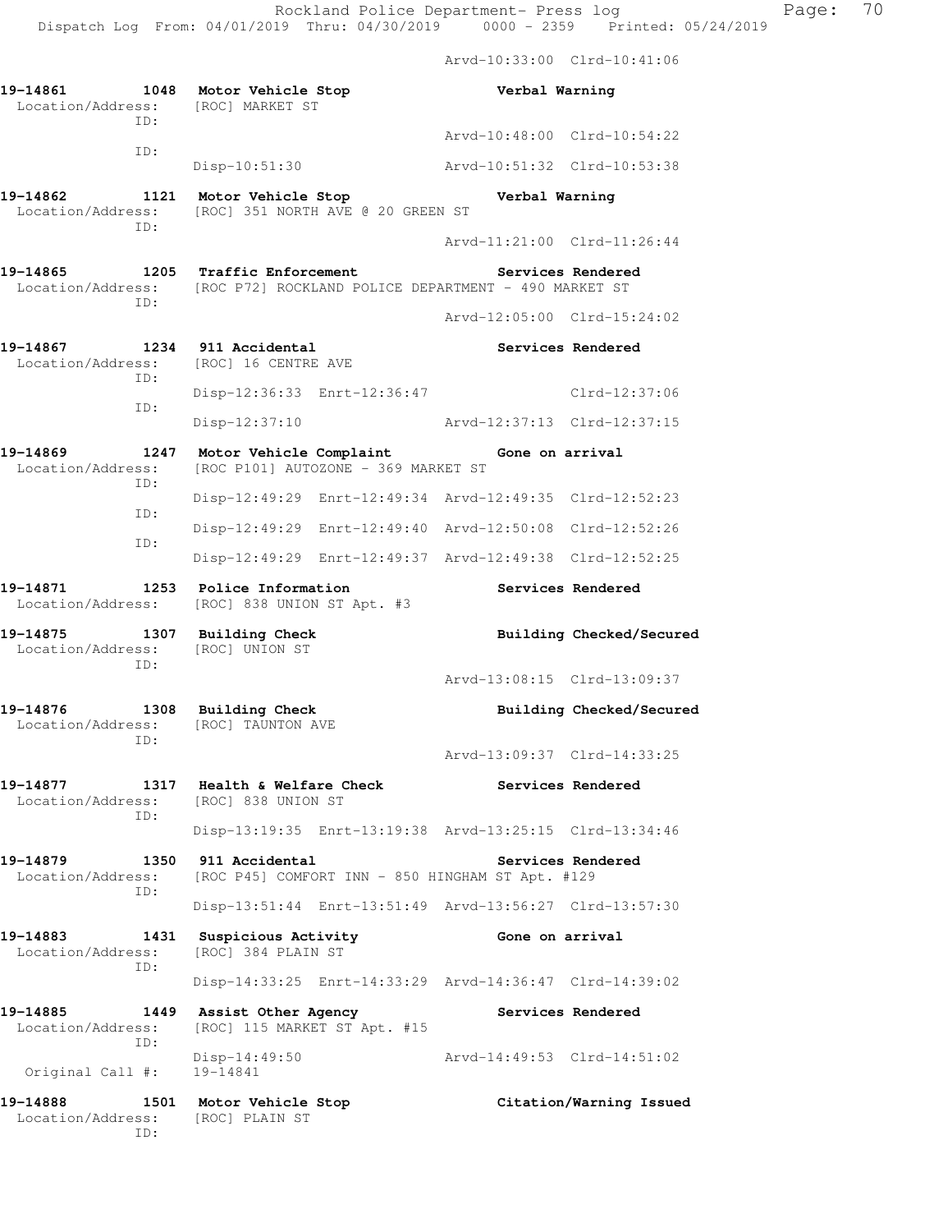Arvd-10:33:00 Clrd-10:41:06

**19-14861 1048 Motor Vehicle Stop** **Verbal Warning**
Location/Address: [ROC] MARKET ST
ID:
Arvd-10:48:00 Clrd-10:54:22
ID:
Disp-10:51:30 Arvd-10:51:32 Clrd-10:53:38

**19-14862 1121 Motor Vehicle Stop** **Verbal Warning**
Location/Address: [ROC] 351 NORTH AVE @ 20 GREEN ST
ID:
Arvd-11:21:00 Clrd-11:26:44

**19-14865 1205 Traffic Enforcement** **Services Rendered**
Location/Address: [ROC P72] ROCKLAND POLICE DEPARTMENT - 490 MARKET ST
ID:
Arvd-12:05:00 Clrd-15:24:02

**19-14867 1234 911 Accidental** **Services Rendered**
Location/Address: [ROC] 16 CENTRE AVE
ID:
Disp-12:36:33 Enrt-12:36:47 Clrd-12:37:06
ID:
Disp-12:37:10 Arvd-12:37:13 Clrd-12:37:15

**19-14869 1247 Motor Vehicle Complaint** **Gone on arrival**
Location/Address: [ROC P101] AUTOZONE - 369 MARKET ST
ID:
Disp-12:49:29 Enrt-12:49:34 Arvd-12:49:35 Clrd-12:52:23
ID:
Disp-12:49:29 Enrt-12:49:40 Arvd-12:50:08 Clrd-12:52:26
ID:
Disp-12:49:29 Enrt-12:49:37 Arvd-12:49:38 Clrd-12:52:25

**19-14871 1253 Police Information** **Services Rendered**
Location/Address: [ROC] 838 UNION ST Apt. #3

**19-14875 1307 Building Check** **Building Checked/Secured**
Location/Address: [ROC] UNION ST
ID:
Arvd-13:08:15 Clrd-13:09:37

**19-14876 1308 Building Check** **Building Checked/Secured**
Location/Address: [ROC] TAUNTON AVE
ID:
Arvd-13:09:37 Clrd-14:33:25

**19-14877 1317 Health & Welfare Check** **Services Rendered**
Location/Address: [ROC] 838 UNION ST
ID:
Disp-13:19:35 Enrt-13:19:38 Arvd-13:25:15 Clrd-13:34:46

**19-14879 1350 911 Accidental** **Services Rendered**
Location/Address: [ROC P45] COMFORT INN - 850 HINGHAM ST Apt. #129
ID:
Disp-13:51:44 Enrt-13:51:49 Arvd-13:56:27 Clrd-13:57:30

**19-14883 1431 Suspicious Activity** **Gone on arrival**
Location/Address: [ROC] 384 PLAIN ST
ID:
Disp-14:33:25 Enrt-14:33:29 Arvd-14:36:47 Clrd-14:39:02

**19-14885 1449 Assist Other Agency** **Services Rendered**
Location/Address: [ROC] 115 MARKET ST Apt. #15
ID:
Disp-14:49:50 Arvd-14:49:53 Clrd-14:51:02
Original Call #: 19-14841

**19-14888 1501 Motor Vehicle Stop** **Citation/Warning Issued**
Location/Address: [ROC] PLAIN ST
ID: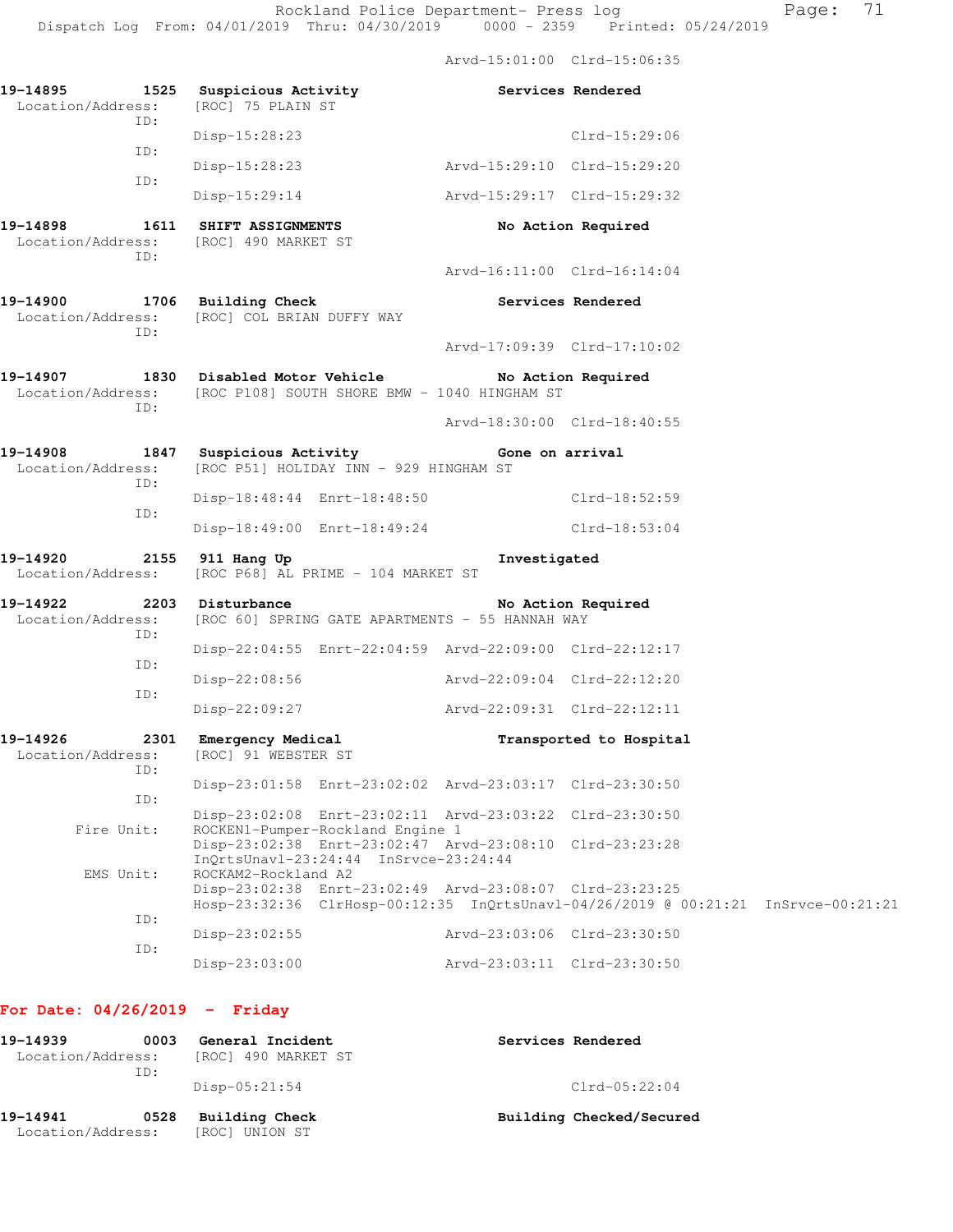Arvd-15:01:00 Clrd-15:06:35

```
19-14895        1525  Suspicious Activity                    Services Rendered
  Location/Address:   [ROC] 75 PLAIN ST
              ID:
                      Disp-15:28:23                                   Clrd-15:29:06
              ID:
                      Disp-15:28:23                Arvd-15:29:10  Clrd-15:29:20
              ID:
                      Disp-15:29:14                Arvd-15:29:17  Clrd-15:29:32

19-14898        1611  SHIFT ASSIGNMENTS                      No Action Required
  Location/Address:   [ROC] 490 MARKET ST
              ID:
                                                   Arvd-16:11:00  Clrd-16:14:04

19-14900        1706  Building Check                         Services Rendered
  Location/Address:   [ROC] COL BRIAN DUFFY WAY
              ID:
                                                   Arvd-17:09:39  Clrd-17:10:02

19-14907        1830  Disabled Motor Vehicle                 No Action Required
  Location/Address:   [ROC P108] SOUTH SHORE BMW - 1040 HINGHAM ST
              ID:
                                                   Arvd-18:30:00  Clrd-18:40:55

19-14908        1847  Suspicious Activity                    Gone on arrival
  Location/Address:   [ROC P51] HOLIDAY INN - 929 HINGHAM ST
              ID:
                      Disp-18:48:44  Enrt-18:48:50                    Clrd-18:52:59
              ID:
                      Disp-18:49:00  Enrt-18:49:24                    Clrd-18:53:04

19-14920        2155  911 Hang Up                            Investigated
  Location/Address:   [ROC P68] AL PRIME - 104 MARKET ST

19-14922        2203  Disturbance                            No Action Required
  Location/Address:   [ROC 60] SPRING GATE APARTMENTS - 55 HANNAH WAY
              ID:
                      Disp-22:04:55  Enrt-22:04:59  Arvd-22:09:00  Clrd-22:12:17
              ID:
                      Disp-22:08:56                 Arvd-22:09:04  Clrd-22:12:20
              ID:
                      Disp-22:09:27                 Arvd-22:09:31  Clrd-22:12:11

19-14926        2301  Emergency Medical                      Transported to Hospital
  Location/Address:   [ROC] 91 WEBSTER ST
              ID:
                      Disp-23:01:58  Enrt-23:02:02  Arvd-23:03:17  Clrd-23:30:50
              ID:
                      Disp-23:02:08  Enrt-23:02:11  Arvd-23:03:22  Clrd-23:30:50
        Fire Unit:    ROCKEN1-Pumper-Rockland Engine 1
                      Disp-23:02:38  Enrt-23:02:47  Arvd-23:08:10  Clrd-23:23:28
                      InQrtsUnavl-23:24:44  InSrvce-23:24:44
         EMS Unit:    ROCKAM2-Rockland A2
                      Disp-23:02:38  Enrt-23:02:49  Arvd-23:08:07  Clrd-23:23:25
                      Hosp-23:32:36  ClrHosp-00:12:35  InQrtsUnavl-04/26/2019 @ 00:21:21  InSrvce-00:21:21
              ID:
                      Disp-23:02:55                 Arvd-23:03:06  Clrd-23:30:50
              ID:
                      Disp-23:03:00                 Arvd-23:03:11  Clrd-23:30:50
```

## For Date: 04/26/2019 - Friday

```
19-14939        0003  General Incident                       Services Rendered
  Location/Address:   [ROC] 490 MARKET ST
              ID:
                      Disp-05:21:54                                   Clrd-05:22:04

19-14941        0528  Building Check                         Building Checked/Secured
  Location/Address:   [ROC] UNION ST
```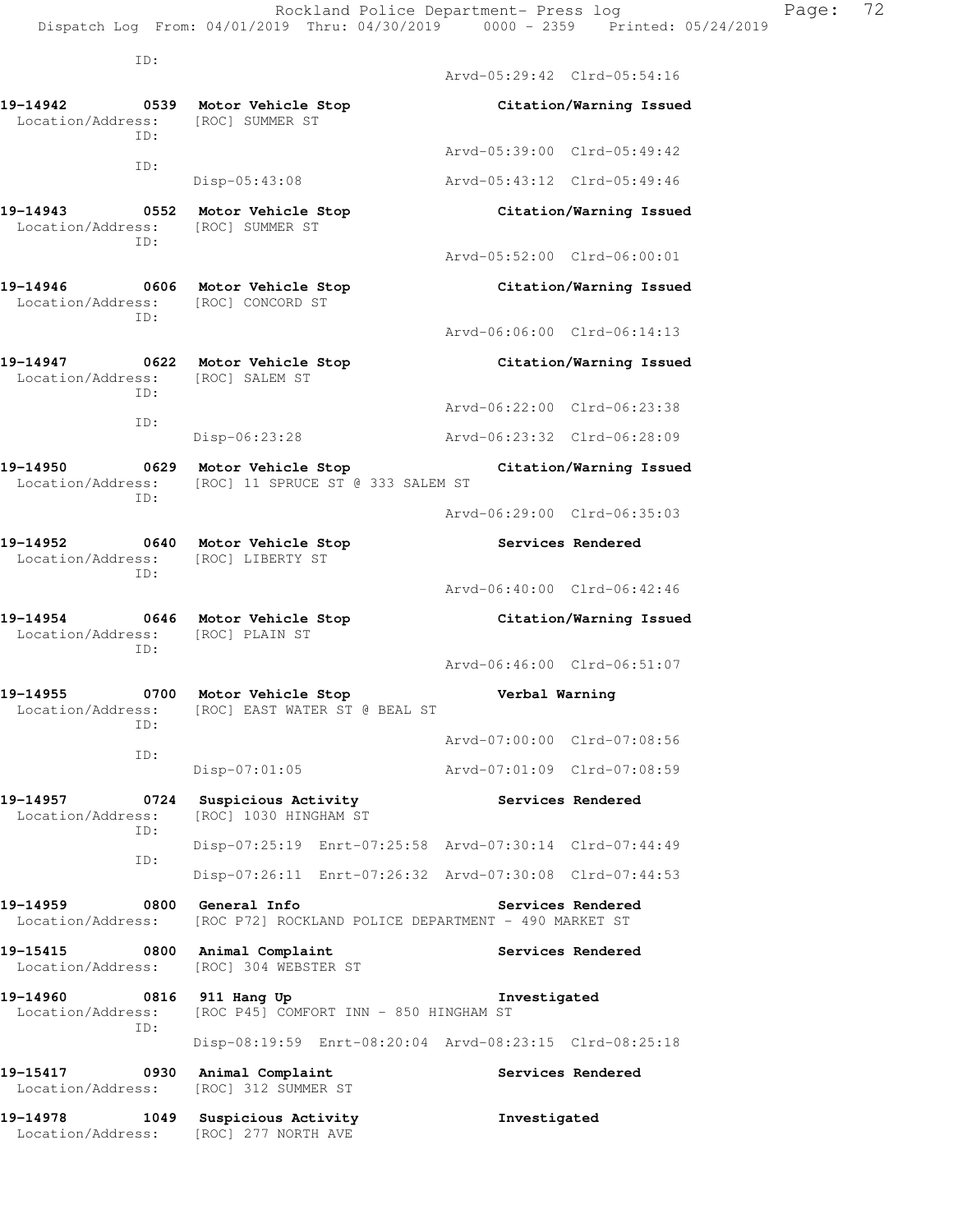ID:

Arvd-05:29:42 Clrd-05:54:16

**19-14942 0539 Motor Vehicle Stop** **Citation/Warning Issued**
Location/Address: [ROC] SUMMER ST
ID:
Arvd-05:39:00 Clrd-05:49:42
ID:
Disp-05:43:08 Arvd-05:43:12 Clrd-05:49:46

**19-14943 0552 Motor Vehicle Stop** **Citation/Warning Issued**
Location/Address: [ROC] SUMMER ST
ID:
Arvd-05:52:00 Clrd-06:00:01

**19-14946 0606 Motor Vehicle Stop** **Citation/Warning Issued**
Location/Address: [ROC] CONCORD ST
ID:
Arvd-06:06:00 Clrd-06:14:13

**19-14947 0622 Motor Vehicle Stop** **Citation/Warning Issued**
Location/Address: [ROC] SALEM ST
ID:
Arvd-06:22:00 Clrd-06:23:38
ID:
Disp-06:23:28 Arvd-06:23:32 Clrd-06:28:09

**19-14950 0629 Motor Vehicle Stop** **Citation/Warning Issued**
Location/Address: [ROC] 11 SPRUCE ST @ 333 SALEM ST
ID:
Arvd-06:29:00 Clrd-06:35:03

**19-14952 0640 Motor Vehicle Stop** **Services Rendered**
Location/Address: [ROC] LIBERTY ST
ID:
Arvd-06:40:00 Clrd-06:42:46

**19-14954 0646 Motor Vehicle Stop** **Citation/Warning Issued**
Location/Address: [ROC] PLAIN ST
ID:
Arvd-06:46:00 Clrd-06:51:07

**19-14955 0700 Motor Vehicle Stop** **Verbal Warning**
Location/Address: [ROC] EAST WATER ST @ BEAL ST
ID:
Arvd-07:00:00 Clrd-07:08:56
ID:
Disp-07:01:05 Arvd-07:01:09 Clrd-07:08:59

**19-14957 0724 Suspicious Activity** **Services Rendered**
Location/Address: [ROC] 1030 HINGHAM ST
ID:
Disp-07:25:19 Enrt-07:25:58 Arvd-07:30:14 Clrd-07:44:49
ID:
Disp-07:26:11 Enrt-07:26:32 Arvd-07:30:08 Clrd-07:44:53

**19-14959 0800 General Info** **Services Rendered**
Location/Address: [ROC P72] ROCKLAND POLICE DEPARTMENT - 490 MARKET ST

**19-15415 0800 Animal Complaint** **Services Rendered**
Location/Address: [ROC] 304 WEBSTER ST

**19-14960 0816 911 Hang Up** **Investigated**
Location/Address: [ROC P45] COMFORT INN - 850 HINGHAM ST
ID:
Disp-08:19:59 Enrt-08:20:04 Arvd-08:23:15 Clrd-08:25:18

**19-15417 0930 Animal Complaint** **Services Rendered**
Location/Address: [ROC] 312 SUMMER ST

**19-14978 1049 Suspicious Activity** **Investigated**
Location/Address: [ROC] 277 NORTH AVE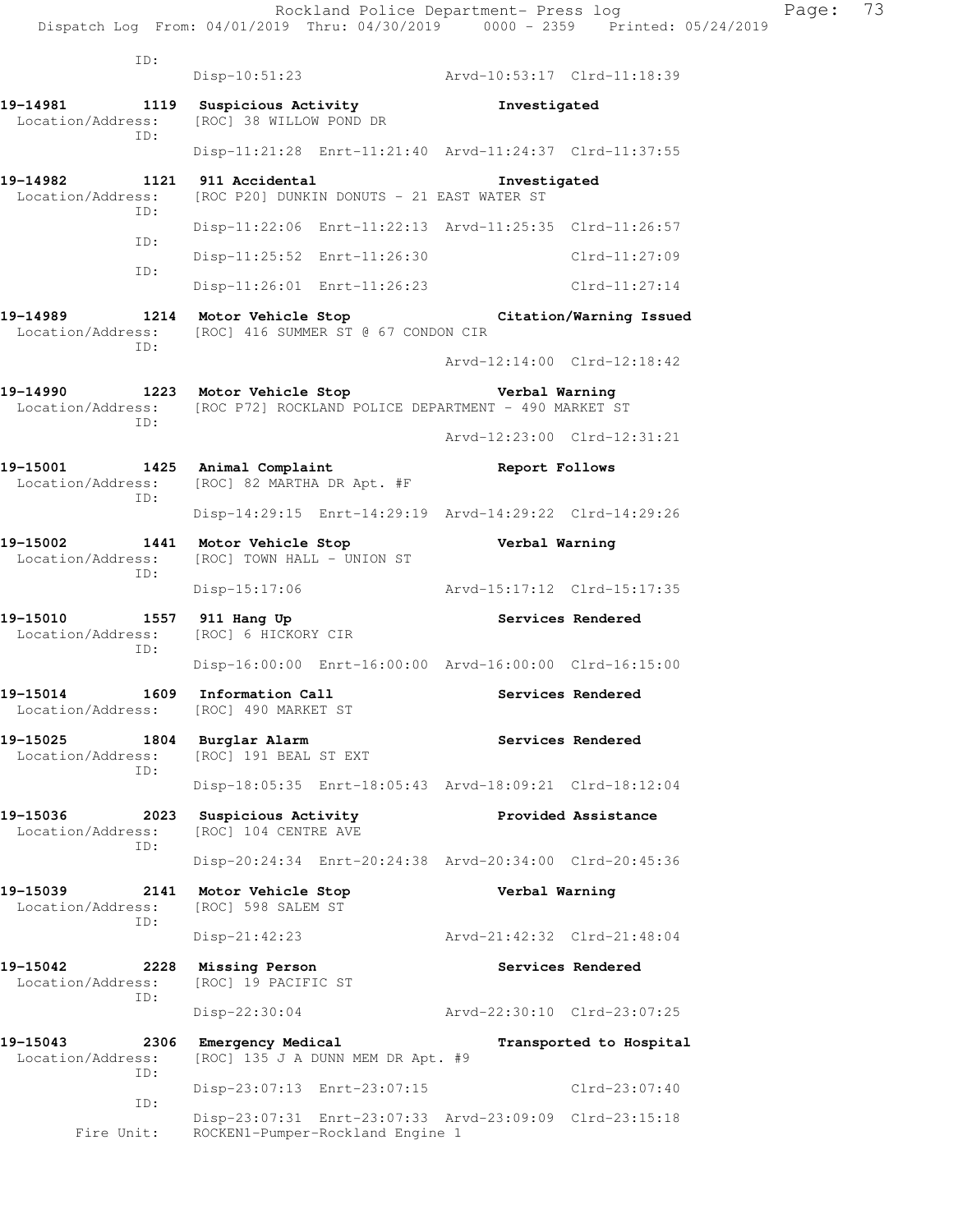ID:
Disp-10:51:23 Arvd-10:53:17 Clrd-11:18:39

**19-14981 1119 Suspicious Activity** **Investigated**
Location/Address: [ROC] 38 WILLOW POND DR
ID:
Disp-11:21:28 Enrt-11:21:40 Arvd-11:24:37 Clrd-11:37:55

**19-14982 1121 911 Accidental** **Investigated**
Location/Address: [ROC P20] DUNKIN DONUTS - 21 EAST WATER ST
ID:
Disp-11:22:06 Enrt-11:22:13 Arvd-11:25:35 Clrd-11:26:57
ID:
Disp-11:25:52 Enrt-11:26:30 Clrd-11:27:09
ID:
Disp-11:26:01 Enrt-11:26:23 Clrd-11:27:14

**19-14989 1214 Motor Vehicle Stop** **Citation/Warning Issued**
Location/Address: [ROC] 416 SUMMER ST @ 67 CONDON CIR
ID:
Arvd-12:14:00 Clrd-12:18:42

**19-14990 1223 Motor Vehicle Stop** **Verbal Warning**
Location/Address: [ROC P72] ROCKLAND POLICE DEPARTMENT - 490 MARKET ST
ID:
Arvd-12:23:00 Clrd-12:31:21

**19-15001 1425 Animal Complaint** **Report Follows**
Location/Address: [ROC] 82 MARTHA DR Apt. #F
ID:
Disp-14:29:15 Enrt-14:29:19 Arvd-14:29:22 Clrd-14:29:26

**19-15002 1441 Motor Vehicle Stop** **Verbal Warning**
Location/Address: [ROC] TOWN HALL - UNION ST
ID:
Disp-15:17:06 Arvd-15:17:12 Clrd-15:17:35

**19-15010 1557 911 Hang Up** **Services Rendered**
Location/Address: [ROC] 6 HICKORY CIR
ID:
Disp-16:00:00 Enrt-16:00:00 Arvd-16:00:00 Clrd-16:15:00

**19-15014 1609 Information Call** **Services Rendered**
Location/Address: [ROC] 490 MARKET ST

**19-15025 1804 Burglar Alarm** **Services Rendered**
Location/Address: [ROC] 191 BEAL ST EXT
ID:
Disp-18:05:35 Enrt-18:05:43 Arvd-18:09:21 Clrd-18:12:04

**19-15036 2023 Suspicious Activity** **Provided Assistance**
Location/Address: [ROC] 104 CENTRE AVE
ID:
Disp-20:24:34 Enrt-20:24:38 Arvd-20:34:00 Clrd-20:45:36

**19-15039 2141 Motor Vehicle Stop** **Verbal Warning**
Location/Address: [ROC] 598 SALEM ST
ID:
Disp-21:42:23 Arvd-21:42:32 Clrd-21:48:04

**19-15042 2228 Missing Person** **Services Rendered**
Location/Address: [ROC] 19 PACIFIC ST
ID:
Disp-22:30:04 Arvd-22:30:10 Clrd-23:07:25

**19-15043 2306 Emergency Medical** **Transported to Hospital**
Location/Address: [ROC] 135 J A DUNN MEM DR Apt. #9
ID:
Disp-23:07:13 Enrt-23:07:15 Clrd-23:07:40
ID:
Disp-23:07:31 Enrt-23:07:33 Arvd-23:09:09 Clrd-23:15:18
Fire Unit: ROCKEN1-Pumper-Rockland Engine 1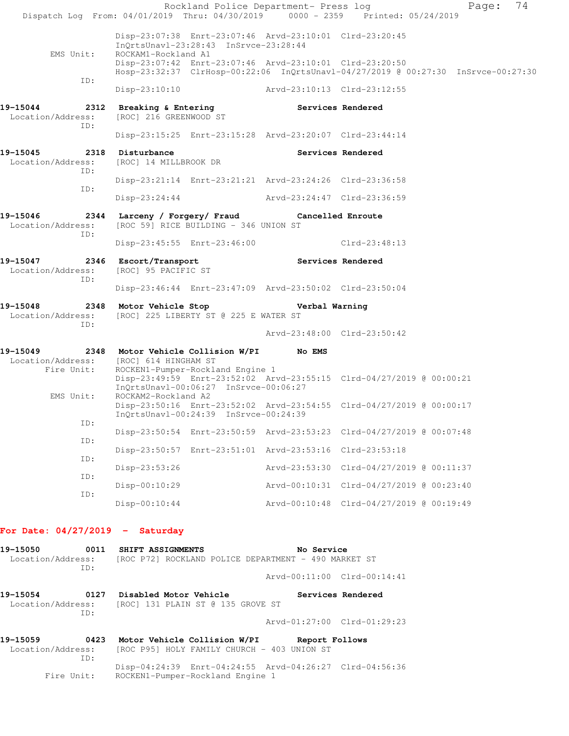Disp-23:07:38 Enrt-23:07:46 Arvd-23:10:01 Clrd-23:20:45
InQrtsUnavl-23:28:43 InSrvce-23:28:44

EMS Unit: ROCKAM1-Rockland A1
Disp-23:07:42 Enrt-23:07:46 Arvd-23:10:01 Clrd-23:20:50
Hosp-23:32:37 ClrHosp-00:22:06 InQrtsUnavl-04/27/2019 @ 00:27:30 InSrvce-00:27:30

ID:
Disp-23:10:10 Arvd-23:10:13 Clrd-23:12:55

**19-15044 2312 Breaking & Entering Services Rendered**
Location/Address: [ROC] 216 GREENWOOD ST
ID:
Disp-23:15:25 Enrt-23:15:28 Arvd-23:20:07 Clrd-23:44:14

**19-15045 2318 Disturbance Services Rendered**
Location/Address: [ROC] 14 MILLBROOK DR
ID:
Disp-23:21:14 Enrt-23:21:21 Arvd-23:24:26 Clrd-23:36:58
ID:
Disp-23:24:44 Arvd-23:24:47 Clrd-23:36:59

**19-15046 2344 Larceny / Forgery/ Fraud Cancelled Enroute**
Location/Address: [ROC 59] RICE BUILDING - 346 UNION ST
ID:
Disp-23:45:55 Enrt-23:46:00 Clrd-23:48:13

**19-15047 2346 Escort/Transport Services Rendered**
Location/Address: [ROC] 95 PACIFIC ST
ID:
Disp-23:46:44 Enrt-23:47:09 Arvd-23:50:02 Clrd-23:50:04

**19-15048 2348 Motor Vehicle Stop Verbal Warning**
Location/Address: [ROC] 225 LIBERTY ST @ 225 E WATER ST
ID:
Arvd-23:48:00 Clrd-23:50:42

**19-15049 2348 Motor Vehicle Collision W/PI No EMS**
Location/Address: [ROC] 614 HINGHAM ST
Fire Unit: ROCKEN1-Pumper-Rockland Engine 1
Disp-23:49:59 Enrt-23:52:02 Arvd-23:55:15 Clrd-04/27/2019 @ 00:00:21
InQrtsUnavl-00:06:27 InSrvce-00:06:27
EMS Unit: ROCKAM2-Rockland A2
Disp-23:50:16 Enrt-23:52:02 Arvd-23:54:55 Clrd-04/27/2019 @ 00:00:17
InQrtsUnavl-00:24:39 InSrvce-00:24:39
ID:
Disp-23:50:54 Enrt-23:50:59 Arvd-23:53:23 Clrd-04/27/2019 @ 00:07:48
ID:
Disp-23:50:57 Enrt-23:51:01 Arvd-23:53:16 Clrd-23:53:18
ID:
Disp-23:53:26 Arvd-23:53:30 Clrd-04/27/2019 @ 00:11:37
ID:
Disp-00:10:29 Arvd-00:10:31 Clrd-04/27/2019 @ 00:23:40
ID:
Disp-00:10:44 Arvd-00:10:48 Clrd-04/27/2019 @ 00:19:49

## For Date: 04/27/2019 - Saturday

**19-15050 0011 SHIFT ASSIGNMENTS No Service**
Location/Address: [ROC P72] ROCKLAND POLICE DEPARTMENT - 490 MARKET ST
ID:
Arvd-00:11:00 Clrd-00:14:41

**19-15054 0127 Disabled Motor Vehicle Services Rendered**
Location/Address: [ROC] 131 PLAIN ST @ 135 GROVE ST
ID:
Arvd-01:27:00 Clrd-01:29:23

**19-15059 0423 Motor Vehicle Collision W/PI Report Follows**
Location/Address: [ROC P95] HOLY FAMILY CHURCH - 403 UNION ST
ID:
Disp-04:24:39 Enrt-04:24:55 Arvd-04:26:27 Clrd-04:56:36
Fire Unit: ROCKEN1-Pumper-Rockland Engine 1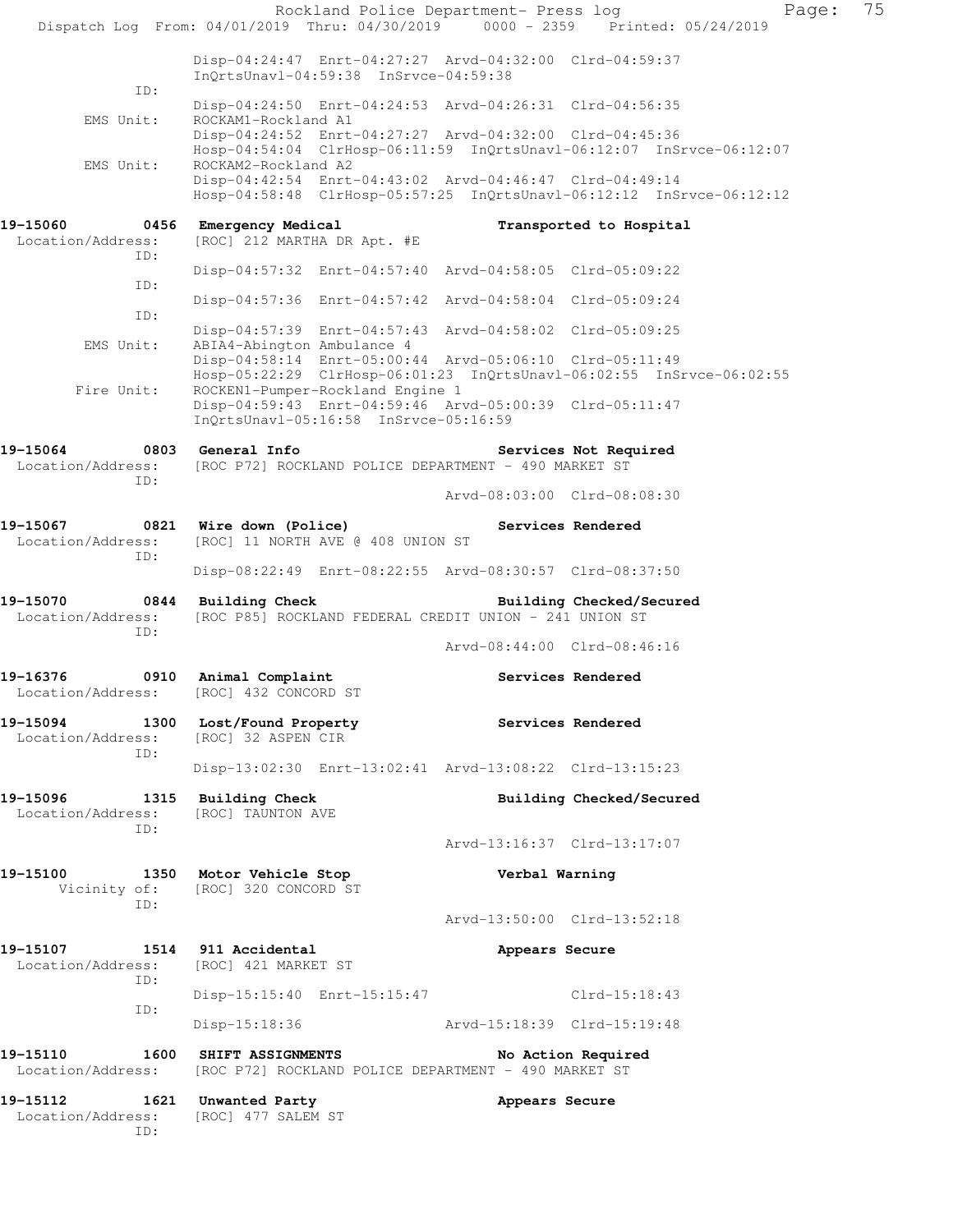```
                Disp-04:24:47  Enrt-04:27:27  Arvd-04:32:00  Clrd-04:59:37
                InQrtsUnavl-04:59:38  InSrvce-04:59:38
           ID:
                Disp-04:24:50  Enrt-04:24:53  Arvd-04:26:31  Clrd-04:56:35
    EMS Unit:   ROCKAM1-Rockland A1
                Disp-04:24:52  Enrt-04:27:27  Arvd-04:32:00  Clrd-04:45:36
                Hosp-04:54:04  ClrHosp-06:11:59  InQrtsUnavl-06:12:07  InSrvce-06:12:07
    EMS Unit:   ROCKAM2-Rockland A2
                Disp-04:42:54  Enrt-04:43:02  Arvd-04:46:47  Clrd-04:49:14
                Hosp-04:58:48  ClrHosp-05:57:25  InQrtsUnavl-06:12:12  InSrvce-06:12:12

19-15060        0456  Emergency Medical                    Transported to Hospital
  Location/Address:   [ROC] 212 MARTHA DR Apt. #E
           ID:
                Disp-04:57:32  Enrt-04:57:40  Arvd-04:58:05  Clrd-05:09:22
           ID:
                Disp-04:57:36  Enrt-04:57:42  Arvd-04:58:04  Clrd-05:09:24
           ID:
                Disp-04:57:39  Enrt-04:57:43  Arvd-04:58:02  Clrd-05:09:25
    EMS Unit:   ABIA4-Abington Ambulance 4
                Disp-04:58:14  Enrt-05:00:44  Arvd-05:06:10  Clrd-05:11:49
                Hosp-05:22:29  ClrHosp-06:01:23  InQrtsUnavl-06:02:55  InSrvce-06:02:55
   Fire Unit:   ROCKEN1-Pumper-Rockland Engine 1
                Disp-04:59:43  Enrt-04:59:46  Arvd-05:00:39  Clrd-05:11:47
                InQrtsUnavl-05:16:58  InSrvce-05:16:59

19-15064        0803  General Info                         Services Not Required
  Location/Address:   [ROC P72] ROCKLAND POLICE DEPARTMENT - 490 MARKET ST
           ID:
                                              Arvd-08:03:00  Clrd-08:08:30

19-15067        0821  Wire down (Police)                   Services Rendered
  Location/Address:   [ROC] 11 NORTH AVE @ 408 UNION ST
           ID:
                Disp-08:22:49  Enrt-08:22:55  Arvd-08:30:57  Clrd-08:37:50

19-15070        0844  Building Check                       Building Checked/Secured
  Location/Address:   [ROC P85] ROCKLAND FEDERAL CREDIT UNION - 241 UNION ST
           ID:
                                              Arvd-08:44:00  Clrd-08:46:16

19-16376        0910  Animal Complaint                     Services Rendered
  Location/Address:   [ROC] 432 CONCORD ST

19-15094        1300  Lost/Found Property                  Services Rendered
  Location/Address:   [ROC] 32 ASPEN CIR
           ID:
                Disp-13:02:30  Enrt-13:02:41  Arvd-13:08:22  Clrd-13:15:23

19-15096        1315  Building Check                       Building Checked/Secured
  Location/Address:   [ROC] TAUNTON AVE
           ID:
                                              Arvd-13:16:37  Clrd-13:17:07

19-15100        1350  Motor Vehicle Stop                   Verbal Warning
       Vicinity of:   [ROC] 320 CONCORD ST
           ID:
                                              Arvd-13:50:00  Clrd-13:52:18

19-15107        1514  911 Accidental                       Appears Secure
  Location/Address:   [ROC] 421 MARKET ST
           ID:
                Disp-15:15:40  Enrt-15:15:47                 Clrd-15:18:43
           ID:
                Disp-15:18:36                 Arvd-15:18:39  Clrd-15:19:48

19-15110        1600  SHIFT ASSIGNMENTS                    No Action Required
  Location/Address:   [ROC P72] ROCKLAND POLICE DEPARTMENT - 490 MARKET ST

19-15112        1621  Unwanted Party                       Appears Secure
  Location/Address:   [ROC] 477 SALEM ST
           ID:
```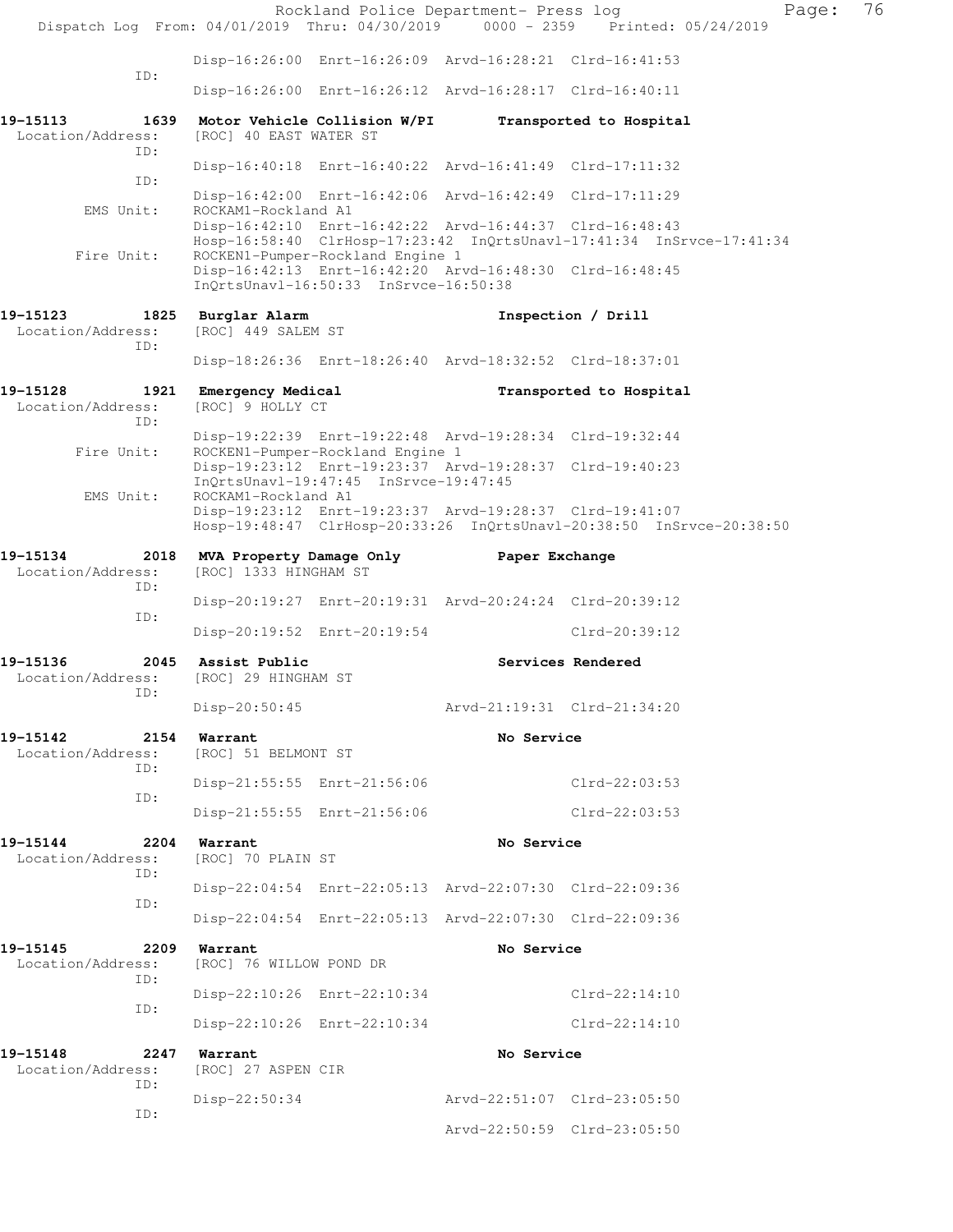```
                ID:
                         Disp-16:26:00  Enrt-16:26:09  Arvd-16:28:21  Clrd-16:41:53

                         Disp-16:26:00  Enrt-16:26:12  Arvd-16:28:17  Clrd-16:40:11

19-15113         1639  Motor Vehicle Collision W/PI        Transported to Hospital
  Location/Address:     [ROC] 40 EAST WATER ST
                ID:
                         Disp-16:40:18  Enrt-16:40:22  Arvd-16:41:49  Clrd-17:11:32
                ID:
                         Disp-16:42:00  Enrt-16:42:06  Arvd-16:42:49  Clrd-17:11:29
         EMS Unit:      ROCKAM1-Rockland A1
                         Disp-16:42:10  Enrt-16:42:22  Arvd-16:44:37  Clrd-16:48:43
                         Hosp-16:58:40  ClrHosp-17:23:42  InQrtsUnavl-17:41:34  InSrvce-17:41:34
        Fire Unit:      ROCKEN1-Pumper-Rockland Engine 1
                         Disp-16:42:13  Enrt-16:42:20  Arvd-16:48:30  Clrd-16:48:45
                         InQrtsUnavl-16:50:33  InSrvce-16:50:38

19-15123         1825  Burglar Alarm                       Inspection / Drill
  Location/Address:     [ROC] 449 SALEM ST
                ID:
                         Disp-18:26:36  Enrt-18:26:40  Arvd-18:32:52  Clrd-18:37:01

19-15128         1921  Emergency Medical                   Transported to Hospital
  Location/Address:     [ROC] 9 HOLLY CT
                ID:
                         Disp-19:22:39  Enrt-19:22:48  Arvd-19:28:34  Clrd-19:32:44
        Fire Unit:      ROCKEN1-Pumper-Rockland Engine 1
                         Disp-19:23:12  Enrt-19:23:37  Arvd-19:28:37  Clrd-19:40:23
                         InQrtsUnavl-19:47:45  InSrvce-19:47:45
         EMS Unit:      ROCKAM1-Rockland A1
                         Disp-19:23:12  Enrt-19:23:37  Arvd-19:28:37  Clrd-19:41:07
                         Hosp-19:48:47  ClrHosp-20:33:26  InQrtsUnavl-20:38:50  InSrvce-20:38:50

19-15134         2018  MVA Property Damage Only            Paper Exchange
  Location/Address:     [ROC] 1333 HINGHAM ST
                ID:
                         Disp-20:19:27  Enrt-20:19:31  Arvd-20:24:24  Clrd-20:39:12
                ID:
                         Disp-20:19:52  Enrt-20:19:54                 Clrd-20:39:12

19-15136         2045  Assist Public                       Services Rendered
  Location/Address:     [ROC] 29 HINGHAM ST
                ID:
                         Disp-20:50:45                 Arvd-21:19:31  Clrd-21:34:20

19-15142         2154  Warrant                             No Service
  Location/Address:     [ROC] 51 BELMONT ST
                ID:
                         Disp-21:55:55  Enrt-21:56:06                 Clrd-22:03:53
                ID:
                         Disp-21:55:55  Enrt-21:56:06                 Clrd-22:03:53

19-15144         2204  Warrant                             No Service
  Location/Address:     [ROC] 70 PLAIN ST
                ID:
                         Disp-22:04:54  Enrt-22:05:13  Arvd-22:07:30  Clrd-22:09:36
                ID:
                         Disp-22:04:54  Enrt-22:05:13  Arvd-22:07:30  Clrd-22:09:36

19-15145         2209  Warrant                             No Service
  Location/Address:     [ROC] 76 WILLOW POND DR
                ID:
                         Disp-22:10:26  Enrt-22:10:34                 Clrd-22:14:10
                ID:
                         Disp-22:10:26  Enrt-22:10:34                 Clrd-22:14:10

19-15148         2247  Warrant                             No Service
  Location/Address:     [ROC] 27 ASPEN CIR
                ID:
                         Disp-22:50:34                 Arvd-22:51:07  Clrd-23:05:50
                ID:
                                                       Arvd-22:50:59  Clrd-23:05:50
```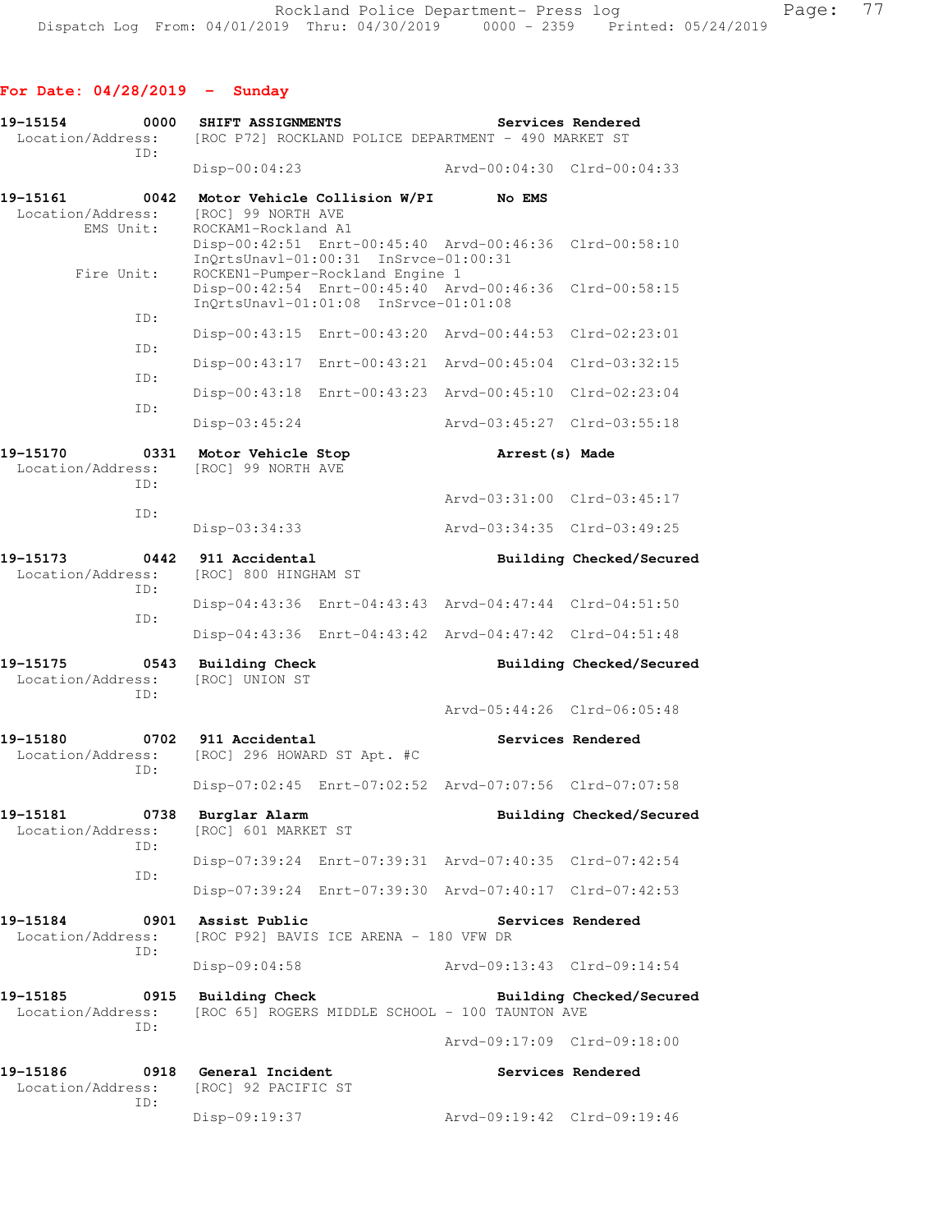**For Date: 04/28/2019 - Sunday**

```
19-15154        0000   SHIFT ASSIGNMENTS                    Services Rendered
  Location/Address:    [ROC P72] ROCKLAND POLICE DEPARTMENT - 490 MARKET ST
               ID:
                       Disp-00:04:23                  Arvd-00:04:30  Clrd-00:04:33

19-15161        0042   Motor Vehicle Collision W/PI         No EMS
  Location/Address:    [ROC] 99 NORTH AVE
         EMS Unit:     ROCKAM1-Rockland A1
                       Disp-00:42:51  Enrt-00:45:40  Arvd-00:46:36  Clrd-00:58:10
                       InQrtsUnavl-01:00:31  InSrvce-01:00:31
        Fire Unit:     ROCKEN1-Pumper-Rockland Engine 1
                       Disp-00:42:54  Enrt-00:45:40  Arvd-00:46:36  Clrd-00:58:15
                       InQrtsUnavl-01:01:08  InSrvce-01:01:08
               ID:
                       Disp-00:43:15  Enrt-00:43:20  Arvd-00:44:53  Clrd-02:23:01
               ID:
                       Disp-00:43:17  Enrt-00:43:21  Arvd-00:45:04  Clrd-03:32:15
               ID:
                       Disp-00:43:18  Enrt-00:43:23  Arvd-00:45:10  Clrd-02:23:04
               ID:
                       Disp-03:45:24                  Arvd-03:45:27  Clrd-03:55:18

19-15170        0331   Motor Vehicle Stop                   Arrest(s) Made
  Location/Address:    [ROC] 99 NORTH AVE
               ID:
                                                      Arvd-03:31:00  Clrd-03:45:17
               ID:
                       Disp-03:34:33                  Arvd-03:34:35  Clrd-03:49:25

19-15173        0442   911 Accidental                       Building Checked/Secured
  Location/Address:    [ROC] 800 HINGHAM ST
               ID:
                       Disp-04:43:36  Enrt-04:43:43  Arvd-04:47:44  Clrd-04:51:50
               ID:
                       Disp-04:43:36  Enrt-04:43:42  Arvd-04:47:42  Clrd-04:51:48

19-15175        0543   Building Check                       Building Checked/Secured
  Location/Address:    [ROC] UNION ST
               ID:
                                                      Arvd-05:44:26  Clrd-06:05:48

19-15180        0702   911 Accidental                       Services Rendered
  Location/Address:    [ROC] 296 HOWARD ST Apt. #C
               ID:
                       Disp-07:02:45  Enrt-07:02:52  Arvd-07:07:56  Clrd-07:07:58

19-15181        0738   Burglar Alarm                        Building Checked/Secured
  Location/Address:    [ROC] 601 MARKET ST
               ID:
                       Disp-07:39:24  Enrt-07:39:31  Arvd-07:40:35  Clrd-07:42:54
               ID:
                       Disp-07:39:24  Enrt-07:39:30  Arvd-07:40:17  Clrd-07:42:53

19-15184        0901   Assist Public                        Services Rendered
  Location/Address:    [ROC P92] BAVIS ICE ARENA - 180 VFW DR
               ID:
                       Disp-09:04:58                  Arvd-09:13:43  Clrd-09:14:54

19-15185        0915   Building Check                       Building Checked/Secured
  Location/Address:    [ROC 65] ROGERS MIDDLE SCHOOL - 100 TAUNTON AVE
               ID:
                                                      Arvd-09:17:09  Clrd-09:18:00

19-15186        0918   General Incident                     Services Rendered
  Location/Address:    [ROC] 92 PACIFIC ST
               ID:
                       Disp-09:19:37                  Arvd-09:19:42  Clrd-09:19:46
```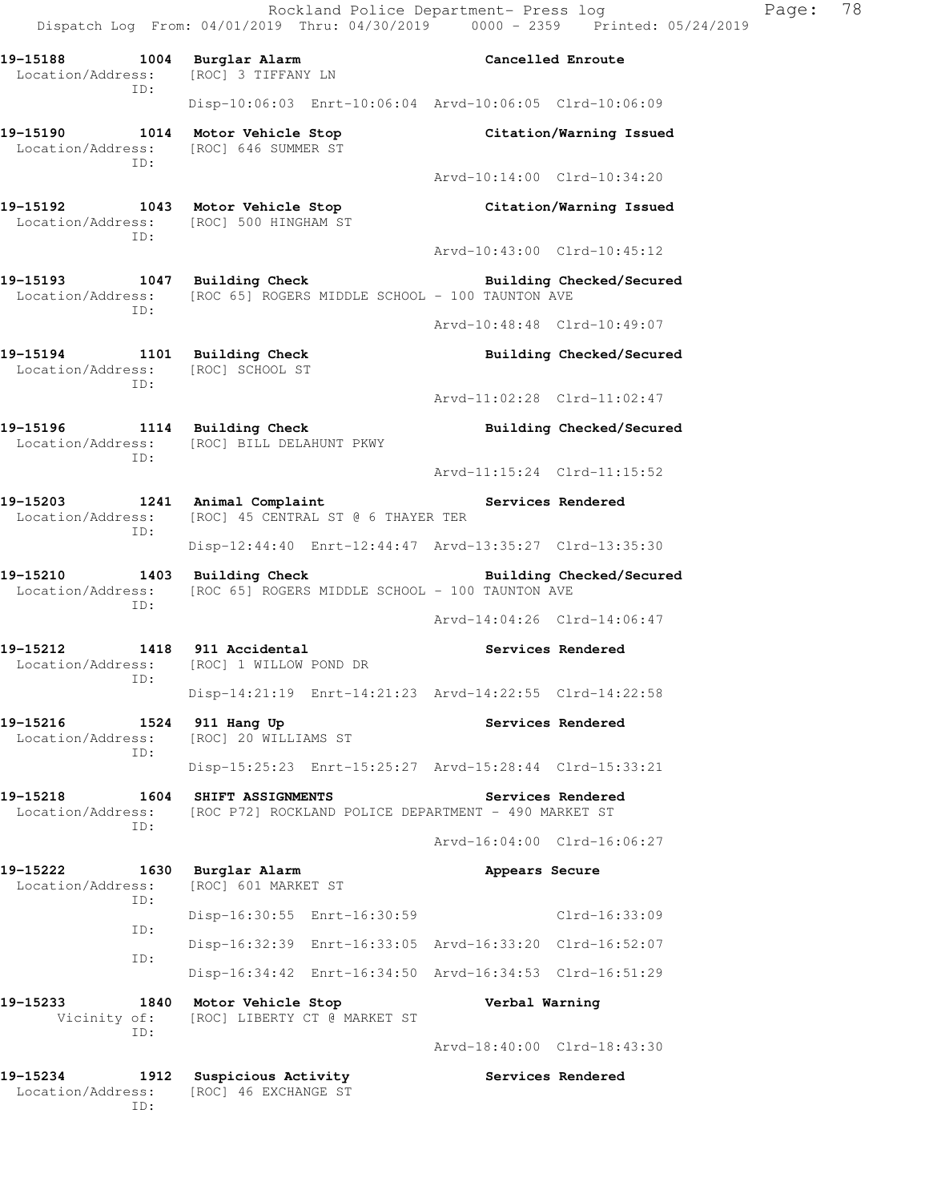19-15188 1004 Burglar Alarm Cancelled Enroute
Location/Address: [ROC] 3 TIFFANY LN
ID:
Disp-10:06:03 Enrt-10:06:04 Arvd-10:06:05 Clrd-10:06:09

19-15190 1014 Motor Vehicle Stop Citation/Warning Issued
Location/Address: [ROC] 646 SUMMER ST
ID:
Arvd-10:14:00 Clrd-10:34:20

19-15192 1043 Motor Vehicle Stop Citation/Warning Issued
Location/Address: [ROC] 500 HINGHAM ST
ID:
Arvd-10:43:00 Clrd-10:45:12

19-15193 1047 Building Check Building Checked/Secured
Location/Address: [ROC 65] ROGERS MIDDLE SCHOOL - 100 TAUNTON AVE
ID:
Arvd-10:48:48 Clrd-10:49:07

19-15194 1101 Building Check Building Checked/Secured
Location/Address: [ROC] SCHOOL ST
ID:
Arvd-11:02:28 Clrd-11:02:47

19-15196 1114 Building Check Building Checked/Secured
Location/Address: [ROC] BILL DELAHUNT PKWY
ID:
Arvd-11:15:24 Clrd-11:15:52

19-15203 1241 Animal Complaint Services Rendered
Location/Address: [ROC] 45 CENTRAL ST @ 6 THAYER TER
ID:
Disp-12:44:40 Enrt-12:44:47 Arvd-13:35:27 Clrd-13:35:30

19-15210 1403 Building Check Building Checked/Secured
Location/Address: [ROC 65] ROGERS MIDDLE SCHOOL - 100 TAUNTON AVE
ID:
Arvd-14:04:26 Clrd-14:06:47

19-15212 1418 911 Accidental Services Rendered
Location/Address: [ROC] 1 WILLOW POND DR
ID:
Disp-14:21:19 Enrt-14:21:23 Arvd-14:22:55 Clrd-14:22:58

19-15216 1524 911 Hang Up Services Rendered
Location/Address: [ROC] 20 WILLIAMS ST
ID:
Disp-15:25:23 Enrt-15:25:27 Arvd-15:28:44 Clrd-15:33:21

19-15218 1604 SHIFT ASSIGNMENTS Services Rendered
Location/Address: [ROC P72] ROCKLAND POLICE DEPARTMENT - 490 MARKET ST
ID:
Arvd-16:04:00 Clrd-16:06:27

19-15222 1630 Burglar Alarm Appears Secure
Location/Address: [ROC] 601 MARKET ST
ID:
Disp-16:30:55 Enrt-16:30:59 Clrd-16:33:09
ID:
Disp-16:32:39 Enrt-16:33:05 Arvd-16:33:20 Clrd-16:52:07
ID:
Disp-16:34:42 Enrt-16:34:50 Arvd-16:34:53 Clrd-16:51:29

19-15233 1840 Motor Vehicle Stop Verbal Warning
Vicinity of: [ROC] LIBERTY CT @ MARKET ST
ID:
Arvd-18:40:00 Clrd-18:43:30

19-15234 1912 Suspicious Activity Services Rendered
Location/Address: [ROC] 46 EXCHANGE ST
ID: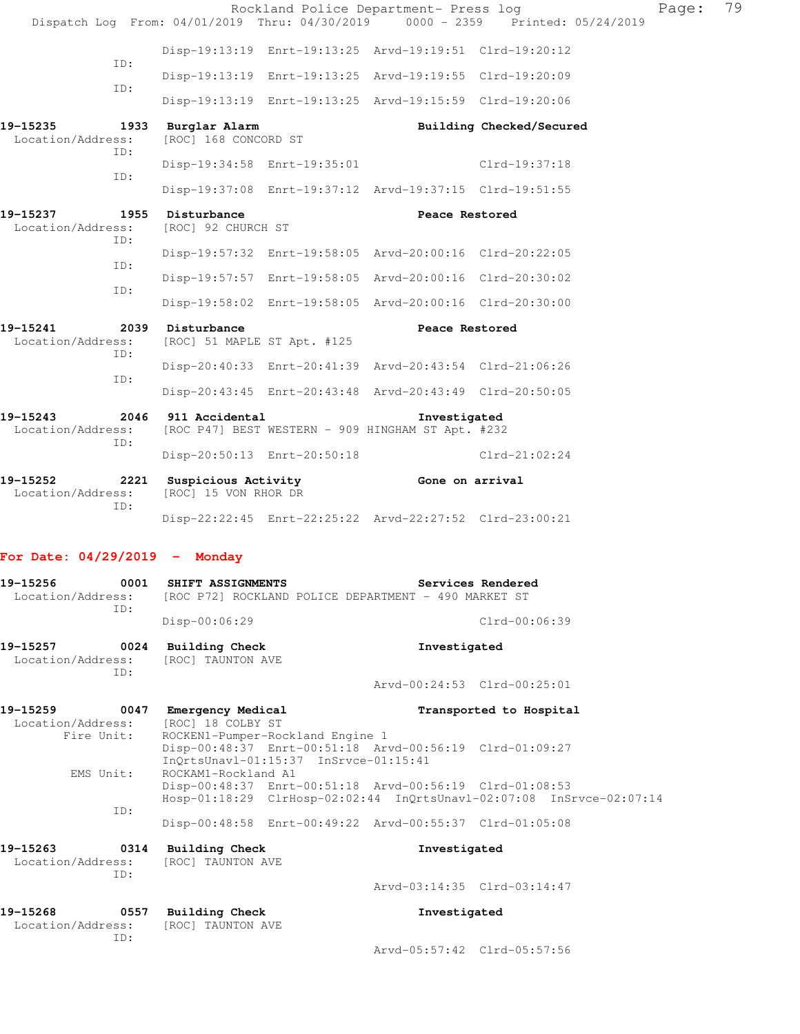Disp-19:13:19 Enrt-19:13:25 Arvd-19:19:51 Clrd-19:20:12
ID:
Disp-19:13:19 Enrt-19:13:25 Arvd-19:19:55 Clrd-19:20:09
ID:
Disp-19:13:19 Enrt-19:13:25 Arvd-19:15:59 Clrd-19:20:06

**19-15235 1933 Burglar Alarm — Building Checked/Secured**
Location/Address: [ROC] 168 CONCORD ST
ID:
Disp-19:34:58 Enrt-19:35:01 Clrd-19:37:18
ID:
Disp-19:37:08 Enrt-19:37:12 Arvd-19:37:15 Clrd-19:51:55

**19-15237 1955 Disturbance — Peace Restored**
Location/Address: [ROC] 92 CHURCH ST
ID:
Disp-19:57:32 Enrt-19:58:05 Arvd-20:00:16 Clrd-20:22:05
ID:
Disp-19:57:57 Enrt-19:58:05 Arvd-20:00:16 Clrd-20:30:02
ID:
Disp-19:58:02 Enrt-19:58:05 Arvd-20:00:16 Clrd-20:30:00

**19-15241 2039 Disturbance — Peace Restored**
Location/Address: [ROC] 51 MAPLE ST Apt. #125
ID:
Disp-20:40:33 Enrt-20:41:39 Arvd-20:43:54 Clrd-21:06:26
ID:
Disp-20:43:45 Enrt-20:43:48 Arvd-20:43:49 Clrd-20:50:05

**19-15243 2046 911 Accidental — Investigated**
Location/Address: [ROC P47] BEST WESTERN - 909 HINGHAM ST Apt. #232
ID:
Disp-20:50:13 Enrt-20:50:18 Clrd-21:02:24

**19-15252 2221 Suspicious Activity — Gone on arrival**
Location/Address: [ROC] 15 VON RHOR DR
ID:
Disp-22:22:45 Enrt-22:25:22 Arvd-22:27:52 Clrd-23:00:21

## For Date: 04/29/2019 - Monday

**19-15256 0001 SHIFT ASSIGNMENTS — Services Rendered**
Location/Address: [ROC P72] ROCKLAND POLICE DEPARTMENT - 490 MARKET ST
ID:
Disp-00:06:29 Clrd-00:06:39

**19-15257 0024 Building Check — Investigated**
Location/Address: [ROC] TAUNTON AVE
ID:
Arvd-00:24:53 Clrd-00:25:01

**19-15259 0047 Emergency Medical — Transported to Hospital**
Location/Address: [ROC] 18 COLBY ST
Fire Unit: ROCKEN1-Pumper-Rockland Engine 1
Disp-00:48:37 Enrt-00:51:18 Arvd-00:56:19 Clrd-01:09:27
InQrtsUnavl-01:15:37 InSrvce-01:15:41
EMS Unit: ROCKAM1-Rockland A1
Disp-00:48:37 Enrt-00:51:18 Arvd-00:56:19 Clrd-01:08:53
Hosp-01:18:29 ClrHosp-02:02:44 InQrtsUnavl-02:07:08 InSrvce-02:07:14
ID:
Disp-00:48:58 Enrt-00:49:22 Arvd-00:55:37 Clrd-01:05:08

**19-15263 0314 Building Check — Investigated**
Location/Address: [ROC] TAUNTON AVE
ID:
Arvd-03:14:35 Clrd-03:14:47

**19-15268 0557 Building Check — Investigated**
Location/Address: [ROC] TAUNTON AVE
ID:
Arvd-05:57:42 Clrd-05:57:56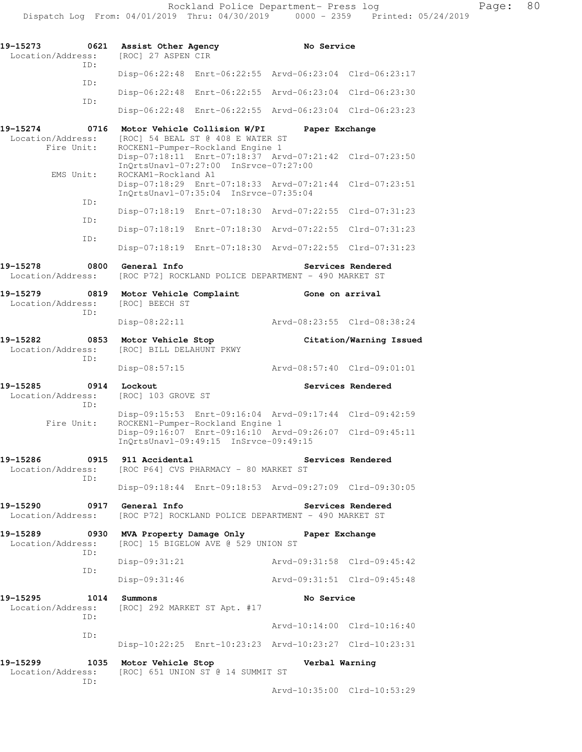```
19-15273        0621  Assist Other Agency                    No Service
 Location/Address:    [ROC] 27 ASPEN CIR
               ID:    
                      Disp-06:22:48  Enrt-06:22:55  Arvd-06:23:04  Clrd-06:23:17
               ID:    
                      Disp-06:22:48  Enrt-06:22:55  Arvd-06:23:04  Clrd-06:23:30
               ID:    
                      Disp-06:22:48  Enrt-06:22:55  Arvd-06:23:04  Clrd-06:23:23

19-15274        0716  Motor Vehicle Collision W/PI           Paper Exchange
 Location/Address:    [ROC] 54 BEAL ST @ 408 E WATER ST
        Fire Unit:    ROCKEN1-Pumper-Rockland Engine 1
                      Disp-07:18:11  Enrt-07:18:37  Arvd-07:21:42  Clrd-07:23:50
                      InQrtsUnavl-07:27:00  InSrvce-07:27:00
         EMS Unit:    ROCKAM1-Rockland A1
                      Disp-07:18:29  Enrt-07:18:33  Arvd-07:21:44  Clrd-07:23:51
                      InQrtsUnavl-07:35:04  InSrvce-07:35:04
               ID:    
                      Disp-07:18:19  Enrt-07:18:30  Arvd-07:22:55  Clrd-07:31:23
               ID:    
                      Disp-07:18:19  Enrt-07:18:30  Arvd-07:22:55  Clrd-07:31:23
               ID:    
                      Disp-07:18:19  Enrt-07:18:30  Arvd-07:22:55  Clrd-07:31:23

19-15278        0800  General Info                           Services Rendered
 Location/Address:    [ROC P72] ROCKLAND POLICE DEPARTMENT - 490 MARKET ST

19-15279        0819  Motor Vehicle Complaint                Gone on arrival
 Location/Address:    [ROC] BEECH ST
               ID:    
                      Disp-08:22:11                 Arvd-08:23:55  Clrd-08:38:24

19-15282        0853  Motor Vehicle Stop                     Citation/Warning Issued
 Location/Address:    [ROC] BILL DELAHUNT PKWY
               ID:    
                      Disp-08:57:15                 Arvd-08:57:40  Clrd-09:01:01

19-15285        0914  Lockout                                Services Rendered
 Location/Address:    [ROC] 103 GROVE ST
               ID:    
                      Disp-09:15:53  Enrt-09:16:04  Arvd-09:17:44  Clrd-09:42:59
        Fire Unit:    ROCKEN1-Pumper-Rockland Engine 1
                      Disp-09:16:07  Enrt-09:16:10  Arvd-09:26:07  Clrd-09:45:11
                      InQrtsUnavl-09:49:15  InSrvce-09:49:15

19-15286        0915  911 Accidental                         Services Rendered
 Location/Address:    [ROC P64] CVS PHARMACY - 80 MARKET ST
               ID:    
                      Disp-09:18:44  Enrt-09:18:53  Arvd-09:27:09  Clrd-09:30:05

19-15290        0917  General Info                           Services Rendered
 Location/Address:    [ROC P72] ROCKLAND POLICE DEPARTMENT - 490 MARKET ST

19-15289        0930  MVA Property Damage Only               Paper Exchange
 Location/Address:    [ROC] 15 BIGELOW AVE @ 529 UNION ST
               ID:    
                      Disp-09:31:21                 Arvd-09:31:58  Clrd-09:45:42
               ID:    
                      Disp-09:31:46                 Arvd-09:31:51  Clrd-09:45:48

19-15295        1014  Summons                                No Service
 Location/Address:    [ROC] 292 MARKET ST Apt. #17
               ID:    
                                                    Arvd-10:14:00  Clrd-10:16:40
               ID:    
                      Disp-10:22:25  Enrt-10:23:23  Arvd-10:23:27  Clrd-10:23:31

19-15299        1035  Motor Vehicle Stop                     Verbal Warning
 Location/Address:    [ROC] 651 UNION ST @ 14 SUMMIT ST
               ID:    
                                                    Arvd-10:35:00  Clrd-10:53:29
```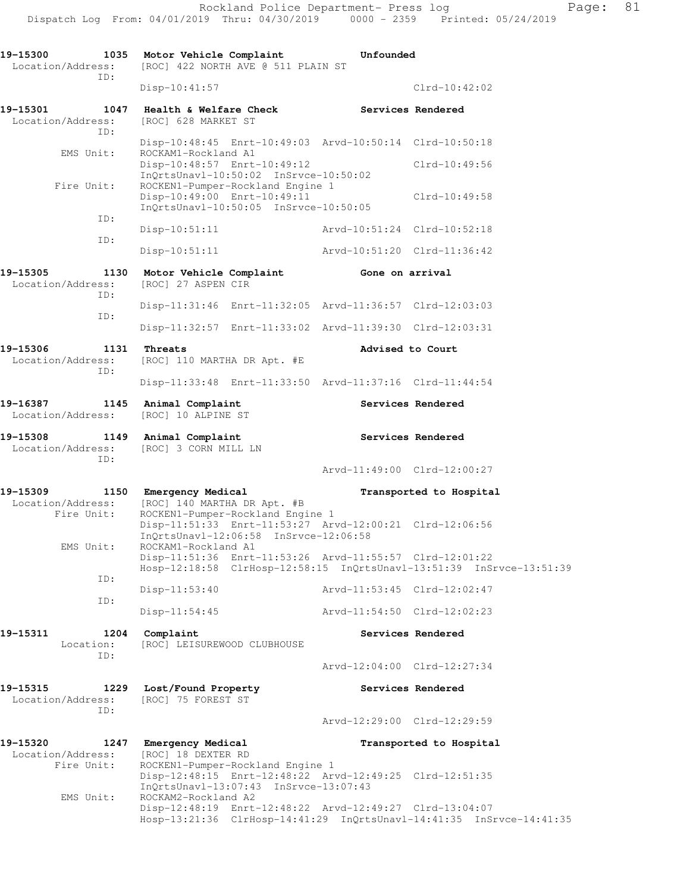```
19-15300        1035  Motor Vehicle Complaint              Unfounded
 Location/Address:    [ROC] 422 NORTH AVE @ 511 PLAIN ST
              ID:
                      Disp-10:41:57                                    Clrd-10:42:02

19-15301        1047  Health & Welfare Check               Services Rendered
 Location/Address:    [ROC] 628 MARKET ST
              ID:
                      Disp-10:48:45  Enrt-10:49:03  Arvd-10:50:14  Clrd-10:50:18
        EMS Unit:     ROCKAM1-Rockland A1
                      Disp-10:48:57  Enrt-10:49:12                 Clrd-10:49:56
                      InQrtsUnavl-10:50:02  InSrvce-10:50:02
       Fire Unit:     ROCKEN1-Pumper-Rockland Engine 1
                      Disp-10:49:00  Enrt-10:49:11                 Clrd-10:49:58
                      InQrtsUnavl-10:50:05  InSrvce-10:50:05
              ID:
                      Disp-10:51:11                 Arvd-10:51:24  Clrd-10:52:18
              ID:
                      Disp-10:51:11                 Arvd-10:51:20  Clrd-11:36:42

19-15305        1130  Motor Vehicle Complaint              Gone on arrival
 Location/Address:    [ROC] 27 ASPEN CIR
              ID:
                      Disp-11:31:46  Enrt-11:32:05  Arvd-11:36:57  Clrd-12:03:03
              ID:
                      Disp-11:32:57  Enrt-11:33:02  Arvd-11:39:30  Clrd-12:03:31

19-15306        1131  Threats                              Advised to Court
 Location/Address:    [ROC] 110 MARTHA DR Apt. #E
              ID:
                      Disp-11:33:48  Enrt-11:33:50  Arvd-11:37:16  Clrd-11:44:54

19-16387        1145  Animal Complaint                     Services Rendered
 Location/Address:    [ROC] 10 ALPINE ST

19-15308        1149  Animal Complaint                     Services Rendered
 Location/Address:    [ROC] 3 CORN MILL LN
              ID:
                                                    Arvd-11:49:00  Clrd-12:00:27

19-15309        1150  Emergency Medical                    Transported to Hospital
 Location/Address:    [ROC] 140 MARTHA DR Apt. #B
       Fire Unit:     ROCKEN1-Pumper-Rockland Engine 1
                      Disp-11:51:33  Enrt-11:53:27  Arvd-12:00:21  Clrd-12:06:56
                      InQrtsUnavl-12:06:58  InSrvce-12:06:58
        EMS Unit:     ROCKAM1-Rockland A1
                      Disp-11:51:36  Enrt-11:53:26  Arvd-11:55:57  Clrd-12:01:22
                      Hosp-12:18:58  ClrHosp-12:58:15  InQrtsUnavl-13:51:39  InSrvce-13:51:39
              ID:
                      Disp-11:53:40                 Arvd-11:53:45  Clrd-12:02:47
              ID:
                      Disp-11:54:45                 Arvd-11:54:50  Clrd-12:02:23

19-15311        1204  Complaint                            Services Rendered
        Location:     [ROC] LEISUREWOOD CLUBHOUSE
              ID:
                                                    Arvd-12:04:00  Clrd-12:27:34

19-15315        1229  Lost/Found Property                  Services Rendered
 Location/Address:    [ROC] 75 FOREST ST
              ID:
                                                    Arvd-12:29:00  Clrd-12:29:59

19-15320        1247  Emergency Medical                    Transported to Hospital
 Location/Address:    [ROC] 18 DEXTER RD
       Fire Unit:     ROCKEN1-Pumper-Rockland Engine 1
                      Disp-12:48:15  Enrt-12:48:22  Arvd-12:49:25  Clrd-12:51:35
                      InQrtsUnavl-13:07:43  InSrvce-13:07:43
        EMS Unit:     ROCKAM2-Rockland A2
                      Disp-12:48:19  Enrt-12:48:22  Arvd-12:49:27  Clrd-13:04:07
                      Hosp-13:21:36  ClrHosp-14:41:29  InQrtsUnavl-14:41:35  InSrvce-14:41:35
```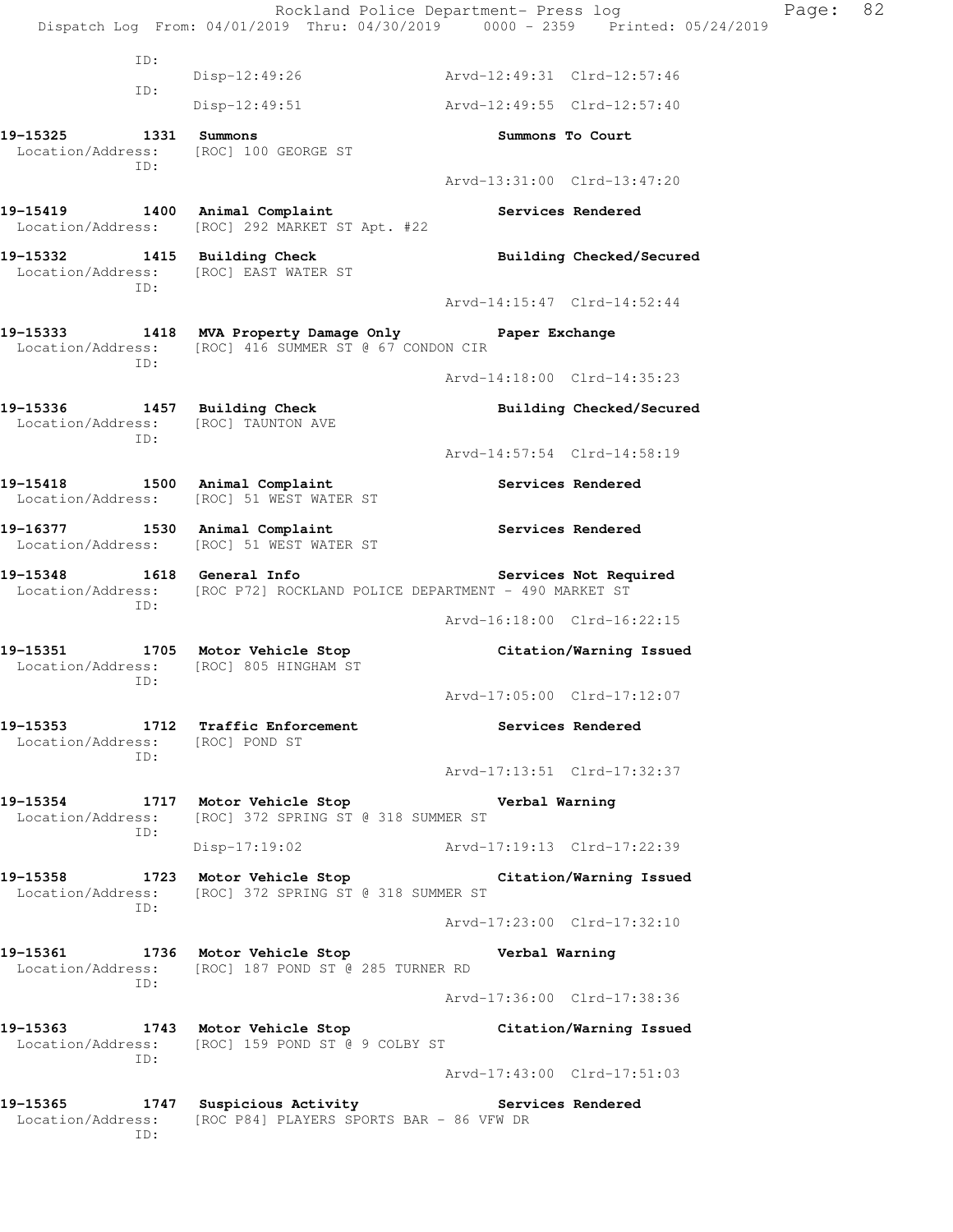ID:
Disp-12:49:26 Arvd-12:49:31 Clrd-12:57:46

ID:
Disp-12:49:51 Arvd-12:49:55 Clrd-12:57:40

**19-15325 1331 Summons** **Summons To Court**
Location/Address: [ROC] 100 GEORGE ST
ID:
Arvd-13:31:00 Clrd-13:47:20

**19-15419 1400 Animal Complaint** **Services Rendered**
Location/Address: [ROC] 292 MARKET ST Apt. #22

**19-15332 1415 Building Check** **Building Checked/Secured**
Location/Address: [ROC] EAST WATER ST
ID:
Arvd-14:15:47 Clrd-14:52:44

**19-15333 1418 MVA Property Damage Only** **Paper Exchange**
Location/Address: [ROC] 416 SUMMER ST @ 67 CONDON CIR
ID:
Arvd-14:18:00 Clrd-14:35:23

**19-15336 1457 Building Check** **Building Checked/Secured**
Location/Address: [ROC] TAUNTON AVE
ID:
Arvd-14:57:54 Clrd-14:58:19

**19-15418 1500 Animal Complaint** **Services Rendered**
Location/Address: [ROC] 51 WEST WATER ST

**19-16377 1530 Animal Complaint** **Services Rendered**
Location/Address: [ROC] 51 WEST WATER ST

**19-15348 1618 General Info** **Services Not Required**
Location/Address: [ROC P72] ROCKLAND POLICE DEPARTMENT - 490 MARKET ST
ID:
Arvd-16:18:00 Clrd-16:22:15

**19-15351 1705 Motor Vehicle Stop** **Citation/Warning Issued**
Location/Address: [ROC] 805 HINGHAM ST
ID:
Arvd-17:05:00 Clrd-17:12:07

**19-15353 1712 Traffic Enforcement** **Services Rendered**
Location/Address: [ROC] POND ST
ID:
Arvd-17:13:51 Clrd-17:32:37

**19-15354 1717 Motor Vehicle Stop** **Verbal Warning**
Location/Address: [ROC] 372 SPRING ST @ 318 SUMMER ST
ID:
Disp-17:19:02 Arvd-17:19:13 Clrd-17:22:39

**19-15358 1723 Motor Vehicle Stop** **Citation/Warning Issued**
Location/Address: [ROC] 372 SPRING ST @ 318 SUMMER ST
ID:
Arvd-17:23:00 Clrd-17:32:10

**19-15361 1736 Motor Vehicle Stop** **Verbal Warning**
Location/Address: [ROC] 187 POND ST @ 285 TURNER RD
ID:
Arvd-17:36:00 Clrd-17:38:36

**19-15363 1743 Motor Vehicle Stop** **Citation/Warning Issued**
Location/Address: [ROC] 159 POND ST @ 9 COLBY ST
ID:
Arvd-17:43:00 Clrd-17:51:03

**19-15365 1747 Suspicious Activity** **Services Rendered**
Location/Address: [ROC P84] PLAYERS SPORTS BAR - 86 VFW DR
ID: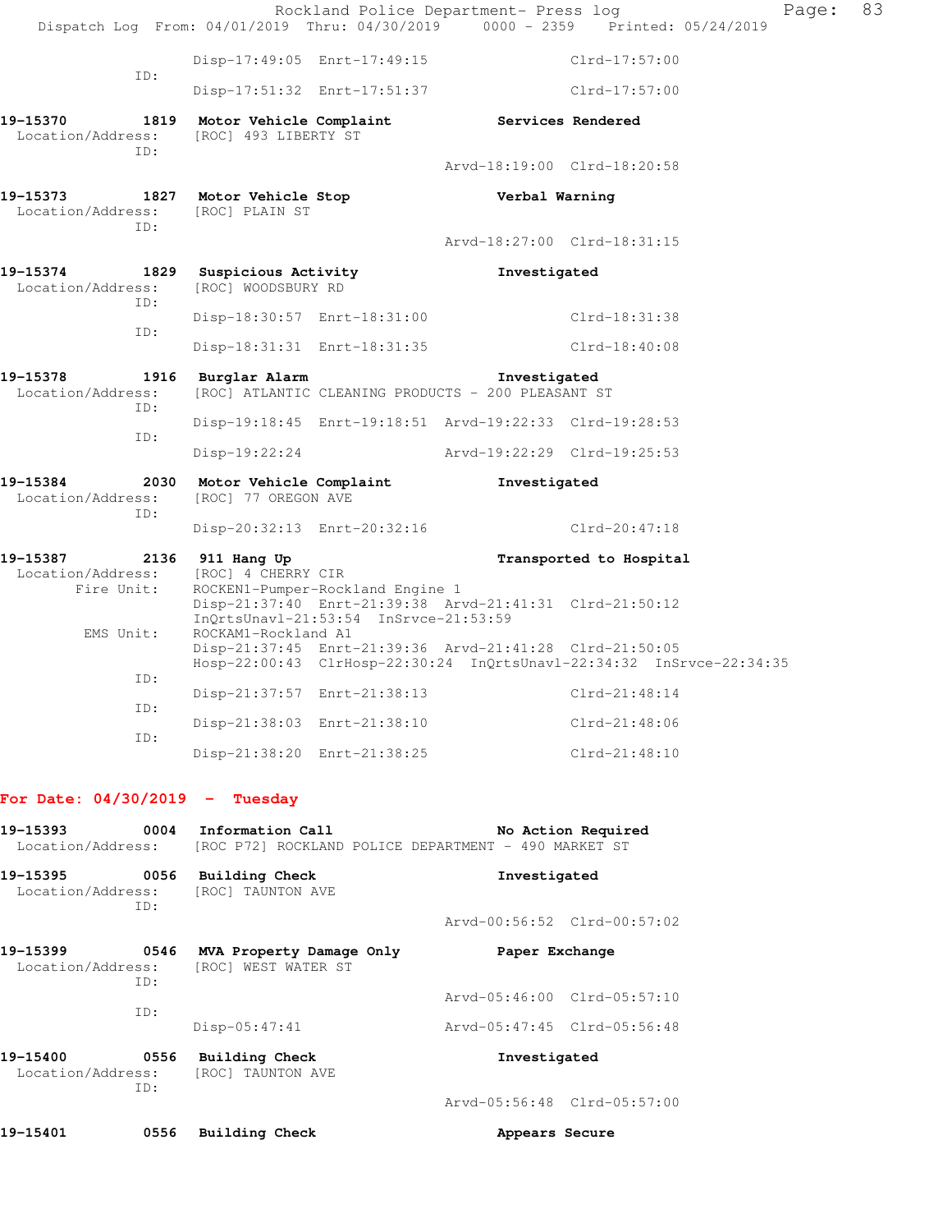Disp-17:49:05 Enrt-17:49:15 Clrd-17:57:00
ID:
Disp-17:51:32 Enrt-17:51:37 Clrd-17:57:00

**19-15370 1819 Motor Vehicle Complaint Services Rendered**
Location/Address: [ROC] 493 LIBERTY ST
ID:
Arvd-18:19:00 Clrd-18:20:58

**19-15373 1827 Motor Vehicle Stop Verbal Warning**
Location/Address: [ROC] PLAIN ST
ID:
Arvd-18:27:00 Clrd-18:31:15

**19-15374 1829 Suspicious Activity Investigated**
Location/Address: [ROC] WOODSBURY RD
ID:
Disp-18:30:57 Enrt-18:31:00 Clrd-18:31:38
ID:
Disp-18:31:31 Enrt-18:31:35 Clrd-18:40:08

**19-15378 1916 Burglar Alarm Investigated**
Location/Address: [ROC] ATLANTIC CLEANING PRODUCTS - 200 PLEASANT ST
ID:
Disp-19:18:45 Enrt-19:18:51 Arvd-19:22:33 Clrd-19:28:53
ID:
Disp-19:22:24 Arvd-19:22:29 Clrd-19:25:53

**19-15384 2030 Motor Vehicle Complaint Investigated**
Location/Address: [ROC] 77 OREGON AVE
ID:
Disp-20:32:13 Enrt-20:32:16 Clrd-20:47:18

**19-15387 2136 911 Hang Up Transported to Hospital**
Location/Address: [ROC] 4 CHERRY CIR
Fire Unit: ROCKEN1-Pumper-Rockland Engine 1
Disp-21:37:40 Enrt-21:39:38 Arvd-21:41:31 Clrd-21:50:12
InQrtsUnavl-21:53:54 InSrvce-21:53:59
EMS Unit: ROCKAM1-Rockland A1
Disp-21:37:45 Enrt-21:39:36 Arvd-21:41:28 Clrd-21:50:05
Hosp-22:00:43 ClrHosp-22:30:24 InQrtsUnavl-22:34:32 InSrvce-22:34:35
ID:
Disp-21:37:57 Enrt-21:38:13 Clrd-21:48:14
ID:
Disp-21:38:03 Enrt-21:38:10 Clrd-21:48:06
ID:
Disp-21:38:20 Enrt-21:38:25 Clrd-21:48:10

## For Date: 04/30/2019 - Tuesday

**19-15393 0004 Information Call No Action Required**
Location/Address: [ROC P72] ROCKLAND POLICE DEPARTMENT - 490 MARKET ST

**19-15395 0056 Building Check Investigated**
Location/Address: [ROC] TAUNTON AVE
ID:
Arvd-00:56:52 Clrd-00:57:02

**19-15399 0546 MVA Property Damage Only Paper Exchange**
Location/Address: [ROC] WEST WATER ST
ID:
Arvd-05:46:00 Clrd-05:57:10
ID:
Disp-05:47:41 Arvd-05:47:45 Clrd-05:56:48

**19-15400 0556 Building Check Investigated**
Location/Address: [ROC] TAUNTON AVE
ID:
Arvd-05:56:48 Clrd-05:57:00

**19-15401 0556 Building Check Appears Secure**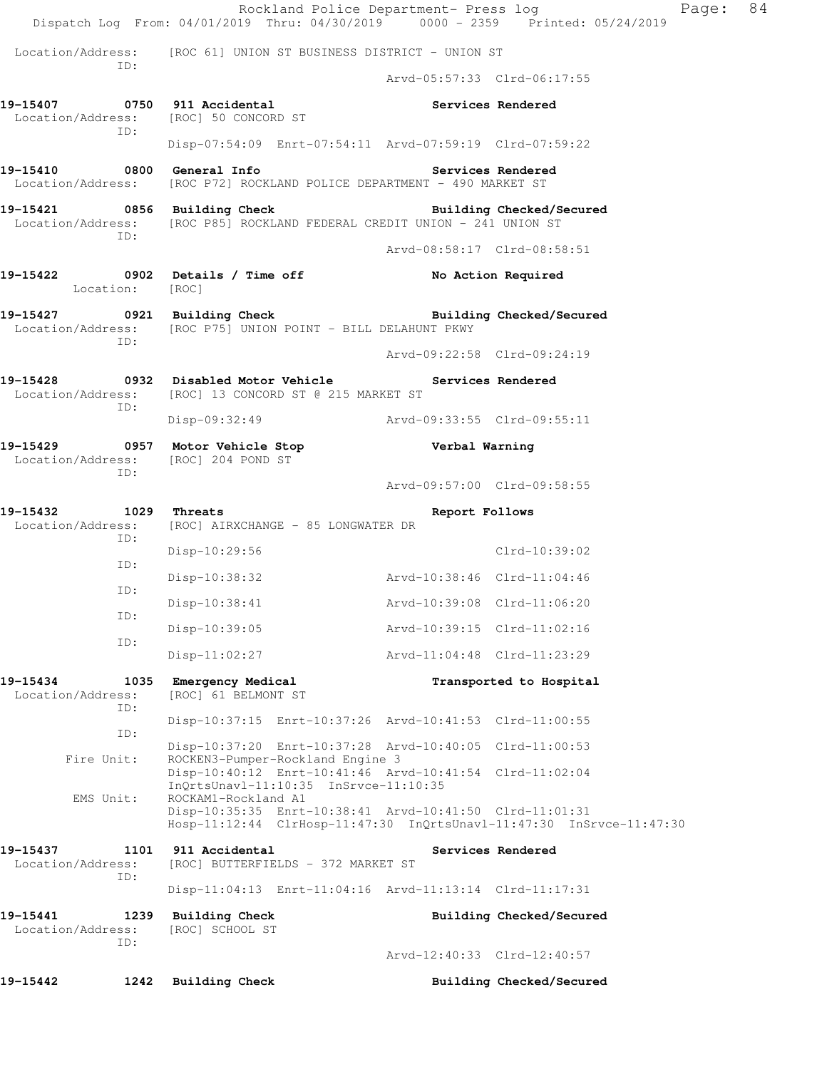Location/Address: [ROC 61] UNION ST BUSINESS DISTRICT - UNION ST
ID:
Arvd-05:57:33 Clrd-06:17:55

**19-15407 0750 911 Accidental** — **Services Rendered**
Location/Address: [ROC] 50 CONCORD ST
ID:
Disp-07:54:09 Enrt-07:54:11 Arvd-07:59:19 Clrd-07:59:22

**19-15410 0800 General Info** — **Services Rendered**
Location/Address: [ROC P72] ROCKLAND POLICE DEPARTMENT - 490 MARKET ST

**19-15421 0856 Building Check** — **Building Checked/Secured**
Location/Address: [ROC P85] ROCKLAND FEDERAL CREDIT UNION - 241 UNION ST
ID:
Arvd-08:58:17 Clrd-08:58:51

**19-15422 0902 Details / Time off** — **No Action Required**
Location: [ROC]

**19-15427 0921 Building Check** — **Building Checked/Secured**
Location/Address: [ROC P75] UNION POINT - BILL DELAHUNT PKWY
ID:
Arvd-09:22:58 Clrd-09:24:19

**19-15428 0932 Disabled Motor Vehicle** — **Services Rendered**
Location/Address: [ROC] 13 CONCORD ST @ 215 MARKET ST
ID:
Disp-09:32:49 Arvd-09:33:55 Clrd-09:55:11

**19-15429 0957 Motor Vehicle Stop** — **Verbal Warning**
Location/Address: [ROC] 204 POND ST
ID:
Arvd-09:57:00 Clrd-09:58:55

**19-15432 1029 Threats** — **Report Follows**
Location/Address: [ROC] AIRXCHANGE - 85 LONGWATER DR
ID:
Disp-10:29:56 Clrd-10:39:02
ID:
Disp-10:38:32 Arvd-10:38:46 Clrd-11:04:46
ID:
Disp-10:38:41 Arvd-10:39:08 Clrd-11:06:20
ID:
Disp-10:39:05 Arvd-10:39:15 Clrd-11:02:16
ID:
Disp-11:02:27 Arvd-11:04:48 Clrd-11:23:29

**19-15434 1035 Emergency Medical** — **Transported to Hospital**
Location/Address: [ROC] 61 BELMONT ST
ID:
Disp-10:37:15 Enrt-10:37:26 Arvd-10:41:53 Clrd-11:00:55
ID:
Disp-10:37:20 Enrt-10:37:28 Arvd-10:40:05 Clrd-11:00:53
Fire Unit: ROCKEN3-Pumper-Rockland Engine 3
Disp-10:40:12 Enrt-10:41:46 Arvd-10:41:54 Clrd-11:02:04
InQrtsUnavl-11:10:35 InSrvce-11:10:35
EMS Unit: ROCKAM1-Rockland A1
Disp-10:35:35 Enrt-10:38:41 Arvd-10:41:50 Clrd-11:01:31
Hosp-11:12:44 ClrHosp-11:47:30 InQrtsUnavl-11:47:30 InSrvce-11:47:30

**19-15437 1101 911 Accidental** — **Services Rendered**
Location/Address: [ROC] BUTTERFIELDS - 372 MARKET ST
ID:
Disp-11:04:13 Enrt-11:04:16 Arvd-11:13:14 Clrd-11:17:31

**19-15441 1239 Building Check** — **Building Checked/Secured**
Location/Address: [ROC] SCHOOL ST
ID:
Arvd-12:40:33 Clrd-12:40:57

**19-15442 1242 Building Check** — **Building Checked/Secured**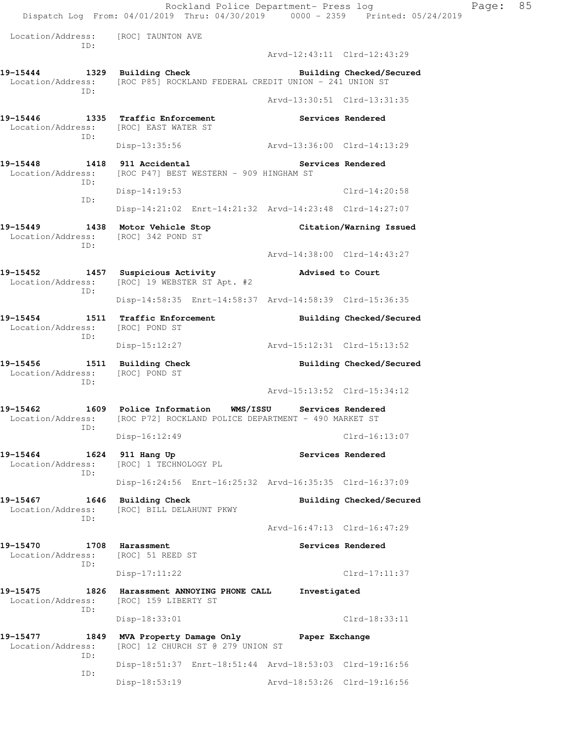```
 Location/Address:    [ROC] TAUNTON AVE
                ID:
                                              Arvd-12:43:11  Clrd-12:43:29

19-15444        1329  Building Check                   Building Checked/Secured
 Location/Address:    [ROC P85] ROCKLAND FEDERAL CREDIT UNION - 241 UNION ST
                ID:
                                              Arvd-13:30:51  Clrd-13:31:35

19-15446        1335  Traffic Enforcement              Services Rendered
 Location/Address:    [ROC] EAST WATER ST
                ID:
                      Disp-13:35:56           Arvd-13:36:00  Clrd-14:13:29

19-15448        1418  911 Accidental                   Services Rendered
 Location/Address:    [ROC P47] BEST WESTERN - 909 HINGHAM ST
                ID:
                      Disp-14:19:53                          Clrd-14:20:58
                ID:
                      Disp-14:21:02  Enrt-14:21:32  Arvd-14:23:48  Clrd-14:27:07

19-15449        1438  Motor Vehicle Stop               Citation/Warning Issued
 Location/Address:    [ROC] 342 POND ST
                ID:
                                              Arvd-14:38:00  Clrd-14:43:27

19-15452        1457  Suspicious Activity              Advised to Court
 Location/Address:    [ROC] 19 WEBSTER ST Apt. #2
                ID:
                      Disp-14:58:35  Enrt-14:58:37  Arvd-14:58:39  Clrd-15:36:35

19-15454        1511  Traffic Enforcement              Building Checked/Secured
 Location/Address:    [ROC] POND ST
                ID:
                      Disp-15:12:27           Arvd-15:12:31  Clrd-15:13:52

19-15456        1511  Building Check                   Building Checked/Secured
 Location/Address:    [ROC] POND ST
                ID:
                                              Arvd-15:13:52  Clrd-15:34:12

19-15462        1609  Police Information    WMS/ISSU   Services Rendered
 Location/Address:    [ROC P72] ROCKLAND POLICE DEPARTMENT - 490 MARKET ST
                ID:
                      Disp-16:12:49                          Clrd-16:13:07

19-15464        1624  911 Hang Up                      Services Rendered
 Location/Address:    [ROC] 1 TECHNOLOGY PL
                ID:
                      Disp-16:24:56  Enrt-16:25:32  Arvd-16:35:35  Clrd-16:37:09

19-15467        1646  Building Check                   Building Checked/Secured
 Location/Address:    [ROC] BILL DELAHUNT PKWY
                ID:
                                              Arvd-16:47:13  Clrd-16:47:29

19-15470        1708  Harassment                       Services Rendered
 Location/Address:    [ROC] 51 REED ST
                ID:
                      Disp-17:11:22                          Clrd-17:11:37

19-15475        1826  Harassment ANNOYING PHONE CALL   Investigated
 Location/Address:    [ROC] 159 LIBERTY ST
                ID:
                      Disp-18:33:01                          Clrd-18:33:11

19-15477        1849  MVA Property Damage Only         Paper Exchange
 Location/Address:    [ROC] 12 CHURCH ST @ 279 UNION ST
                ID:
                      Disp-18:51:37  Enrt-18:51:44  Arvd-18:53:03  Clrd-19:16:56
                ID:
                      Disp-18:53:19           Arvd-18:53:26  Clrd-19:16:56
```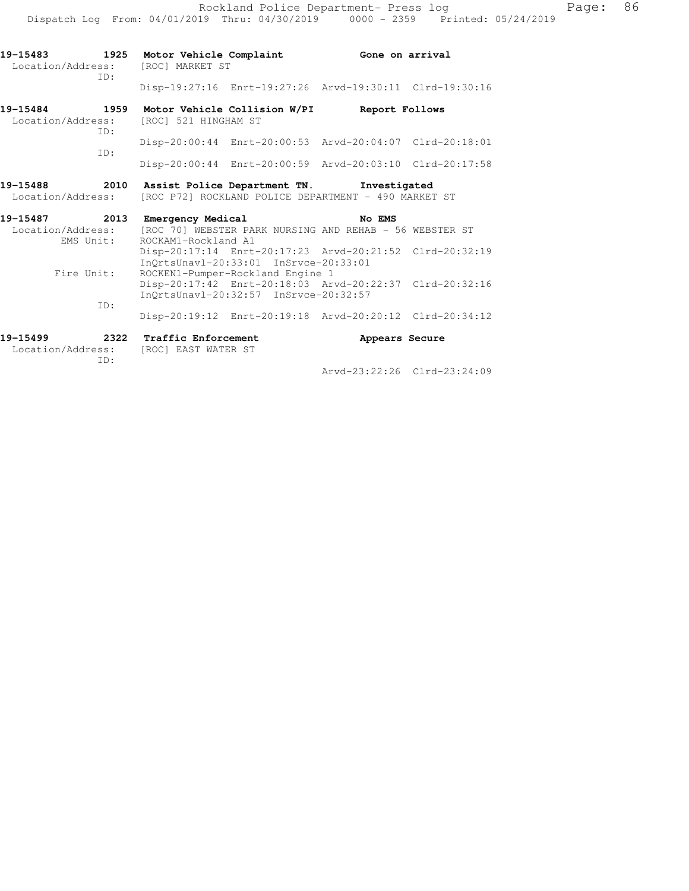**19-15483 1925 Motor Vehicle Complaint Gone on arrival**
Location/Address: [ROC] MARKET ST
ID:
Disp-19:27:16 Enrt-19:27:26 Arvd-19:30:11 Clrd-19:30:16

**19-15484 1959 Motor Vehicle Collision W/PI Report Follows**
Location/Address: [ROC] 521 HINGHAM ST
ID:
Disp-20:00:44 Enrt-20:00:53 Arvd-20:04:07 Clrd-20:18:01
ID:
Disp-20:00:44 Enrt-20:00:59 Arvd-20:03:10 Clrd-20:17:58

**19-15488 2010 Assist Police Department TN. Investigated**
Location/Address: [ROC P72] ROCKLAND POLICE DEPARTMENT - 490 MARKET ST

**19-15487 2013 Emergency Medical No EMS**
Location/Address: [ROC 70] WEBSTER PARK NURSING AND REHAB - 56 WEBSTER ST
EMS Unit: ROCKAM1-Rockland A1
Disp-20:17:14 Enrt-20:17:23 Arvd-20:21:52 Clrd-20:32:19
InQrtsUnavl-20:33:01 InSrvce-20:33:01
Fire Unit: ROCKEN1-Pumper-Rockland Engine 1
Disp-20:17:42 Enrt-20:18:03 Arvd-20:22:37 Clrd-20:32:16
InQrtsUnavl-20:32:57 InSrvce-20:32:57
ID:
Disp-20:19:12 Enrt-20:19:18 Arvd-20:20:12 Clrd-20:34:12

**19-15499 2322 Traffic Enforcement Appears Secure**
Location/Address: [ROC] EAST WATER ST
ID:
Arvd-23:22:26 Clrd-23:24:09